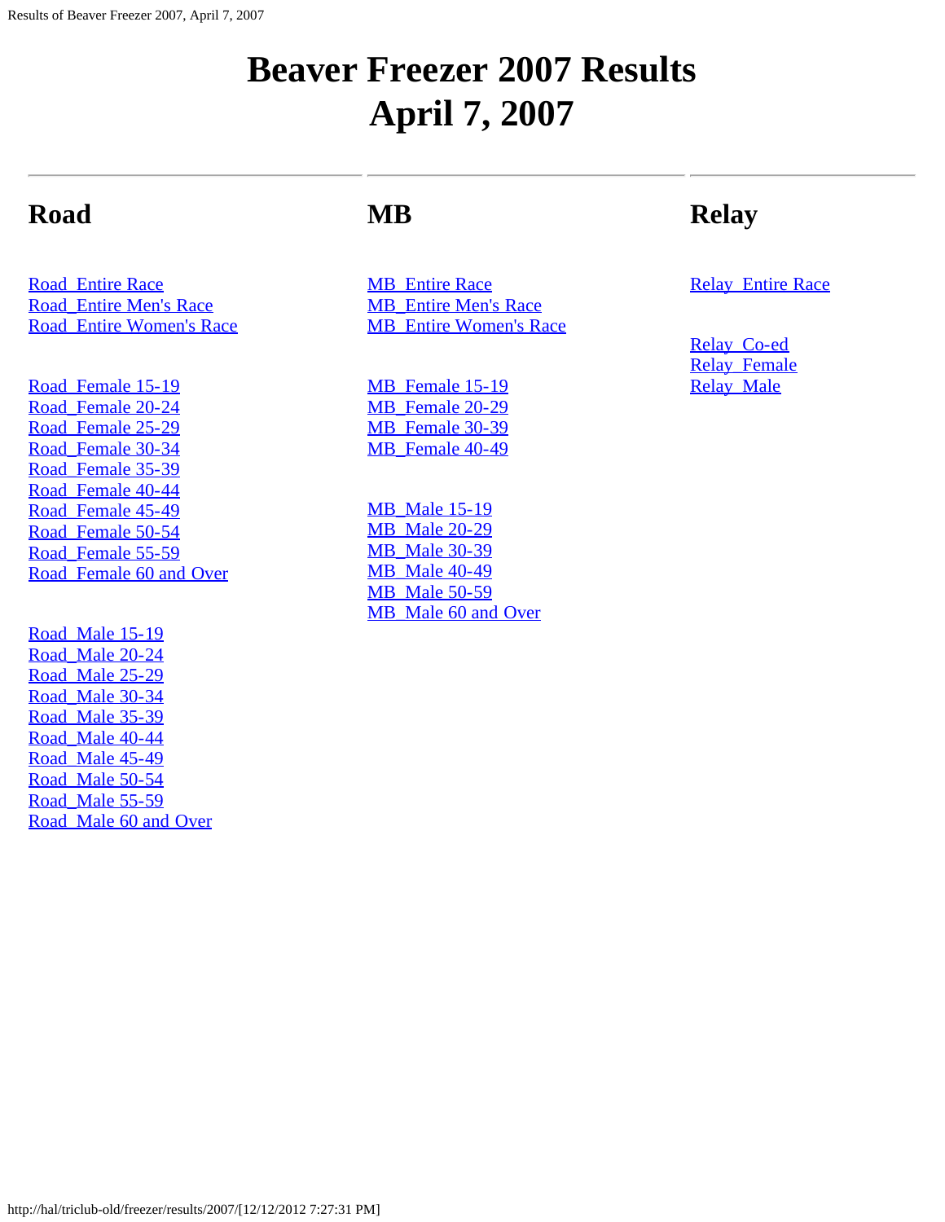# Beaver Freezer 2007 Results
# April 7, 2007

## Road

Road_Entire Race
Road_Entire Men's Race
Road_Entire Women's Race

Road_Female 15-19
Road_Female 20-24
Road_Female 25-29
Road_Female 30-34
Road_Female 35-39
Road_Female 40-44
Road_Female 45-49
Road_Female 50-54
Road_Female 55-59
Road_Female 60 and Over

Road_Male 15-19
Road_Male 20-24
Road_Male 25-29
Road_Male 30-34
Road_Male 35-39
Road_Male 40-44
Road_Male 45-49
Road_Male 50-54
Road_Male 55-59
Road_Male 60 and Over

## MB

MB_Entire Race
MB_Entire Men's Race
MB_Entire Women's Race

MB_Female 15-19
MB_Female 20-29
MB_Female 30-39
MB_Female 40-49

MB_Male 15-19
MB_Male 20-29
MB_Male 30-39
MB_Male 40-49
MB_Male 50-59
MB_Male 60 and Over

## Relay

Relay_Entire Race

Relay_Co-ed
Relay_Female
Relay_Male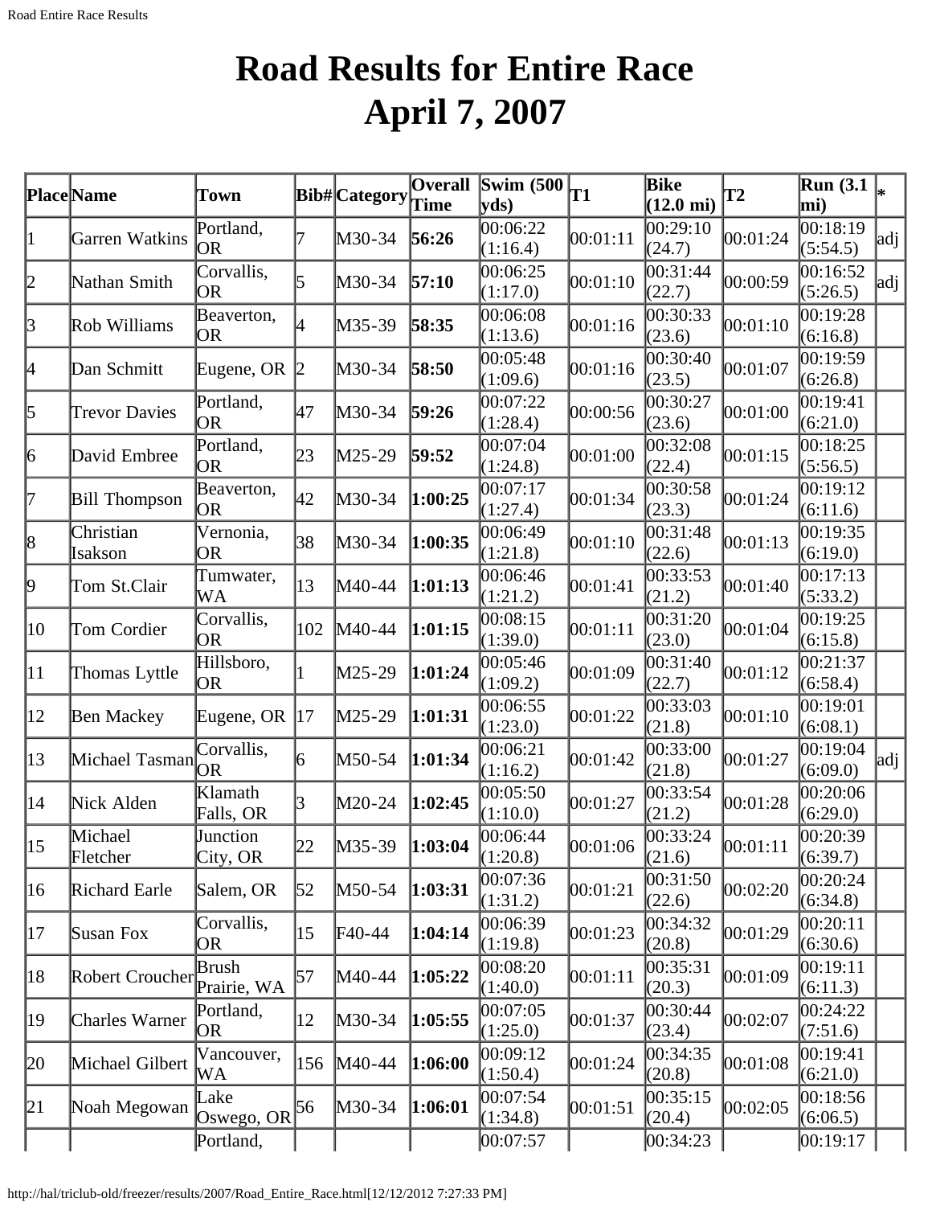# Road Results for Entire Race April 7, 2007

| Place | Name | Town | Bib# | Category | Overall Time | Swim (500 yds) | T1 | Bike (12.0 mi) | T2 | Run (3.1 mi) | * |
|---|---|---|---|---|---|---|---|---|---|---|---|
| 1 | Garren Watkins | Portland, OR | 7 | M30-34 | **56:26** | 00:06:22 (1:16.4) | 00:01:11 | 00:29:10 (24.7) | 00:01:24 | 00:18:19 (5:54.5) | adj |
| 2 | Nathan Smith | Corvallis, OR | 5 | M30-34 | **57:10** | 00:06:25 (1:17.0) | 00:01:10 | 00:31:44 (22.7) | 00:00:59 | 00:16:52 (5:26.5) | adj |
| 3 | Rob Williams | Beaverton, OR | 4 | M35-39 | **58:35** | 00:06:08 (1:13.6) | 00:01:16 | 00:30:33 (23.6) | 00:01:10 | 00:19:28 (6:16.8) | |
| 4 | Dan Schmitt | Eugene, OR | 2 | M30-34 | **58:50** | 00:05:48 (1:09.6) | 00:01:16 | 00:30:40 (23.5) | 00:01:07 | 00:19:59 (6:26.8) | |
| 5 | Trevor Davies | Portland, OR | 47 | M30-34 | **59:26** | 00:07:22 (1:28.4) | 00:00:56 | 00:30:27 (23.6) | 00:01:00 | 00:19:41 (6:21.0) | |
| 6 | David Embree | Portland, OR | 23 | M25-29 | **59:52** | 00:07:04 (1:24.8) | 00:01:00 | 00:32:08 (22.4) | 00:01:15 | 00:18:25 (5:56.5) | |
| 7 | Bill Thompson | Beaverton, OR | 42 | M30-34 | **1:00:25** | 00:07:17 (1:27.4) | 00:01:34 | 00:30:58 (23.3) | 00:01:24 | 00:19:12 (6:11.6) | |
| 8 | Christian Isakson | Vernonia, OR | 38 | M30-34 | **1:00:35** | 00:06:49 (1:21.8) | 00:01:10 | 00:31:48 (22.6) | 00:01:13 | 00:19:35 (6:19.0) | |
| 9 | Tom St.Clair | Tumwater, WA | 13 | M40-44 | **1:01:13** | 00:06:46 (1:21.2) | 00:01:41 | 00:33:53 (21.2) | 00:01:40 | 00:17:13 (5:33.2) | |
| 10 | Tom Cordier | Corvallis, OR | 102 | M40-44 | **1:01:15** | 00:08:15 (1:39.0) | 00:01:11 | 00:31:20 (23.0) | 00:01:04 | 00:19:25 (6:15.8) | |
| 11 | Thomas Lyttle | Hillsboro, OR | 1 | M25-29 | **1:01:24** | 00:05:46 (1:09.2) | 00:01:09 | 00:31:40 (22.7) | 00:01:12 | 00:21:37 (6:58.4) | |
| 12 | Ben Mackey | Eugene, OR | 17 | M25-29 | **1:01:31** | 00:06:55 (1:23.0) | 00:01:22 | 00:33:03 (21.8) | 00:01:10 | 00:19:01 (6:08.1) | |
| 13 | Michael Tasman | Corvallis, OR | 6 | M50-54 | **1:01:34** | 00:06:21 (1:16.2) | 00:01:42 | 00:33:00 (21.8) | 00:01:27 | 00:19:04 (6:09.0) | adj |
| 14 | Nick Alden | Klamath Falls, OR | 3 | M20-24 | **1:02:45** | 00:05:50 (1:10.0) | 00:01:27 | 00:33:54 (21.2) | 00:01:28 | 00:20:06 (6:29.0) | |
| 15 | Michael Fletcher | Junction City, OR | 22 | M35-39 | **1:03:04** | 00:06:44 (1:20.8) | 00:01:06 | 00:33:24 (21.6) | 00:01:11 | 00:20:39 (6:39.7) | |
| 16 | Richard Earle | Salem, OR | 52 | M50-54 | **1:03:31** | 00:07:36 (1:31.2) | 00:01:21 | 00:31:50 (22.6) | 00:02:20 | 00:20:24 (6:34.8) | |
| 17 | Susan Fox | Corvallis, OR | 15 | F40-44 | **1:04:14** | 00:06:39 (1:19.8) | 00:01:23 | 00:34:32 (20.8) | 00:01:29 | 00:20:11 (6:30.6) | |
| 18 | Robert Croucher | Brush Prairie, WA | 57 | M40-44 | **1:05:22** | 00:08:20 (1:40.0) | 00:01:11 | 00:35:31 (20.3) | 00:01:09 | 00:19:11 (6:11.3) | |
| 19 | Charles Warner | Portland, OR | 12 | M30-34 | **1:05:55** | 00:07:05 (1:25.0) | 00:01:37 | 00:30:44 (23.4) | 00:02:07 | 00:24:22 (7:51.6) | |
| 20 | Michael Gilbert | Vancouver, WA | 156 | M40-44 | **1:06:00** | 00:09:12 (1:50.4) | 00:01:24 | 00:34:35 (20.8) | 00:01:08 | 00:19:41 (6:21.0) | |
| 21 | Noah Megowan | Lake Oswego, OR | 56 | M30-34 | **1:06:01** | 00:07:54 (1:34.8) | 00:01:51 | 00:35:15 (20.4) | 00:02:05 | 00:18:56 (6:06.5) | |
| | | Portland, | | | | 00:07:57 | | 00:34:23 | | 00:19:17 | |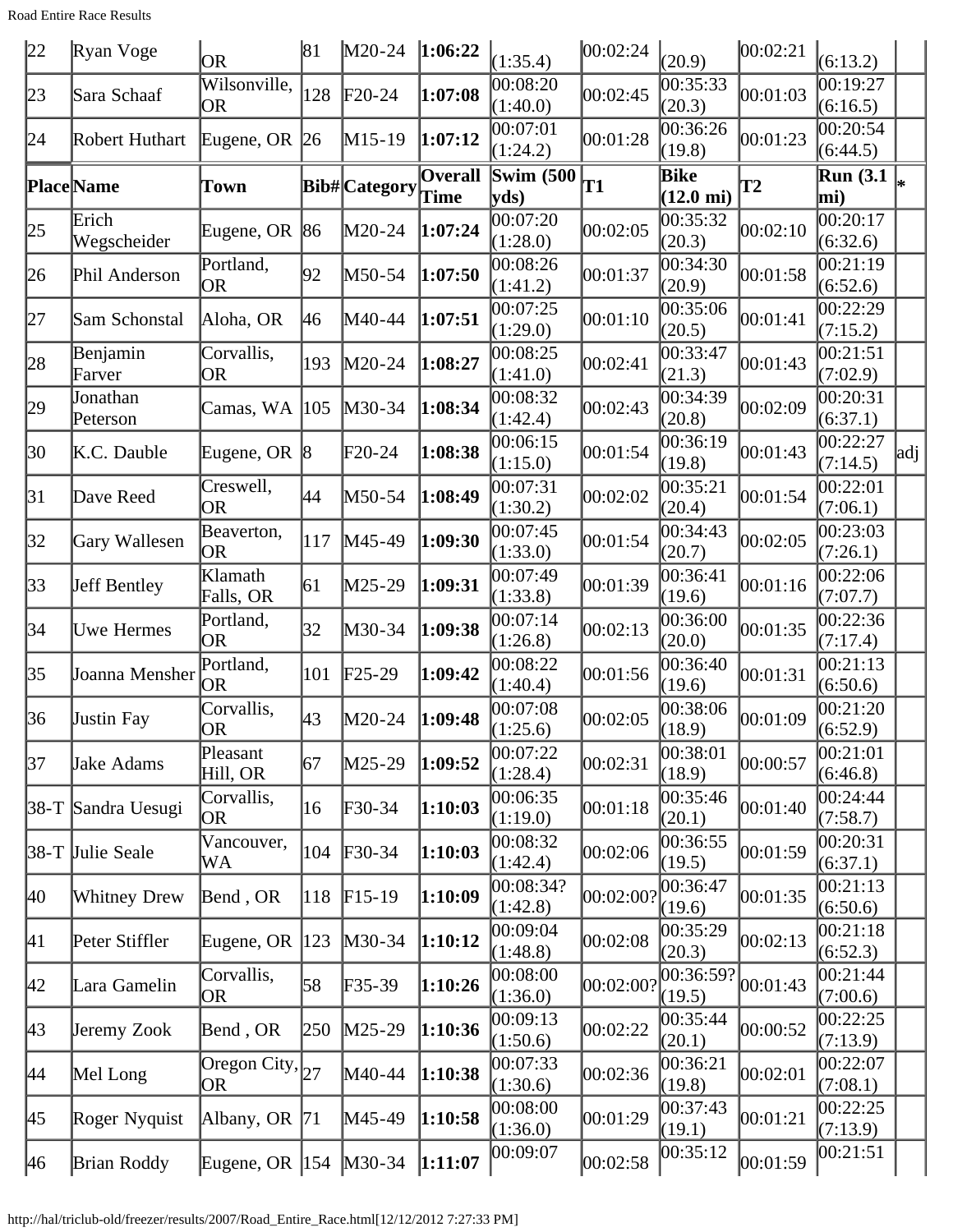| 22 | Ryan Voge | OR | 81 | M20-24 | **1:06:22** | (1:35.4) | 00:02:24 | (20.9) | 00:02:21 | (6:13.2) | |
|---|---|---|---|---|---|---|---|---|---|---|---|
| 23 | Sara Schaaf | Wilsonville, OR | 128 | F20-24 | **1:07:08** | 00:08:20 (1:40.0) | 00:02:45 | 00:35:33 (20.3) | 00:01:03 | 00:19:27 (6:16.5) | |
| 24 | Robert Huthart | Eugene, OR | 26 | M15-19 | **1:07:12** | 00:07:01 (1:24.2) | 00:01:28 | 00:36:26 (19.8) | 00:01:23 | 00:20:54 (6:44.5) | |
| **Place** | **Name** | **Town** | **Bib#** | **Category** | **Overall Time** | **Swim (500 yds)** | **T1** | **Bike (12.0 mi)** | **T2** | **Run (3.1 mi)** | * |
| 25 | Erich Wegscheider | Eugene, OR | 86 | M20-24 | **1:07:24** | 00:07:20 (1:28.0) | 00:02:05 | 00:35:32 (20.3) | 00:02:10 | 00:20:17 (6:32.6) | |
| 26 | Phil Anderson | Portland, OR | 92 | M50-54 | **1:07:50** | 00:08:26 (1:41.2) | 00:01:37 | 00:34:30 (20.9) | 00:01:58 | 00:21:19 (6:52.6) | |
| 27 | Sam Schonstal | Aloha, OR | 46 | M40-44 | **1:07:51** | 00:07:25 (1:29.0) | 00:01:10 | 00:35:06 (20.5) | 00:01:41 | 00:22:29 (7:15.2) | |
| 28 | Benjamin Farver | Corvallis, OR | 193 | M20-24 | **1:08:27** | 00:08:25 (1:41.0) | 00:02:41 | 00:33:47 (21.3) | 00:01:43 | 00:21:51 (7:02.9) | |
| 29 | Jonathan Peterson | Camas, WA | 105 | M30-34 | **1:08:34** | 00:08:32 (1:42.4) | 00:02:43 | 00:34:39 (20.8) | 00:02:09 | 00:20:31 (6:37.1) | |
| 30 | K.C. Dauble | Eugene, OR | 8 | F20-24 | **1:08:38** | 00:06:15 (1:15.0) | 00:01:54 | 00:36:19 (19.8) | 00:01:43 | 00:22:27 (7:14.5) | adj |
| 31 | Dave Reed | Creswell, OR | 44 | M50-54 | **1:08:49** | 00:07:31 (1:30.2) | 00:02:02 | 00:35:21 (20.4) | 00:01:54 | 00:22:01 (7:06.1) | |
| 32 | Gary Wallesen | Beaverton, OR | 117 | M45-49 | **1:09:30** | 00:07:45 (1:33.0) | 00:01:54 | 00:34:43 (20.7) | 00:02:05 | 00:23:03 (7:26.1) | |
| 33 | Jeff Bentley | Klamath Falls, OR | 61 | M25-29 | **1:09:31** | 00:07:49 (1:33.8) | 00:01:39 | 00:36:41 (19.6) | 00:01:16 | 00:22:06 (7:07.7) | |
| 34 | Uwe Hermes | Portland, OR | 32 | M30-34 | **1:09:38** | 00:07:14 (1:26.8) | 00:02:13 | 00:36:00 (20.0) | 00:01:35 | 00:22:36 (7:17.4) | |
| 35 | Joanna Mensher | Portland, OR | 101 | F25-29 | **1:09:42** | 00:08:22 (1:40.4) | 00:01:56 | 00:36:40 (19.6) | 00:01:31 | 00:21:13 (6:50.6) | |
| 36 | Justin Fay | Corvallis, OR | 43 | M20-24 | **1:09:48** | 00:07:08 (1:25.6) | 00:02:05 | 00:38:06 (18.9) | 00:01:09 | 00:21:20 (6:52.9) | |
| 37 | Jake Adams | Pleasant Hill, OR | 67 | M25-29 | **1:09:52** | 00:07:22 (1:28.4) | 00:02:31 | 00:38:01 (18.9) | 00:00:57 | 00:21:01 (6:46.8) | |
| 38-T | Sandra Uesugi | Corvallis, OR | 16 | F30-34 | **1:10:03** | 00:06:35 (1:19.0) | 00:01:18 | 00:35:46 (20.1) | 00:01:40 | 00:24:44 (7:58.7) | |
| 38-T | Julie Seale | Vancouver, WA | 104 | F30-34 | **1:10:03** | 00:08:32 (1:42.4) | 00:02:06 | 00:36:55 (19.5) | 00:01:59 | 00:20:31 (6:37.1) | |
| 40 | Whitney Drew | Bend , OR | 118 | F15-19 | **1:10:09** | 00:08:34? (1:42.8) | 00:02:00? | 00:36:47 (19.6) | 00:01:35 | 00:21:13 (6:50.6) | |
| 41 | Peter Stiffler | Eugene, OR | 123 | M30-34 | **1:10:12** | 00:09:04 (1:48.8) | 00:02:08 | 00:35:29 (20.3) | 00:02:13 | 00:21:18 (6:52.3) | |
| 42 | Lara Gamelin | Corvallis, OR | 58 | F35-39 | **1:10:26** | 00:08:00 (1:36.0) | 00:02:00? | 00:36:59? (19.5) | 00:01:43 | 00:21:44 (7:00.6) | |
| 43 | Jeremy Zook | Bend , OR | 250 | M25-29 | **1:10:36** | 00:09:13 (1:50.6) | 00:02:22 | 00:35:44 (20.1) | 00:00:52 | 00:22:25 (7:13.9) | |
| 44 | Mel Long | Oregon City, OR | 27 | M40-44 | **1:10:38** | 00:07:33 (1:30.6) | 00:02:36 | 00:36:21 (19.8) | 00:02:01 | 00:22:07 (7:08.1) | |
| 45 | Roger Nyquist | Albany, OR | 71 | M45-49 | **1:10:58** | 00:08:00 (1:36.0) | 00:01:29 | 00:37:43 (19.1) | 00:01:21 | 00:22:25 (7:13.9) | |
| 46 | Brian Roddy | Eugene, OR | 154 | M30-34 | **1:11:07** | 00:09:07 | 00:02:58 | 00:35:12 | 00:01:59 | 00:21:51 | |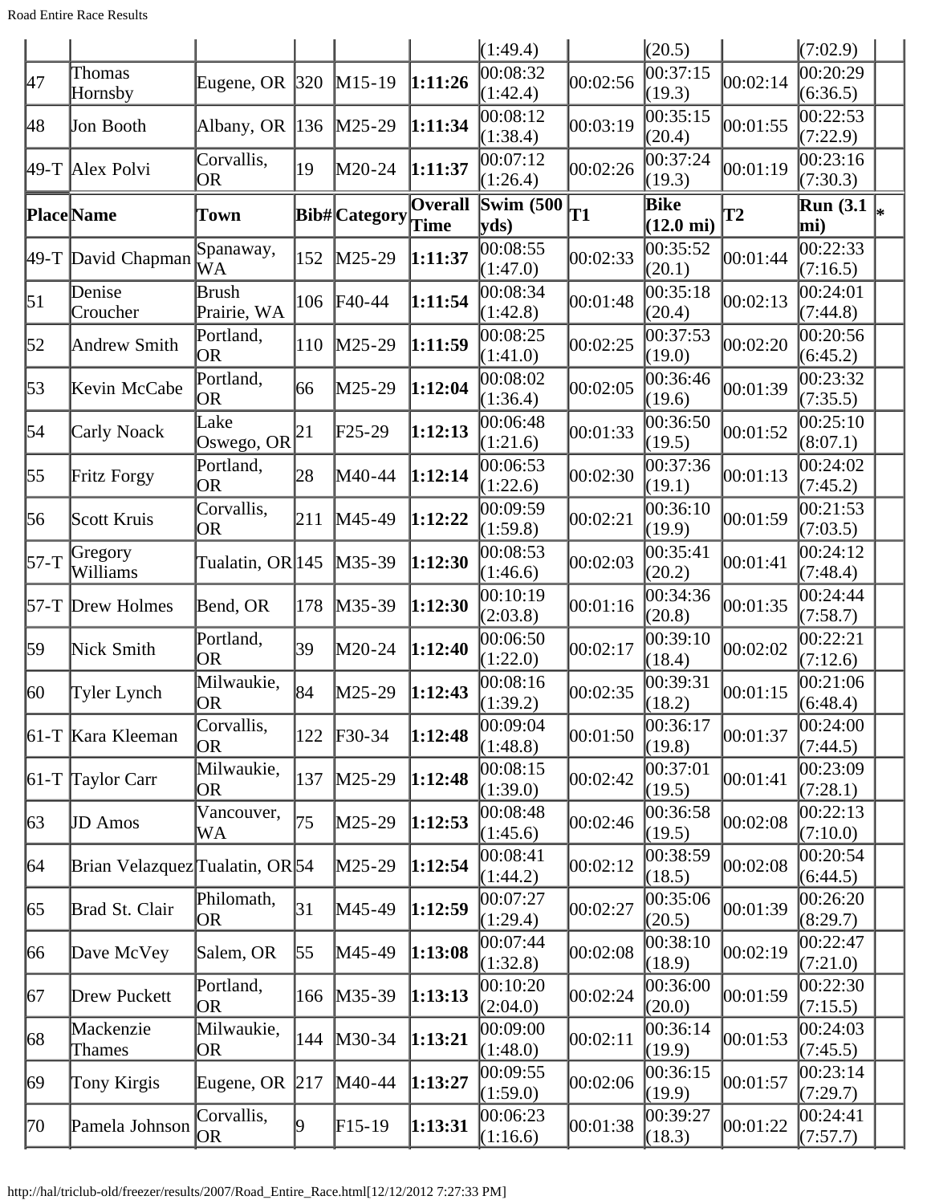| | | | | | | (1:49.4) | | (20.5) | | (7:02.9) | |
|---|---|---|---|---|---|---|---|---|---|---|---|
| 47 | Thomas Hornsby | Eugene, OR | 320 | M15-19 | **1:11:26** | 00:08:32 (1:42.4) | 00:02:56 | 00:37:15 (19.3) | 00:02:14 | 00:20:29 (6:36.5) | |
| 48 | Jon Booth | Albany, OR | 136 | M25-29 | **1:11:34** | 00:08:12 (1:38.4) | 00:03:19 | 00:35:15 (20.4) | 00:01:55 | 00:22:53 (7:22.9) | |
| 49-T | Alex Polvi | Corvallis, OR | 19 | M20-24 | **1:11:37** | 00:07:12 (1:26.4) | 00:02:26 | 00:37:24 (19.3) | 00:01:19 | 00:23:16 (7:30.3) | |
| **Place** | **Name** | **Town** | **Bib#** | **Category** | **Overall Time** | **Swim (500 yds)** | **T1** | **Bike (12.0 mi)** | **T2** | **Run (3.1 mi)** | ***** |
| 49-T | David Chapman | Spanaway, WA | 152 | M25-29 | **1:11:37** | 00:08:55 (1:47.0) | 00:02:33 | 00:35:52 (20.1) | 00:01:44 | 00:22:33 (7:16.5) | |
| 51 | Denise Croucher | Brush Prairie, WA | 106 | F40-44 | **1:11:54** | 00:08:34 (1:42.8) | 00:01:48 | 00:35:18 (20.4) | 00:02:13 | 00:24:01 (7:44.8) | |
| 52 | Andrew Smith | Portland, OR | 110 | M25-29 | **1:11:59** | 00:08:25 (1:41.0) | 00:02:25 | 00:37:53 (19.0) | 00:02:20 | 00:20:56 (6:45.2) | |
| 53 | Kevin McCabe | Portland, OR | 66 | M25-29 | **1:12:04** | 00:08:02 (1:36.4) | 00:02:05 | 00:36:46 (19.6) | 00:01:39 | 00:23:32 (7:35.5) | |
| 54 | Carly Noack | Lake Oswego, OR | 21 | F25-29 | **1:12:13** | 00:06:48 (1:21.6) | 00:01:33 | 00:36:50 (19.5) | 00:01:52 | 00:25:10 (8:07.1) | |
| 55 | Fritz Forgy | Portland, OR | 28 | M40-44 | **1:12:14** | 00:06:53 (1:22.6) | 00:02:30 | 00:37:36 (19.1) | 00:01:13 | 00:24:02 (7:45.2) | |
| 56 | Scott Kruis | Corvallis, OR | 211 | M45-49 | **1:12:22** | 00:09:59 (1:59.8) | 00:02:21 | 00:36:10 (19.9) | 00:01:59 | 00:21:53 (7:03.5) | |
| 57-T | Gregory Williams | Tualatin, OR | 145 | M35-39 | **1:12:30** | 00:08:53 (1:46.6) | 00:02:03 | 00:35:41 (20.2) | 00:01:41 | 00:24:12 (7:48.4) | |
| 57-T | Drew Holmes | Bend, OR | 178 | M35-39 | **1:12:30** | 00:10:19 (2:03.8) | 00:01:16 | 00:34:36 (20.8) | 00:01:35 | 00:24:44 (7:58.7) | |
| 59 | Nick Smith | Portland, OR | 39 | M20-24 | **1:12:40** | 00:06:50 (1:22.0) | 00:02:17 | 00:39:10 (18.4) | 00:02:02 | 00:22:21 (7:12.6) | |
| 60 | Tyler Lynch | Milwaukie, OR | 84 | M25-29 | **1:12:43** | 00:08:16 (1:39.2) | 00:02:35 | 00:39:31 (18.2) | 00:01:15 | 00:21:06 (6:48.4) | |
| 61-T | Kara Kleeman | Corvallis, OR | 122 | F30-34 | **1:12:48** | 00:09:04 (1:48.8) | 00:01:50 | 00:36:17 (19.8) | 00:01:37 | 00:24:00 (7:44.5) | |
| 61-T | Taylor Carr | Milwaukie, OR | 137 | M25-29 | **1:12:48** | 00:08:15 (1:39.0) | 00:02:42 | 00:37:01 (19.5) | 00:01:41 | 00:23:09 (7:28.1) | |
| 63 | JD Amos | Vancouver, WA | 75 | M25-29 | **1:12:53** | 00:08:48 (1:45.6) | 00:02:46 | 00:36:58 (19.5) | 00:02:08 | 00:22:13 (7:10.0) | |
| 64 | Brian Velazquez | Tualatin, OR | 54 | M25-29 | **1:12:54** | 00:08:41 (1:44.2) | 00:02:12 | 00:38:59 (18.5) | 00:02:08 | 00:20:54 (6:44.5) | |
| 65 | Brad St. Clair | Philomath, OR | 31 | M45-49 | **1:12:59** | 00:07:27 (1:29.4) | 00:02:27 | 00:35:06 (20.5) | 00:01:39 | 00:26:20 (8:29.7) | |
| 66 | Dave McVey | Salem, OR | 55 | M45-49 | **1:13:08** | 00:07:44 (1:32.8) | 00:02:08 | 00:38:10 (18.9) | 00:02:19 | 00:22:47 (7:21.0) | |
| 67 | Drew Puckett | Portland, OR | 166 | M35-39 | **1:13:13** | 00:10:20 (2:04.0) | 00:02:24 | 00:36:00 (20.0) | 00:01:59 | 00:22:30 (7:15.5) | |
| 68 | Mackenzie Thames | Milwaukie, OR | 144 | M30-34 | **1:13:21** | 00:09:00 (1:48.0) | 00:02:11 | 00:36:14 (19.9) | 00:01:53 | 00:24:03 (7:45.5) | |
| 69 | Tony Kirgis | Eugene, OR | 217 | M40-44 | **1:13:27** | 00:09:55 (1:59.0) | 00:02:06 | 00:36:15 (19.9) | 00:01:57 | 00:23:14 (7:29.7) | |
| 70 | Pamela Johnson | Corvallis, OR | 9 | F15-19 | **1:13:31** | 00:06:23 (1:16.6) | 00:01:38 | 00:39:27 (18.3) | 00:01:22 | 00:24:41 (7:57.7) | |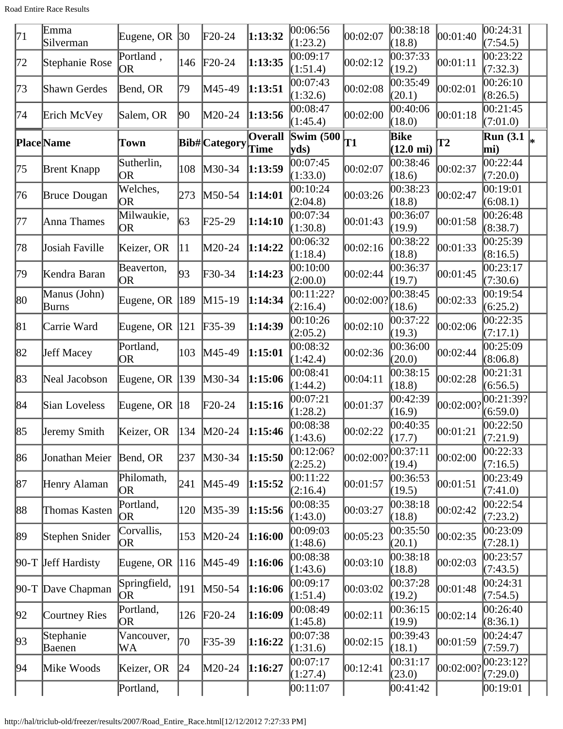| 71 | Emma Silverman | Eugene, OR | 30 | F20-24 | **1:13:32** | 00:06:56 (1:23.2) | 00:02:07 | 00:38:18 (18.8) | 00:01:40 | 00:24:31 (7:54.5) | |
|---|---|---|---|---|---|---|---|---|---|---|---|
| 72 | Stephanie Rose | Portland , OR | 146 | F20-24 | **1:13:35** | 00:09:17 (1:51.4) | 00:02:12 | 00:37:33 (19.2) | 00:01:11 | 00:23:22 (7:32.3) | |
| 73 | Shawn Gerdes | Bend, OR | 79 | M45-49 | **1:13:51** | 00:07:43 (1:32.6) | 00:02:08 | 00:35:49 (20.1) | 00:02:01 | 00:26:10 (8:26.5) | |
| 74 | Erich McVey | Salem, OR | 90 | M20-24 | **1:13:56** | 00:08:47 (1:45.4) | 00:02:00 | 00:40:06 (18.0) | 00:01:18 | 00:21:45 (7:01.0) | |
| **Place** | **Name** | **Town** | **Bib#** | **Category** | **Overall Time** | **Swim (500 yds)** | **T1** | **Bike (12.0 mi)** | **T2** | **Run (3.1 mi)** | * |
| 75 | Brent Knapp | Sutherlin, OR | 108 | M30-34 | **1:13:59** | 00:07:45 (1:33.0) | 00:02:07 | 00:38:46 (18.6) | 00:02:37 | 00:22:44 (7:20.0) | |
| 76 | Bruce Dougan | Welches, OR | 273 | M50-54 | **1:14:01** | 00:10:24 (2:04.8) | 00:03:26 | 00:38:23 (18.8) | 00:02:47 | 00:19:01 (6:08.1) | |
| 77 | Anna Thames | Milwaukie, OR | 63 | F25-29 | **1:14:10** | 00:07:34 (1:30.8) | 00:01:43 | 00:36:07 (19.9) | 00:01:58 | 00:26:48 (8:38.7) | |
| 78 | Josiah Faville | Keizer, OR | 11 | M20-24 | **1:14:22** | 00:06:32 (1:18.4) | 00:02:16 | 00:38:22 (18.8) | 00:01:33 | 00:25:39 (8:16.5) | |
| 79 | Kendra Baran | Beaverton, OR | 93 | F30-34 | **1:14:23** | 00:10:00 (2:00.0) | 00:02:44 | 00:36:37 (19.7) | 00:01:45 | 00:23:17 (7:30.6) | |
| 80 | Manus (John) Burns | Eugene, OR | 189 | M15-19 | **1:14:34** | 00:11:22? (2:16.4) | 00:02:00? | 00:38:45 (18.6) | 00:02:33 | 00:19:54 (6:25.2) | |
| 81 | Carrie Ward | Eugene, OR | 121 | F35-39 | **1:14:39** | 00:10:26 (2:05.2) | 00:02:10 | 00:37:22 (19.3) | 00:02:06 | 00:22:35 (7:17.1) | |
| 82 | Jeff Macey | Portland, OR | 103 | M45-49 | **1:15:01** | 00:08:32 (1:42.4) | 00:02:36 | 00:36:00 (20.0) | 00:02:44 | 00:25:09 (8:06.8) | |
| 83 | Neal Jacobson | Eugene, OR | 139 | M30-34 | **1:15:06** | 00:08:41 (1:44.2) | 00:04:11 | 00:38:15 (18.8) | 00:02:28 | 00:21:31 (6:56.5) | |
| 84 | Sian Loveless | Eugene, OR | 18 | F20-24 | **1:15:16** | 00:07:21 (1:28.2) | 00:01:37 | 00:42:39 (16.9) | 00:02:00? | 00:21:39? (6:59.0) | |
| 85 | Jeremy Smith | Keizer, OR | 134 | M20-24 | **1:15:46** | 00:08:38 (1:43.6) | 00:02:22 | 00:40:35 (17.7) | 00:01:21 | 00:22:50 (7:21.9) | |
| 86 | Jonathan Meier | Bend, OR | 237 | M30-34 | **1:15:50** | 00:12:06? (2:25.2) | 00:02:00? | 00:37:11 (19.4) | 00:02:00 | 00:22:33 (7:16.5) | |
| 87 | Henry Alaman | Philomath, OR | 241 | M45-49 | **1:15:52** | 00:11:22 (2:16.4) | 00:01:57 | 00:36:53 (19.5) | 00:01:51 | 00:23:49 (7:41.0) | |
| 88 | Thomas Kasten | Portland, OR | 120 | M35-39 | **1:15:56** | 00:08:35 (1:43.0) | 00:03:27 | 00:38:18 (18.8) | 00:02:42 | 00:22:54 (7:23.2) | |
| 89 | Stephen Snider | Corvallis, OR | 153 | M20-24 | **1:16:00** | 00:09:03 (1:48.6) | 00:05:23 | 00:35:50 (20.1) | 00:02:35 | 00:23:09 (7:28.1) | |
| 90-T | Jeff Hardisty | Eugene, OR | 116 | M45-49 | **1:16:06** | 00:08:38 (1:43.6) | 00:03:10 | 00:38:18 (18.8) | 00:02:03 | 00:23:57 (7:43.5) | |
| 90-T | Dave Chapman | Springfield, OR | 191 | M50-54 | **1:16:06** | 00:09:17 (1:51.4) | 00:03:02 | 00:37:28 (19.2) | 00:01:48 | 00:24:31 (7:54.5) | |
| 92 | Courtney Ries | Portland, OR | 126 | F20-24 | **1:16:09** | 00:08:49 (1:45.8) | 00:02:11 | 00:36:15 (19.9) | 00:02:14 | 00:26:40 (8:36.1) | |
| 93 | Stephanie Baenen | Vancouver, WA | 70 | F35-39 | **1:16:22** | 00:07:38 (1:31.6) | 00:02:15 | 00:39:43 (18.1) | 00:01:59 | 00:24:47 (7:59.7) | |
| 94 | Mike Woods | Keizer, OR | 24 | M20-24 | **1:16:27** | 00:07:17 (1:27.4) | 00:12:41 | 00:31:17 (23.0) | 00:02:00? | 00:23:12? (7:29.0) | |
| | | Portland, | | | | 00:11:07 | | 00:41:42 | | 00:19:01 | |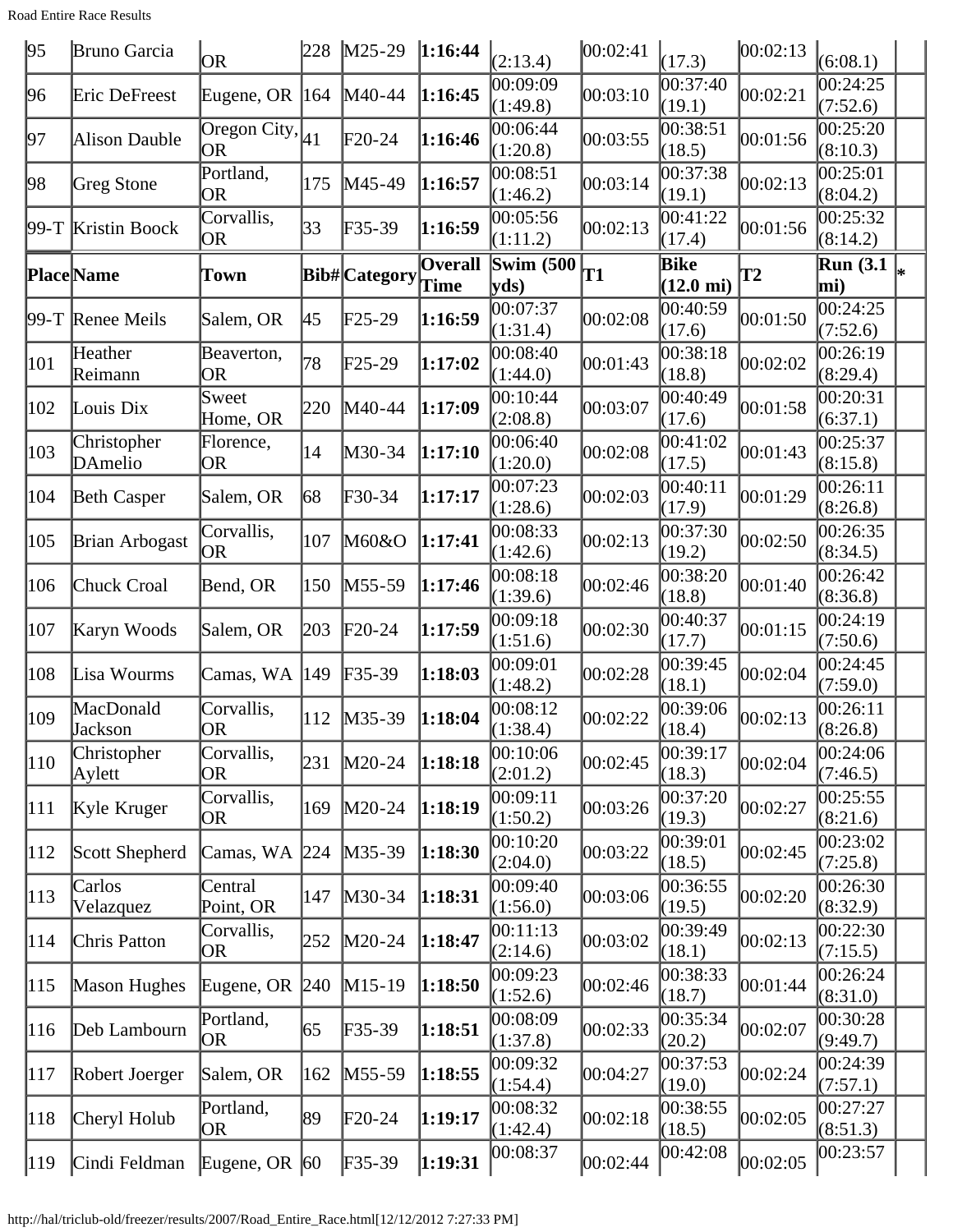| 95 | Bruno Garcia | OR | 228 | M25-29 | **1:16:44** | (2:13.4) | 00:02:41 | (17.3) | 00:02:13 | (6:08.1) | |
|---|---|---|---|---|---|---|---|---|---|---|---|
| 96 | Eric DeFreest | Eugene, OR | 164 | M40-44 | **1:16:45** | 00:09:09 (1:49.8) | 00:03:10 | 00:37:40 (19.1) | 00:02:21 | 00:24:25 (7:52.6) | |
| 97 | Alison Dauble | Oregon City, OR | 41 | F20-24 | **1:16:46** | 00:06:44 (1:20.8) | 00:03:55 | 00:38:51 (18.5) | 00:01:56 | 00:25:20 (8:10.3) | |
| 98 | Greg Stone | Portland, OR | 175 | M45-49 | **1:16:57** | 00:08:51 (1:46.2) | 00:03:14 | 00:37:38 (19.1) | 00:02:13 | 00:25:01 (8:04.2) | |
| 99-T | Kristin Boock | Corvallis, OR | 33 | F35-39 | **1:16:59** | 00:05:56 (1:11.2) | 00:02:13 | 00:41:22 (17.4) | 00:01:56 | 00:25:32 (8:14.2) | |
| **Place** | **Name** | **Town** | **Bib#** | **Category** | **Overall Time** | **Swim (500 yds)** | **T1** | **Bike (12.0 mi)** | **T2** | **Run (3.1 mi)** | **\*** |
| 99-T | Renee Meils | Salem, OR | 45 | F25-29 | **1:16:59** | 00:07:37 (1:31.4) | 00:02:08 | 00:40:59 (17.6) | 00:01:50 | 00:24:25 (7:52.6) | |
| 101 | Heather Reimann | Beaverton, OR | 78 | F25-29 | **1:17:02** | 00:08:40 (1:44.0) | 00:01:43 | 00:38:18 (18.8) | 00:02:02 | 00:26:19 (8:29.4) | |
| 102 | Louis Dix | Sweet Home, OR | 220 | M40-44 | **1:17:09** | 00:10:44 (2:08.8) | 00:03:07 | 00:40:49 (17.6) | 00:01:58 | 00:20:31 (6:37.1) | |
| 103 | Christopher DAmelio | Florence, OR | 14 | M30-34 | **1:17:10** | 00:06:40 (1:20.0) | 00:02:08 | 00:41:02 (17.5) | 00:01:43 | 00:25:37 (8:15.8) | |
| 104 | Beth Casper | Salem, OR | 68 | F30-34 | **1:17:17** | 00:07:23 (1:28.6) | 00:02:03 | 00:40:11 (17.9) | 00:01:29 | 00:26:11 (8:26.8) | |
| 105 | Brian Arbogast | Corvallis, OR | 107 | M60&O | **1:17:41** | 00:08:33 (1:42.6) | 00:02:13 | 00:37:30 (19.2) | 00:02:50 | 00:26:35 (8:34.5) | |
| 106 | Chuck Croal | Bend, OR | 150 | M55-59 | **1:17:46** | 00:08:18 (1:39.6) | 00:02:46 | 00:38:20 (18.8) | 00:01:40 | 00:26:42 (8:36.8) | |
| 107 | Karyn Woods | Salem, OR | 203 | F20-24 | **1:17:59** | 00:09:18 (1:51.6) | 00:02:30 | 00:40:37 (17.7) | 00:01:15 | 00:24:19 (7:50.6) | |
| 108 | Lisa Wourms | Camas, WA | 149 | F35-39 | **1:18:03** | 00:09:01 (1:48.2) | 00:02:28 | 00:39:45 (18.1) | 00:02:04 | 00:24:45 (7:59.0) | |
| 109 | MacDonald Jackson | Corvallis, OR | 112 | M35-39 | **1:18:04** | 00:08:12 (1:38.4) | 00:02:22 | 00:39:06 (18.4) | 00:02:13 | 00:26:11 (8:26.8) | |
| 110 | Christopher Aylett | Corvallis, OR | 231 | M20-24 | **1:18:18** | 00:10:06 (2:01.2) | 00:02:45 | 00:39:17 (18.3) | 00:02:04 | 00:24:06 (7:46.5) | |
| 111 | Kyle Kruger | Corvallis, OR | 169 | M20-24 | **1:18:19** | 00:09:11 (1:50.2) | 00:03:26 | 00:37:20 (19.3) | 00:02:27 | 00:25:55 (8:21.6) | |
| 112 | Scott Shepherd | Camas, WA | 224 | M35-39 | **1:18:30** | 00:10:20 (2:04.0) | 00:03:22 | 00:39:01 (18.5) | 00:02:45 | 00:23:02 (7:25.8) | |
| 113 | Carlos Velazquez | Central Point, OR | 147 | M30-34 | **1:18:31** | 00:09:40 (1:56.0) | 00:03:06 | 00:36:55 (19.5) | 00:02:20 | 00:26:30 (8:32.9) | |
| 114 | Chris Patton | Corvallis, OR | 252 | M20-24 | **1:18:47** | 00:11:13 (2:14.6) | 00:03:02 | 00:39:49 (18.1) | 00:02:13 | 00:22:30 (7:15.5) | |
| 115 | Mason Hughes | Eugene, OR | 240 | M15-19 | **1:18:50** | 00:09:23 (1:52.6) | 00:02:46 | 00:38:33 (18.7) | 00:01:44 | 00:26:24 (8:31.0) | |
| 116 | Deb Lambourn | Portland, OR | 65 | F35-39 | **1:18:51** | 00:08:09 (1:37.8) | 00:02:33 | 00:35:34 (20.2) | 00:02:07 | 00:30:28 (9:49.7) | |
| 117 | Robert Joerger | Salem, OR | 162 | M55-59 | **1:18:55** | 00:09:32 (1:54.4) | 00:04:27 | 00:37:53 (19.0) | 00:02:24 | 00:24:39 (7:57.1) | |
| 118 | Cheryl Holub | Portland, OR | 89 | F20-24 | **1:19:17** | 00:08:32 (1:42.4) | 00:02:18 | 00:38:55 (18.5) | 00:02:05 | 00:27:27 (8:51.3) | |
| 119 | Cindi Feldman | Eugene, OR | 60 | F35-39 | **1:19:31** | 00:08:37 | 00:02:44 | 00:42:08 | 00:02:05 | 00:23:57 | |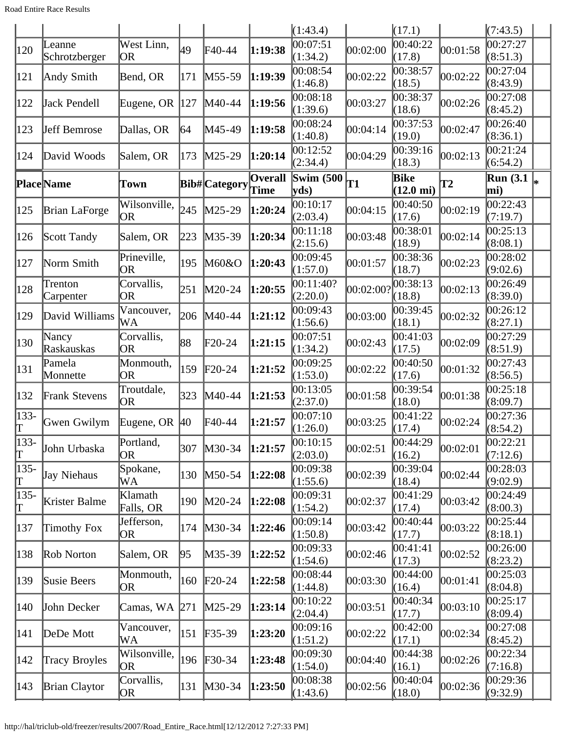| | | | | | | (1:43.4) | | (17.1) | | (7:43.5) | |
|---|---|---|---|---|---|---|---|---|---|---|---|
| 120 | Leanne Schrotzberger | West Linn, OR | 49 | F40-44 | **1:19:38** | 00:07:51 (1:34.2) | 00:02:00 | 00:40:22 (17.8) | 00:01:58 | 00:27:27 (8:51.3) | |
| 121 | Andy Smith | Bend, OR | 171 | M55-59 | **1:19:39** | 00:08:54 (1:46.8) | 00:02:22 | 00:38:57 (18.5) | 00:02:22 | 00:27:04 (8:43.9) | |
| 122 | Jack Pendell | Eugene, OR | 127 | M40-44 | **1:19:56** | 00:08:18 (1:39.6) | 00:03:27 | 00:38:37 (18.6) | 00:02:26 | 00:27:08 (8:45.2) | |
| 123 | Jeff Bemrose | Dallas, OR | 64 | M45-49 | **1:19:58** | 00:08:24 (1:40.8) | 00:04:14 | 00:37:53 (19.0) | 00:02:47 | 00:26:40 (8:36.1) | |
| 124 | David Woods | Salem, OR | 173 | M25-29 | **1:20:14** | 00:12:52 (2:34.4) | 00:04:29 | 00:39:16 (18.3) | 00:02:13 | 00:21:24 (6:54.2) | |
| **Place** | **Name** | **Town** | **Bib#** | **Category** | **Overall Time** | **Swim (500 yds)** | **T1** | **Bike (12.0 mi)** | **T2** | **Run (3.1 mi)** | * |
| 125 | Brian LaForge | Wilsonville, OR | 245 | M25-29 | **1:20:24** | 00:10:17 (2:03.4) | 00:04:15 | 00:40:50 (17.6) | 00:02:19 | 00:22:43 (7:19.7) | |
| 126 | Scott Tandy | Salem, OR | 223 | M35-39 | **1:20:34** | 00:11:18 (2:15.6) | 00:03:48 | 00:38:01 (18.9) | 00:02:14 | 00:25:13 (8:08.1) | |
| 127 | Norm Smith | Prineville, OR | 195 | M60&O | **1:20:43** | 00:09:45 (1:57.0) | 00:01:57 | 00:38:36 (18.7) | 00:02:23 | 00:28:02 (9:02.6) | |
| 128 | Trenton Carpenter | Corvallis, OR | 251 | M20-24 | **1:20:55** | 00:11:40? (2:20.0) | 00:02:00? | 00:38:13 (18.8) | 00:02:13 | 00:26:49 (8:39.0) | |
| 129 | David Williams | Vancouver, WA | 206 | M40-44 | **1:21:12** | 00:09:43 (1:56.6) | 00:03:00 | 00:39:45 (18.1) | 00:02:32 | 00:26:12 (8:27.1) | |
| 130 | Nancy Raskauskas | Corvallis, OR | 88 | F20-24 | **1:21:15** | 00:07:51 (1:34.2) | 00:02:43 | 00:41:03 (17.5) | 00:02:09 | 00:27:29 (8:51.9) | |
| 131 | Pamela Monnette | Monmouth, OR | 159 | F20-24 | **1:21:52** | 00:09:25 (1:53.0) | 00:02:22 | 00:40:50 (17.6) | 00:01:32 | 00:27:43 (8:56.5) | |
| 132 | Frank Stevens | Troutdale, OR | 323 | M40-44 | **1:21:53** | 00:13:05 (2:37.0) | 00:01:58 | 00:39:54 (18.0) | 00:01:38 | 00:25:18 (8:09.7) | |
| 133-T | Gwen Gwilym | Eugene, OR | 40 | F40-44 | **1:21:57** | 00:07:10 (1:26.0) | 00:03:25 | 00:41:22 (17.4) | 00:02:24 | 00:27:36 (8:54.2) | |
| 133-T | John Urbaska | Portland, OR | 307 | M30-34 | **1:21:57** | 00:10:15 (2:03.0) | 00:02:51 | 00:44:29 (16.2) | 00:02:01 | 00:22:21 (7:12.6) | |
| 135-T | Jay Niehaus | Spokane, WA | 130 | M50-54 | **1:22:08** | 00:09:38 (1:55.6) | 00:02:39 | 00:39:04 (18.4) | 00:02:44 | 00:28:03 (9:02.9) | |
| 135-T | Krister Balme | Klamath Falls, OR | 190 | M20-24 | **1:22:08** | 00:09:31 (1:54.2) | 00:02:37 | 00:41:29 (17.4) | 00:03:42 | 00:24:49 (8:00.3) | |
| 137 | Timothy Fox | Jefferson, OR | 174 | M30-34 | **1:22:46** | 00:09:14 (1:50.8) | 00:03:42 | 00:40:44 (17.7) | 00:03:22 | 00:25:44 (8:18.1) | |
| 138 | Rob Norton | Salem, OR | 95 | M35-39 | **1:22:52** | 00:09:33 (1:54.6) | 00:02:46 | 00:41:41 (17.3) | 00:02:52 | 00:26:00 (8:23.2) | |
| 139 | Susie Beers | Monmouth, OR | 160 | F20-24 | **1:22:58** | 00:08:44 (1:44.8) | 00:03:30 | 00:44:00 (16.4) | 00:01:41 | 00:25:03 (8:04.8) | |
| 140 | John Decker | Camas, WA | 271 | M25-29 | **1:23:14** | 00:10:22 (2:04.4) | 00:03:51 | 00:40:34 (17.7) | 00:03:10 | 00:25:17 (8:09.4) | |
| 141 | DeDe Mott | Vancouver, WA | 151 | F35-39 | **1:23:20** | 00:09:16 (1:51.2) | 00:02:22 | 00:42:00 (17.1) | 00:02:34 | 00:27:08 (8:45.2) | |
| 142 | Tracy Broyles | Wilsonville, OR | 196 | F30-34 | **1:23:48** | 00:09:30 (1:54.0) | 00:04:40 | 00:44:38 (16.1) | 00:02:26 | 00:22:34 (7:16.8) | |
| 143 | Brian Claytor | Corvallis, OR | 131 | M30-34 | **1:23:50** | 00:08:38 (1:43.6) | 00:02:56 | 00:40:04 (18.0) | 00:02:36 | 00:29:36 (9:32.9) | |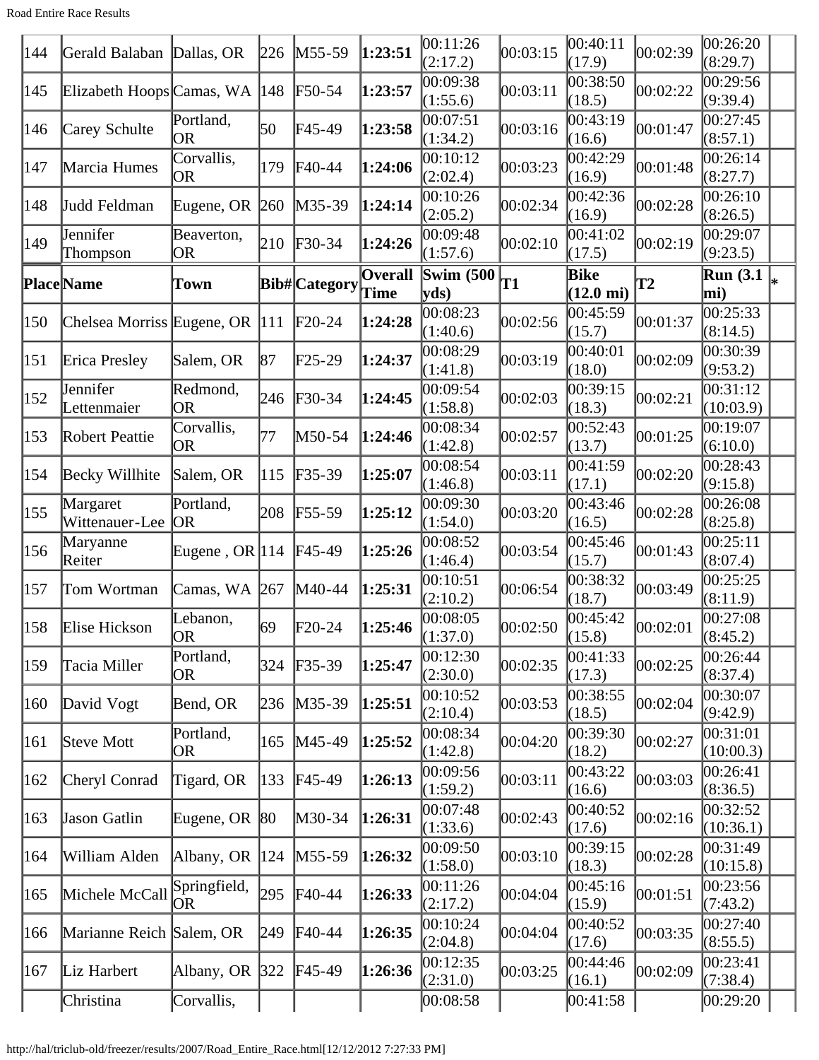| Place | Name | Town | Bib# | Category | Overall Time | Swim (500 yds) | T1 | Bike (12.0 mi) | T2 | Run (3.1 mi) | * |
|---|---|---|---|---|---|---|---|---|---|---|---|
| 144 | Gerald Balaban | Dallas, OR | 226 | M55-59 | **1:23:51** | 00:11:26 (2:17.2) | 00:03:15 | 00:40:11 (17.9) | 00:02:39 | 00:26:20 (8:29.7) | |
| 145 | Elizabeth Hoops | Camas, WA | 148 | F50-54 | **1:23:57** | 00:09:38 (1:55.6) | 00:03:11 | 00:38:50 (18.5) | 00:02:22 | 00:29:56 (9:39.4) | |
| 146 | Carey Schulte | Portland, OR | 50 | F45-49 | **1:23:58** | 00:07:51 (1:34.2) | 00:03:16 | 00:43:19 (16.6) | 00:01:47 | 00:27:45 (8:57.1) | |
| 147 | Marcia Humes | Corvallis, OR | 179 | F40-44 | **1:24:06** | 00:10:12 (2:02.4) | 00:03:23 | 00:42:29 (16.9) | 00:01:48 | 00:26:14 (8:27.7) | |
| 148 | Judd Feldman | Eugene, OR | 260 | M35-39 | **1:24:14** | 00:10:26 (2:05.2) | 00:02:34 | 00:42:36 (16.9) | 00:02:28 | 00:26:10 (8:26.5) | |
| 149 | Jennifer Thompson | Beaverton, OR | 210 | F30-34 | **1:24:26** | 00:09:48 (1:57.6) | 00:02:10 | 00:41:02 (17.5) | 00:02:19 | 00:29:07 (9:23.5) | |
| **Place** | **Name** | **Town** | **Bib#** | **Category** | **Overall Time** | **Swim (500 yds)** | **T1** | **Bike (12.0 mi)** | **T2** | **Run (3.1 mi)** | * |
| 150 | Chelsea Morriss | Eugene, OR | 111 | F20-24 | **1:24:28** | 00:08:23 (1:40.6) | 00:02:56 | 00:45:59 (15.7) | 00:01:37 | 00:25:33 (8:14.5) | |
| 151 | Erica Presley | Salem, OR | 87 | F25-29 | **1:24:37** | 00:08:29 (1:41.8) | 00:03:19 | 00:40:01 (18.0) | 00:02:09 | 00:30:39 (9:53.2) | |
| 152 | Jennifer Lettenmaier | Redmond, OR | 246 | F30-34 | **1:24:45** | 00:09:54 (1:58.8) | 00:02:03 | 00:39:15 (18.3) | 00:02:21 | 00:31:12 (10:03.9) | |
| 153 | Robert Peattie | Corvallis, OR | 77 | M50-54 | **1:24:46** | 00:08:34 (1:42.8) | 00:02:57 | 00:52:43 (13.7) | 00:01:25 | 00:19:07 (6:10.0) | |
| 154 | Becky Willhite | Salem, OR | 115 | F35-39 | **1:25:07** | 00:08:54 (1:46.8) | 00:03:11 | 00:41:59 (17.1) | 00:02:20 | 00:28:43 (9:15.8) | |
| 155 | Margaret Wittenauer-Lee | Portland, OR | 208 | F55-59 | **1:25:12** | 00:09:30 (1:54.0) | 00:03:20 | 00:43:46 (16.5) | 00:02:28 | 00:26:08 (8:25.8) | |
| 156 | Maryanne Reiter | Eugene , OR | 114 | F45-49 | **1:25:26** | 00:08:52 (1:46.4) | 00:03:54 | 00:45:46 (15.7) | 00:01:43 | 00:25:11 (8:07.4) | |
| 157 | Tom Wortman | Camas, WA | 267 | M40-44 | **1:25:31** | 00:10:51 (2:10.2) | 00:06:54 | 00:38:32 (18.7) | 00:03:49 | 00:25:25 (8:11.9) | |
| 158 | Elise Hickson | Lebanon, OR | 69 | F20-24 | **1:25:46** | 00:08:05 (1:37.0) | 00:02:50 | 00:45:42 (15.8) | 00:02:01 | 00:27:08 (8:45.2) | |
| 159 | Tacia Miller | Portland, OR | 324 | F35-39 | **1:25:47** | 00:12:30 (2:30.0) | 00:02:35 | 00:41:33 (17.3) | 00:02:25 | 00:26:44 (8:37.4) | |
| 160 | David Vogt | Bend, OR | 236 | M35-39 | **1:25:51** | 00:10:52 (2:10.4) | 00:03:53 | 00:38:55 (18.5) | 00:02:04 | 00:30:07 (9:42.9) | |
| 161 | Steve Mott | Portland, OR | 165 | M45-49 | **1:25:52** | 00:08:34 (1:42.8) | 00:04:20 | 00:39:30 (18.2) | 00:02:27 | 00:31:01 (10:00.3) | |
| 162 | Cheryl Conrad | Tigard, OR | 133 | F45-49 | **1:26:13** | 00:09:56 (1:59.2) | 00:03:11 | 00:43:22 (16.6) | 00:03:03 | 00:26:41 (8:36.5) | |
| 163 | Jason Gatlin | Eugene, OR | 80 | M30-34 | **1:26:31** | 00:07:48 (1:33.6) | 00:02:43 | 00:40:52 (17.6) | 00:02:16 | 00:32:52 (10:36.1) | |
| 164 | William Alden | Albany, OR | 124 | M55-59 | **1:26:32** | 00:09:50 (1:58.0) | 00:03:10 | 00:39:15 (18.3) | 00:02:28 | 00:31:49 (10:15.8) | |
| 165 | Michele McCall | Springfield, OR | 295 | F40-44 | **1:26:33** | 00:11:26 (2:17.2) | 00:04:04 | 00:45:16 (15.9) | 00:01:51 | 00:23:56 (7:43.2) | |
| 166 | Marianne Reich | Salem, OR | 249 | F40-44 | **1:26:35** | 00:10:24 (2:04.8) | 00:04:04 | 00:40:52 (17.6) | 00:03:35 | 00:27:40 (8:55.5) | |
| 167 | Liz Harbert | Albany, OR | 322 | F45-49 | **1:26:36** | 00:12:35 (2:31.0) | 00:03:25 | 00:44:46 (16.1) | 00:02:09 | 00:23:41 (7:38.4) | |
| | Christina | Corvallis, | | | | 00:08:58 | | 00:41:58 | | 00:29:20 | |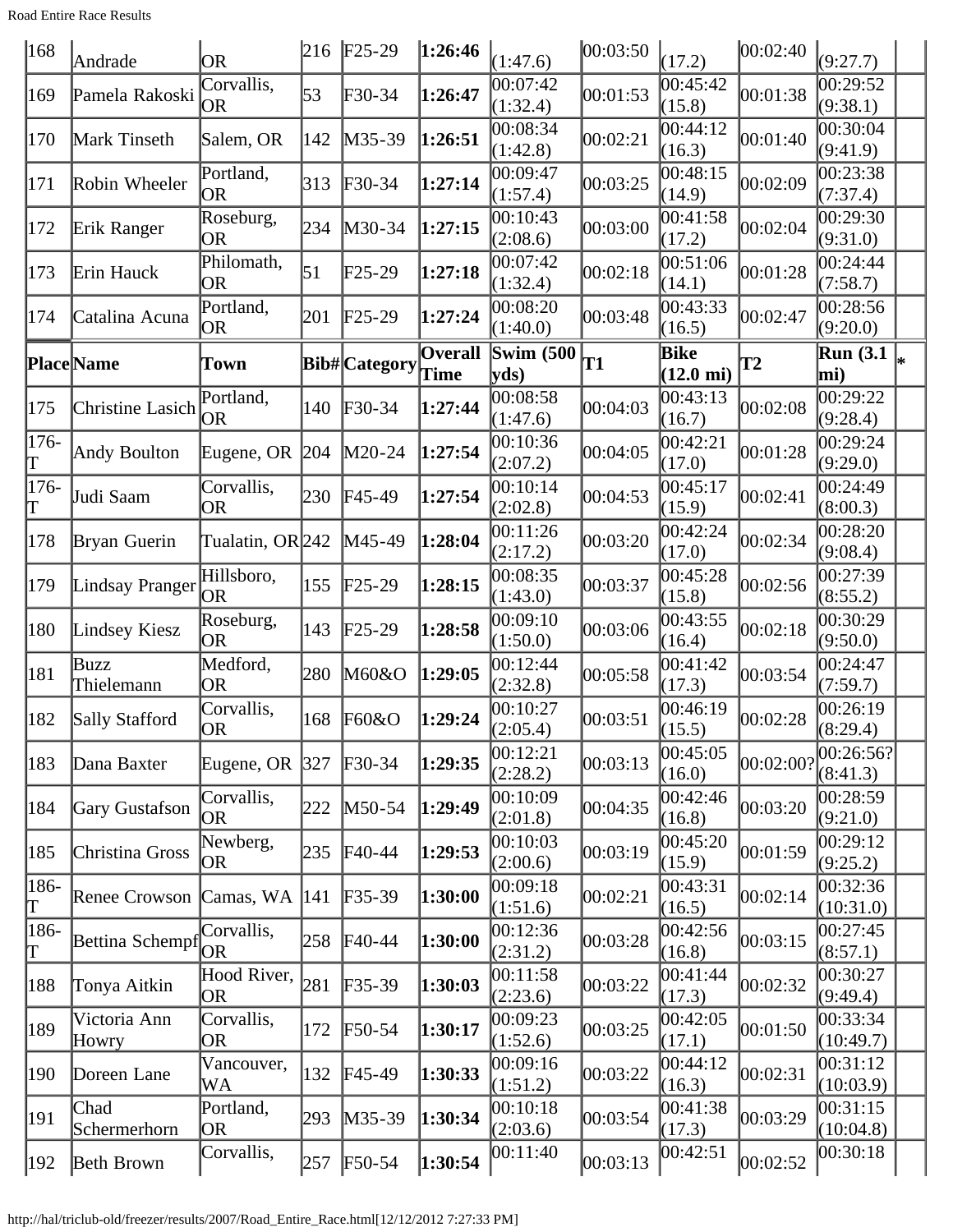| 168 | Andrade | OR | 216 | F25-29 | **1:26:46** | (1:47.6) | 00:03:50 | (17.2) | 00:02:40 | (9:27.7) | |
|---|---|---|---|---|---|---|---|---|---|---|---|
| 169 | Pamela Rakoski | Corvallis, OR | 53 | F30-34 | **1:26:47** | 00:07:42 (1:32.4) | 00:01:53 | 00:45:42 (15.8) | 00:01:38 | 00:29:52 (9:38.1) | |
| 170 | Mark Tinseth | Salem, OR | 142 | M35-39 | **1:26:51** | 00:08:34 (1:42.8) | 00:02:21 | 00:44:12 (16.3) | 00:01:40 | 00:30:04 (9:41.9) | |
| 171 | Robin Wheeler | Portland, OR | 313 | F30-34 | **1:27:14** | 00:09:47 (1:57.4) | 00:03:25 | 00:48:15 (14.9) | 00:02:09 | 00:23:38 (7:37.4) | |
| 172 | Erik Ranger | Roseburg, OR | 234 | M30-34 | **1:27:15** | 00:10:43 (2:08.6) | 00:03:00 | 00:41:58 (17.2) | 00:02:04 | 00:29:30 (9:31.0) | |
| 173 | Erin Hauck | Philomath, OR | 51 | F25-29 | **1:27:18** | 00:07:42 (1:32.4) | 00:02:18 | 00:51:06 (14.1) | 00:01:28 | 00:24:44 (7:58.7) | |
| 174 | Catalina Acuna | Portland, OR | 201 | F25-29 | **1:27:24** | 00:08:20 (1:40.0) | 00:03:48 | 00:43:33 (16.5) | 00:02:47 | 00:28:56 (9:20.0) | |
| **Place** | **Name** | **Town** | **Bib#** | **Category** | **Overall Time** | **Swim (500 yds)** | **T1** | **Bike (12.0 mi)** | **T2** | **Run (3.1 mi)** | * |
| 175 | Christine Lasich | Portland, OR | 140 | F30-34 | **1:27:44** | 00:08:58 (1:47.6) | 00:04:03 | 00:43:13 (16.7) | 00:02:08 | 00:29:22 (9:28.4) | |
| 176-T | Andy Boulton | Eugene, OR | 204 | M20-24 | **1:27:54** | 00:10:36 (2:07.2) | 00:04:05 | 00:42:21 (17.0) | 00:01:28 | 00:29:24 (9:29.0) | |
| 176-T | Judi Saam | Corvallis, OR | 230 | F45-49 | **1:27:54** | 00:10:14 (2:02.8) | 00:04:53 | 00:45:17 (15.9) | 00:02:41 | 00:24:49 (8:00.3) | |
| 178 | Bryan Guerin | Tualatin, OR | 242 | M45-49 | **1:28:04** | 00:11:26 (2:17.2) | 00:03:20 | 00:42:24 (17.0) | 00:02:34 | 00:28:20 (9:08.4) | |
| 179 | Lindsay Pranger | Hillsboro, OR | 155 | F25-29 | **1:28:15** | 00:08:35 (1:43.0) | 00:03:37 | 00:45:28 (15.8) | 00:02:56 | 00:27:39 (8:55.2) | |
| 180 | Lindsey Kiesz | Roseburg, OR | 143 | F25-29 | **1:28:58** | 00:09:10 (1:50.0) | 00:03:06 | 00:43:55 (16.4) | 00:02:18 | 00:30:29 (9:50.0) | |
| 181 | Buzz Thielemann | Medford, OR | 280 | M60&O | **1:29:05** | 00:12:44 (2:32.8) | 00:05:58 | 00:41:42 (17.3) | 00:03:54 | 00:24:47 (7:59.7) | |
| 182 | Sally Stafford | Corvallis, OR | 168 | F60&O | **1:29:24** | 00:10:27 (2:05.4) | 00:03:51 | 00:46:19 (15.5) | 00:02:28 | 00:26:19 (8:29.4) | |
| 183 | Dana Baxter | Eugene, OR | 327 | F30-34 | **1:29:35** | 00:12:21 (2:28.2) | 00:03:13 | 00:45:05 (16.0) | 00:02:00? | 00:26:56? (8:41.3) | |
| 184 | Gary Gustafson | Corvallis, OR | 222 | M50-54 | **1:29:49** | 00:10:09 (2:01.8) | 00:04:35 | 00:42:46 (16.8) | 00:03:20 | 00:28:59 (9:21.0) | |
| 185 | Christina Gross | Newberg, OR | 235 | F40-44 | **1:29:53** | 00:10:03 (2:00.6) | 00:03:19 | 00:45:20 (15.9) | 00:01:59 | 00:29:12 (9:25.2) | |
| 186-T | Renee Crowson | Camas, WA | 141 | F35-39 | **1:30:00** | 00:09:18 (1:51.6) | 00:02:21 | 00:43:31 (16.5) | 00:02:14 | 00:32:36 (10:31.0) | |
| 186-T | Bettina Schempf | Corvallis, OR | 258 | F40-44 | **1:30:00** | 00:12:36 (2:31.2) | 00:03:28 | 00:42:56 (16.8) | 00:03:15 | 00:27:45 (8:57.1) | |
| 188 | Tonya Aitkin | Hood River, OR | 281 | F35-39 | **1:30:03** | 00:11:58 (2:23.6) | 00:03:22 | 00:41:44 (17.3) | 00:02:32 | 00:30:27 (9:49.4) | |
| 189 | Victoria Ann Howry | Corvallis, OR | 172 | F50-54 | **1:30:17** | 00:09:23 (1:52.6) | 00:03:25 | 00:42:05 (17.1) | 00:01:50 | 00:33:34 (10:49.7) | |
| 190 | Doreen Lane | Vancouver, WA | 132 | F45-49 | **1:30:33** | 00:09:16 (1:51.2) | 00:03:22 | 00:44:12 (16.3) | 00:02:31 | 00:31:12 (10:03.9) | |
| 191 | Chad Schermerhorn | Portland, OR | 293 | M35-39 | **1:30:34** | 00:10:18 (2:03.6) | 00:03:54 | 00:41:38 (17.3) | 00:03:29 | 00:31:15 (10:04.8) | |
| 192 | Beth Brown | Corvallis, | 257 | F50-54 | **1:30:54** | 00:11:40 | 00:03:13 | 00:42:51 | 00:02:52 | 00:30:18 | |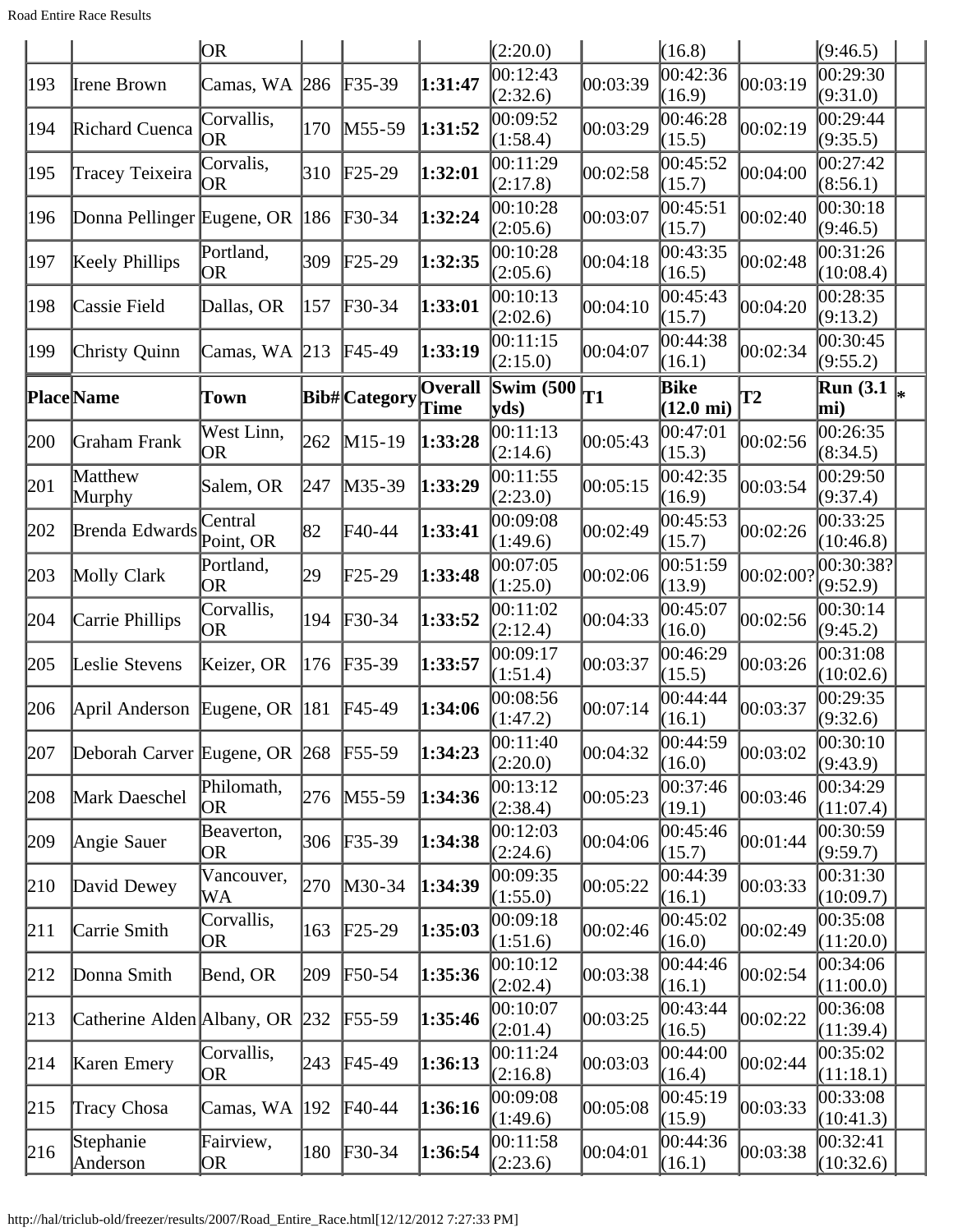| | | OR | | | | (2:20.0) | | (16.8) | | (9:46.5) | |
|---|---|---|---|---|---|---|---|---|---|---|---|
| 193 | Irene Brown | Camas, WA | 286 | F35-39 | **1:31:47** | 00:12:43 (2:32.6) | 00:03:39 | 00:42:36 (16.9) | 00:03:19 | 00:29:30 (9:31.0) | |
| 194 | Richard Cuenca | Corvallis, OR | 170 | M55-59 | **1:31:52** | 00:09:52 (1:58.4) | 00:03:29 | 00:46:28 (15.5) | 00:02:19 | 00:29:44 (9:35.5) | |
| 195 | Tracey Teixeira | Corvalis, OR | 310 | F25-29 | **1:32:01** | 00:11:29 (2:17.8) | 00:02:58 | 00:45:52 (15.7) | 00:04:00 | 00:27:42 (8:56.1) | |
| 196 | Donna Pellinger | Eugene, OR | 186 | F30-34 | **1:32:24** | 00:10:28 (2:05.6) | 00:03:07 | 00:45:51 (15.7) | 00:02:40 | 00:30:18 (9:46.5) | |
| 197 | Keely Phillips | Portland, OR | 309 | F25-29 | **1:32:35** | 00:10:28 (2:05.6) | 00:04:18 | 00:43:35 (16.5) | 00:02:48 | 00:31:26 (10:08.4) | |
| 198 | Cassie Field | Dallas, OR | 157 | F30-34 | **1:33:01** | 00:10:13 (2:02.6) | 00:04:10 | 00:45:43 (15.7) | 00:04:20 | 00:28:35 (9:13.2) | |
| 199 | Christy Quinn | Camas, WA | 213 | F45-49 | **1:33:19** | 00:11:15 (2:15.0) | 00:04:07 | 00:44:38 (16.1) | 00:02:34 | 00:30:45 (9:55.2) | |
| **Place** | **Name** | **Town** | **Bib#** | **Category** | **Overall Time** | **Swim (500 yds)** | **T1** | **Bike (12.0 mi)** | **T2** | **Run (3.1 mi)** | * |
| 200 | Graham Frank | West Linn, OR | 262 | M15-19 | **1:33:28** | 00:11:13 (2:14.6) | 00:05:43 | 00:47:01 (15.3) | 00:02:56 | 00:26:35 (8:34.5) | |
| 201 | Matthew Murphy | Salem, OR | 247 | M35-39 | **1:33:29** | 00:11:55 (2:23.0) | 00:05:15 | 00:42:35 (16.9) | 00:03:54 | 00:29:50 (9:37.4) | |
| 202 | Brenda Edwards | Central Point, OR | 82 | F40-44 | **1:33:41** | 00:09:08 (1:49.6) | 00:02:49 | 00:45:53 (15.7) | 00:02:26 | 00:33:25 (10:46.8) | |
| 203 | Molly Clark | Portland, OR | 29 | F25-29 | **1:33:48** | 00:07:05 (1:25.0) | 00:02:06 | 00:51:59 (13.9) | 00:02:00? | 00:30:38? (9:52.9) | |
| 204 | Carrie Phillips | Corvallis, OR | 194 | F30-34 | **1:33:52** | 00:11:02 (2:12.4) | 00:04:33 | 00:45:07 (16.0) | 00:02:56 | 00:30:14 (9:45.2) | |
| 205 | Leslie Stevens | Keizer, OR | 176 | F35-39 | **1:33:57** | 00:09:17 (1:51.4) | 00:03:37 | 00:46:29 (15.5) | 00:03:26 | 00:31:08 (10:02.6) | |
| 206 | April Anderson | Eugene, OR | 181 | F45-49 | **1:34:06** | 00:08:56 (1:47.2) | 00:07:14 | 00:44:44 (16.1) | 00:03:37 | 00:29:35 (9:32.6) | |
| 207 | Deborah Carver | Eugene, OR | 268 | F55-59 | **1:34:23** | 00:11:40 (2:20.0) | 00:04:32 | 00:44:59 (16.0) | 00:03:02 | 00:30:10 (9:43.9) | |
| 208 | Mark Daeschel | Philomath, OR | 276 | M55-59 | **1:34:36** | 00:13:12 (2:38.4) | 00:05:23 | 00:37:46 (19.1) | 00:03:46 | 00:34:29 (11:07.4) | |
| 209 | Angie Sauer | Beaverton, OR | 306 | F35-39 | **1:34:38** | 00:12:03 (2:24.6) | 00:04:06 | 00:45:46 (15.7) | 00:01:44 | 00:30:59 (9:59.7) | |
| 210 | David Dewey | Vancouver, WA | 270 | M30-34 | **1:34:39** | 00:09:35 (1:55.0) | 00:05:22 | 00:44:39 (16.1) | 00:03:33 | 00:31:30 (10:09.7) | |
| 211 | Carrie Smith | Corvallis, OR | 163 | F25-29 | **1:35:03** | 00:09:18 (1:51.6) | 00:02:46 | 00:45:02 (16.0) | 00:02:49 | 00:35:08 (11:20.0) | |
| 212 | Donna Smith | Bend, OR | 209 | F50-54 | **1:35:36** | 00:10:12 (2:02.4) | 00:03:38 | 00:44:46 (16.1) | 00:02:54 | 00:34:06 (11:00.0) | |
| 213 | Catherine Alden | Albany, OR | 232 | F55-59 | **1:35:46** | 00:10:07 (2:01.4) | 00:03:25 | 00:43:44 (16.5) | 00:02:22 | 00:36:08 (11:39.4) | |
| 214 | Karen Emery | Corvallis, OR | 243 | F45-49 | **1:36:13** | 00:11:24 (2:16.8) | 00:03:03 | 00:44:00 (16.4) | 00:02:44 | 00:35:02 (11:18.1) | |
| 215 | Tracy Chosa | Camas, WA | 192 | F40-44 | **1:36:16** | 00:09:08 (1:49.6) | 00:05:08 | 00:45:19 (15.9) | 00:03:33 | 00:33:08 (10:41.3) | |
| 216 | Stephanie Anderson | Fairview, OR | 180 | F30-34 | **1:36:54** | 00:11:58 (2:23.6) | 00:04:01 | 00:44:36 (16.1) | 00:03:38 | 00:32:41 (10:32.6) | |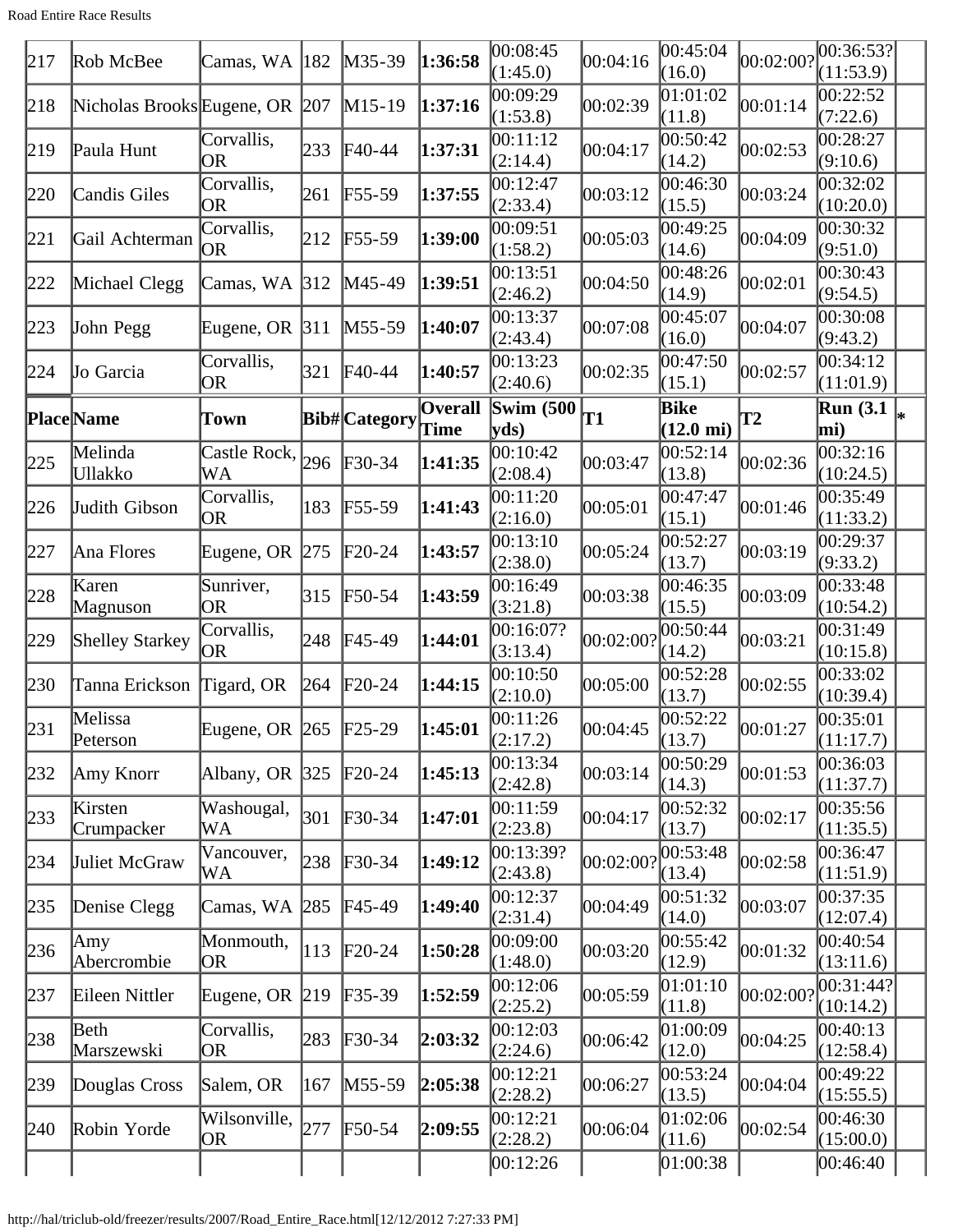| 217 | Rob McBee | Camas, WA | 182 | M35-39 | **1:36:58** | 00:08:45 (1:45.0) | 00:04:16 | 00:45:04 (16.0) | 00:02:00? | 00:36:53? (11:53.9) | |
|---|---|---|---|---|---|---|---|---|---|---|---|
| 218 | Nicholas Brooks | Eugene, OR | 207 | M15-19 | **1:37:16** | 00:09:29 (1:53.8) | 00:02:39 | 01:01:02 (11.8) | 00:01:14 | 00:22:52 (7:22.6) | |
| 219 | Paula Hunt | Corvallis, OR | 233 | F40-44 | **1:37:31** | 00:11:12 (2:14.4) | 00:04:17 | 00:50:42 (14.2) | 00:02:53 | 00:28:27 (9:10.6) | |
| 220 | Candis Giles | Corvallis, OR | 261 | F55-59 | **1:37:55** | 00:12:47 (2:33.4) | 00:03:12 | 00:46:30 (15.5) | 00:03:24 | 00:32:02 (10:20.0) | |
| 221 | Gail Achterman | Corvallis, OR | 212 | F55-59 | **1:39:00** | 00:09:51 (1:58.2) | 00:05:03 | 00:49:25 (14.6) | 00:04:09 | 00:30:32 (9:51.0) | |
| 222 | Michael Clegg | Camas, WA | 312 | M45-49 | **1:39:51** | 00:13:51 (2:46.2) | 00:04:50 | 00:48:26 (14.9) | 00:02:01 | 00:30:43 (9:54.5) | |
| 223 | John Pegg | Eugene, OR | 311 | M55-59 | **1:40:07** | 00:13:37 (2:43.4) | 00:07:08 | 00:45:07 (16.0) | 00:04:07 | 00:30:08 (9:43.2) | |
| 224 | Jo Garcia | Corvallis, OR | 321 | F40-44 | **1:40:57** | 00:13:23 (2:40.6) | 00:02:35 | 00:47:50 (15.1) | 00:02:57 | 00:34:12 (11:01.9) | |
| **Place** | **Name** | **Town** | **Bib#** | **Category** | **Overall Time** | **Swim (500 yds)** | **T1** | **Bike (12.0 mi)** | **T2** | **Run (3.1 mi)** | **\*** |
| 225 | Melinda Ullakko | Castle Rock, WA | 296 | F30-34 | **1:41:35** | 00:10:42 (2:08.4) | 00:03:47 | 00:52:14 (13.8) | 00:02:36 | 00:32:16 (10:24.5) | |
| 226 | Judith Gibson | Corvallis, OR | 183 | F55-59 | **1:41:43** | 00:11:20 (2:16.0) | 00:05:01 | 00:47:47 (15.1) | 00:01:46 | 00:35:49 (11:33.2) | |
| 227 | Ana Flores | Eugene, OR | 275 | F20-24 | **1:43:57** | 00:13:10 (2:38.0) | 00:05:24 | 00:52:27 (13.7) | 00:03:19 | 00:29:37 (9:33.2) | |
| 228 | Karen Magnuson | Sunriver, OR | 315 | F50-54 | **1:43:59** | 00:16:49 (3:21.8) | 00:03:38 | 00:46:35 (15.5) | 00:03:09 | 00:33:48 (10:54.2) | |
| 229 | Shelley Starkey | Corvallis, OR | 248 | F45-49 | **1:44:01** | 00:16:07? (3:13.4) | 00:02:00? | 00:50:44 (14.2) | 00:03:21 | 00:31:49 (10:15.8) | |
| 230 | Tanna Erickson | Tigard, OR | 264 | F20-24 | **1:44:15** | 00:10:50 (2:10.0) | 00:05:00 | 00:52:28 (13.7) | 00:02:55 | 00:33:02 (10:39.4) | |
| 231 | Melissa Peterson | Eugene, OR | 265 | F25-29 | **1:45:01** | 00:11:26 (2:17.2) | 00:04:45 | 00:52:22 (13.7) | 00:01:27 | 00:35:01 (11:17.7) | |
| 232 | Amy Knorr | Albany, OR | 325 | F20-24 | **1:45:13** | 00:13:34 (2:42.8) | 00:03:14 | 00:50:29 (14.3) | 00:01:53 | 00:36:03 (11:37.7) | |
| 233 | Kirsten Crumpacker | Washougal, WA | 301 | F30-34 | **1:47:01** | 00:11:59 (2:23.8) | 00:04:17 | 00:52:32 (13.7) | 00:02:17 | 00:35:56 (11:35.5) | |
| 234 | Juliet McGraw | Vancouver, WA | 238 | F30-34 | **1:49:12** | 00:13:39? (2:43.8) | 00:02:00? | 00:53:48 (13.4) | 00:02:58 | 00:36:47 (11:51.9) | |
| 235 | Denise Clegg | Camas, WA | 285 | F45-49 | **1:49:40** | 00:12:37 (2:31.4) | 00:04:49 | 00:51:32 (14.0) | 00:03:07 | 00:37:35 (12:07.4) | |
| 236 | Amy Abercrombie | Monmouth, OR | 113 | F20-24 | **1:50:28** | 00:09:00 (1:48.0) | 00:03:20 | 00:55:42 (12.9) | 00:01:32 | 00:40:54 (13:11.6) | |
| 237 | Eileen Nittler | Eugene, OR | 219 | F35-39 | **1:52:59** | 00:12:06 (2:25.2) | 00:05:59 | 01:01:10 (11.8) | 00:02:00? | 00:31:44? (10:14.2) | |
| 238 | Beth Marszewski | Corvallis, OR | 283 | F30-34 | **2:03:32** | 00:12:03 (2:24.6) | 00:06:42 | 01:00:09 (12.0) | 00:04:25 | 00:40:13 (12:58.4) | |
| 239 | Douglas Cross | Salem, OR | 167 | M55-59 | **2:05:38** | 00:12:21 (2:28.2) | 00:06:27 | 00:53:24 (13.5) | 00:04:04 | 00:49:22 (15:55.5) | |
| 240 | Robin Yorde | Wilsonville, OR | 277 | F50-54 | **2:09:55** | 00:12:21 (2:28.2) | 00:06:04 | 01:02:06 (11.6) | 00:02:54 | 00:46:30 (15:00.0) | |
| | | | | | | 00:12:26 | | 01:00:38 | | 00:46:40 | |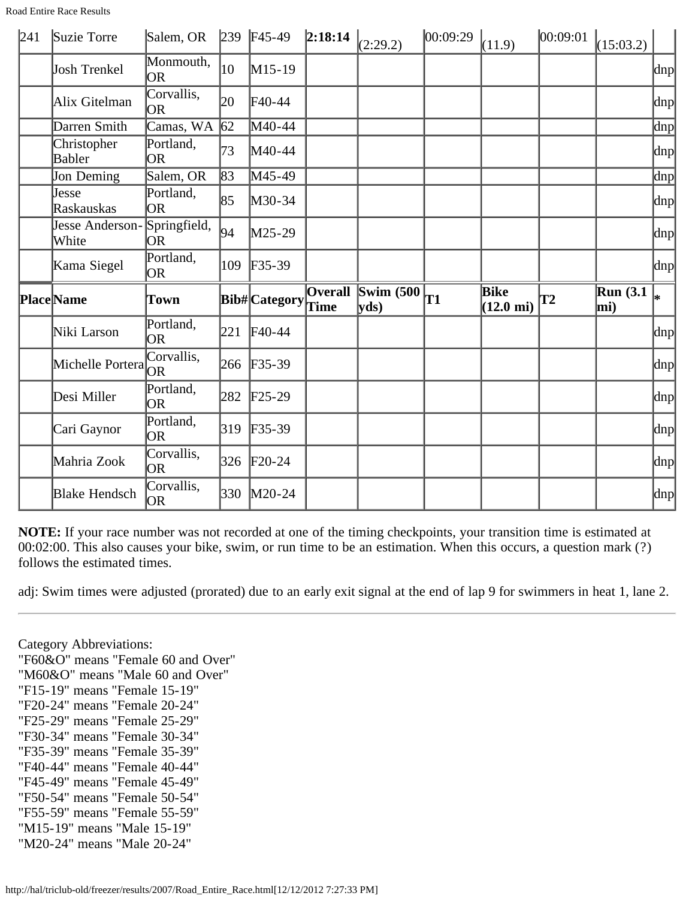| 241 | Suzie Torre | Salem, OR | 239 | F45-49 | **2:18:14** | (2:29.2) | 00:09:29 | (11.9) | 00:09:01 | (15:03.2) | |
|---|---|---|---|---|---|---|---|---|---|---|---|
| | Josh Trenkel | Monmouth, OR | 10 | M15-19 | | | | | | | dnp |
| | Alix Gitelman | Corvallis, OR | 20 | F40-44 | | | | | | | dnp |
| | Darren Smith | Camas, WA | 62 | M40-44 | | | | | | | dnp |
| | Christopher Babler | Portland, OR | 73 | M40-44 | | | | | | | dnp |
| | Jon Deming | Salem, OR | 83 | M45-49 | | | | | | | dnp |
| | Jesse Raskauskas | Portland, OR | 85 | M30-34 | | | | | | | dnp |
| | Jesse Anderson-White | Springfield, OR | 94 | M25-29 | | | | | | | dnp |
| | Kama Siegel | Portland, OR | 109 | F35-39 | | | | | | | dnp |
| **Place** | **Name** | **Town** | **Bib#** | **Category** | **Overall Time** | **Swim (500 yds)** | **T1** | **Bike (12.0 mi)** | **T2** | **Run (3.1 mi)** | * |
| | Niki Larson | Portland, OR | 221 | F40-44 | | | | | | | dnp |
| | Michelle Portera | Corvallis, OR | 266 | F35-39 | | | | | | | dnp |
| | Desi Miller | Portland, OR | 282 | F25-29 | | | | | | | dnp |
| | Cari Gaynor | Portland, OR | 319 | F35-39 | | | | | | | dnp |
| | Mahria Zook | Corvallis, OR | 326 | F20-24 | | | | | | | dnp |
| | Blake Hendsch | Corvallis, OR | 330 | M20-24 | | | | | | | dnp |

**NOTE:** If your race number was not recorded at one of the timing checkpoints, your transition time is estimated at 00:02:00. This also causes your bike, swim, or run time to be an estimation. When this occurs, a question mark (?) follows the estimated times.

adj: Swim times were adjusted (prorated) due to an early exit signal at the end of lap 9 for swimmers in heat 1, lane 2.

---

Category Abbreviations:
"F60&O" means "Female 60 and Over"
"M60&O" means "Male 60 and Over"
"F15-19" means "Female 15-19"
"F20-24" means "Female 20-24"
"F25-29" means "Female 25-29"
"F30-34" means "Female 30-34"
"F35-39" means "Female 35-39"
"F40-44" means "Female 40-44"
"F45-49" means "Female 45-49"
"F50-54" means "Female 50-54"
"F55-59" means "Female 55-59"
"M15-19" means "Male 15-19"
"M20-24" means "Male 20-24"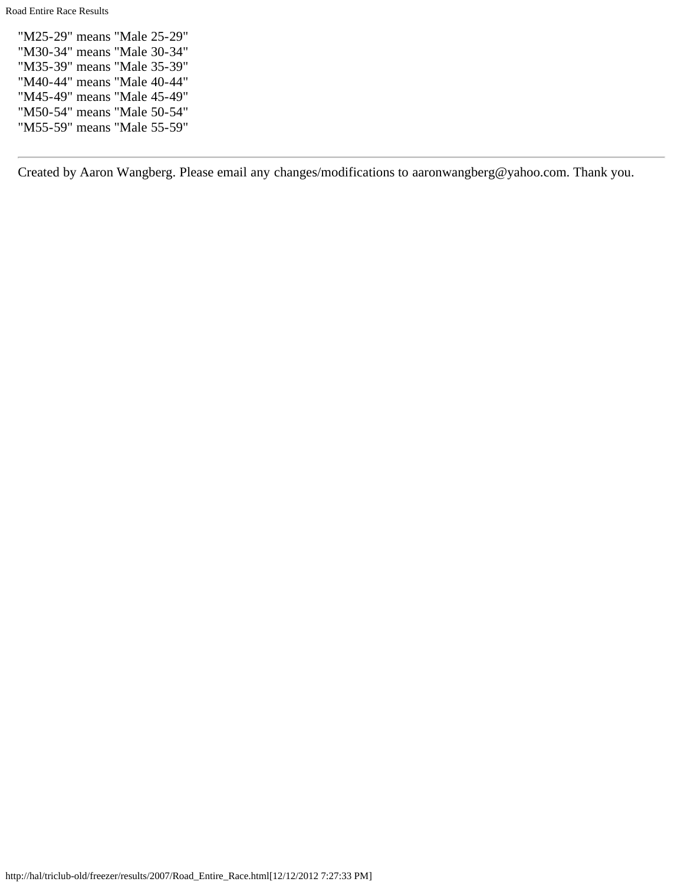"M25-29" means "Male 25-29"
"M30-34" means "Male 30-34"
"M35-39" means "Male 35-39"
"M40-44" means "Male 40-44"
"M45-49" means "Male 45-49"
"M50-54" means "Male 50-54"
"M55-59" means "Male 55-59"

---

Created by Aaron Wangberg. Please email any changes/modifications to aaronwangberg@yahoo.com. Thank you.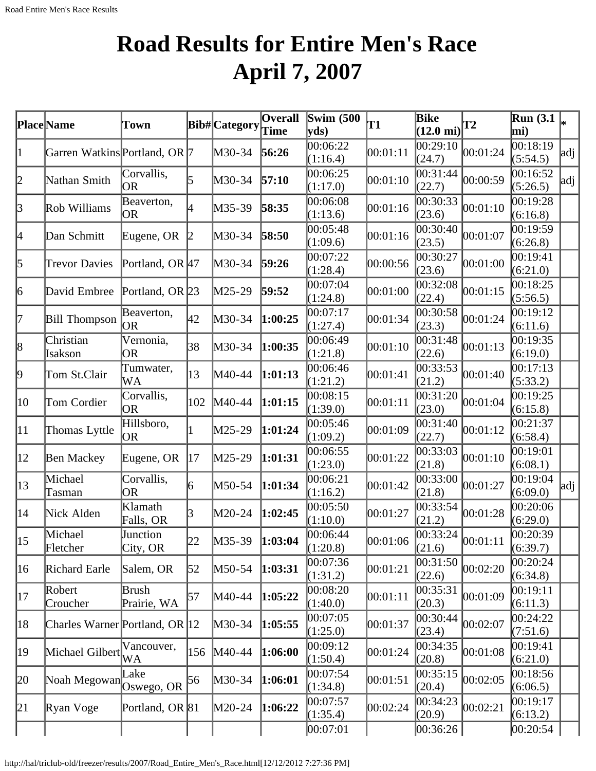# Road Results for Entire Men's Race April 7, 2007

| Place | Name | Town | Bib# | Category | Overall Time | Swim (500 yds) | T1 | Bike (12.0 mi) | T2 | Run (3.1 mi) | * |
|---|---|---|---|---|---|---|---|---|---|---|---|
| 1 | Garren Watkins | Portland, OR | 7 | M30-34 | **56:26** | 00:06:22 (1:16.4) | 00:01:11 | 00:29:10 (24.7) | 00:01:24 | 00:18:19 (5:54.5) | adj |
| 2 | Nathan Smith | Corvallis, OR | 5 | M30-34 | **57:10** | 00:06:25 (1:17.0) | 00:01:10 | 00:31:44 (22.7) | 00:00:59 | 00:16:52 (5:26.5) | adj |
| 3 | Rob Williams | Beaverton, OR | 4 | M35-39 | **58:35** | 00:06:08 (1:13.6) | 00:01:16 | 00:30:33 (23.6) | 00:01:10 | 00:19:28 (6:16.8) | |
| 4 | Dan Schmitt | Eugene, OR | 2 | M30-34 | **58:50** | 00:05:48 (1:09.6) | 00:01:16 | 00:30:40 (23.5) | 00:01:07 | 00:19:59 (6:26.8) | |
| 5 | Trevor Davies | Portland, OR | 47 | M30-34 | **59:26** | 00:07:22 (1:28.4) | 00:00:56 | 00:30:27 (23.6) | 00:01:00 | 00:19:41 (6:21.0) | |
| 6 | David Embree | Portland, OR | 23 | M25-29 | **59:52** | 00:07:04 (1:24.8) | 00:01:00 | 00:32:08 (22.4) | 00:01:15 | 00:18:25 (5:56.5) | |
| 7 | Bill Thompson | Beaverton, OR | 42 | M30-34 | **1:00:25** | 00:07:17 (1:27.4) | 00:01:34 | 00:30:58 (23.3) | 00:01:24 | 00:19:12 (6:11.6) | |
| 8 | Christian Isakson | Vernonia, OR | 38 | M30-34 | **1:00:35** | 00:06:49 (1:21.8) | 00:01:10 | 00:31:48 (22.6) | 00:01:13 | 00:19:35 (6:19.0) | |
| 9 | Tom St.Clair | Tumwater, WA | 13 | M40-44 | **1:01:13** | 00:06:46 (1:21.2) | 00:01:41 | 00:33:53 (21.2) | 00:01:40 | 00:17:13 (5:33.2) | |
| 10 | Tom Cordier | Corvallis, OR | 102 | M40-44 | **1:01:15** | 00:08:15 (1:39.0) | 00:01:11 | 00:31:20 (23.0) | 00:01:04 | 00:19:25 (6:15.8) | |
| 11 | Thomas Lyttle | Hillsboro, OR | 1 | M25-29 | **1:01:24** | 00:05:46 (1:09.2) | 00:01:09 | 00:31:40 (22.7) | 00:01:12 | 00:21:37 (6:58.4) | |
| 12 | Ben Mackey | Eugene, OR | 17 | M25-29 | **1:01:31** | 00:06:55 (1:23.0) | 00:01:22 | 00:33:03 (21.8) | 00:01:10 | 00:19:01 (6:08.1) | |
| 13 | Michael Tasman | Corvallis, OR | 6 | M50-54 | **1:01:34** | 00:06:21 (1:16.2) | 00:01:42 | 00:33:00 (21.8) | 00:01:27 | 00:19:04 (6:09.0) | adj |
| 14 | Nick Alden | Klamath Falls, OR | 3 | M20-24 | **1:02:45** | 00:05:50 (1:10.0) | 00:01:27 | 00:33:54 (21.2) | 00:01:28 | 00:20:06 (6:29.0) | |
| 15 | Michael Fletcher | Junction City, OR | 22 | M35-39 | **1:03:04** | 00:06:44 (1:20.8) | 00:01:06 | 00:33:24 (21.6) | 00:01:11 | 00:20:39 (6:39.7) | |
| 16 | Richard Earle | Salem, OR | 52 | M50-54 | **1:03:31** | 00:07:36 (1:31.2) | 00:01:21 | 00:31:50 (22.6) | 00:02:20 | 00:20:24 (6:34.8) | |
| 17 | Robert Croucher | Brush Prairie, WA | 57 | M40-44 | **1:05:22** | 00:08:20 (1:40.0) | 00:01:11 | 00:35:31 (20.3) | 00:01:09 | 00:19:11 (6:11.3) | |
| 18 | Charles Warner | Portland, OR | 12 | M30-34 | **1:05:55** | 00:07:05 (1:25.0) | 00:01:37 | 00:30:44 (23.4) | 00:02:07 | 00:24:22 (7:51.6) | |
| 19 | Michael Gilbert | Vancouver, WA | 156 | M40-44 | **1:06:00** | 00:09:12 (1:50.4) | 00:01:24 | 00:34:35 (20.8) | 00:01:08 | 00:19:41 (6:21.0) | |
| 20 | Noah Megowan | Lake Oswego, OR | 56 | M30-34 | **1:06:01** | 00:07:54 (1:34.8) | 00:01:51 | 00:35:15 (20.4) | 00:02:05 | 00:18:56 (6:06.5) | |
| 21 | Ryan Voge | Portland, OR | 81 | M20-24 | **1:06:22** | 00:07:57 (1:35.4) | 00:02:24 | 00:34:23 (20.9) | 00:02:21 | 00:19:17 (6:13.2) | |
| | | | | | | 00:07:01 | | 00:36:26 | | 00:20:54 | |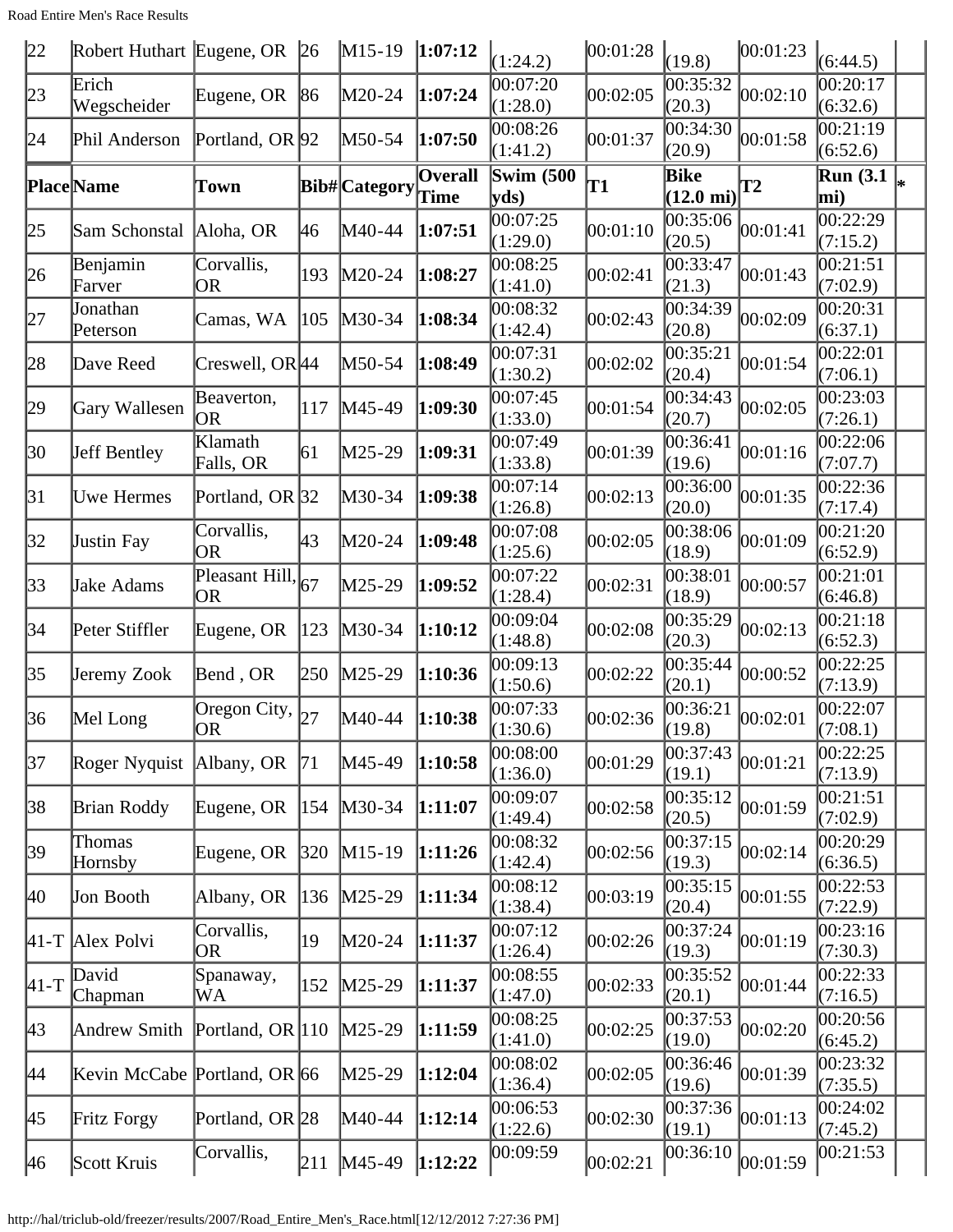| Place | Name | Town | Bib# | Category | Overall Time | Swim (500 yds) | T1 | Bike (12.0 mi) | T2 | Run (3.1 mi) | * |
|---|---|---|---|---|---|---|---|---|---|---|---|
| 22 | Robert Huthart | Eugene, OR | 26 | M15-19 | **1:07:12** | (1:24.2) | 00:01:28 | (19.8) | 00:01:23 | (6:44.5) | |
| 23 | Erich Wegscheider | Eugene, OR | 86 | M20-24 | **1:07:24** | 00:07:20 (1:28.0) | 00:02:05 | 00:35:32 (20.3) | 00:02:10 | 00:20:17 (6:32.6) | |
| 24 | Phil Anderson | Portland, OR | 92 | M50-54 | **1:07:50** | 00:08:26 (1:41.2) | 00:01:37 | 00:34:30 (20.9) | 00:01:58 | 00:21:19 (6:52.6) | |
| **Place** | **Name** | **Town** | **Bib#** | **Category** | **Overall Time** | **Swim (500 yds)** | **T1** | **Bike (12.0 mi)** | **T2** | **Run (3.1 mi)** | * |
| 25 | Sam Schonstal | Aloha, OR | 46 | M40-44 | **1:07:51** | 00:07:25 (1:29.0) | 00:01:10 | 00:35:06 (20.5) | 00:01:41 | 00:22:29 (7:15.2) | |
| 26 | Benjamin Farver | Corvallis, OR | 193 | M20-24 | **1:08:27** | 00:08:25 (1:41.0) | 00:02:41 | 00:33:47 (21.3) | 00:01:43 | 00:21:51 (7:02.9) | |
| 27 | Jonathan Peterson | Camas, WA | 105 | M30-34 | **1:08:34** | 00:08:32 (1:42.4) | 00:02:43 | 00:34:39 (20.8) | 00:02:09 | 00:20:31 (6:37.1) | |
| 28 | Dave Reed | Creswell, OR | 44 | M50-54 | **1:08:49** | 00:07:31 (1:30.2) | 00:02:02 | 00:35:21 (20.4) | 00:01:54 | 00:22:01 (7:06.1) | |
| 29 | Gary Wallesen | Beaverton, OR | 117 | M45-49 | **1:09:30** | 00:07:45 (1:33.0) | 00:01:54 | 00:34:43 (20.7) | 00:02:05 | 00:23:03 (7:26.1) | |
| 30 | Jeff Bentley | Klamath Falls, OR | 61 | M25-29 | **1:09:31** | 00:07:49 (1:33.8) | 00:01:39 | 00:36:41 (19.6) | 00:01:16 | 00:22:06 (7:07.7) | |
| 31 | Uwe Hermes | Portland, OR | 32 | M30-34 | **1:09:38** | 00:07:14 (1:26.8) | 00:02:13 | 00:36:00 (20.0) | 00:01:35 | 00:22:36 (7:17.4) | |
| 32 | Justin Fay | Corvallis, OR | 43 | M20-24 | **1:09:48** | 00:07:08 (1:25.6) | 00:02:05 | 00:38:06 (18.9) | 00:01:09 | 00:21:20 (6:52.9) | |
| 33 | Jake Adams | Pleasant Hill, OR | 67 | M25-29 | **1:09:52** | 00:07:22 (1:28.4) | 00:02:31 | 00:38:01 (18.9) | 00:00:57 | 00:21:01 (6:46.8) | |
| 34 | Peter Stiffler | Eugene, OR | 123 | M30-34 | **1:10:12** | 00:09:04 (1:48.8) | 00:02:08 | 00:35:29 (20.3) | 00:02:13 | 00:21:18 (6:52.3) | |
| 35 | Jeremy Zook | Bend , OR | 250 | M25-29 | **1:10:36** | 00:09:13 (1:50.6) | 00:02:22 | 00:35:44 (20.1) | 00:00:52 | 00:22:25 (7:13.9) | |
| 36 | Mel Long | Oregon City, OR | 27 | M40-44 | **1:10:38** | 00:07:33 (1:30.6) | 00:02:36 | 00:36:21 (19.8) | 00:02:01 | 00:22:07 (7:08.1) | |
| 37 | Roger Nyquist | Albany, OR | 71 | M45-49 | **1:10:58** | 00:08:00 (1:36.0) | 00:01:29 | 00:37:43 (19.1) | 00:01:21 | 00:22:25 (7:13.9) | |
| 38 | Brian Roddy | Eugene, OR | 154 | M30-34 | **1:11:07** | 00:09:07 (1:49.4) | 00:02:58 | 00:35:12 (20.5) | 00:01:59 | 00:21:51 (7:02.9) | |
| 39 | Thomas Hornsby | Eugene, OR | 320 | M15-19 | **1:11:26** | 00:08:32 (1:42.4) | 00:02:56 | 00:37:15 (19.3) | 00:02:14 | 00:20:29 (6:36.5) | |
| 40 | Jon Booth | Albany, OR | 136 | M25-29 | **1:11:34** | 00:08:12 (1:38.4) | 00:03:19 | 00:35:15 (20.4) | 00:01:55 | 00:22:53 (7:22.9) | |
| 41-T | Alex Polvi | Corvallis, OR | 19 | M20-24 | **1:11:37** | 00:07:12 (1:26.4) | 00:02:26 | 00:37:24 (19.3) | 00:01:19 | 00:23:16 (7:30.3) | |
| 41-T | David Chapman | Spanaway, WA | 152 | M25-29 | **1:11:37** | 00:08:55 (1:47.0) | 00:02:33 | 00:35:52 (20.1) | 00:01:44 | 00:22:33 (7:16.5) | |
| 43 | Andrew Smith | Portland, OR | 110 | M25-29 | **1:11:59** | 00:08:25 (1:41.0) | 00:02:25 | 00:37:53 (19.0) | 00:02:20 | 00:20:56 (6:45.2) | |
| 44 | Kevin McCabe | Portland, OR | 66 | M25-29 | **1:12:04** | 00:08:02 (1:36.4) | 00:02:05 | 00:36:46 (19.6) | 00:01:39 | 00:23:32 (7:35.5) | |
| 45 | Fritz Forgy | Portland, OR | 28 | M40-44 | **1:12:14** | 00:06:53 (1:22.6) | 00:02:30 | 00:37:36 (19.1) | 00:01:13 | 00:24:02 (7:45.2) | |
| 46 | Scott Kruis | Corvallis, | 211 | M45-49 | **1:12:22** | 00:09:59 | 00:02:21 | 00:36:10 | 00:01:59 | 00:21:53 | |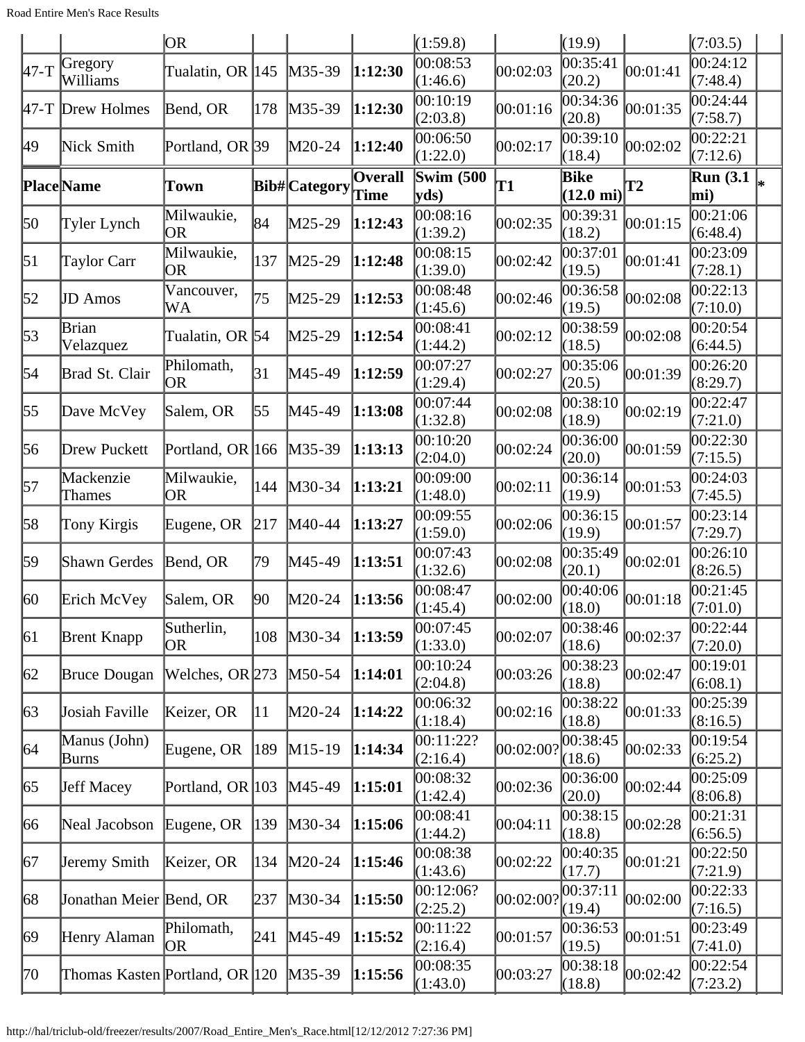| | | OR | | | | (1:59.8) | | (19.9) | | (7:03.5) | |
|---|---|---|---|---|---|---|---|---|---|---|---|
| 47-T | Gregory Williams | Tualatin, OR | 145 | M35-39 | **1:12:30** | 00:08:53 (1:46.6) | 00:02:03 | 00:35:41 (20.2) | 00:01:41 | 00:24:12 (7:48.4) | |
| 47-T | Drew Holmes | Bend, OR | 178 | M35-39 | **1:12:30** | 00:10:19 (2:03.8) | 00:01:16 | 00:34:36 (20.8) | 00:01:35 | 00:24:44 (7:58.7) | |
| 49 | Nick Smith | Portland, OR | 39 | M20-24 | **1:12:40** | 00:06:50 (1:22.0) | 00:02:17 | 00:39:10 (18.4) | 00:02:02 | 00:22:21 (7:12.6) | |
| **Place** | **Name** | **Town** | **Bib#** | **Category** | **Overall Time** | **Swim (500 yds)** | **T1** | **Bike (12.0 mi)** | **T2** | **Run (3.1 mi)** | ***** |
| 50 | Tyler Lynch | Milwaukie, OR | 84 | M25-29 | **1:12:43** | 00:08:16 (1:39.2) | 00:02:35 | 00:39:31 (18.2) | 00:01:15 | 00:21:06 (6:48.4) | |
| 51 | Taylor Carr | Milwaukie, OR | 137 | M25-29 | **1:12:48** | 00:08:15 (1:39.0) | 00:02:42 | 00:37:01 (19.5) | 00:01:41 | 00:23:09 (7:28.1) | |
| 52 | JD Amos | Vancouver, WA | 75 | M25-29 | **1:12:53** | 00:08:48 (1:45.6) | 00:02:46 | 00:36:58 (19.5) | 00:02:08 | 00:22:13 (7:10.0) | |
| 53 | Brian Velazquez | Tualatin, OR | 54 | M25-29 | **1:12:54** | 00:08:41 (1:44.2) | 00:02:12 | 00:38:59 (18.5) | 00:02:08 | 00:20:54 (6:44.5) | |
| 54 | Brad St. Clair | Philomath, OR | 31 | M45-49 | **1:12:59** | 00:07:27 (1:29.4) | 00:02:27 | 00:35:06 (20.5) | 00:01:39 | 00:26:20 (8:29.7) | |
| 55 | Dave McVey | Salem, OR | 55 | M45-49 | **1:13:08** | 00:07:44 (1:32.8) | 00:02:08 | 00:38:10 (18.9) | 00:02:19 | 00:22:47 (7:21.0) | |
| 56 | Drew Puckett | Portland, OR | 166 | M35-39 | **1:13:13** | 00:10:20 (2:04.0) | 00:02:24 | 00:36:00 (20.0) | 00:01:59 | 00:22:30 (7:15.5) | |
| 57 | Mackenzie Thames | Milwaukie, OR | 144 | M30-34 | **1:13:21** | 00:09:00 (1:48.0) | 00:02:11 | 00:36:14 (19.9) | 00:01:53 | 00:24:03 (7:45.5) | |
| 58 | Tony Kirgis | Eugene, OR | 217 | M40-44 | **1:13:27** | 00:09:55 (1:59.0) | 00:02:06 | 00:36:15 (19.9) | 00:01:57 | 00:23:14 (7:29.7) | |
| 59 | Shawn Gerdes | Bend, OR | 79 | M45-49 | **1:13:51** | 00:07:43 (1:32.6) | 00:02:08 | 00:35:49 (20.1) | 00:02:01 | 00:26:10 (8:26.5) | |
| 60 | Erich McVey | Salem, OR | 90 | M20-24 | **1:13:56** | 00:08:47 (1:45.4) | 00:02:00 | 00:40:06 (18.0) | 00:01:18 | 00:21:45 (7:01.0) | |
| 61 | Brent Knapp | Sutherlin, OR | 108 | M30-34 | **1:13:59** | 00:07:45 (1:33.0) | 00:02:07 | 00:38:46 (18.6) | 00:02:37 | 00:22:44 (7:20.0) | |
| 62 | Bruce Dougan | Welches, OR | 273 | M50-54 | **1:14:01** | 00:10:24 (2:04.8) | 00:03:26 | 00:38:23 (18.8) | 00:02:47 | 00:19:01 (6:08.1) | |
| 63 | Josiah Faville | Keizer, OR | 11 | M20-24 | **1:14:22** | 00:06:32 (1:18.4) | 00:02:16 | 00:38:22 (18.8) | 00:01:33 | 00:25:39 (8:16.5) | |
| 64 | Manus (John) Burns | Eugene, OR | 189 | M15-19 | **1:14:34** | 00:11:22? (2:16.4) | 00:02:00? | 00:38:45 (18.6) | 00:02:33 | 00:19:54 (6:25.2) | |
| 65 | Jeff Macey | Portland, OR | 103 | M45-49 | **1:15:01** | 00:08:32 (1:42.4) | 00:02:36 | 00:36:00 (20.0) | 00:02:44 | 00:25:09 (8:06.8) | |
| 66 | Neal Jacobson | Eugene, OR | 139 | M30-34 | **1:15:06** | 00:08:41 (1:44.2) | 00:04:11 | 00:38:15 (18.8) | 00:02:28 | 00:21:31 (6:56.5) | |
| 67 | Jeremy Smith | Keizer, OR | 134 | M20-24 | **1:15:46** | 00:08:38 (1:43.6) | 00:02:22 | 00:40:35 (17.7) | 00:01:21 | 00:22:50 (7:21.9) | |
| 68 | Jonathan Meier | Bend, OR | 237 | M30-34 | **1:15:50** | 00:12:06? (2:25.2) | 00:02:00? | 00:37:11 (19.4) | 00:02:00 | 00:22:33 (7:16.5) | |
| 69 | Henry Alaman | Philomath, OR | 241 | M45-49 | **1:15:52** | 00:11:22 (2:16.4) | 00:01:57 | 00:36:53 (19.5) | 00:01:51 | 00:23:49 (7:41.0) | |
| 70 | Thomas Kasten | Portland, OR | 120 | M35-39 | **1:15:56** | 00:08:35 (1:43.0) | 00:03:27 | 00:38:18 (18.8) | 00:02:42 | 00:22:54 (7:23.2) | |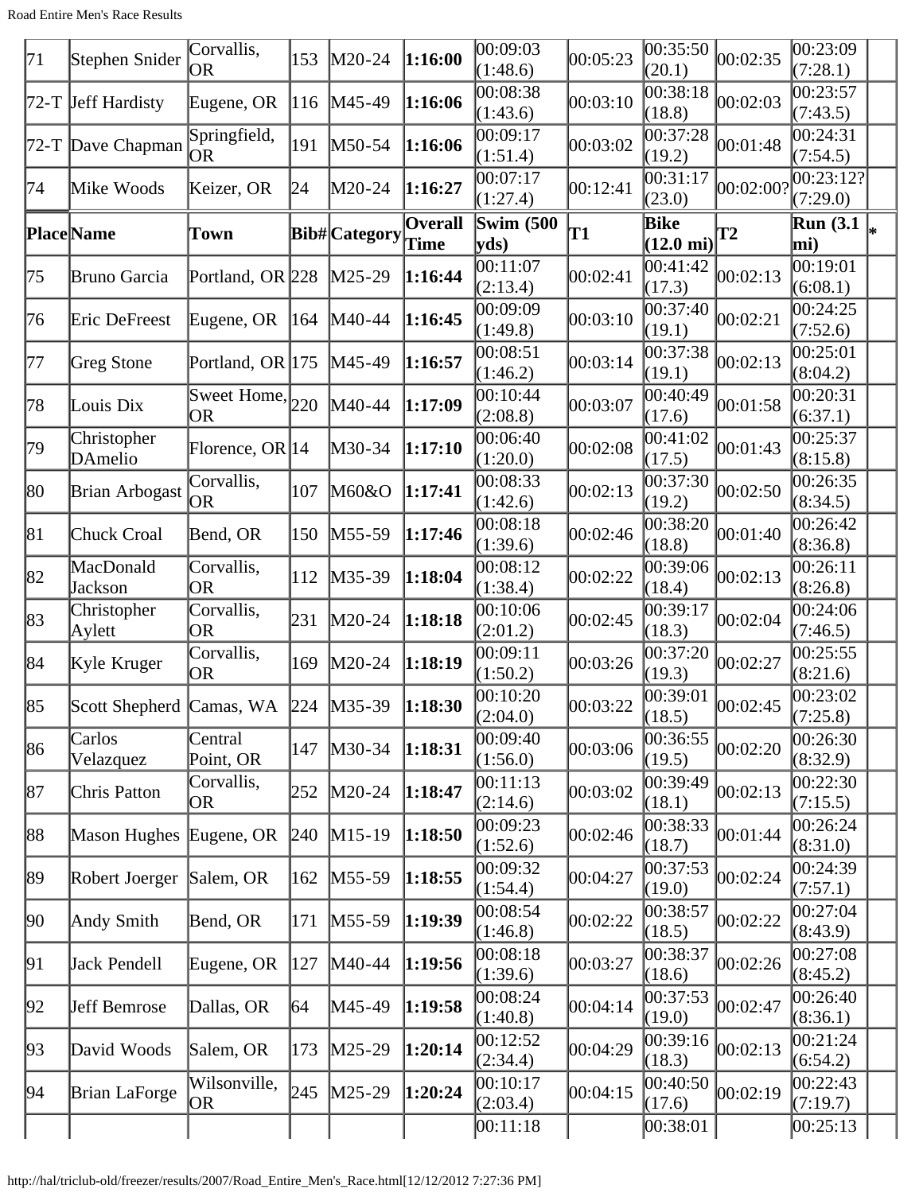| 71 | Stephen Snider | Corvallis, OR | 153 | M20-24 | **1:16:00** | 00:09:03 (1:48.6) | 00:05:23 | 00:35:50 (20.1) | 00:02:35 | 00:23:09 (7:28.1) | |
|---|---|---|---|---|---|---|---|---|---|---|---|
| 72-T | Jeff Hardisty | Eugene, OR | 116 | M45-49 | **1:16:06** | 00:08:38 (1:43.6) | 00:03:10 | 00:38:18 (18.8) | 00:02:03 | 00:23:57 (7:43.5) | |
| 72-T | Dave Chapman | Springfield, OR | 191 | M50-54 | **1:16:06** | 00:09:17 (1:51.4) | 00:03:02 | 00:37:28 (19.2) | 00:01:48 | 00:24:31 (7:54.5) | |
| 74 | Mike Woods | Keizer, OR | 24 | M20-24 | **1:16:27** | 00:07:17 (1:27.4) | 00:12:41 | 00:31:17 (23.0) | 00:02:00? | 00:23:12? (7:29.0) | |
| **Place** | **Name** | **Town** | **Bib#** | **Category** | **Overall Time** | **Swim (500 yds)** | **T1** | **Bike (12.0 mi)** | **T2** | **Run (3.1 mi)** | **\*** |
| 75 | Bruno Garcia | Portland, OR | 228 | M25-29 | **1:16:44** | 00:11:07 (2:13.4) | 00:02:41 | 00:41:42 (17.3) | 00:02:13 | 00:19:01 (6:08.1) | |
| 76 | Eric DeFreest | Eugene, OR | 164 | M40-44 | **1:16:45** | 00:09:09 (1:49.8) | 00:03:10 | 00:37:40 (19.1) | 00:02:21 | 00:24:25 (7:52.6) | |
| 77 | Greg Stone | Portland, OR | 175 | M45-49 | **1:16:57** | 00:08:51 (1:46.2) | 00:03:14 | 00:37:38 (19.1) | 00:02:13 | 00:25:01 (8:04.2) | |
| 78 | Louis Dix | Sweet Home, OR | 220 | M40-44 | **1:17:09** | 00:10:44 (2:08.8) | 00:03:07 | 00:40:49 (17.6) | 00:01:58 | 00:20:31 (6:37.1) | |
| 79 | Christopher DAmelio | Florence, OR | 14 | M30-34 | **1:17:10** | 00:06:40 (1:20.0) | 00:02:08 | 00:41:02 (17.5) | 00:01:43 | 00:25:37 (8:15.8) | |
| 80 | Brian Arbogast | Corvallis, OR | 107 | M60&O | **1:17:41** | 00:08:33 (1:42.6) | 00:02:13 | 00:37:30 (19.2) | 00:02:50 | 00:26:35 (8:34.5) | |
| 81 | Chuck Croal | Bend, OR | 150 | M55-59 | **1:17:46** | 00:08:18 (1:39.6) | 00:02:46 | 00:38:20 (18.8) | 00:01:40 | 00:26:42 (8:36.8) | |
| 82 | MacDonald Jackson | Corvallis, OR | 112 | M35-39 | **1:18:04** | 00:08:12 (1:38.4) | 00:02:22 | 00:39:06 (18.4) | 00:02:13 | 00:26:11 (8:26.8) | |
| 83 | Christopher Aylett | Corvallis, OR | 231 | M20-24 | **1:18:18** | 00:10:06 (2:01.2) | 00:02:45 | 00:39:17 (18.3) | 00:02:04 | 00:24:06 (7:46.5) | |
| 84 | Kyle Kruger | Corvallis, OR | 169 | M20-24 | **1:18:19** | 00:09:11 (1:50.2) | 00:03:26 | 00:37:20 (19.3) | 00:02:27 | 00:25:55 (8:21.6) | |
| 85 | Scott Shepherd | Camas, WA | 224 | M35-39 | **1:18:30** | 00:10:20 (2:04.0) | 00:03:22 | 00:39:01 (18.5) | 00:02:45 | 00:23:02 (7:25.8) | |
| 86 | Carlos Velazquez | Central Point, OR | 147 | M30-34 | **1:18:31** | 00:09:40 (1:56.0) | 00:03:06 | 00:36:55 (19.5) | 00:02:20 | 00:26:30 (8:32.9) | |
| 87 | Chris Patton | Corvallis, OR | 252 | M20-24 | **1:18:47** | 00:11:13 (2:14.6) | 00:03:02 | 00:39:49 (18.1) | 00:02:13 | 00:22:30 (7:15.5) | |
| 88 | Mason Hughes | Eugene, OR | 240 | M15-19 | **1:18:50** | 00:09:23 (1:52.6) | 00:02:46 | 00:38:33 (18.7) | 00:01:44 | 00:26:24 (8:31.0) | |
| 89 | Robert Joerger | Salem, OR | 162 | M55-59 | **1:18:55** | 00:09:32 (1:54.4) | 00:04:27 | 00:37:53 (19.0) | 00:02:24 | 00:24:39 (7:57.1) | |
| 90 | Andy Smith | Bend, OR | 171 | M55-59 | **1:19:39** | 00:08:54 (1:46.8) | 00:02:22 | 00:38:57 (18.5) | 00:02:22 | 00:27:04 (8:43.9) | |
| 91 | Jack Pendell | Eugene, OR | 127 | M40-44 | **1:19:56** | 00:08:18 (1:39.6) | 00:03:27 | 00:38:37 (18.6) | 00:02:26 | 00:27:08 (8:45.2) | |
| 92 | Jeff Bemrose | Dallas, OR | 64 | M45-49 | **1:19:58** | 00:08:24 (1:40.8) | 00:04:14 | 00:37:53 (19.0) | 00:02:47 | 00:26:40 (8:36.1) | |
| 93 | David Woods | Salem, OR | 173 | M25-29 | **1:20:14** | 00:12:52 (2:34.4) | 00:04:29 | 00:39:16 (18.3) | 00:02:13 | 00:21:24 (6:54.2) | |
| 94 | Brian LaForge | Wilsonville, OR | 245 | M25-29 | **1:20:24** | 00:10:17 (2:03.4) | 00:04:15 | 00:40:50 (17.6) | 00:02:19 | 00:22:43 (7:19.7) | |
| | | | | | | 00:11:18 | | 00:38:01 | | 00:25:13 | |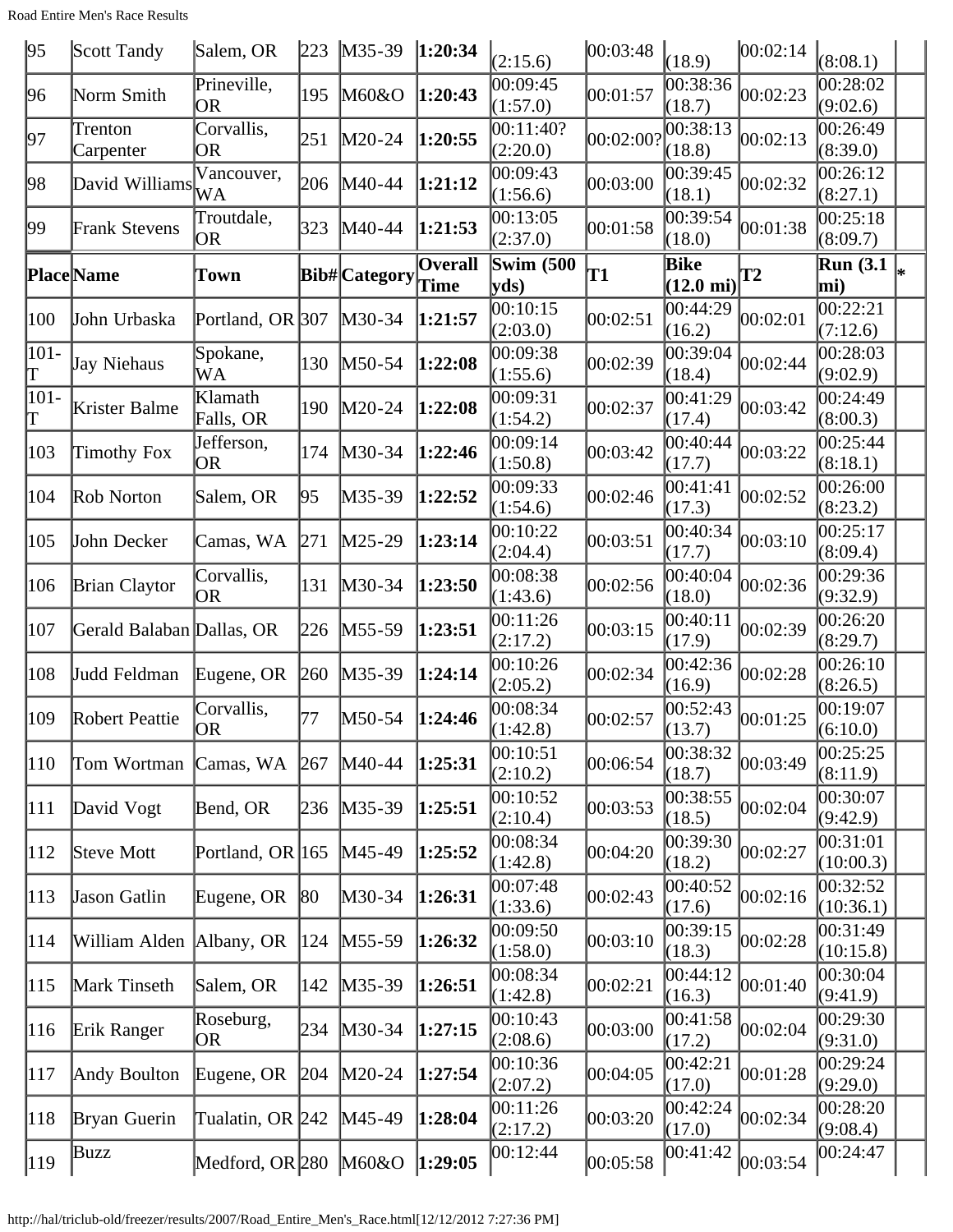| 95 | Scott Tandy | Salem, OR | 223 | M35-39 | **1:20:34** | (2:15.6) | 00:03:48 | (18.9) | 00:02:14 | (8:08.1) | |
|---|---|---|---|---|---|---|---|---|---|---|---|
| 96 | Norm Smith | Prineville, OR | 195 | M60&O | **1:20:43** | 00:09:45 (1:57.0) | 00:01:57 | 00:38:36 (18.7) | 00:02:23 | 00:28:02 (9:02.6) | |
| 97 | Trenton Carpenter | Corvallis, OR | 251 | M20-24 | **1:20:55** | 00:11:40? (2:20.0) | 00:02:00? | 00:38:13 (18.8) | 00:02:13 | 00:26:49 (8:39.0) | |
| 98 | David Williams | Vancouver, WA | 206 | M40-44 | **1:21:12** | 00:09:43 (1:56.6) | 00:03:00 | 00:39:45 (18.1) | 00:02:32 | 00:26:12 (8:27.1) | |
| 99 | Frank Stevens | Troutdale, OR | 323 | M40-44 | **1:21:53** | 00:13:05 (2:37.0) | 00:01:58 | 00:39:54 (18.0) | 00:01:38 | 00:25:18 (8:09.7) | |
| **Place** | **Name** | **Town** | **Bib#** | **Category** | **Overall Time** | **Swim (500 yds)** | **T1** | **Bike (12.0 mi)** | **T2** | **Run (3.1 mi)** | **\*** |
| 100 | John Urbaska | Portland, OR | 307 | M30-34 | **1:21:57** | 00:10:15 (2:03.0) | 00:02:51 | 00:44:29 (16.2) | 00:02:01 | 00:22:21 (7:12.6) | |
| 101-T | Jay Niehaus | Spokane, WA | 130 | M50-54 | **1:22:08** | 00:09:38 (1:55.6) | 00:02:39 | 00:39:04 (18.4) | 00:02:44 | 00:28:03 (9:02.9) | |
| 101-T | Krister Balme | Klamath Falls, OR | 190 | M20-24 | **1:22:08** | 00:09:31 (1:54.2) | 00:02:37 | 00:41:29 (17.4) | 00:03:42 | 00:24:49 (8:00.3) | |
| 103 | Timothy Fox | Jefferson, OR | 174 | M30-34 | **1:22:46** | 00:09:14 (1:50.8) | 00:03:42 | 00:40:44 (17.7) | 00:03:22 | 00:25:44 (8:18.1) | |
| 104 | Rob Norton | Salem, OR | 95 | M35-39 | **1:22:52** | 00:09:33 (1:54.6) | 00:02:46 | 00:41:41 (17.3) | 00:02:52 | 00:26:00 (8:23.2) | |
| 105 | John Decker | Camas, WA | 271 | M25-29 | **1:23:14** | 00:10:22 (2:04.4) | 00:03:51 | 00:40:34 (17.7) | 00:03:10 | 00:25:17 (8:09.4) | |
| 106 | Brian Claytor | Corvallis, OR | 131 | M30-34 | **1:23:50** | 00:08:38 (1:43.6) | 00:02:56 | 00:40:04 (18.0) | 00:02:36 | 00:29:36 (9:32.9) | |
| 107 | Gerald Balaban | Dallas, OR | 226 | M55-59 | **1:23:51** | 00:11:26 (2:17.2) | 00:03:15 | 00:40:11 (17.9) | 00:02:39 | 00:26:20 (8:29.7) | |
| 108 | Judd Feldman | Eugene, OR | 260 | M35-39 | **1:24:14** | 00:10:26 (2:05.2) | 00:02:34 | 00:42:36 (16.9) | 00:02:28 | 00:26:10 (8:26.5) | |
| 109 | Robert Peattie | Corvallis, OR | 77 | M50-54 | **1:24:46** | 00:08:34 (1:42.8) | 00:02:57 | 00:52:43 (13.7) | 00:01:25 | 00:19:07 (6:10.0) | |
| 110 | Tom Wortman | Camas, WA | 267 | M40-44 | **1:25:31** | 00:10:51 (2:10.2) | 00:06:54 | 00:38:32 (18.7) | 00:03:49 | 00:25:25 (8:11.9) | |
| 111 | David Vogt | Bend, OR | 236 | M35-39 | **1:25:51** | 00:10:52 (2:10.4) | 00:03:53 | 00:38:55 (18.5) | 00:02:04 | 00:30:07 (9:42.9) | |
| 112 | Steve Mott | Portland, OR | 165 | M45-49 | **1:25:52** | 00:08:34 (1:42.8) | 00:04:20 | 00:39:30 (18.2) | 00:02:27 | 00:31:01 (10:00.3) | |
| 113 | Jason Gatlin | Eugene, OR | 80 | M30-34 | **1:26:31** | 00:07:48 (1:33.6) | 00:02:43 | 00:40:52 (17.6) | 00:02:16 | 00:32:52 (10:36.1) | |
| 114 | William Alden | Albany, OR | 124 | M55-59 | **1:26:32** | 00:09:50 (1:58.0) | 00:03:10 | 00:39:15 (18.3) | 00:02:28 | 00:31:49 (10:15.8) | |
| 115 | Mark Tinseth | Salem, OR | 142 | M35-39 | **1:26:51** | 00:08:34 (1:42.8) | 00:02:21 | 00:44:12 (16.3) | 00:01:40 | 00:30:04 (9:41.9) | |
| 116 | Erik Ranger | Roseburg, OR | 234 | M30-34 | **1:27:15** | 00:10:43 (2:08.6) | 00:03:00 | 00:41:58 (17.2) | 00:02:04 | 00:29:30 (9:31.0) | |
| 117 | Andy Boulton | Eugene, OR | 204 | M20-24 | **1:27:54** | 00:10:36 (2:07.2) | 00:04:05 | 00:42:21 (17.0) | 00:01:28 | 00:29:24 (9:29.0) | |
| 118 | Bryan Guerin | Tualatin, OR | 242 | M45-49 | **1:28:04** | 00:11:26 (2:17.2) | 00:03:20 | 00:42:24 (17.0) | 00:02:34 | 00:28:20 (9:08.4) | |
| 119 | Buzz | Medford, OR | 280 | M60&O | **1:29:05** | 00:12:44 | 00:05:58 | 00:41:42 | 00:03:54 | 00:24:47 | |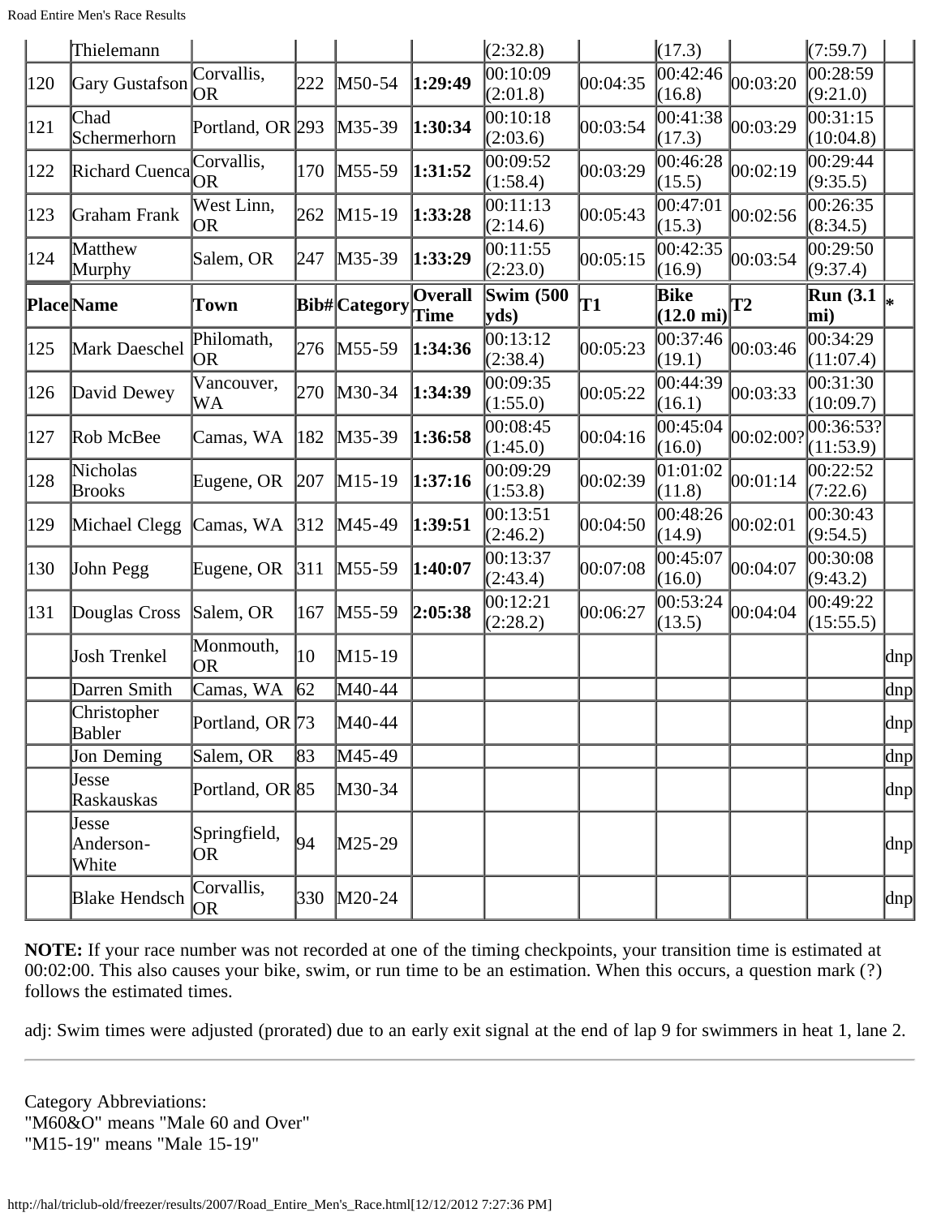| Place | Name | Town | Bib# | Category | Overall Time | Swim (500 yds) | T1 | Bike (12.0 mi) | T2 | Run (3.1 mi) | * |
|---|---|---|---|---|---|---|---|---|---|---|---|
| | Thielemann | | | | | (2:32.8) | | (17.3) | | (7:59.7) | |
| 120 | Gary Gustafson | Corvallis, OR | 222 | M50-54 | **1:29:49** | 00:10:09 (2:01.8) | 00:04:35 | 00:42:46 (16.8) | 00:03:20 | 00:28:59 (9:21.0) | |
| 121 | Chad Schermerhorn | Portland, OR | 293 | M35-39 | **1:30:34** | 00:10:18 (2:03.6) | 00:03:54 | 00:41:38 (17.3) | 00:03:29 | 00:31:15 (10:04.8) | |
| 122 | Richard Cuenca | Corvallis, OR | 170 | M55-59 | **1:31:52** | 00:09:52 (1:58.4) | 00:03:29 | 00:46:28 (15.5) | 00:02:19 | 00:29:44 (9:35.5) | |
| 123 | Graham Frank | West Linn, OR | 262 | M15-19 | **1:33:28** | 00:11:13 (2:14.6) | 00:05:43 | 00:47:01 (15.3) | 00:02:56 | 00:26:35 (8:34.5) | |
| 124 | Matthew Murphy | Salem, OR | 247 | M35-39 | **1:33:29** | 00:11:55 (2:23.0) | 00:05:15 | 00:42:35 (16.9) | 00:03:54 | 00:29:50 (9:37.4) | |
| **Place** | **Name** | **Town** | **Bib#** | **Category** | **Overall Time** | **Swim (500 yds)** | **T1** | **Bike (12.0 mi)** | **T2** | **Run (3.1 mi)** | ***** |
| 125 | Mark Daeschel | Philomath, OR | 276 | M55-59 | **1:34:36** | 00:13:12 (2:38.4) | 00:05:23 | 00:37:46 (19.1) | 00:03:46 | 00:34:29 (11:07.4) | |
| 126 | David Dewey | Vancouver, WA | 270 | M30-34 | **1:34:39** | 00:09:35 (1:55.0) | 00:05:22 | 00:44:39 (16.1) | 00:03:33 | 00:31:30 (10:09.7) | |
| 127 | Rob McBee | Camas, WA | 182 | M35-39 | **1:36:58** | 00:08:45 (1:45.0) | 00:04:16 | 00:45:04 (16.0) | 00:02:00? | 00:36:53? (11:53.9) | |
| 128 | Nicholas Brooks | Eugene, OR | 207 | M15-19 | **1:37:16** | 00:09:29 (1:53.8) | 00:02:39 | 01:01:02 (11.8) | 00:01:14 | 00:22:52 (7:22.6) | |
| 129 | Michael Clegg | Camas, WA | 312 | M45-49 | **1:39:51** | 00:13:51 (2:46.2) | 00:04:50 | 00:48:26 (14.9) | 00:02:01 | 00:30:43 (9:54.5) | |
| 130 | John Pegg | Eugene, OR | 311 | M55-59 | **1:40:07** | 00:13:37 (2:43.4) | 00:07:08 | 00:45:07 (16.0) | 00:04:07 | 00:30:08 (9:43.2) | |
| 131 | Douglas Cross | Salem, OR | 167 | M55-59 | **2:05:38** | 00:12:21 (2:28.2) | 00:06:27 | 00:53:24 (13.5) | 00:04:04 | 00:49:22 (15:55.5) | |
| | Josh Trenkel | Monmouth, OR | 10 | M15-19 | | | | | | | dnp |
| | Darren Smith | Camas, WA | 62 | M40-44 | | | | | | | dnp |
| | Christopher Babler | Portland, OR | 73 | M40-44 | | | | | | | dnp |
| | Jon Deming | Salem, OR | 83 | M45-49 | | | | | | | dnp |
| | Jesse Raskauskas | Portland, OR | 85 | M30-34 | | | | | | | dnp |
| | Jesse Anderson-White | Springfield, OR | 94 | M25-29 | | | | | | | dnp |
| | Blake Hendsch | Corvallis, OR | 330 | M20-24 | | | | | | | dnp |

**NOTE:** If your race number was not recorded at one of the timing checkpoints, your transition time is estimated at 00:02:00. This also causes your bike, swim, or run time to be an estimation. When this occurs, a question mark (?) follows the estimated times.

adj: Swim times were adjusted (prorated) due to an early exit signal at the end of lap 9 for swimmers in heat 1, lane 2.

---

Category Abbreviations:
"M60&O" means "Male 60 and Over"
"M15-19" means "Male 15-19"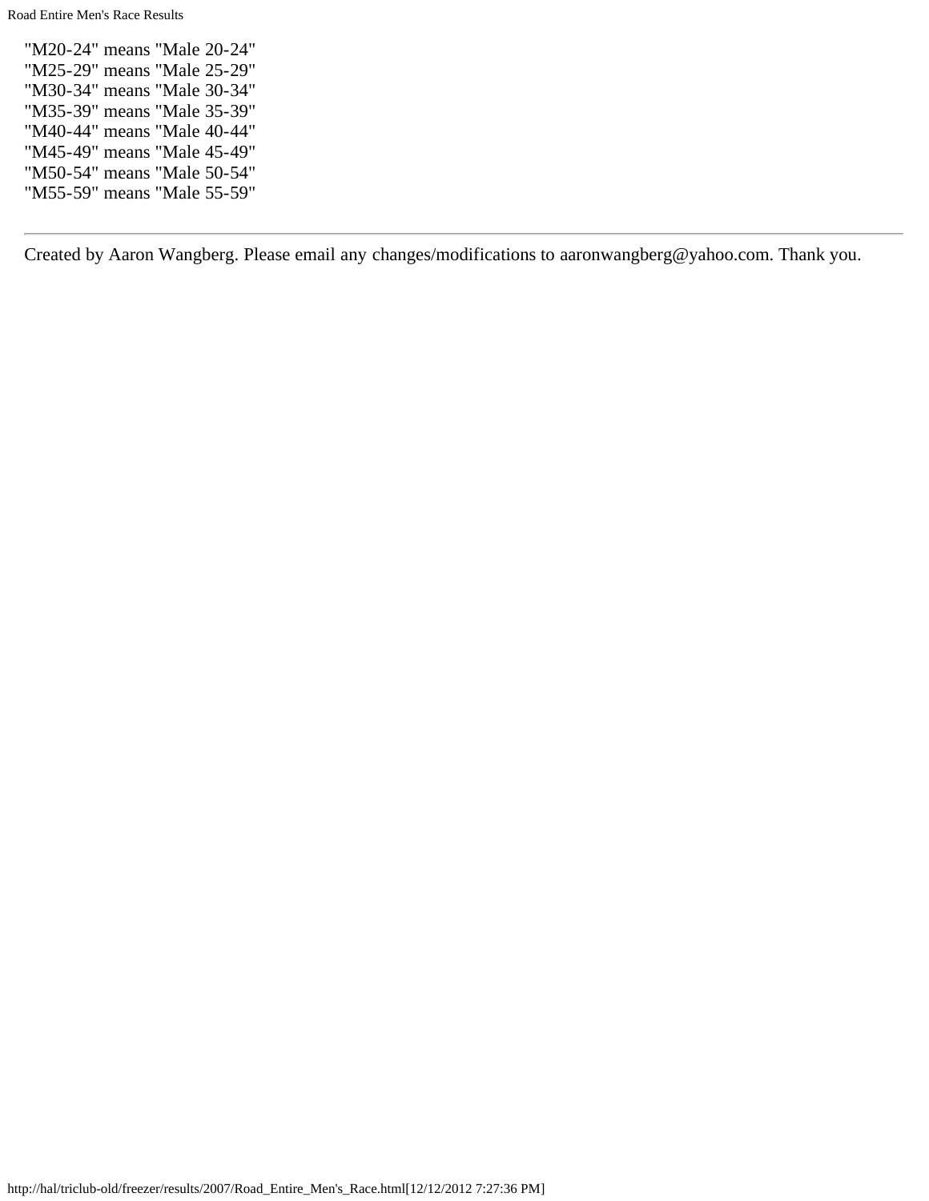"M20-24" means "Male 20-24"
"M25-29" means "Male 25-29"
"M30-34" means "Male 30-34"
"M35-39" means "Male 35-39"
"M40-44" means "Male 40-44"
"M45-49" means "Male 45-49"
"M50-54" means "Male 50-54"
"M55-59" means "Male 55-59"

---

Created by Aaron Wangberg. Please email any changes/modifications to aaronwangberg@yahoo.com. Thank you.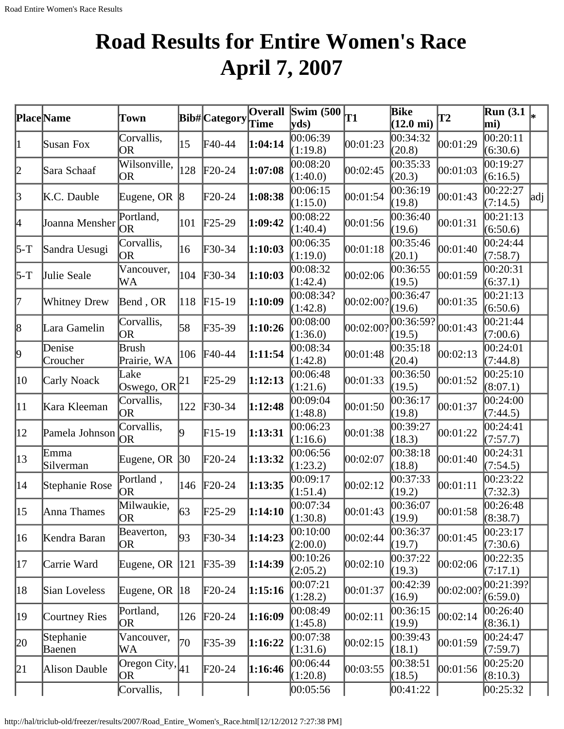# Road Results for Entire Women's Race April 7, 2007

| Place | Name | Town | Bib# | Category | Overall Time | Swim (500 yds) | T1 | Bike (12.0 mi) | T2 | Run (3.1 mi) | * |
|---|---|---|---|---|---|---|---|---|---|---|---|
| 1 | Susan Fox | Corvallis, OR | 15 | F40-44 | **1:04:14** | 00:06:39 (1:19.8) | 00:01:23 | 00:34:32 (20.8) | 00:01:29 | 00:20:11 (6:30.6) | |
| 2 | Sara Schaaf | Wilsonville, OR | 128 | F20-24 | **1:07:08** | 00:08:20 (1:40.0) | 00:02:45 | 00:35:33 (20.3) | 00:01:03 | 00:19:27 (6:16.5) | |
| 3 | K.C. Dauble | Eugene, OR | 8 | F20-24 | **1:08:38** | 00:06:15 (1:15.0) | 00:01:54 | 00:36:19 (19.8) | 00:01:43 | 00:22:27 (7:14.5) | adj |
| 4 | Joanna Mensher | Portland, OR | 101 | F25-29 | **1:09:42** | 00:08:22 (1:40.4) | 00:01:56 | 00:36:40 (19.6) | 00:01:31 | 00:21:13 (6:50.6) | |
| 5-T | Sandra Uesugi | Corvallis, OR | 16 | F30-34 | **1:10:03** | 00:06:35 (1:19.0) | 00:01:18 | 00:35:46 (20.1) | 00:01:40 | 00:24:44 (7:58.7) | |
| 5-T | Julie Seale | Vancouver, WA | 104 | F30-34 | **1:10:03** | 00:08:32 (1:42.4) | 00:02:06 | 00:36:55 (19.5) | 00:01:59 | 00:20:31 (6:37.1) | |
| 7 | Whitney Drew | Bend , OR | 118 | F15-19 | **1:10:09** | 00:08:34? (1:42.8) | 00:02:00? | 00:36:47 (19.6) | 00:01:35 | 00:21:13 (6:50.6) | |
| 8 | Lara Gamelin | Corvallis, OR | 58 | F35-39 | **1:10:26** | 00:08:00 (1:36.0) | 00:02:00? | 00:36:59? (19.5) | 00:01:43 | 00:21:44 (7:00.6) | |
| 9 | Denise Croucher | Brush Prairie, WA | 106 | F40-44 | **1:11:54** | 00:08:34 (1:42.8) | 00:01:48 | 00:35:18 (20.4) | 00:02:13 | 00:24:01 (7:44.8) | |
| 10 | Carly Noack | Lake Oswego, OR | 21 | F25-29 | **1:12:13** | 00:06:48 (1:21.6) | 00:01:33 | 00:36:50 (19.5) | 00:01:52 | 00:25:10 (8:07.1) | |
| 11 | Kara Kleeman | Corvallis, OR | 122 | F30-34 | **1:12:48** | 00:09:04 (1:48.8) | 00:01:50 | 00:36:17 (19.8) | 00:01:37 | 00:24:00 (7:44.5) | |
| 12 | Pamela Johnson | Corvallis, OR | 9 | F15-19 | **1:13:31** | 00:06:23 (1:16.6) | 00:01:38 | 00:39:27 (18.3) | 00:01:22 | 00:24:41 (7:57.7) | |
| 13 | Emma Silverman | Eugene, OR | 30 | F20-24 | **1:13:32** | 00:06:56 (1:23.2) | 00:02:07 | 00:38:18 (18.8) | 00:01:40 | 00:24:31 (7:54.5) | |
| 14 | Stephanie Rose | Portland , OR | 146 | F20-24 | **1:13:35** | 00:09:17 (1:51.4) | 00:02:12 | 00:37:33 (19.2) | 00:01:11 | 00:23:22 (7:32.3) | |
| 15 | Anna Thames | Milwaukie, OR | 63 | F25-29 | **1:14:10** | 00:07:34 (1:30.8) | 00:01:43 | 00:36:07 (19.9) | 00:01:58 | 00:26:48 (8:38.7) | |
| 16 | Kendra Baran | Beaverton, OR | 93 | F30-34 | **1:14:23** | 00:10:00 (2:00.0) | 00:02:44 | 00:36:37 (19.7) | 00:01:45 | 00:23:17 (7:30.6) | |
| 17 | Carrie Ward | Eugene, OR | 121 | F35-39 | **1:14:39** | 00:10:26 (2:05.2) | 00:02:10 | 00:37:22 (19.3) | 00:02:06 | 00:22:35 (7:17.1) | |
| 18 | Sian Loveless | Eugene, OR | 18 | F20-24 | **1:15:16** | 00:07:21 (1:28.2) | 00:01:37 | 00:42:39 (16.9) | 00:02:00? | 00:21:39? (6:59.0) | |
| 19 | Courtney Ries | Portland, OR | 126 | F20-24 | **1:16:09** | 00:08:49 (1:45.8) | 00:02:11 | 00:36:15 (19.9) | 00:02:14 | 00:26:40 (8:36.1) | |
| 20 | Stephanie Baenen | Vancouver, WA | 70 | F35-39 | **1:16:22** | 00:07:38 (1:31.6) | 00:02:15 | 00:39:43 (18.1) | 00:01:59 | 00:24:47 (7:59.7) | |
| 21 | Alison Dauble | Oregon City, OR | 41 | F20-24 | **1:16:46** | 00:06:44 (1:20.8) | 00:03:55 | 00:38:51 (18.5) | 00:01:56 | 00:25:20 (8:10.3) | |
| | | Corvallis, | | | | 00:05:56 | | 00:41:22 | | 00:25:32 | |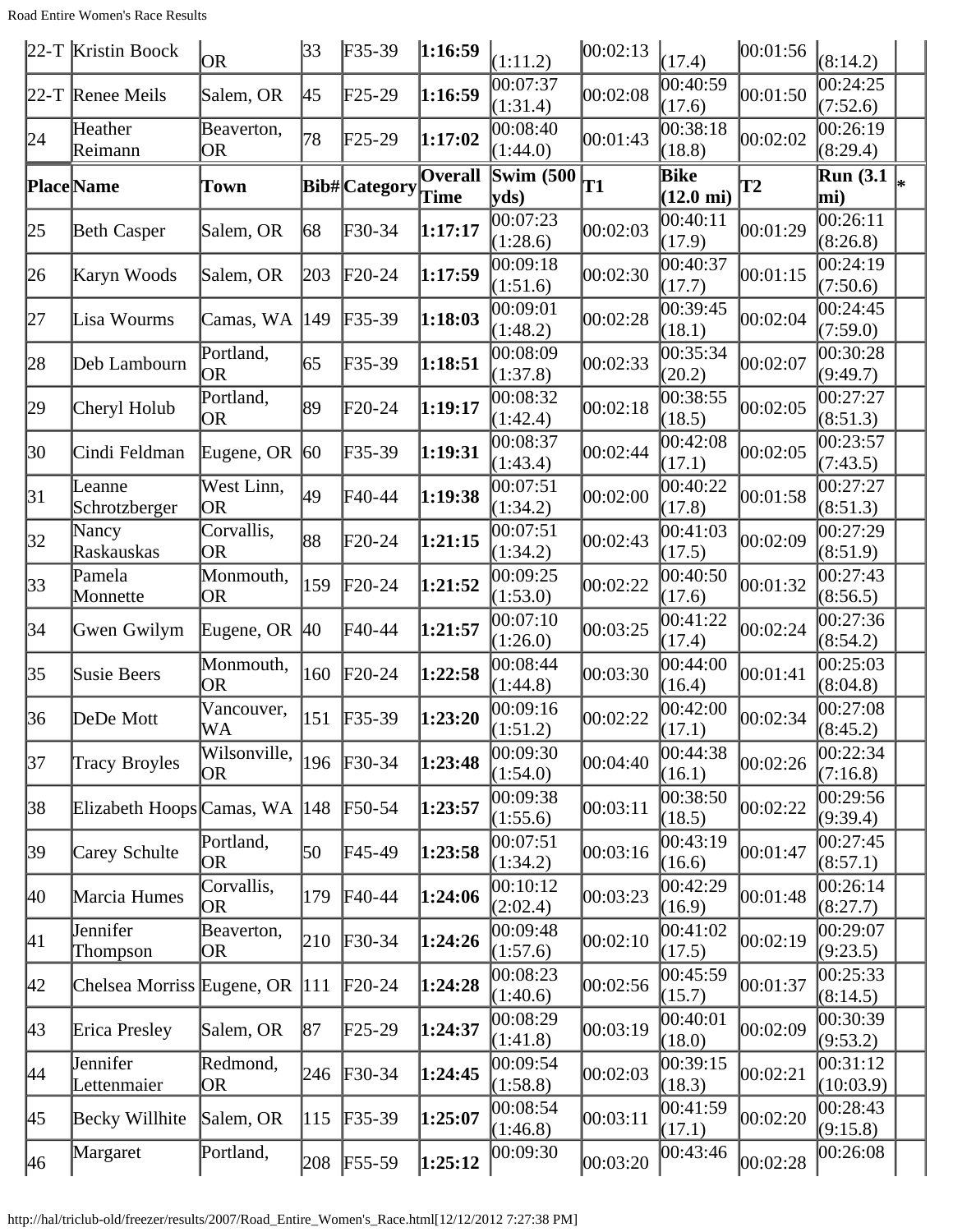| 22-T | Kristin Boock | OR | 33 | F35-39 | **1:16:59** | (1:11.2) | 00:02:13 | (17.4) | 00:01:56 | (8:14.2) | |
|---|---|---|---|---|---|---|---|---|---|---|---|
| 22-T | Renee Meils | Salem, OR | 45 | F25-29 | **1:16:59** | 00:07:37 (1:31.4) | 00:02:08 | 00:40:59 (17.6) | 00:01:50 | 00:24:25 (7:52.6) | |
| 24 | Heather Reimann | Beaverton, OR | 78 | F25-29 | **1:17:02** | 00:08:40 (1:44.0) | 00:01:43 | 00:38:18 (18.8) | 00:02:02 | 00:26:19 (8:29.4) | |
| **Place** | **Name** | **Town** | **Bib#** | **Category** | **Overall Time** | **Swim (500 yds)** | **T1** | **Bike (12.0 mi)** | **T2** | **Run (3.1 mi)** | * |
| 25 | Beth Casper | Salem, OR | 68 | F30-34 | **1:17:17** | 00:07:23 (1:28.6) | 00:02:03 | 00:40:11 (17.9) | 00:01:29 | 00:26:11 (8:26.8) | |
| 26 | Karyn Woods | Salem, OR | 203 | F20-24 | **1:17:59** | 00:09:18 (1:51.6) | 00:02:30 | 00:40:37 (17.7) | 00:01:15 | 00:24:19 (7:50.6) | |
| 27 | Lisa Wourms | Camas, WA | 149 | F35-39 | **1:18:03** | 00:09:01 (1:48.2) | 00:02:28 | 00:39:45 (18.1) | 00:02:04 | 00:24:45 (7:59.0) | |
| 28 | Deb Lambourn | Portland, OR | 65 | F35-39 | **1:18:51** | 00:08:09 (1:37.8) | 00:02:33 | 00:35:34 (20.2) | 00:02:07 | 00:30:28 (9:49.7) | |
| 29 | Cheryl Holub | Portland, OR | 89 | F20-24 | **1:19:17** | 00:08:32 (1:42.4) | 00:02:18 | 00:38:55 (18.5) | 00:02:05 | 00:27:27 (8:51.3) | |
| 30 | Cindi Feldman | Eugene, OR | 60 | F35-39 | **1:19:31** | 00:08:37 (1:43.4) | 00:02:44 | 00:42:08 (17.1) | 00:02:05 | 00:23:57 (7:43.5) | |
| 31 | Leanne Schrotzberger | West Linn, OR | 49 | F40-44 | **1:19:38** | 00:07:51 (1:34.2) | 00:02:00 | 00:40:22 (17.8) | 00:01:58 | 00:27:27 (8:51.3) | |
| 32 | Nancy Raskauskas | Corvallis, OR | 88 | F20-24 | **1:21:15** | 00:07:51 (1:34.2) | 00:02:43 | 00:41:03 (17.5) | 00:02:09 | 00:27:29 (8:51.9) | |
| 33 | Pamela Monnette | Monmouth, OR | 159 | F20-24 | **1:21:52** | 00:09:25 (1:53.0) | 00:02:22 | 00:40:50 (17.6) | 00:01:32 | 00:27:43 (8:56.5) | |
| 34 | Gwen Gwilym | Eugene, OR | 40 | F40-44 | **1:21:57** | 00:07:10 (1:26.0) | 00:03:25 | 00:41:22 (17.4) | 00:02:24 | 00:27:36 (8:54.2) | |
| 35 | Susie Beers | Monmouth, OR | 160 | F20-24 | **1:22:58** | 00:08:44 (1:44.8) | 00:03:30 | 00:44:00 (16.4) | 00:01:41 | 00:25:03 (8:04.8) | |
| 36 | DeDe Mott | Vancouver, WA | 151 | F35-39 | **1:23:20** | 00:09:16 (1:51.2) | 00:02:22 | 00:42:00 (17.1) | 00:02:34 | 00:27:08 (8:45.2) | |
| 37 | Tracy Broyles | Wilsonville, OR | 196 | F30-34 | **1:23:48** | 00:09:30 (1:54.0) | 00:04:40 | 00:44:38 (16.1) | 00:02:26 | 00:22:34 (7:16.8) | |
| 38 | Elizabeth Hoops | Camas, WA | 148 | F50-54 | **1:23:57** | 00:09:38 (1:55.6) | 00:03:11 | 00:38:50 (18.5) | 00:02:22 | 00:29:56 (9:39.4) | |
| 39 | Carey Schulte | Portland, OR | 50 | F45-49 | **1:23:58** | 00:07:51 (1:34.2) | 00:03:16 | 00:43:19 (16.6) | 00:01:47 | 00:27:45 (8:57.1) | |
| 40 | Marcia Humes | Corvallis, OR | 179 | F40-44 | **1:24:06** | 00:10:12 (2:02.4) | 00:03:23 | 00:42:29 (16.9) | 00:01:48 | 00:26:14 (8:27.7) | |
| 41 | Jennifer Thompson | Beaverton, OR | 210 | F30-34 | **1:24:26** | 00:09:48 (1:57.6) | 00:02:10 | 00:41:02 (17.5) | 00:02:19 | 00:29:07 (9:23.5) | |
| 42 | Chelsea Morriss | Eugene, OR | 111 | F20-24 | **1:24:28** | 00:08:23 (1:40.6) | 00:02:56 | 00:45:59 (15.7) | 00:01:37 | 00:25:33 (8:14.5) | |
| 43 | Erica Presley | Salem, OR | 87 | F25-29 | **1:24:37** | 00:08:29 (1:41.8) | 00:03:19 | 00:40:01 (18.0) | 00:02:09 | 00:30:39 (9:53.2) | |
| 44 | Jennifer Lettenmaier | Redmond, OR | 246 | F30-34 | **1:24:45** | 00:09:54 (1:58.8) | 00:02:03 | 00:39:15 (18.3) | 00:02:21 | 00:31:12 (10:03.9) | |
| 45 | Becky Willhite | Salem, OR | 115 | F35-39 | **1:25:07** | 00:08:54 (1:46.8) | 00:03:11 | 00:41:59 (17.1) | 00:02:20 | 00:28:43 (9:15.8) | |
| 46 | Margaret | Portland, | 208 | F55-59 | **1:25:12** | 00:09:30 | 00:03:20 | 00:43:46 | 00:02:28 | 00:26:08 | |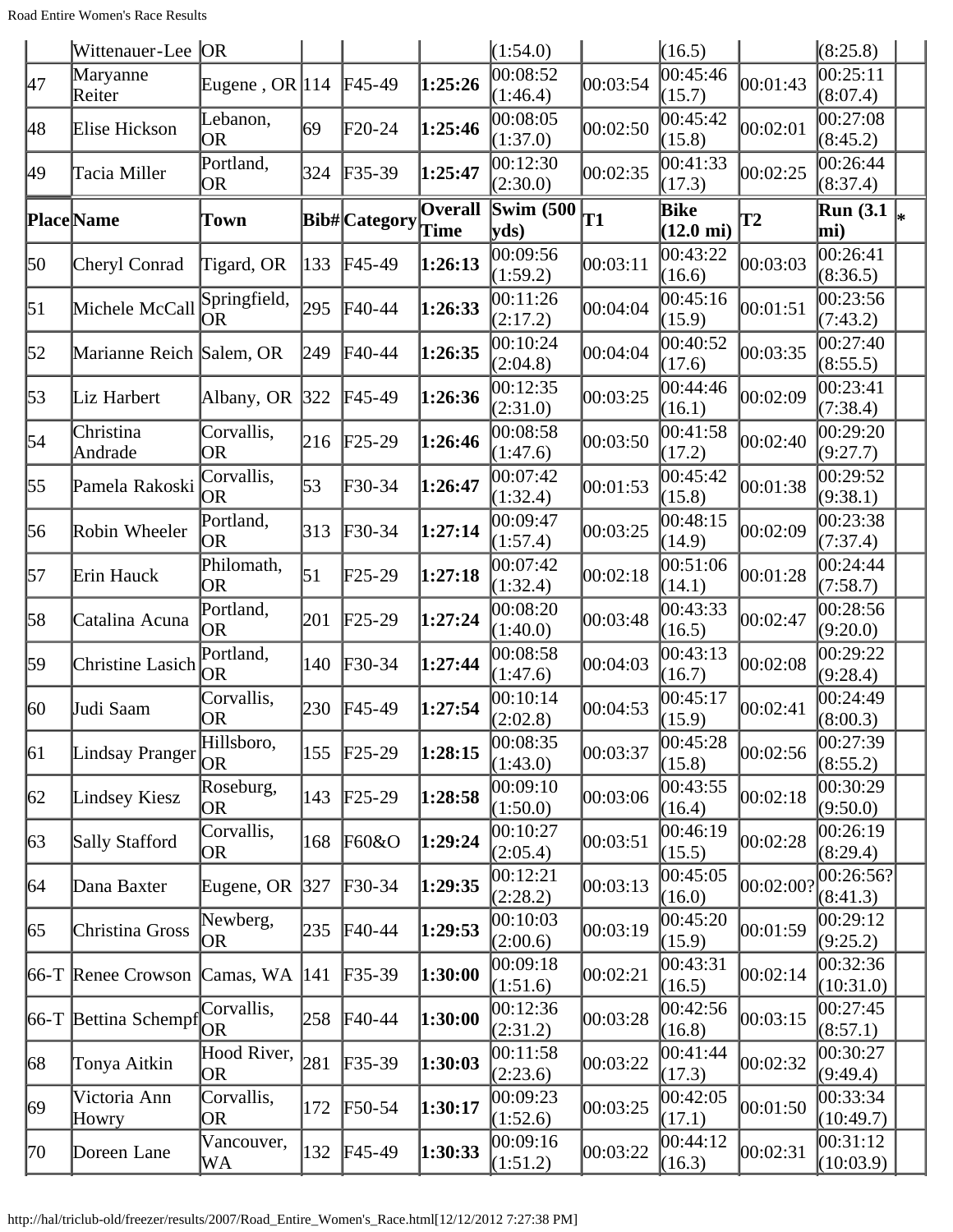| | Wittenauer-Lee | OR | | | | (1:54.0) | | (16.5) | | (8:25.8) | |
|---|---|---|---|---|---|---|---|---|---|---|---|
| 47 | Maryanne Reiter | Eugene , OR | 114 | F45-49 | **1:25:26** | 00:08:52 (1:46.4) | 00:03:54 | 00:45:46 (15.7) | 00:01:43 | 00:25:11 (8:07.4) | |
| 48 | Elise Hickson | Lebanon, OR | 69 | F20-24 | **1:25:46** | 00:08:05 (1:37.0) | 00:02:50 | 00:45:42 (15.8) | 00:02:01 | 00:27:08 (8:45.2) | |
| 49 | Tacia Miller | Portland, OR | 324 | F35-39 | **1:25:47** | 00:12:30 (2:30.0) | 00:02:35 | 00:41:33 (17.3) | 00:02:25 | 00:26:44 (8:37.4) | |
| **Place** | **Name** | **Town** | **Bib#** | **Category** | **Overall Time** | **Swim (500 yds)** | **T1** | **Bike (12.0 mi)** | **T2** | **Run (3.1 mi)** | * |
| 50 | Cheryl Conrad | Tigard, OR | 133 | F45-49 | **1:26:13** | 00:09:56 (1:59.2) | 00:03:11 | 00:43:22 (16.6) | 00:03:03 | 00:26:41 (8:36.5) | |
| 51 | Michele McCall | Springfield, OR | 295 | F40-44 | **1:26:33** | 00:11:26 (2:17.2) | 00:04:04 | 00:45:16 (15.9) | 00:01:51 | 00:23:56 (7:43.2) | |
| 52 | Marianne Reich | Salem, OR | 249 | F40-44 | **1:26:35** | 00:10:24 (2:04.8) | 00:04:04 | 00:40:52 (17.6) | 00:03:35 | 00:27:40 (8:55.5) | |
| 53 | Liz Harbert | Albany, OR | 322 | F45-49 | **1:26:36** | 00:12:35 (2:31.0) | 00:03:25 | 00:44:46 (16.1) | 00:02:09 | 00:23:41 (7:38.4) | |
| 54 | Christina Andrade | Corvallis, OR | 216 | F25-29 | **1:26:46** | 00:08:58 (1:47.6) | 00:03:50 | 00:41:58 (17.2) | 00:02:40 | 00:29:20 (9:27.7) | |
| 55 | Pamela Rakoski | Corvallis, OR | 53 | F30-34 | **1:26:47** | 00:07:42 (1:32.4) | 00:01:53 | 00:45:42 (15.8) | 00:01:38 | 00:29:52 (9:38.1) | |
| 56 | Robin Wheeler | Portland, OR | 313 | F30-34 | **1:27:14** | 00:09:47 (1:57.4) | 00:03:25 | 00:48:15 (14.9) | 00:02:09 | 00:23:38 (7:37.4) | |
| 57 | Erin Hauck | Philomath, OR | 51 | F25-29 | **1:27:18** | 00:07:42 (1:32.4) | 00:02:18 | 00:51:06 (14.1) | 00:01:28 | 00:24:44 (7:58.7) | |
| 58 | Catalina Acuna | Portland, OR | 201 | F25-29 | **1:27:24** | 00:08:20 (1:40.0) | 00:03:48 | 00:43:33 (16.5) | 00:02:47 | 00:28:56 (9:20.0) | |
| 59 | Christine Lasich | Portland, OR | 140 | F30-34 | **1:27:44** | 00:08:58 (1:47.6) | 00:04:03 | 00:43:13 (16.7) | 00:02:08 | 00:29:22 (9:28.4) | |
| 60 | Judi Saam | Corvallis, OR | 230 | F45-49 | **1:27:54** | 00:10:14 (2:02.8) | 00:04:53 | 00:45:17 (15.9) | 00:02:41 | 00:24:49 (8:00.3) | |
| 61 | Lindsay Pranger | Hillsboro, OR | 155 | F25-29 | **1:28:15** | 00:08:35 (1:43.0) | 00:03:37 | 00:45:28 (15.8) | 00:02:56 | 00:27:39 (8:55.2) | |
| 62 | Lindsey Kiesz | Roseburg, OR | 143 | F25-29 | **1:28:58** | 00:09:10 (1:50.0) | 00:03:06 | 00:43:55 (16.4) | 00:02:18 | 00:30:29 (9:50.0) | |
| 63 | Sally Stafford | Corvallis, OR | 168 | F60&O | **1:29:24** | 00:10:27 (2:05.4) | 00:03:51 | 00:46:19 (15.5) | 00:02:28 | 00:26:19 (8:29.4) | |
| 64 | Dana Baxter | Eugene, OR | 327 | F30-34 | **1:29:35** | 00:12:21 (2:28.2) | 00:03:13 | 00:45:05 (16.0) | 00:02:00? | 00:26:56? (8:41.3) | |
| 65 | Christina Gross | Newberg, OR | 235 | F40-44 | **1:29:53** | 00:10:03 (2:00.6) | 00:03:19 | 00:45:20 (15.9) | 00:01:59 | 00:29:12 (9:25.2) | |
| 66-T | Renee Crowson | Camas, WA | 141 | F35-39 | **1:30:00** | 00:09:18 (1:51.6) | 00:02:21 | 00:43:31 (16.5) | 00:02:14 | 00:32:36 (10:31.0) | |
| 66-T | Bettina Schempf | Corvallis, OR | 258 | F40-44 | **1:30:00** | 00:12:36 (2:31.2) | 00:03:28 | 00:42:56 (16.8) | 00:03:15 | 00:27:45 (8:57.1) | |
| 68 | Tonya Aitkin | Hood River, OR | 281 | F35-39 | **1:30:03** | 00:11:58 (2:23.6) | 00:03:22 | 00:41:44 (17.3) | 00:02:32 | 00:30:27 (9:49.4) | |
| 69 | Victoria Ann Howry | Corvallis, OR | 172 | F50-54 | **1:30:17** | 00:09:23 (1:52.6) | 00:03:25 | 00:42:05 (17.1) | 00:01:50 | 00:33:34 (10:49.7) | |
| 70 | Doreen Lane | Vancouver, WA | 132 | F45-49 | **1:30:33** | 00:09:16 (1:51.2) | 00:03:22 | 00:44:12 (16.3) | 00:02:31 | 00:31:12 (10:03.9) | |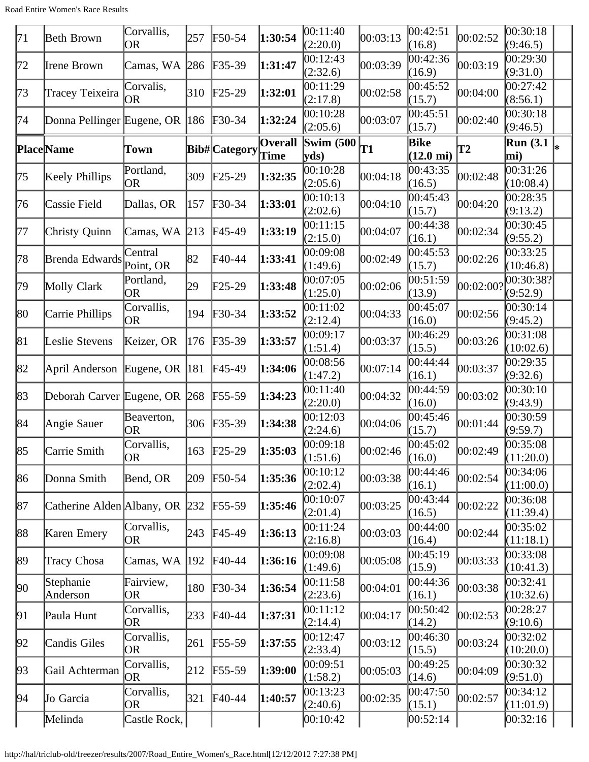| 71 | Beth Brown | Corvallis, OR | 257 | F50-54 | **1:30:54** | 00:11:40 (2:20.0) | 00:03:13 | 00:42:51 (16.8) | 00:02:52 | 00:30:18 (9:46.5) | |
|---|---|---|---|---|---|---|---|---|---|---|---|
| 72 | Irene Brown | Camas, WA | 286 | F35-39 | **1:31:47** | 00:12:43 (2:32.6) | 00:03:39 | 00:42:36 (16.9) | 00:03:19 | 00:29:30 (9:31.0) | |
| 73 | Tracey Teixeira | Corvalis, OR | 310 | F25-29 | **1:32:01** | 00:11:29 (2:17.8) | 00:02:58 | 00:45:52 (15.7) | 00:04:00 | 00:27:42 (8:56.1) | |
| 74 | Donna Pellinger | Eugene, OR | 186 | F30-34 | **1:32:24** | 00:10:28 (2:05.6) | 00:03:07 | 00:45:51 (15.7) | 00:02:40 | 00:30:18 (9:46.5) | |
| **Place** | **Name** | **Town** | **Bib#** | **Category** | **Overall Time** | **Swim (500 yds)** | **T1** | **Bike (12.0 mi)** | **T2** | **Run (3.1 mi)** | **\*** |
| 75 | Keely Phillips | Portland, OR | 309 | F25-29 | **1:32:35** | 00:10:28 (2:05.6) | 00:04:18 | 00:43:35 (16.5) | 00:02:48 | 00:31:26 (10:08.4) | |
| 76 | Cassie Field | Dallas, OR | 157 | F30-34 | **1:33:01** | 00:10:13 (2:02.6) | 00:04:10 | 00:45:43 (15.7) | 00:04:20 | 00:28:35 (9:13.2) | |
| 77 | Christy Quinn | Camas, WA | 213 | F45-49 | **1:33:19** | 00:11:15 (2:15.0) | 00:04:07 | 00:44:38 (16.1) | 00:02:34 | 00:30:45 (9:55.2) | |
| 78 | Brenda Edwards | Central Point, OR | 82 | F40-44 | **1:33:41** | 00:09:08 (1:49.6) | 00:02:49 | 00:45:53 (15.7) | 00:02:26 | 00:33:25 (10:46.8) | |
| 79 | Molly Clark | Portland, OR | 29 | F25-29 | **1:33:48** | 00:07:05 (1:25.0) | 00:02:06 | 00:51:59 (13.9) | 00:02:00? | 00:30:38? (9:52.9) | |
| 80 | Carrie Phillips | Corvallis, OR | 194 | F30-34 | **1:33:52** | 00:11:02 (2:12.4) | 00:04:33 | 00:45:07 (16.0) | 00:02:56 | 00:30:14 (9:45.2) | |
| 81 | Leslie Stevens | Keizer, OR | 176 | F35-39 | **1:33:57** | 00:09:17 (1:51.4) | 00:03:37 | 00:46:29 (15.5) | 00:03:26 | 00:31:08 (10:02.6) | |
| 82 | April Anderson | Eugene, OR | 181 | F45-49 | **1:34:06** | 00:08:56 (1:47.2) | 00:07:14 | 00:44:44 (16.1) | 00:03:37 | 00:29:35 (9:32.6) | |
| 83 | Deborah Carver | Eugene, OR | 268 | F55-59 | **1:34:23** | 00:11:40 (2:20.0) | 00:04:32 | 00:44:59 (16.0) | 00:03:02 | 00:30:10 (9:43.9) | |
| 84 | Angie Sauer | Beaverton, OR | 306 | F35-39 | **1:34:38** | 00:12:03 (2:24.6) | 00:04:06 | 00:45:46 (15.7) | 00:01:44 | 00:30:59 (9:59.7) | |
| 85 | Carrie Smith | Corvallis, OR | 163 | F25-29 | **1:35:03** | 00:09:18 (1:51.6) | 00:02:46 | 00:45:02 (16.0) | 00:02:49 | 00:35:08 (11:20.0) | |
| 86 | Donna Smith | Bend, OR | 209 | F50-54 | **1:35:36** | 00:10:12 (2:02.4) | 00:03:38 | 00:44:46 (16.1) | 00:02:54 | 00:34:06 (11:00.0) | |
| 87 | Catherine Alden | Albany, OR | 232 | F55-59 | **1:35:46** | 00:10:07 (2:01.4) | 00:03:25 | 00:43:44 (16.5) | 00:02:22 | 00:36:08 (11:39.4) | |
| 88 | Karen Emery | Corvallis, OR | 243 | F45-49 | **1:36:13** | 00:11:24 (2:16.8) | 00:03:03 | 00:44:00 (16.4) | 00:02:44 | 00:35:02 (11:18.1) | |
| 89 | Tracy Chosa | Camas, WA | 192 | F40-44 | **1:36:16** | 00:09:08 (1:49.6) | 00:05:08 | 00:45:19 (15.9) | 00:03:33 | 00:33:08 (10:41.3) | |
| 90 | Stephanie Anderson | Fairview, OR | 180 | F30-34 | **1:36:54** | 00:11:58 (2:23.6) | 00:04:01 | 00:44:36 (16.1) | 00:03:38 | 00:32:41 (10:32.6) | |
| 91 | Paula Hunt | Corvallis, OR | 233 | F40-44 | **1:37:31** | 00:11:12 (2:14.4) | 00:04:17 | 00:50:42 (14.2) | 00:02:53 | 00:28:27 (9:10.6) | |
| 92 | Candis Giles | Corvallis, OR | 261 | F55-59 | **1:37:55** | 00:12:47 (2:33.4) | 00:03:12 | 00:46:30 (15.5) | 00:03:24 | 00:32:02 (10:20.0) | |
| 93 | Gail Achterman | Corvallis, OR | 212 | F55-59 | **1:39:00** | 00:09:51 (1:58.2) | 00:05:03 | 00:49:25 (14.6) | 00:04:09 | 00:30:32 (9:51.0) | |
| 94 | Jo Garcia | Corvallis, OR | 321 | F40-44 | **1:40:57** | 00:13:23 (2:40.6) | 00:02:35 | 00:47:50 (15.1) | 00:02:57 | 00:34:12 (11:01.9) | |
| | Melinda | Castle Rock, | | | | 00:10:42 | | 00:52:14 | | 00:32:16 | |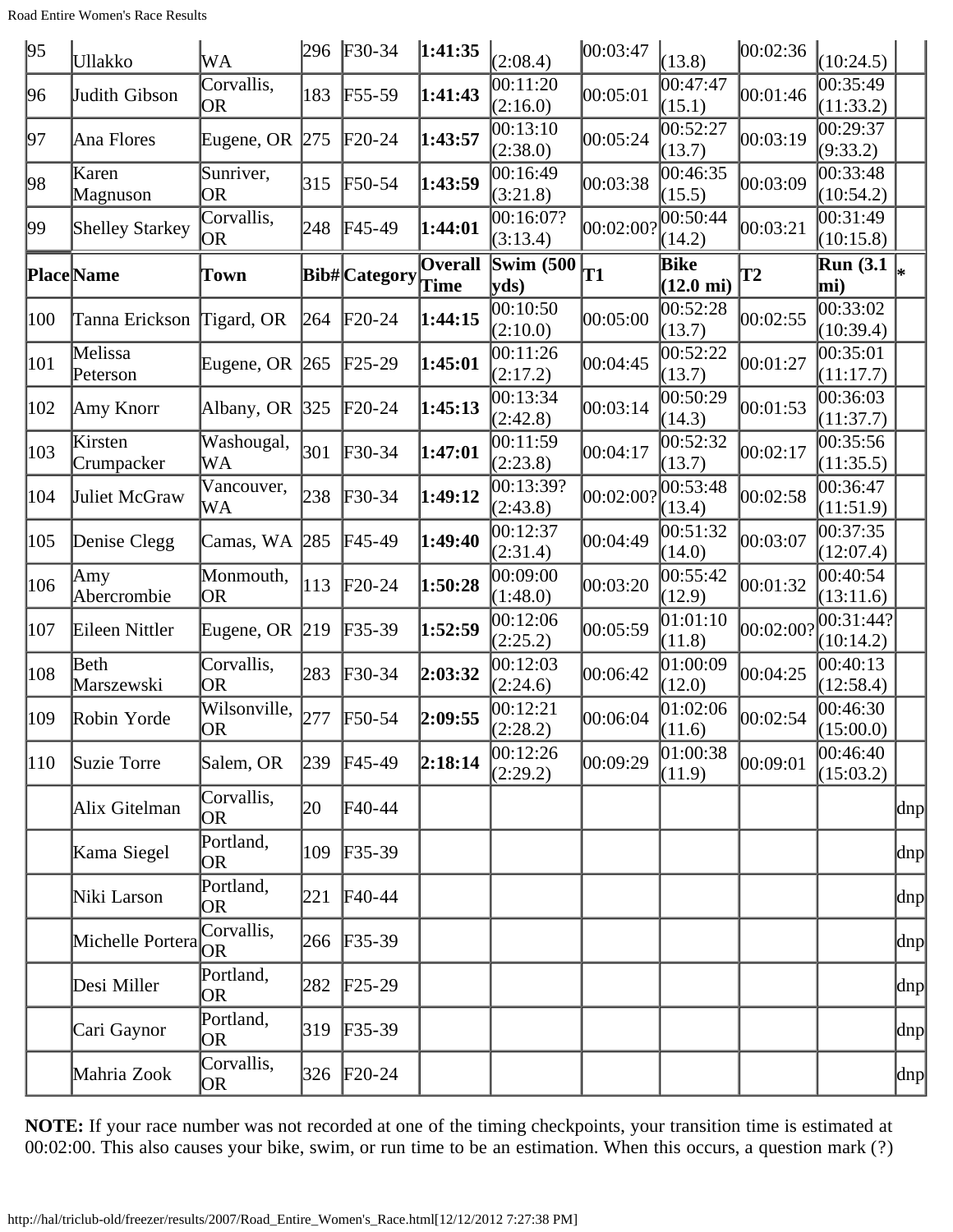| 95 | Ullakko | WA | 296 | F30-34 | **1:41:35** | (2:08.4) | 00:03:47 | (13.8) | 00:02:36 | (10:24.5) | |
|---|---|---|---|---|---|---|---|---|---|---|---|
| 96 | Judith Gibson | Corvallis, OR | 183 | F55-59 | **1:41:43** | 00:11:20 (2:16.0) | 00:05:01 | 00:47:47 (15.1) | 00:01:46 | 00:35:49 (11:33.2) | |
| 97 | Ana Flores | Eugene, OR | 275 | F20-24 | **1:43:57** | 00:13:10 (2:38.0) | 00:05:24 | 00:52:27 (13.7) | 00:03:19 | 00:29:37 (9:33.2) | |
| 98 | Karen Magnuson | Sunriver, OR | 315 | F50-54 | **1:43:59** | 00:16:49 (3:21.8) | 00:03:38 | 00:46:35 (15.5) | 00:03:09 | 00:33:48 (10:54.2) | |
| 99 | Shelley Starkey | Corvallis, OR | 248 | F45-49 | **1:44:01** | 00:16:07? (3:13.4) | 00:02:00? | 00:50:44 (14.2) | 00:03:21 | 00:31:49 (10:15.8) | |
| **Place** | **Name** | **Town** | **Bib#** | **Category** | **Overall Time** | **Swim (500 yds)** | **T1** | **Bike (12.0 mi)** | **T2** | **Run (3.1 mi)** | * |
| 100 | Tanna Erickson | Tigard, OR | 264 | F20-24 | **1:44:15** | 00:10:50 (2:10.0) | 00:05:00 | 00:52:28 (13.7) | 00:02:55 | 00:33:02 (10:39.4) | |
| 101 | Melissa Peterson | Eugene, OR | 265 | F25-29 | **1:45:01** | 00:11:26 (2:17.2) | 00:04:45 | 00:52:22 (13.7) | 00:01:27 | 00:35:01 (11:17.7) | |
| 102 | Amy Knorr | Albany, OR | 325 | F20-24 | **1:45:13** | 00:13:34 (2:42.8) | 00:03:14 | 00:50:29 (14.3) | 00:01:53 | 00:36:03 (11:37.7) | |
| 103 | Kirsten Crumpacker | Washougal, WA | 301 | F30-34 | **1:47:01** | 00:11:59 (2:23.8) | 00:04:17 | 00:52:32 (13.7) | 00:02:17 | 00:35:56 (11:35.5) | |
| 104 | Juliet McGraw | Vancouver, WA | 238 | F30-34 | **1:49:12** | 00:13:39? (2:43.8) | 00:02:00? | 00:53:48 (13.4) | 00:02:58 | 00:36:47 (11:51.9) | |
| 105 | Denise Clegg | Camas, WA | 285 | F45-49 | **1:49:40** | 00:12:37 (2:31.4) | 00:04:49 | 00:51:32 (14.0) | 00:03:07 | 00:37:35 (12:07.4) | |
| 106 | Amy Abercrombie | Monmouth, OR | 113 | F20-24 | **1:50:28** | 00:09:00 (1:48.0) | 00:03:20 | 00:55:42 (12.9) | 00:01:32 | 00:40:54 (13:11.6) | |
| 107 | Eileen Nittler | Eugene, OR | 219 | F35-39 | **1:52:59** | 00:12:06 (2:25.2) | 00:05:59 | 01:01:10 (11.8) | 00:02:00? | 00:31:44? (10:14.2) | |
| 108 | Beth Marszewski | Corvallis, OR | 283 | F30-34 | **2:03:32** | 00:12:03 (2:24.6) | 00:06:42 | 01:00:09 (12.0) | 00:04:25 | 00:40:13 (12:58.4) | |
| 109 | Robin Yorde | Wilsonville, OR | 277 | F50-54 | **2:09:55** | 00:12:21 (2:28.2) | 00:06:04 | 01:02:06 (11.6) | 00:02:54 | 00:46:30 (15:00.0) | |
| 110 | Suzie Torre | Salem, OR | 239 | F45-49 | **2:18:14** | 00:12:26 (2:29.2) | 00:09:29 | 01:00:38 (11.9) | 00:09:01 | 00:46:40 (15:03.2) | |
| | Alix Gitelman | Corvallis, OR | 20 | F40-44 | | | | | | | dnp |
| | Kama Siegel | Portland, OR | 109 | F35-39 | | | | | | | dnp |
| | Niki Larson | Portland, OR | 221 | F40-44 | | | | | | | dnp |
| | Michelle Portera | Corvallis, OR | 266 | F35-39 | | | | | | | dnp |
| | Desi Miller | Portland, OR | 282 | F25-29 | | | | | | | dnp |
| | Cari Gaynor | Portland, OR | 319 | F35-39 | | | | | | | dnp |
| | Mahria Zook | Corvallis, OR | 326 | F20-24 | | | | | | | dnp |

**NOTE:** If your race number was not recorded at one of the timing checkpoints, your transition time is estimated at 00:02:00. This also causes your bike, swim, or run time to be an estimation. When this occurs, a question mark (?)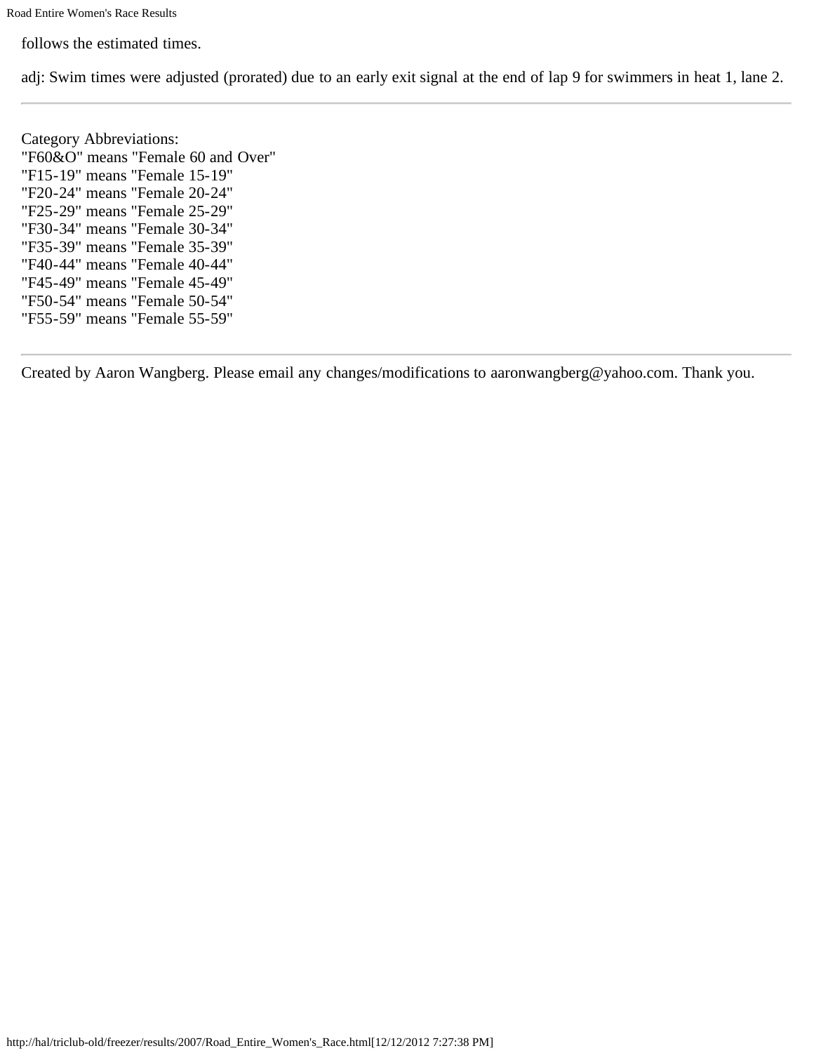follows the estimated times.

adj: Swim times were adjusted (prorated) due to an early exit signal at the end of lap 9 for swimmers in heat 1, lane 2.

---

Category Abbreviations:
"F60&O" means "Female 60 and Over"
"F15-19" means "Female 15-19"
"F20-24" means "Female 20-24"
"F25-29" means "Female 25-29"
"F30-34" means "Female 30-34"
"F35-39" means "Female 35-39"
"F40-44" means "Female 40-44"
"F45-49" means "Female 45-49"
"F50-54" means "Female 50-54"
"F55-59" means "Female 55-59"

---

Created by Aaron Wangberg. Please email any changes/modifications to aaronwangberg@yahoo.com. Thank you.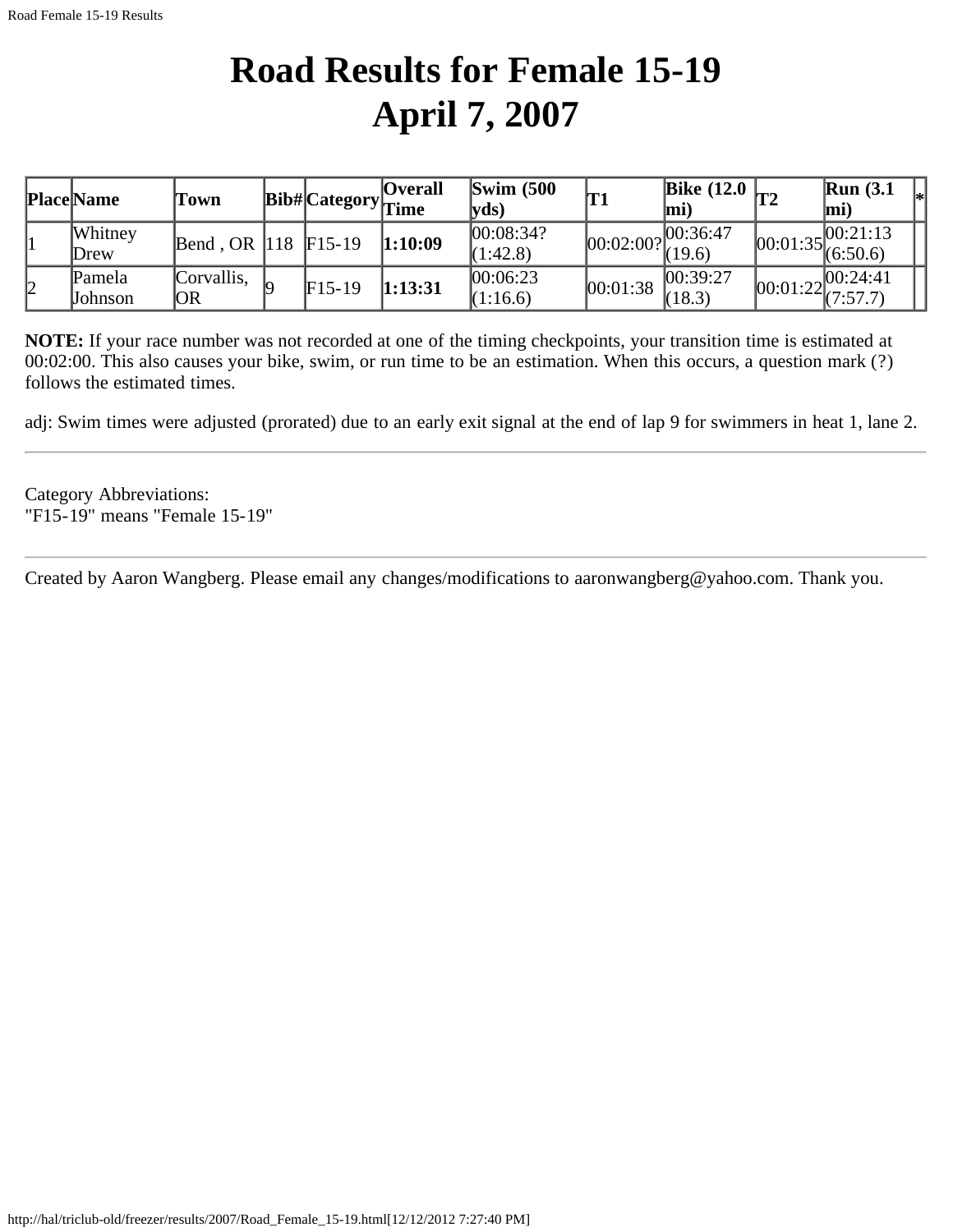# Road Results for Female 15-19
# April 7, 2007

| Place | Name | Town | Bib# | Category | Overall Time | Swim (500 yds) | T1 | Bike (12.0 mi) | T2 | Run (3.1 mi) | * |
|---|---|---|---|---|---|---|---|---|---|---|---|
| 1 | Whitney Drew | Bend , OR | 118 | F15-19 | **1:10:09** | 00:08:34? (1:42.8) | 00:02:00? | 00:36:47 (19.6) | 00:01:35 | 00:21:13 (6:50.6) | |
| 2 | Pamela Johnson | Corvallis, OR | 9 | F15-19 | **1:13:31** | 00:06:23 (1:16.6) | 00:01:38 | 00:39:27 (18.3) | 00:01:22 | 00:24:41 (7:57.7) | |

**NOTE:** If your race number was not recorded at one of the timing checkpoints, your transition time is estimated at 00:02:00. This also causes your bike, swim, or run time to be an estimation. When this occurs, a question mark (?) follows the estimated times.

adj: Swim times were adjusted (prorated) due to an early exit signal at the end of lap 9 for swimmers in heat 1, lane 2.

---

Category Abbreviations:
"F15-19" means "Female 15-19"

---

Created by Aaron Wangberg. Please email any changes/modifications to aaronwangberg@yahoo.com. Thank you.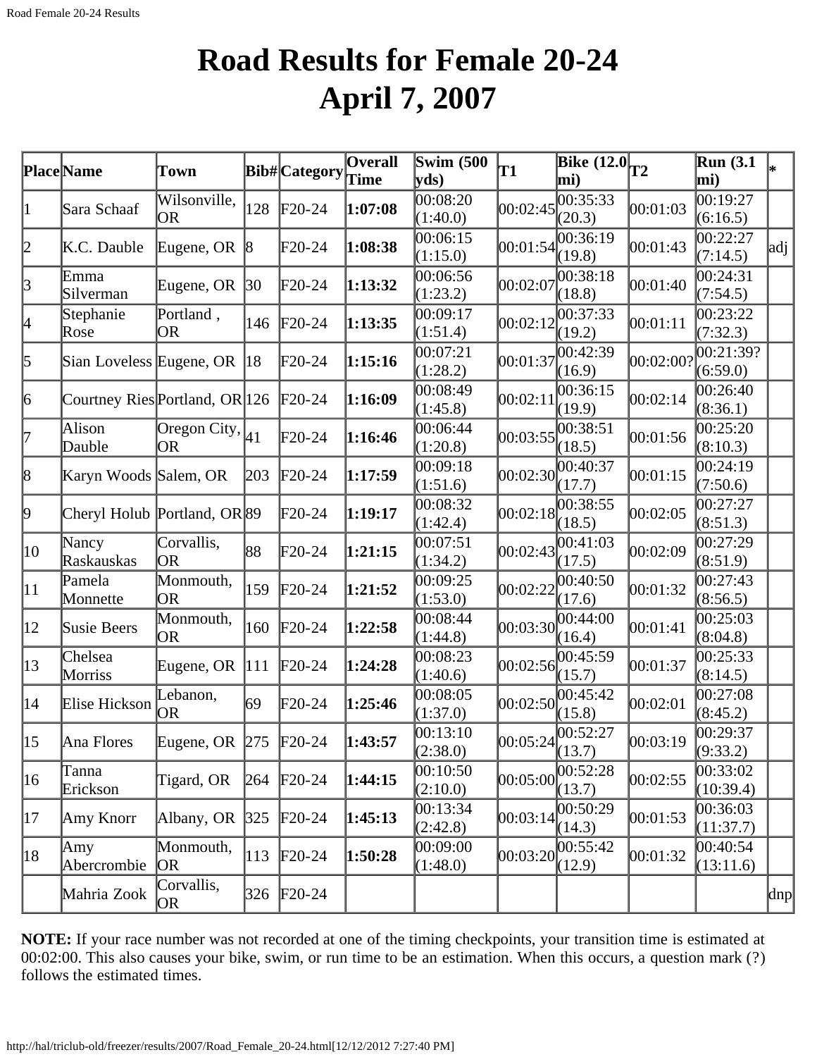# Road Results for Female 20-24
# April 7, 2007

| Place | Name | Town | Bib# | Category | Overall Time | Swim (500 yds) | T1 | Bike (12.0 mi) | T2 | Run (3.1 mi) | * |
|---|---|---|---|---|---|---|---|---|---|---|---|
| 1 | Sara Schaaf | Wilsonville, OR | 128 | F20-24 | **1:07:08** | 00:08:20 (1:40.0) | 00:02:45 | 00:35:33 (20.3) | 00:01:03 | 00:19:27 (6:16.5) | |
| 2 | K.C. Dauble | Eugene, OR | 8 | F20-24 | **1:08:38** | 00:06:15 (1:15.0) | 00:01:54 | 00:36:19 (19.8) | 00:01:43 | 00:22:27 (7:14.5) | adj |
| 3 | Emma Silverman | Eugene, OR | 30 | F20-24 | **1:13:32** | 00:06:56 (1:23.2) | 00:02:07 | 00:38:18 (18.8) | 00:01:40 | 00:24:31 (7:54.5) | |
| 4 | Stephanie Rose | Portland , OR | 146 | F20-24 | **1:13:35** | 00:09:17 (1:51.4) | 00:02:12 | 00:37:33 (19.2) | 00:01:11 | 00:23:22 (7:32.3) | |
| 5 | Sian Loveless | Eugene, OR | 18 | F20-24 | **1:15:16** | 00:07:21 (1:28.2) | 00:01:37 | 00:42:39 (16.9) | 00:02:00? | 00:21:39? (6:59.0) | |
| 6 | Courtney Ries | Portland, OR | 126 | F20-24 | **1:16:09** | 00:08:49 (1:45.8) | 00:02:11 | 00:36:15 (19.9) | 00:02:14 | 00:26:40 (8:36.1) | |
| 7 | Alison Dauble | Oregon City, OR | 41 | F20-24 | **1:16:46** | 00:06:44 (1:20.8) | 00:03:55 | 00:38:51 (18.5) | 00:01:56 | 00:25:20 (8:10.3) | |
| 8 | Karyn Woods | Salem, OR | 203 | F20-24 | **1:17:59** | 00:09:18 (1:51.6) | 00:02:30 | 00:40:37 (17.7) | 00:01:15 | 00:24:19 (7:50.6) | |
| 9 | Cheryl Holub | Portland, OR | 89 | F20-24 | **1:19:17** | 00:08:32 (1:42.4) | 00:02:18 | 00:38:55 (18.5) | 00:02:05 | 00:27:27 (8:51.3) | |
| 10 | Nancy Raskauskas | Corvallis, OR | 88 | F20-24 | **1:21:15** | 00:07:51 (1:34.2) | 00:02:43 | 00:41:03 (17.5) | 00:02:09 | 00:27:29 (8:51.9) | |
| 11 | Pamela Monnette | Monmouth, OR | 159 | F20-24 | **1:21:52** | 00:09:25 (1:53.0) | 00:02:22 | 00:40:50 (17.6) | 00:01:32 | 00:27:43 (8:56.5) | |
| 12 | Susie Beers | Monmouth, OR | 160 | F20-24 | **1:22:58** | 00:08:44 (1:44.8) | 00:03:30 | 00:44:00 (16.4) | 00:01:41 | 00:25:03 (8:04.8) | |
| 13 | Chelsea Morriss | Eugene, OR | 111 | F20-24 | **1:24:28** | 00:08:23 (1:40.6) | 00:02:56 | 00:45:59 (15.7) | 00:01:37 | 00:25:33 (8:14.5) | |
| 14 | Elise Hickson | Lebanon, OR | 69 | F20-24 | **1:25:46** | 00:08:05 (1:37.0) | 00:02:50 | 00:45:42 (15.8) | 00:02:01 | 00:27:08 (8:45.2) | |
| 15 | Ana Flores | Eugene, OR | 275 | F20-24 | **1:43:57** | 00:13:10 (2:38.0) | 00:05:24 | 00:52:27 (13.7) | 00:03:19 | 00:29:37 (9:33.2) | |
| 16 | Tanna Erickson | Tigard, OR | 264 | F20-24 | **1:44:15** | 00:10:50 (2:10.0) | 00:05:00 | 00:52:28 (13.7) | 00:02:55 | 00:33:02 (10:39.4) | |
| 17 | Amy Knorr | Albany, OR | 325 | F20-24 | **1:45:13** | 00:13:34 (2:42.8) | 00:03:14 | 00:50:29 (14.3) | 00:01:53 | 00:36:03 (11:37.7) | |
| 18 | Amy Abercrombie | Monmouth, OR | 113 | F20-24 | **1:50:28** | 00:09:00 (1:48.0) | 00:03:20 | 00:55:42 (12.9) | 00:01:32 | 00:40:54 (13:11.6) | |
| | Mahria Zook | Corvallis, OR | 326 | F20-24 | | | | | | | dnp |

**NOTE:** If your race number was not recorded at one of the timing checkpoints, your transition time is estimated at 00:02:00. This also causes your bike, swim, or run time to be an estimation. When this occurs, a question mark (?) follows the estimated times.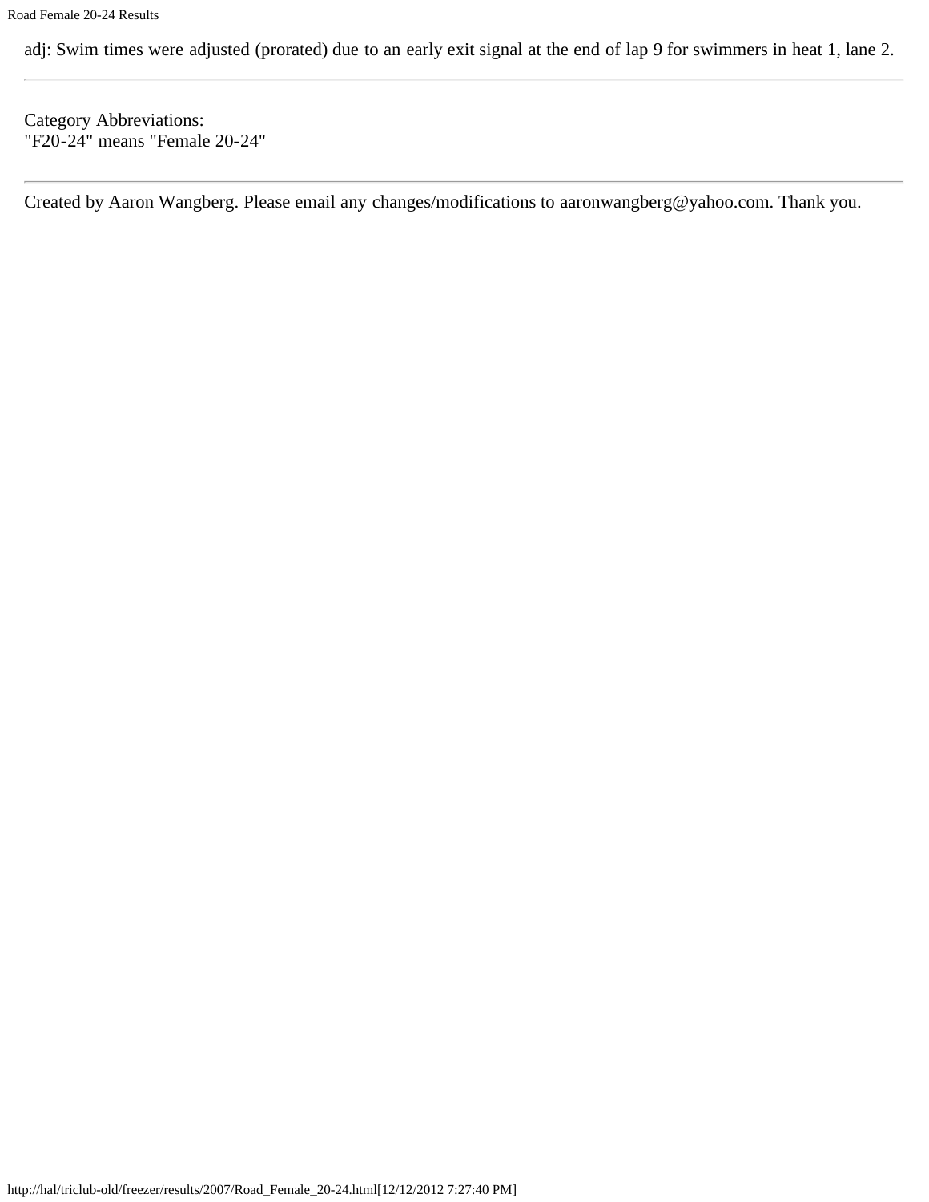adj: Swim times were adjusted (prorated) due to an early exit signal at the end of lap 9 for swimmers in heat 1, lane 2.

---

Category Abbreviations:
"F20-24" means "Female 20-24"

---

Created by Aaron Wangberg. Please email any changes/modifications to aaronwangberg@yahoo.com. Thank you.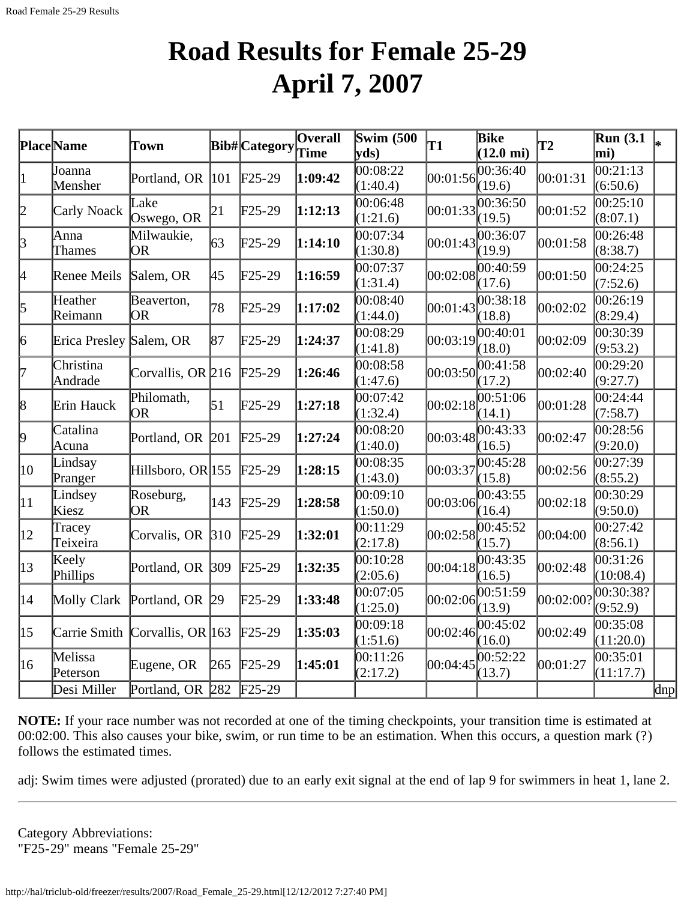# Road Results for Female 25-29
# April 7, 2007

| Place | Name | Town | Bib# | Category | Overall Time | Swim (500 yds) | T1 | Bike (12.0 mi) | T2 | Run (3.1 mi) | * |
|---|---|---|---|---|---|---|---|---|---|---|---|
| 1 | Joanna Mensher | Portland, OR | 101 | F25-29 | **1:09:42** | 00:08:22 (1:40.4) | 00:01:56 | 00:36:40 (19.6) | 00:01:31 | 00:21:13 (6:50.6) | |
| 2 | Carly Noack | Lake Oswego, OR | 21 | F25-29 | **1:12:13** | 00:06:48 (1:21.6) | 00:01:33 | 00:36:50 (19.5) | 00:01:52 | 00:25:10 (8:07.1) | |
| 3 | Anna Thames | Milwaukie, OR | 63 | F25-29 | **1:14:10** | 00:07:34 (1:30.8) | 00:01:43 | 00:36:07 (19.9) | 00:01:58 | 00:26:48 (8:38.7) | |
| 4 | Renee Meils | Salem, OR | 45 | F25-29 | **1:16:59** | 00:07:37 (1:31.4) | 00:02:08 | 00:40:59 (17.6) | 00:01:50 | 00:24:25 (7:52.6) | |
| 5 | Heather Reimann | Beaverton, OR | 78 | F25-29 | **1:17:02** | 00:08:40 (1:44.0) | 00:01:43 | 00:38:18 (18.8) | 00:02:02 | 00:26:19 (8:29.4) | |
| 6 | Erica Presley | Salem, OR | 87 | F25-29 | **1:24:37** | 00:08:29 (1:41.8) | 00:03:19 | 00:40:01 (18.0) | 00:02:09 | 00:30:39 (9:53.2) | |
| 7 | Christina Andrade | Corvallis, OR | 216 | F25-29 | **1:26:46** | 00:08:58 (1:47.6) | 00:03:50 | 00:41:58 (17.2) | 00:02:40 | 00:29:20 (9:27.7) | |
| 8 | Erin Hauck | Philomath, OR | 51 | F25-29 | **1:27:18** | 00:07:42 (1:32.4) | 00:02:18 | 00:51:06 (14.1) | 00:01:28 | 00:24:44 (7:58.7) | |
| 9 | Catalina Acuna | Portland, OR | 201 | F25-29 | **1:27:24** | 00:08:20 (1:40.0) | 00:03:48 | 00:43:33 (16.5) | 00:02:47 | 00:28:56 (9:20.0) | |
| 10 | Lindsay Pranger | Hillsboro, OR | 155 | F25-29 | **1:28:15** | 00:08:35 (1:43.0) | 00:03:37 | 00:45:28 (15.8) | 00:02:56 | 00:27:39 (8:55.2) | |
| 11 | Lindsey Kiesz | Roseburg, OR | 143 | F25-29 | **1:28:58** | 00:09:10 (1:50.0) | 00:03:06 | 00:43:55 (16.4) | 00:02:18 | 00:30:29 (9:50.0) | |
| 12 | Tracey Teixeira | Corvalis, OR | 310 | F25-29 | **1:32:01** | 00:11:29 (2:17.8) | 00:02:58 | 00:45:52 (15.7) | 00:04:00 | 00:27:42 (8:56.1) | |
| 13 | Keely Phillips | Portland, OR | 309 | F25-29 | **1:32:35** | 00:10:28 (2:05.6) | 00:04:18 | 00:43:35 (16.5) | 00:02:48 | 00:31:26 (10:08.4) | |
| 14 | Molly Clark | Portland, OR | 29 | F25-29 | **1:33:48** | 00:07:05 (1:25.0) | 00:02:06 | 00:51:59 (13.9) | 00:02:00? | 00:30:38? (9:52.9) | |
| 15 | Carrie Smith | Corvallis, OR | 163 | F25-29 | **1:35:03** | 00:09:18 (1:51.6) | 00:02:46 | 00:45:02 (16.0) | 00:02:49 | 00:35:08 (11:20.0) | |
| 16 | Melissa Peterson | Eugene, OR | 265 | F25-29 | **1:45:01** | 00:11:26 (2:17.2) | 00:04:45 | 00:52:22 (13.7) | 00:01:27 | 00:35:01 (11:17.7) | |
| | Desi Miller | Portland, OR | 282 | F25-29 | | | | | | | dnp |

**NOTE:** If your race number was not recorded at one of the timing checkpoints, your transition time is estimated at 00:02:00. This also causes your bike, swim, or run time to be an estimation. When this occurs, a question mark (?) follows the estimated times.

adj: Swim times were adjusted (prorated) due to an early exit signal at the end of lap 9 for swimmers in heat 1, lane 2.

---

Category Abbreviations:
"F25-29" means "Female 25-29"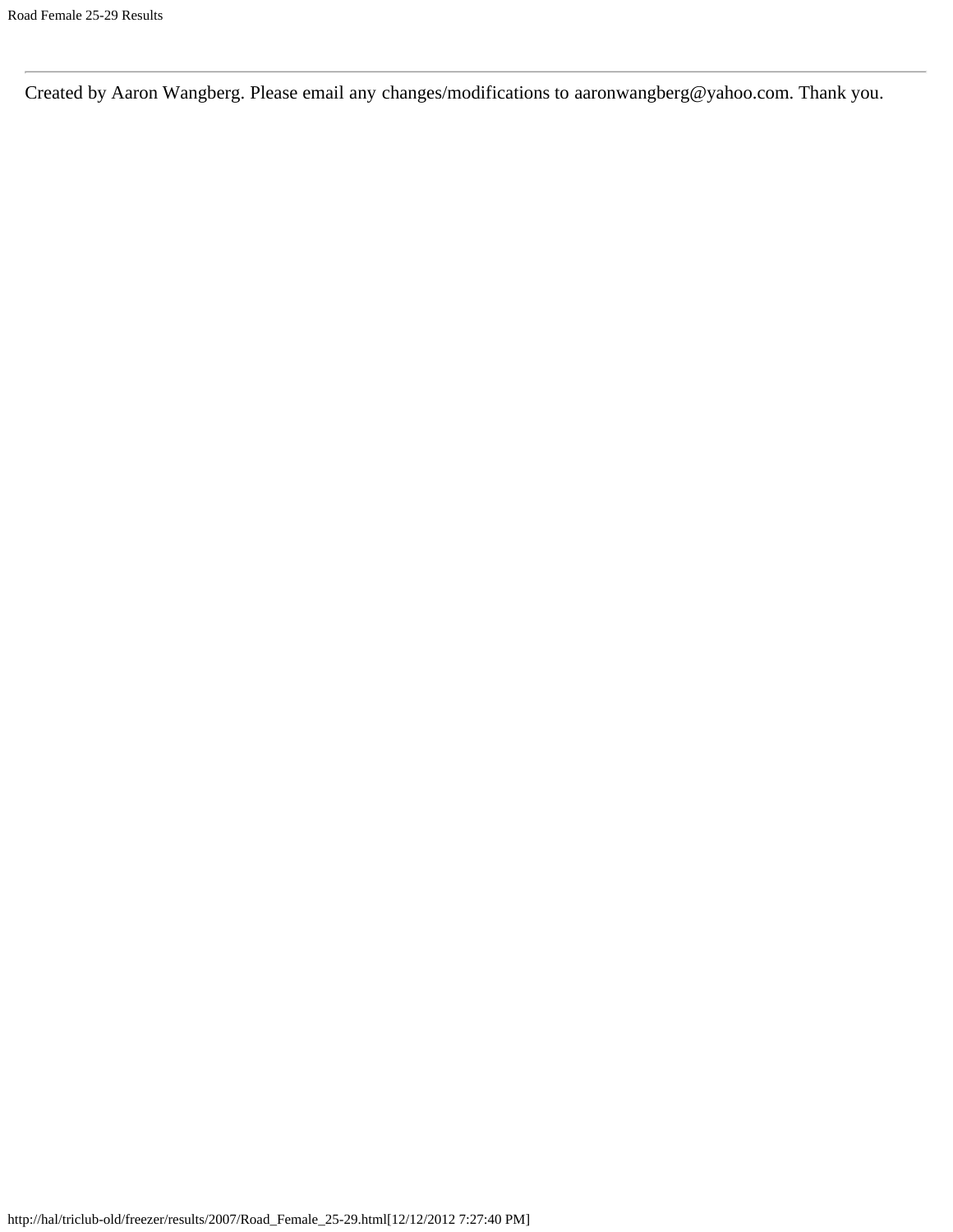---

Created by Aaron Wangberg. Please email any changes/modifications to aaronwangberg@yahoo.com. Thank you.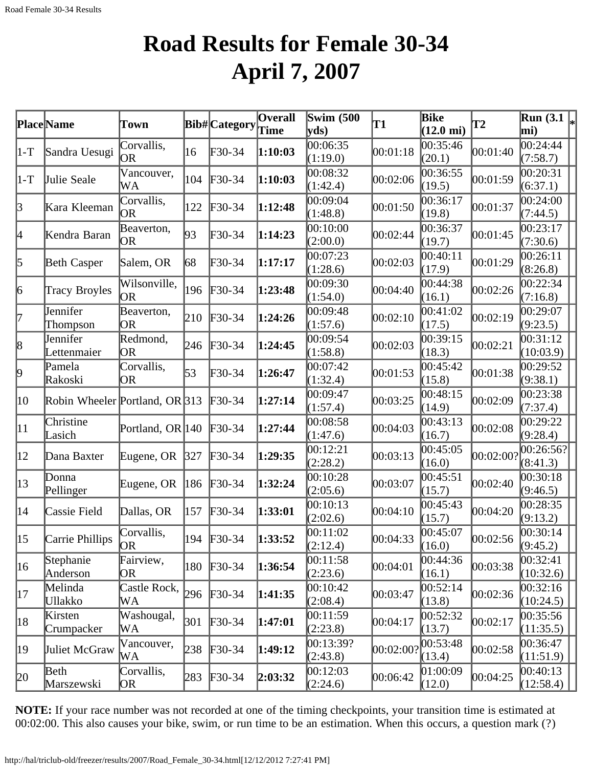# Road Results for Female 30-34
# April 7, 2007

| Place | Name | Town | Bib# | Category | Overall Time | Swim (500 yds) | T1 | Bike (12.0 mi) | T2 | Run (3.1 mi) | * |
|---|---|---|---|---|---|---|---|---|---|---|---|
| 1-T | Sandra Uesugi | Corvallis, OR | 16 | F30-34 | **1:10:03** | 00:06:35 (1:19.0) | 00:01:18 | 00:35:46 (20.1) | 00:01:40 | 00:24:44 (7:58.7) | |
| 1-T | Julie Seale | Vancouver, WA | 104 | F30-34 | **1:10:03** | 00:08:32 (1:42.4) | 00:02:06 | 00:36:55 (19.5) | 00:01:59 | 00:20:31 (6:37.1) | |
| 3 | Kara Kleeman | Corvallis, OR | 122 | F30-34 | **1:12:48** | 00:09:04 (1:48.8) | 00:01:50 | 00:36:17 (19.8) | 00:01:37 | 00:24:00 (7:44.5) | |
| 4 | Kendra Baran | Beaverton, OR | 93 | F30-34 | **1:14:23** | 00:10:00 (2:00.0) | 00:02:44 | 00:36:37 (19.7) | 00:01:45 | 00:23:17 (7:30.6) | |
| 5 | Beth Casper | Salem, OR | 68 | F30-34 | **1:17:17** | 00:07:23 (1:28.6) | 00:02:03 | 00:40:11 (17.9) | 00:01:29 | 00:26:11 (8:26.8) | |
| 6 | Tracy Broyles | Wilsonville, OR | 196 | F30-34 | **1:23:48** | 00:09:30 (1:54.0) | 00:04:40 | 00:44:38 (16.1) | 00:02:26 | 00:22:34 (7:16.8) | |
| 7 | Jennifer Thompson | Beaverton, OR | 210 | F30-34 | **1:24:26** | 00:09:48 (1:57.6) | 00:02:10 | 00:41:02 (17.5) | 00:02:19 | 00:29:07 (9:23.5) | |
| 8 | Jennifer Lettenmaier | Redmond, OR | 246 | F30-34 | **1:24:45** | 00:09:54 (1:58.8) | 00:02:03 | 00:39:15 (18.3) | 00:02:21 | 00:31:12 (10:03.9) | |
| 9 | Pamela Rakoski | Corvallis, OR | 53 | F30-34 | **1:26:47** | 00:07:42 (1:32.4) | 00:01:53 | 00:45:42 (15.8) | 00:01:38 | 00:29:52 (9:38.1) | |
| 10 | Robin Wheeler | Portland, OR | 313 | F30-34 | **1:27:14** | 00:09:47 (1:57.4) | 00:03:25 | 00:48:15 (14.9) | 00:02:09 | 00:23:38 (7:37.4) | |
| 11 | Christine Lasich | Portland, OR | 140 | F30-34 | **1:27:44** | 00:08:58 (1:47.6) | 00:04:03 | 00:43:13 (16.7) | 00:02:08 | 00:29:22 (9:28.4) | |
| 12 | Dana Baxter | Eugene, OR | 327 | F30-34 | **1:29:35** | 00:12:21 (2:28.2) | 00:03:13 | 00:45:05 (16.0) | 00:02:00? | 00:26:56? (8:41.3) | |
| 13 | Donna Pellinger | Eugene, OR | 186 | F30-34 | **1:32:24** | 00:10:28 (2:05.6) | 00:03:07 | 00:45:51 (15.7) | 00:02:40 | 00:30:18 (9:46.5) | |
| 14 | Cassie Field | Dallas, OR | 157 | F30-34 | **1:33:01** | 00:10:13 (2:02.6) | 00:04:10 | 00:45:43 (15.7) | 00:04:20 | 00:28:35 (9:13.2) | |
| 15 | Carrie Phillips | Corvallis, OR | 194 | F30-34 | **1:33:52** | 00:11:02 (2:12.4) | 00:04:33 | 00:45:07 (16.0) | 00:02:56 | 00:30:14 (9:45.2) | |
| 16 | Stephanie Anderson | Fairview, OR | 180 | F30-34 | **1:36:54** | 00:11:58 (2:23.6) | 00:04:01 | 00:44:36 (16.1) | 00:03:38 | 00:32:41 (10:32.6) | |
| 17 | Melinda Ullakko | Castle Rock, WA | 296 | F30-34 | **1:41:35** | 00:10:42 (2:08.4) | 00:03:47 | 00:52:14 (13.8) | 00:02:36 | 00:32:16 (10:24.5) | |
| 18 | Kirsten Crumpacker | Washougal, WA | 301 | F30-34 | **1:47:01** | 00:11:59 (2:23.8) | 00:04:17 | 00:52:32 (13.7) | 00:02:17 | 00:35:56 (11:35.5) | |
| 19 | Juliet McGraw | Vancouver, WA | 238 | F30-34 | **1:49:12** | 00:13:39? (2:43.8) | 00:02:00? | 00:53:48 (13.4) | 00:02:58 | 00:36:47 (11:51.9) | |
| 20 | Beth Marszewski | Corvallis, OR | 283 | F30-34 | **2:03:32** | 00:12:03 (2:24.6) | 00:06:42 | 01:00:09 (12.0) | 00:04:25 | 00:40:13 (12:58.4) | |

**NOTE:** If your race number was not recorded at one of the timing checkpoints, your transition time is estimated at 00:02:00. This also causes your bike, swim, or run time to be an estimation. When this occurs, a question mark (?)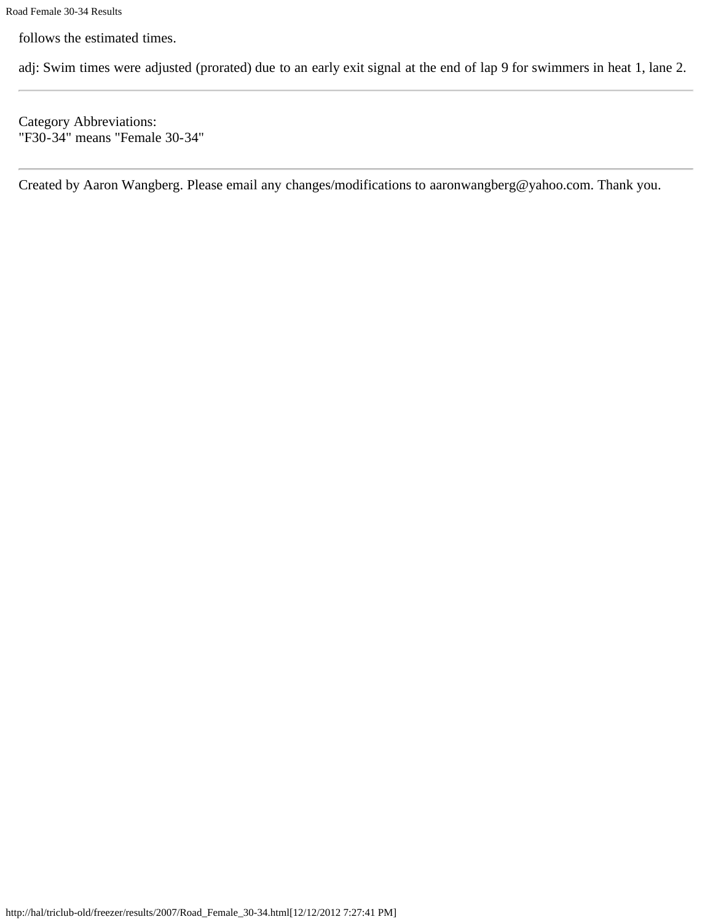follows the estimated times.

adj: Swim times were adjusted (prorated) due to an early exit signal at the end of lap 9 for swimmers in heat 1, lane 2.

---

Category Abbreviations:
"F30-34" means "Female 30-34"

---

Created by Aaron Wangberg. Please email any changes/modifications to aaronwangberg@yahoo.com. Thank you.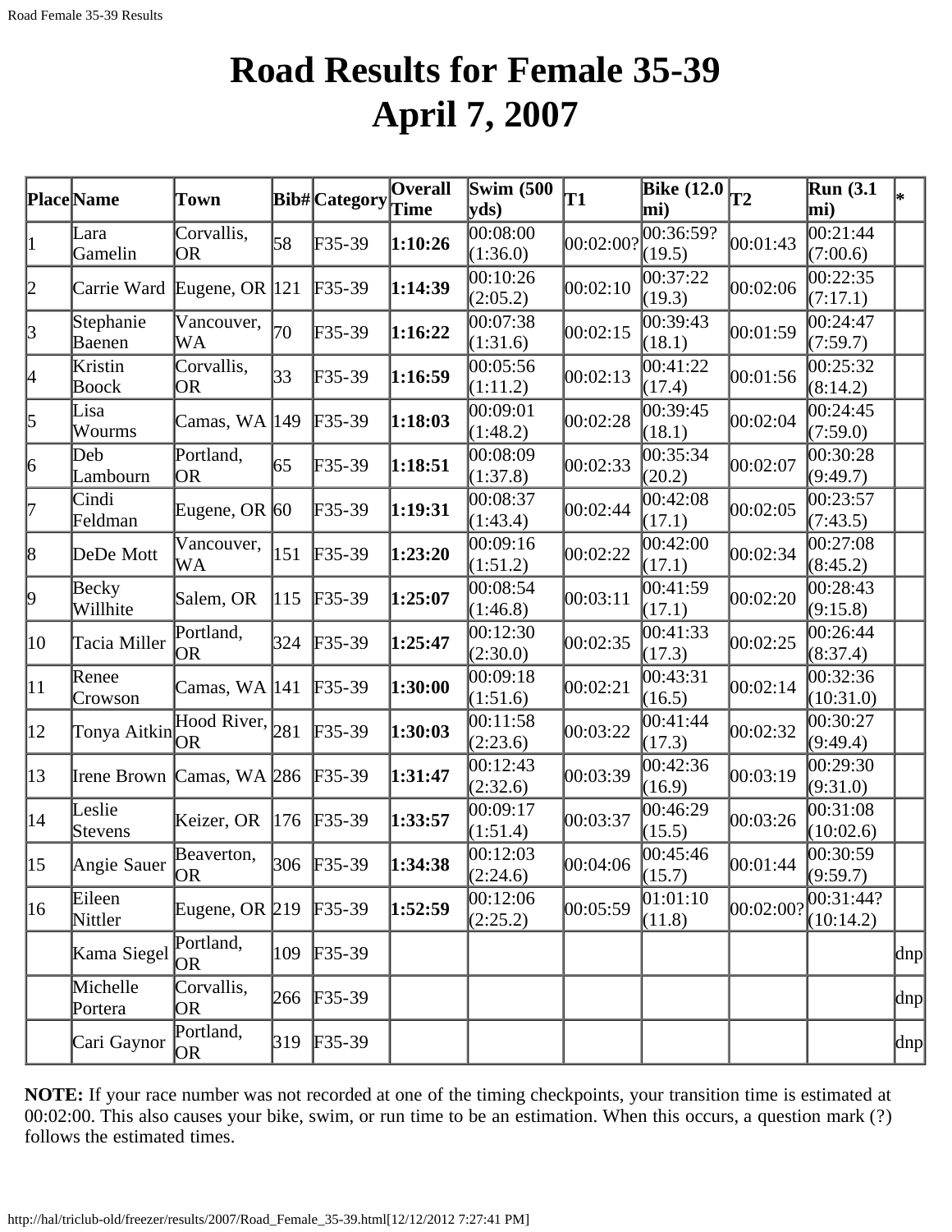# Road Results for Female 35-39
# April 7, 2007

| Place | Name | Town | Bib# | Category | Overall Time | Swim (500 yds) | T1 | Bike (12.0 mi) | T2 | Run (3.1 mi) | * |
|---|---|---|---|---|---|---|---|---|---|---|---|
| 1 | Lara Gamelin | Corvallis, OR | 58 | F35-39 | **1:10:26** | 00:08:00 (1:36.0) | 00:02:00? | 00:36:59? (19.5) | 00:01:43 | 00:21:44 (7:00.6) | |
| 2 | Carrie Ward | Eugene, OR | 121 | F35-39 | **1:14:39** | 00:10:26 (2:05.2) | 00:02:10 | 00:37:22 (19.3) | 00:02:06 | 00:22:35 (7:17.1) | |
| 3 | Stephanie Baenen | Vancouver, WA | 70 | F35-39 | **1:16:22** | 00:07:38 (1:31.6) | 00:02:15 | 00:39:43 (18.1) | 00:01:59 | 00:24:47 (7:59.7) | |
| 4 | Kristin Boock | Corvallis, OR | 33 | F35-39 | **1:16:59** | 00:05:56 (1:11.2) | 00:02:13 | 00:41:22 (17.4) | 00:01:56 | 00:25:32 (8:14.2) | |
| 5 | Lisa Wourms | Camas, WA | 149 | F35-39 | **1:18:03** | 00:09:01 (1:48.2) | 00:02:28 | 00:39:45 (18.1) | 00:02:04 | 00:24:45 (7:59.0) | |
| 6 | Deb Lambourn | Portland, OR | 65 | F35-39 | **1:18:51** | 00:08:09 (1:37.8) | 00:02:33 | 00:35:34 (20.2) | 00:02:07 | 00:30:28 (9:49.7) | |
| 7 | Cindi Feldman | Eugene, OR | 60 | F35-39 | **1:19:31** | 00:08:37 (1:43.4) | 00:02:44 | 00:42:08 (17.1) | 00:02:05 | 00:23:57 (7:43.5) | |
| 8 | DeDe Mott | Vancouver, WA | 151 | F35-39 | **1:23:20** | 00:09:16 (1:51.2) | 00:02:22 | 00:42:00 (17.1) | 00:02:34 | 00:27:08 (8:45.2) | |
| 9 | Becky Willhite | Salem, OR | 115 | F35-39 | **1:25:07** | 00:08:54 (1:46.8) | 00:03:11 | 00:41:59 (17.1) | 00:02:20 | 00:28:43 (9:15.8) | |
| 10 | Tacia Miller | Portland, OR | 324 | F35-39 | **1:25:47** | 00:12:30 (2:30.0) | 00:02:35 | 00:41:33 (17.3) | 00:02:25 | 00:26:44 (8:37.4) | |
| 11 | Renee Crowson | Camas, WA | 141 | F35-39 | **1:30:00** | 00:09:18 (1:51.6) | 00:02:21 | 00:43:31 (16.5) | 00:02:14 | 00:32:36 (10:31.0) | |
| 12 | Tonya Aitkin | Hood River, OR | 281 | F35-39 | **1:30:03** | 00:11:58 (2:23.6) | 00:03:22 | 00:41:44 (17.3) | 00:02:32 | 00:30:27 (9:49.4) | |
| 13 | Irene Brown | Camas, WA | 286 | F35-39 | **1:31:47** | 00:12:43 (2:32.6) | 00:03:39 | 00:42:36 (16.9) | 00:03:19 | 00:29:30 (9:31.0) | |
| 14 | Leslie Stevens | Keizer, OR | 176 | F35-39 | **1:33:57** | 00:09:17 (1:51.4) | 00:03:37 | 00:46:29 (15.5) | 00:03:26 | 00:31:08 (10:02.6) | |
| 15 | Angie Sauer | Beaverton, OR | 306 | F35-39 | **1:34:38** | 00:12:03 (2:24.6) | 00:04:06 | 00:45:46 (15.7) | 00:01:44 | 00:30:59 (9:59.7) | |
| 16 | Eileen Nittler | Eugene, OR | 219 | F35-39 | **1:52:59** | 00:12:06 (2:25.2) | 00:05:59 | 01:01:10 (11.8) | 00:02:00? | 00:31:44? (10:14.2) | |
| | Kama Siegel | Portland, OR | 109 | F35-39 | | | | | | | dnp |
| | Michelle Portera | Corvallis, OR | 266 | F35-39 | | | | | | | dnp |
| | Cari Gaynor | Portland, OR | 319 | F35-39 | | | | | | | dnp |

**NOTE:** If your race number was not recorded at one of the timing checkpoints, your transition time is estimated at 00:02:00. This also causes your bike, swim, or run time to be an estimation. When this occurs, a question mark (?) follows the estimated times.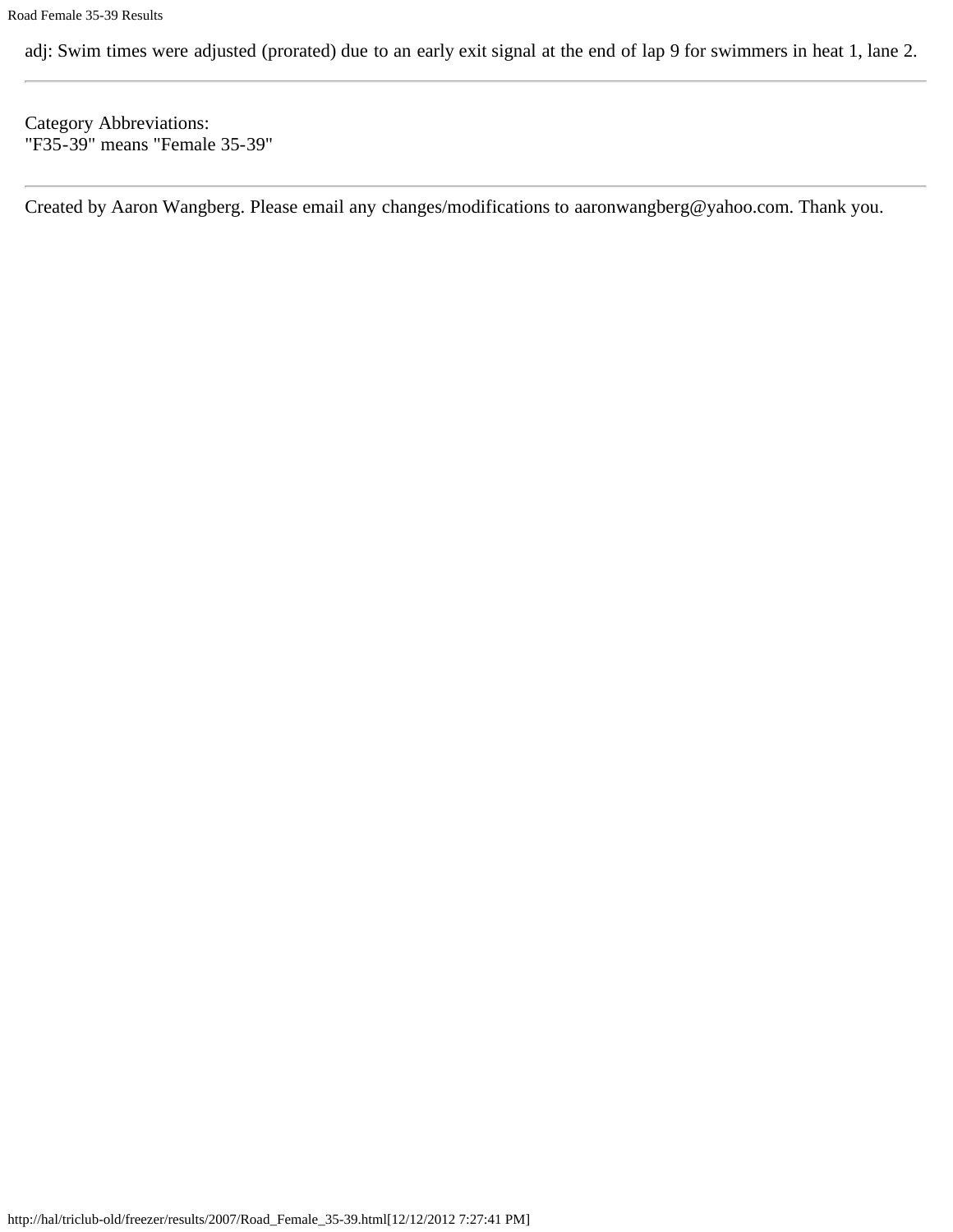adj: Swim times were adjusted (prorated) due to an early exit signal at the end of lap 9 for swimmers in heat 1, lane 2.

---

Category Abbreviations:
"F35-39" means "Female 35-39"

---

Created by Aaron Wangberg. Please email any changes/modifications to aaronwangberg@yahoo.com. Thank you.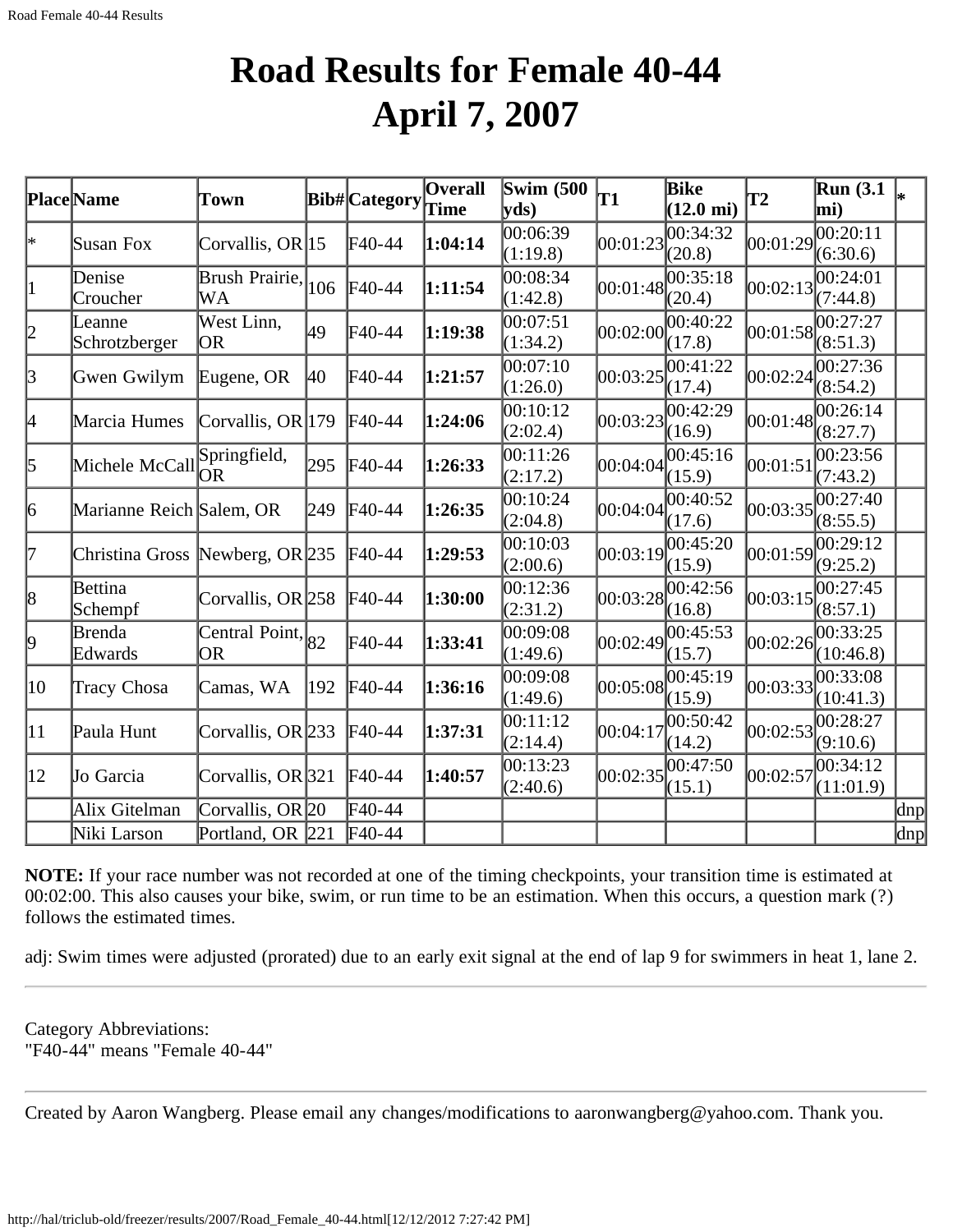# Road Results for Female 40-44
# April 7, 2007

| Place | Name | Town | Bib# | Category | Overall Time | Swim (500 yds) | T1 | Bike (12.0 mi) | T2 | Run (3.1 mi) | * |
|---|---|---|---|---|---|---|---|---|---|---|---|
| * | Susan Fox | Corvallis, OR | 15 | F40-44 | **1:04:14** | 00:06:39 (1:19.8) | 00:01:23 | 00:34:32 (20.8) | 00:01:29 | 00:20:11 (6:30.6) | |
| 1 | Denise Croucher | Brush Prairie, WA | 106 | F40-44 | **1:11:54** | 00:08:34 (1:42.8) | 00:01:48 | 00:35:18 (20.4) | 00:02:13 | 00:24:01 (7:44.8) | |
| 2 | Leanne Schrotzberger | West Linn, OR | 49 | F40-44 | **1:19:38** | 00:07:51 (1:34.2) | 00:02:00 | 00:40:22 (17.8) | 00:01:58 | 00:27:27 (8:51.3) | |
| 3 | Gwen Gwilym | Eugene, OR | 40 | F40-44 | **1:21:57** | 00:07:10 (1:26.0) | 00:03:25 | 00:41:22 (17.4) | 00:02:24 | 00:27:36 (8:54.2) | |
| 4 | Marcia Humes | Corvallis, OR | 179 | F40-44 | **1:24:06** | 00:10:12 (2:02.4) | 00:03:23 | 00:42:29 (16.9) | 00:01:48 | 00:26:14 (8:27.7) | |
| 5 | Michele McCall | Springfield, OR | 295 | F40-44 | **1:26:33** | 00:11:26 (2:17.2) | 00:04:04 | 00:45:16 (15.9) | 00:01:51 | 00:23:56 (7:43.2) | |
| 6 | Marianne Reich | Salem, OR | 249 | F40-44 | **1:26:35** | 00:10:24 (2:04.8) | 00:04:04 | 00:40:52 (17.6) | 00:03:35 | 00:27:40 (8:55.5) | |
| 7 | Christina Gross | Newberg, OR | 235 | F40-44 | **1:29:53** | 00:10:03 (2:00.6) | 00:03:19 | 00:45:20 (15.9) | 00:01:59 | 00:29:12 (9:25.2) | |
| 8 | Bettina Schempf | Corvallis, OR | 258 | F40-44 | **1:30:00** | 00:12:36 (2:31.2) | 00:03:28 | 00:42:56 (16.8) | 00:03:15 | 00:27:45 (8:57.1) | |
| 9 | Brenda Edwards | Central Point, OR | 82 | F40-44 | **1:33:41** | 00:09:08 (1:49.6) | 00:02:49 | 00:45:53 (15.7) | 00:02:26 | 00:33:25 (10:46.8) | |
| 10 | Tracy Chosa | Camas, WA | 192 | F40-44 | **1:36:16** | 00:09:08 (1:49.6) | 00:05:08 | 00:45:19 (15.9) | 00:03:33 | 00:33:08 (10:41.3) | |
| 11 | Paula Hunt | Corvallis, OR | 233 | F40-44 | **1:37:31** | 00:11:12 (2:14.4) | 00:04:17 | 00:50:42 (14.2) | 00:02:53 | 00:28:27 (9:10.6) | |
| 12 | Jo Garcia | Corvallis, OR | 321 | F40-44 | **1:40:57** | 00:13:23 (2:40.6) | 00:02:35 | 00:47:50 (15.1) | 00:02:57 | 00:34:12 (11:01.9) | |
| | Alix Gitelman | Corvallis, OR | 20 | F40-44 | | | | | | | dnp |
| | Niki Larson | Portland, OR | 221 | F40-44 | | | | | | | dnp |

**NOTE:** If your race number was not recorded at one of the timing checkpoints, your transition time is estimated at 00:02:00. This also causes your bike, swim, or run time to be an estimation. When this occurs, a question mark (?) follows the estimated times.

adj: Swim times were adjusted (prorated) due to an early exit signal at the end of lap 9 for swimmers in heat 1, lane 2.

---

Category Abbreviations:
"F40-44" means "Female 40-44"

---

Created by Aaron Wangberg. Please email any changes/modifications to aaronwangberg@yahoo.com. Thank you.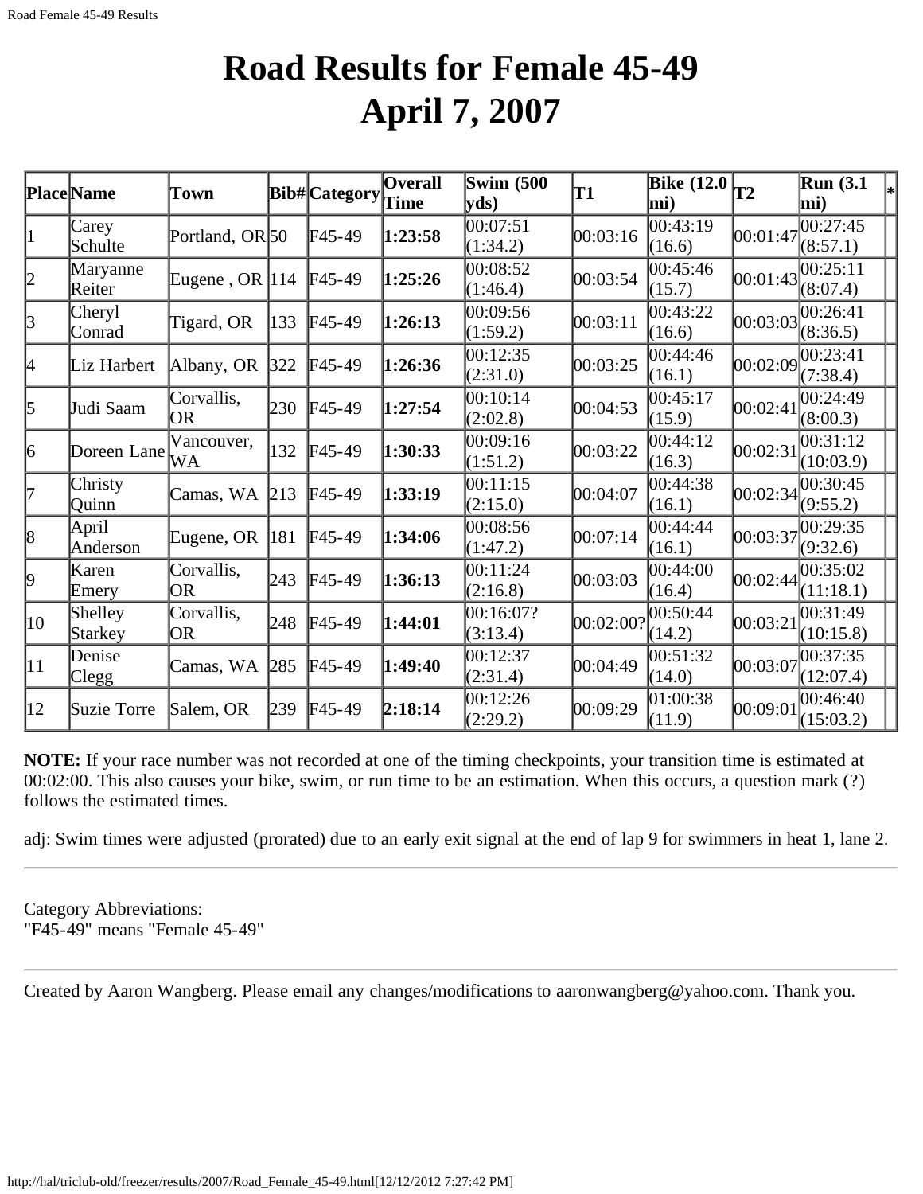# Road Results for Female 45-49
# April 7, 2007

| Place | Name | Town | Bib# | Category | Overall Time | Swim (500 yds) | T1 | Bike (12.0 mi) | T2 | Run (3.1 mi) | * |
|---|---|---|---|---|---|---|---|---|---|---|---|
| 1 | Carey Schulte | Portland, OR | 50 | F45-49 | **1:23:58** | 00:07:51 (1:34.2) | 00:03:16 | 00:43:19 (16.6) | 00:01:47 | 00:27:45 (8:57.1) | |
| 2 | Maryanne Reiter | Eugene , OR | 114 | F45-49 | **1:25:26** | 00:08:52 (1:46.4) | 00:03:54 | 00:45:46 (15.7) | 00:01:43 | 00:25:11 (8:07.4) | |
| 3 | Cheryl Conrad | Tigard, OR | 133 | F45-49 | **1:26:13** | 00:09:56 (1:59.2) | 00:03:11 | 00:43:22 (16.6) | 00:03:03 | 00:26:41 (8:36.5) | |
| 4 | Liz Harbert | Albany, OR | 322 | F45-49 | **1:26:36** | 00:12:35 (2:31.0) | 00:03:25 | 00:44:46 (16.1) | 00:02:09 | 00:23:41 (7:38.4) | |
| 5 | Judi Saam | Corvallis, OR | 230 | F45-49 | **1:27:54** | 00:10:14 (2:02.8) | 00:04:53 | 00:45:17 (15.9) | 00:02:41 | 00:24:49 (8:00.3) | |
| 6 | Doreen Lane | Vancouver, WA | 132 | F45-49 | **1:30:33** | 00:09:16 (1:51.2) | 00:03:22 | 00:44:12 (16.3) | 00:02:31 | 00:31:12 (10:03.9) | |
| 7 | Christy Quinn | Camas, WA | 213 | F45-49 | **1:33:19** | 00:11:15 (2:15.0) | 00:04:07 | 00:44:38 (16.1) | 00:02:34 | 00:30:45 (9:55.2) | |
| 8 | April Anderson | Eugene, OR | 181 | F45-49 | **1:34:06** | 00:08:56 (1:47.2) | 00:07:14 | 00:44:44 (16.1) | 00:03:37 | 00:29:35 (9:32.6) | |
| 9 | Karen Emery | Corvallis, OR | 243 | F45-49 | **1:36:13** | 00:11:24 (2:16.8) | 00:03:03 | 00:44:00 (16.4) | 00:02:44 | 00:35:02 (11:18.1) | |
| 10 | Shelley Starkey | Corvallis, OR | 248 | F45-49 | **1:44:01** | 00:16:07? (3:13.4) | 00:02:00? | 00:50:44 (14.2) | 00:03:21 | 00:31:49 (10:15.8) | |
| 11 | Denise Clegg | Camas, WA | 285 | F45-49 | **1:49:40** | 00:12:37 (2:31.4) | 00:04:49 | 00:51:32 (14.0) | 00:03:07 | 00:37:35 (12:07.4) | |
| 12 | Suzie Torre | Salem, OR | 239 | F45-49 | **2:18:14** | 00:12:26 (2:29.2) | 00:09:29 | 01:00:38 (11.9) | 00:09:01 | 00:46:40 (15:03.2) | |

**NOTE:** If your race number was not recorded at one of the timing checkpoints, your transition time is estimated at 00:02:00. This also causes your bike, swim, or run time to be an estimation. When this occurs, a question mark (?) follows the estimated times.

adj: Swim times were adjusted (prorated) due to an early exit signal at the end of lap 9 for swimmers in heat 1, lane 2.

---

Category Abbreviations:
"F45-49" means "Female 45-49"

---

Created by Aaron Wangberg. Please email any changes/modifications to aaronwangberg@yahoo.com. Thank you.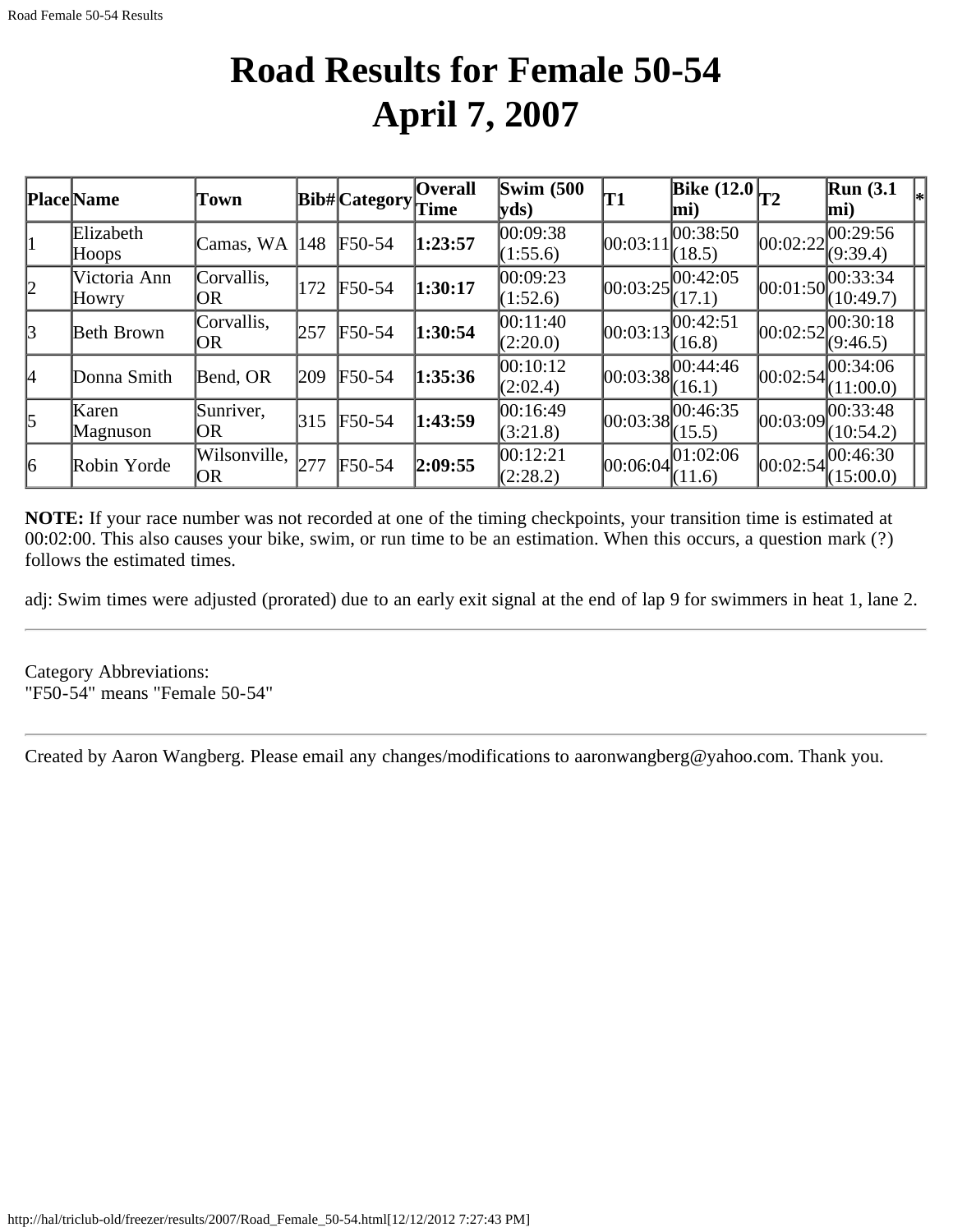# Road Results for Female 50-54
# April 7, 2007

| Place | Name | Town | Bib# | Category | Overall Time | Swim (500 yds) | T1 | Bike (12.0 mi) | T2 | Run (3.1 mi) | * |
|---|---|---|---|---|---|---|---|---|---|---|---|
| 1 | Elizabeth Hoops | Camas, WA | 148 | F50-54 | **1:23:57** | 00:09:38 (1:55.6) | 00:03:11 | 00:38:50 (18.5) | 00:02:22 | 00:29:56 (9:39.4) | |
| 2 | Victoria Ann Howry | Corvallis, OR | 172 | F50-54 | **1:30:17** | 00:09:23 (1:52.6) | 00:03:25 | 00:42:05 (17.1) | 00:01:50 | 00:33:34 (10:49.7) | |
| 3 | Beth Brown | Corvallis, OR | 257 | F50-54 | **1:30:54** | 00:11:40 (2:20.0) | 00:03:13 | 00:42:51 (16.8) | 00:02:52 | 00:30:18 (9:46.5) | |
| 4 | Donna Smith | Bend, OR | 209 | F50-54 | **1:35:36** | 00:10:12 (2:02.4) | 00:03:38 | 00:44:46 (16.1) | 00:02:54 | 00:34:06 (11:00.0) | |
| 5 | Karen Magnuson | Sunriver, OR | 315 | F50-54 | **1:43:59** | 00:16:49 (3:21.8) | 00:03:38 | 00:46:35 (15.5) | 00:03:09 | 00:33:48 (10:54.2) | |
| 6 | Robin Yorde | Wilsonville, OR | 277 | F50-54 | **2:09:55** | 00:12:21 (2:28.2) | 00:06:04 | 01:02:06 (11.6) | 00:02:54 | 00:46:30 (15:00.0) | |

**NOTE:** If your race number was not recorded at one of the timing checkpoints, your transition time is estimated at 00:02:00. This also causes your bike, swim, or run time to be an estimation. When this occurs, a question mark (?) follows the estimated times.

adj: Swim times were adjusted (prorated) due to an early exit signal at the end of lap 9 for swimmers in heat 1, lane 2.

---

Category Abbreviations:
"F50-54" means "Female 50-54"

---

Created by Aaron Wangberg. Please email any changes/modifications to aaronwangberg@yahoo.com. Thank you.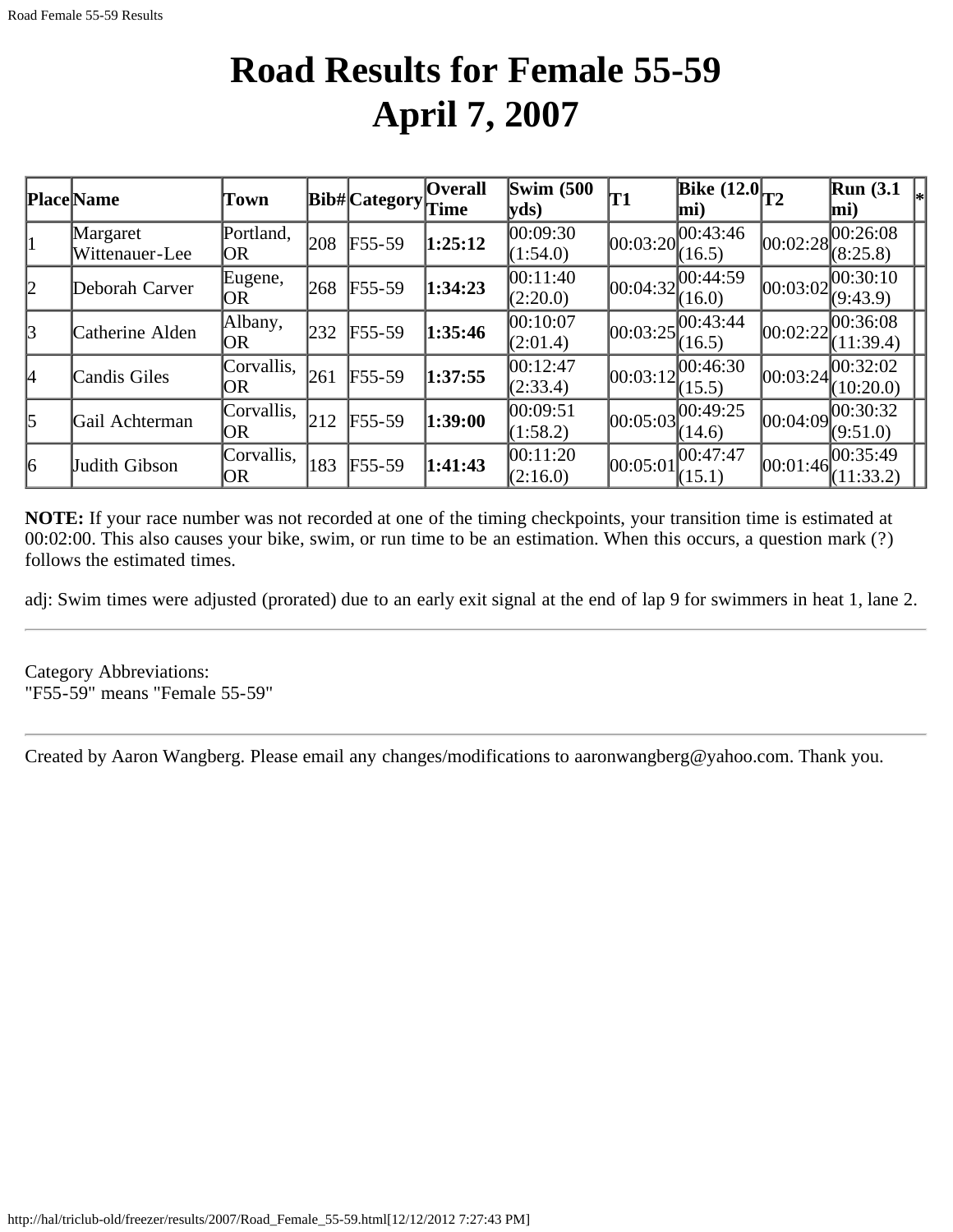# Road Results for Female 55-59
# April 7, 2007

| Place | Name | Town | Bib# | Category | Overall Time | Swim (500 yds) | T1 | Bike (12.0 mi) | T2 | Run (3.1 mi) | * |
|---|---|---|---|---|---|---|---|---|---|---|---|
| 1 | Margaret Wittenauer-Lee | Portland, OR | 208 | F55-59 | **1:25:12** | 00:09:30 (1:54.0) | 00:03:20 | 00:43:46 (16.5) | 00:02:28 | 00:26:08 (8:25.8) | |
| 2 | Deborah Carver | Eugene, OR | 268 | F55-59 | **1:34:23** | 00:11:40 (2:20.0) | 00:04:32 | 00:44:59 (16.0) | 00:03:02 | 00:30:10 (9:43.9) | |
| 3 | Catherine Alden | Albany, OR | 232 | F55-59 | **1:35:46** | 00:10:07 (2:01.4) | 00:03:25 | 00:43:44 (16.5) | 00:02:22 | 00:36:08 (11:39.4) | |
| 4 | Candis Giles | Corvallis, OR | 261 | F55-59 | **1:37:55** | 00:12:47 (2:33.4) | 00:03:12 | 00:46:30 (15.5) | 00:03:24 | 00:32:02 (10:20.0) | |
| 5 | Gail Achterman | Corvallis, OR | 212 | F55-59 | **1:39:00** | 00:09:51 (1:58.2) | 00:05:03 | 00:49:25 (14.6) | 00:04:09 | 00:30:32 (9:51.0) | |
| 6 | Judith Gibson | Corvallis, OR | 183 | F55-59 | **1:41:43** | 00:11:20 (2:16.0) | 00:05:01 | 00:47:47 (15.1) | 00:01:46 | 00:35:49 (11:33.2) | |

**NOTE:** If your race number was not recorded at one of the timing checkpoints, your transition time is estimated at 00:02:00. This also causes your bike, swim, or run time to be an estimation. When this occurs, a question mark (?) follows the estimated times.

adj: Swim times were adjusted (prorated) due to an early exit signal at the end of lap 9 for swimmers in heat 1, lane 2.

---

Category Abbreviations:
"F55-59" means "Female 55-59"

---

Created by Aaron Wangberg. Please email any changes/modifications to aaronwangberg@yahoo.com. Thank you.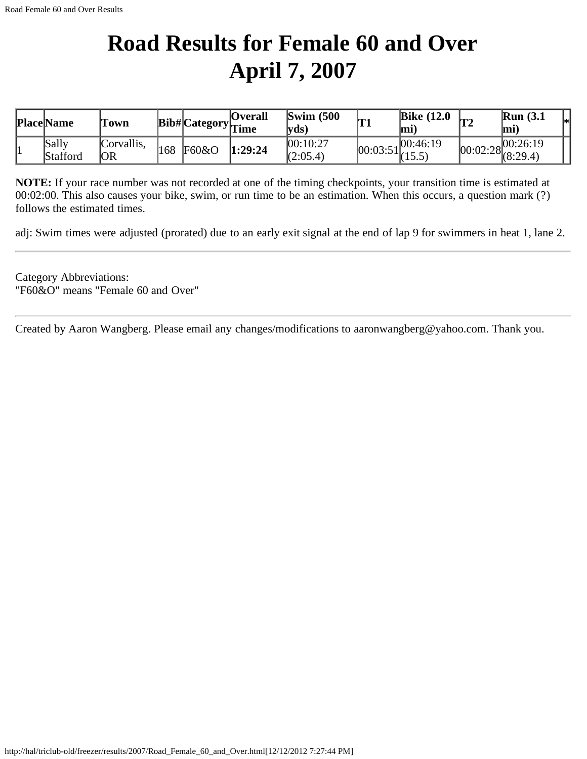# Road Results for Female 60 and Over
# April 7, 2007

| Place | Name | Town | Bib# | Category | Overall Time | Swim (500 yds) | T1 | Bike (12.0 mi) | T2 | Run (3.1 mi) | * |
|---|---|---|---|---|---|---|---|---|---|---|---|
| 1 | Sally Stafford | Corvallis, OR | 168 | F60&O | **1:29:24** | 00:10:27 (2:05.4) | 00:03:51 | 00:46:19 (15.5) | 00:02:28 | 00:26:19 (8:29.4) | |

**NOTE:** If your race number was not recorded at one of the timing checkpoints, your transition time is estimated at 00:02:00. This also causes your bike, swim, or run time to be an estimation. When this occurs, a question mark (?) follows the estimated times.

adj: Swim times were adjusted (prorated) due to an early exit signal at the end of lap 9 for swimmers in heat 1, lane 2.

---

Category Abbreviations:
"F60&O" means "Female 60 and Over"

---

Created by Aaron Wangberg. Please email any changes/modifications to aaronwangberg@yahoo.com. Thank you.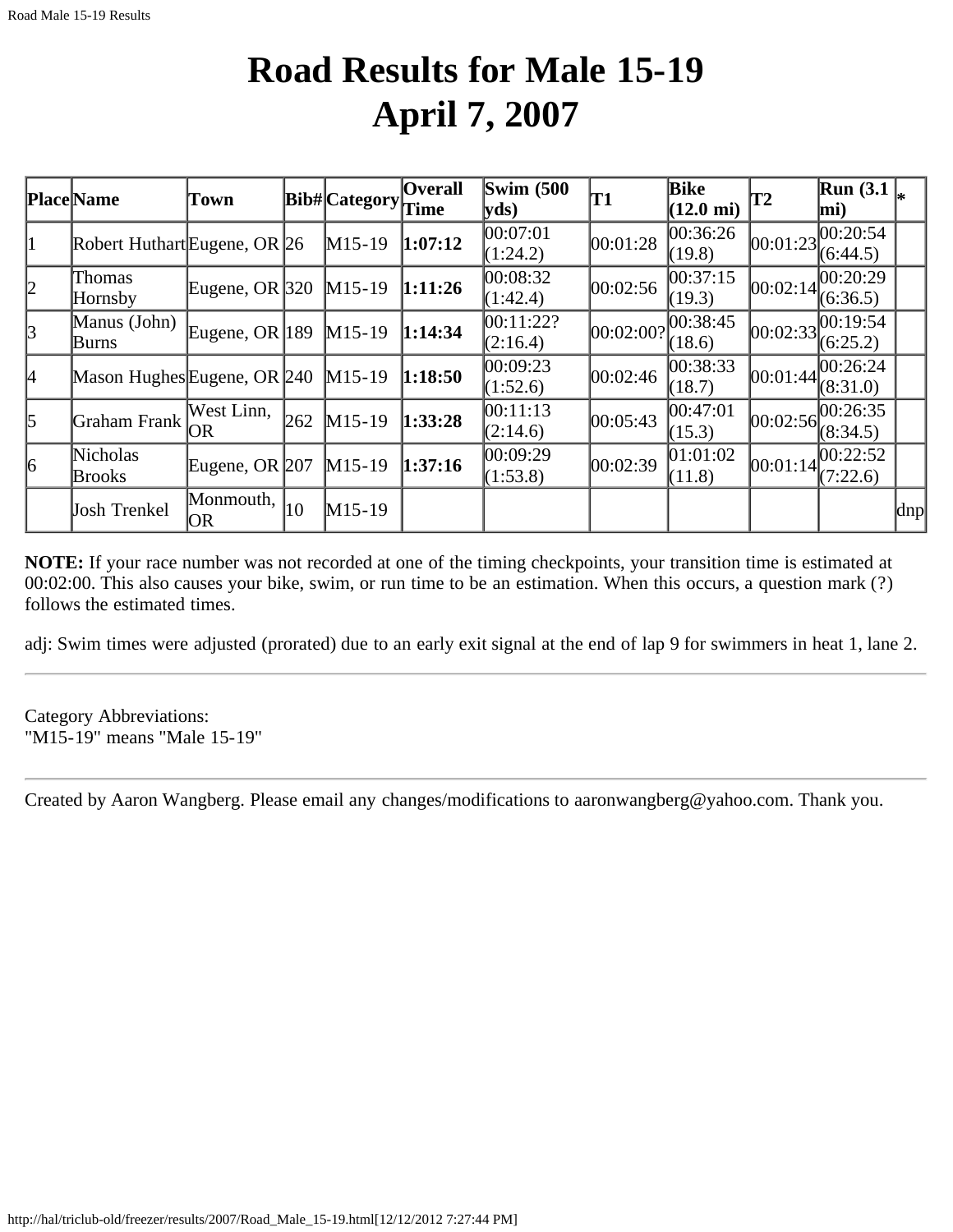# Road Results for Male 15-19
# April 7, 2007

| Place | Name | Town | Bib# | Category | Overall Time | Swim (500 yds) | T1 | Bike (12.0 mi) | T2 | Run (3.1 mi) | * |
|---|---|---|---|---|---|---|---|---|---|---|---|
| 1 | Robert Huthart | Eugene, OR | 26 | M15-19 | **1:07:12** | 00:07:01 (1:24.2) | 00:01:28 | 00:36:26 (19.8) | 00:01:23 | 00:20:54 (6:44.5) | |
| 2 | Thomas Hornsby | Eugene, OR | 320 | M15-19 | **1:11:26** | 00:08:32 (1:42.4) | 00:02:56 | 00:37:15 (19.3) | 00:02:14 | 00:20:29 (6:36.5) | |
| 3 | Manus (John) Burns | Eugene, OR | 189 | M15-19 | **1:14:34** | 00:11:22? (2:16.4) | 00:02:00? | 00:38:45 (18.6) | 00:02:33 | 00:19:54 (6:25.2) | |
| 4 | Mason Hughes | Eugene, OR | 240 | M15-19 | **1:18:50** | 00:09:23 (1:52.6) | 00:02:46 | 00:38:33 (18.7) | 00:01:44 | 00:26:24 (8:31.0) | |
| 5 | Graham Frank | West Linn, OR | 262 | M15-19 | **1:33:28** | 00:11:13 (2:14.6) | 00:05:43 | 00:47:01 (15.3) | 00:02:56 | 00:26:35 (8:34.5) | |
| 6 | Nicholas Brooks | Eugene, OR | 207 | M15-19 | **1:37:16** | 00:09:29 (1:53.8) | 00:02:39 | 01:01:02 (11.8) | 00:01:14 | 00:22:52 (7:22.6) | |
| | Josh Trenkel | Monmouth, OR | 10 | M15-19 | | | | | | | dnp |

**NOTE:** If your race number was not recorded at one of the timing checkpoints, your transition time is estimated at 00:02:00. This also causes your bike, swim, or run time to be an estimation. When this occurs, a question mark (?) follows the estimated times.

adj: Swim times were adjusted (prorated) due to an early exit signal at the end of lap 9 for swimmers in heat 1, lane 2.

---

Category Abbreviations:
"M15-19" means "Male 15-19"

---

Created by Aaron Wangberg. Please email any changes/modifications to aaronwangberg@yahoo.com. Thank you.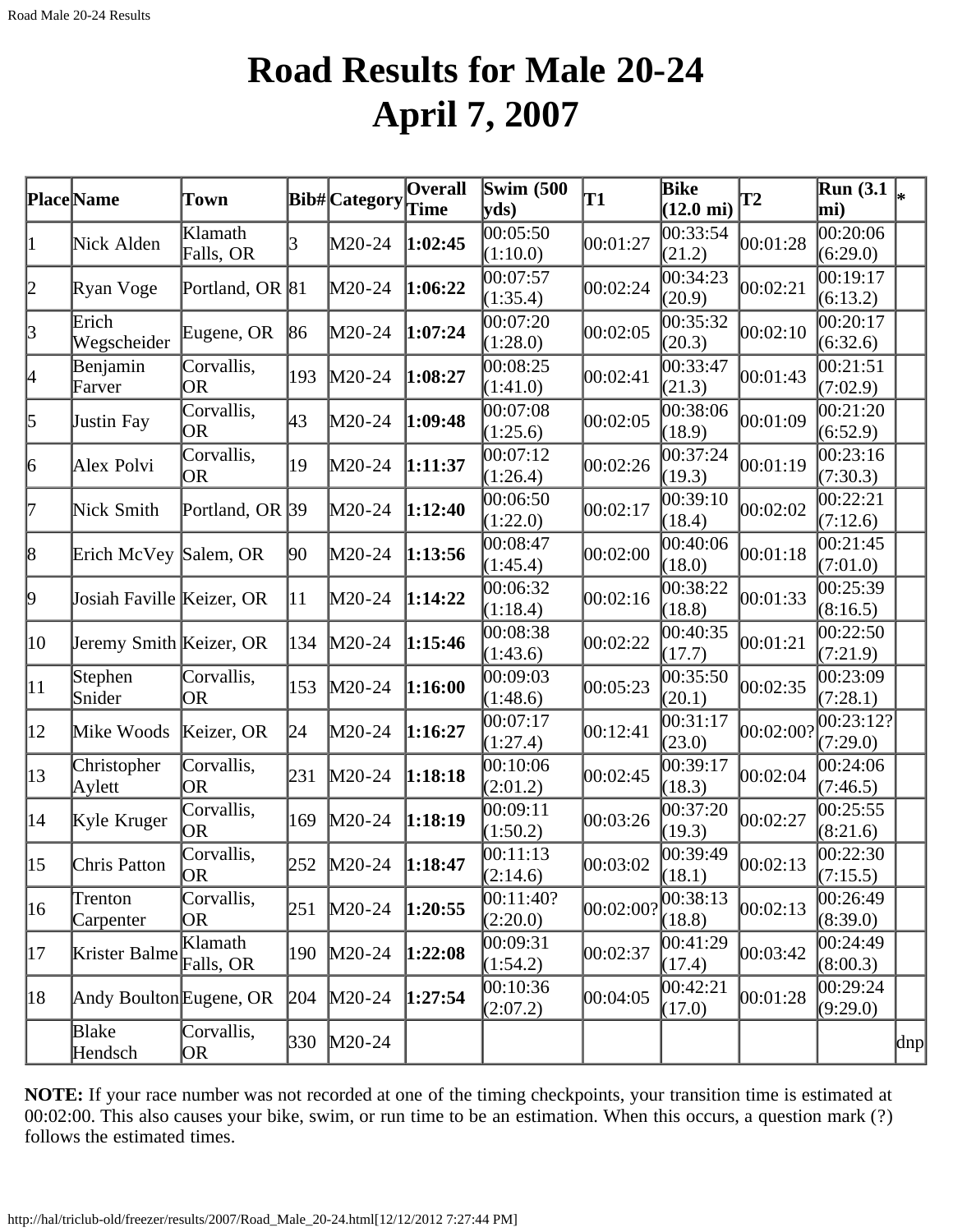# Road Results for Male 20-24
# April 7, 2007

| Place | Name | Town | Bib# | Category | Overall Time | Swim (500 yds) | T1 | Bike (12.0 mi) | T2 | Run (3.1 mi) | * |
|---|---|---|---|---|---|---|---|---|---|---|---|
| 1 | Nick Alden | Klamath Falls, OR | 3 | M20-24 | **1:02:45** | 00:05:50 (1:10.0) | 00:01:27 | 00:33:54 (21.2) | 00:01:28 | 00:20:06 (6:29.0) | |
| 2 | Ryan Voge | Portland, OR | 81 | M20-24 | **1:06:22** | 00:07:57 (1:35.4) | 00:02:24 | 00:34:23 (20.9) | 00:02:21 | 00:19:17 (6:13.2) | |
| 3 | Erich Wegscheider | Eugene, OR | 86 | M20-24 | **1:07:24** | 00:07:20 (1:28.0) | 00:02:05 | 00:35:32 (20.3) | 00:02:10 | 00:20:17 (6:32.6) | |
| 4 | Benjamin Farver | Corvallis, OR | 193 | M20-24 | **1:08:27** | 00:08:25 (1:41.0) | 00:02:41 | 00:33:47 (21.3) | 00:01:43 | 00:21:51 (7:02.9) | |
| 5 | Justin Fay | Corvallis, OR | 43 | M20-24 | **1:09:48** | 00:07:08 (1:25.6) | 00:02:05 | 00:38:06 (18.9) | 00:01:09 | 00:21:20 (6:52.9) | |
| 6 | Alex Polvi | Corvallis, OR | 19 | M20-24 | **1:11:37** | 00:07:12 (1:26.4) | 00:02:26 | 00:37:24 (19.3) | 00:01:19 | 00:23:16 (7:30.3) | |
| 7 | Nick Smith | Portland, OR | 39 | M20-24 | **1:12:40** | 00:06:50 (1:22.0) | 00:02:17 | 00:39:10 (18.4) | 00:02:02 | 00:22:21 (7:12.6) | |
| 8 | Erich McVey | Salem, OR | 90 | M20-24 | **1:13:56** | 00:08:47 (1:45.4) | 00:02:00 | 00:40:06 (18.0) | 00:01:18 | 00:21:45 (7:01.0) | |
| 9 | Josiah Faville | Keizer, OR | 11 | M20-24 | **1:14:22** | 00:06:32 (1:18.4) | 00:02:16 | 00:38:22 (18.8) | 00:01:33 | 00:25:39 (8:16.5) | |
| 10 | Jeremy Smith | Keizer, OR | 134 | M20-24 | **1:15:46** | 00:08:38 (1:43.6) | 00:02:22 | 00:40:35 (17.7) | 00:01:21 | 00:22:50 (7:21.9) | |
| 11 | Stephen Snider | Corvallis, OR | 153 | M20-24 | **1:16:00** | 00:09:03 (1:48.6) | 00:05:23 | 00:35:50 (20.1) | 00:02:35 | 00:23:09 (7:28.1) | |
| 12 | Mike Woods | Keizer, OR | 24 | M20-24 | **1:16:27** | 00:07:17 (1:27.4) | 00:12:41 | 00:31:17 (23.0) | 00:02:00? | 00:23:12? (7:29.0) | |
| 13 | Christopher Aylett | Corvallis, OR | 231 | M20-24 | **1:18:18** | 00:10:06 (2:01.2) | 00:02:45 | 00:39:17 (18.3) | 00:02:04 | 00:24:06 (7:46.5) | |
| 14 | Kyle Kruger | Corvallis, OR | 169 | M20-24 | **1:18:19** | 00:09:11 (1:50.2) | 00:03:26 | 00:37:20 (19.3) | 00:02:27 | 00:25:55 (8:21.6) | |
| 15 | Chris Patton | Corvallis, OR | 252 | M20-24 | **1:18:47** | 00:11:13 (2:14.6) | 00:03:02 | 00:39:49 (18.1) | 00:02:13 | 00:22:30 (7:15.5) | |
| 16 | Trenton Carpenter | Corvallis, OR | 251 | M20-24 | **1:20:55** | 00:11:40? (2:20.0) | 00:02:00? | 00:38:13 (18.8) | 00:02:13 | 00:26:49 (8:39.0) | |
| 17 | Krister Balme | Klamath Falls, OR | 190 | M20-24 | **1:22:08** | 00:09:31 (1:54.2) | 00:02:37 | 00:41:29 (17.4) | 00:03:42 | 00:24:49 (8:00.3) | |
| 18 | Andy Boulton | Eugene, OR | 204 | M20-24 | **1:27:54** | 00:10:36 (2:07.2) | 00:04:05 | 00:42:21 (17.0) | 00:01:28 | 00:29:24 (9:29.0) | |
| | Blake Hendsch | Corvallis, OR | 330 | M20-24 | | | | | | | dnp |

**NOTE:** If your race number was not recorded at one of the timing checkpoints, your transition time is estimated at 00:02:00. This also causes your bike, swim, or run time to be an estimation. When this occurs, a question mark (?) follows the estimated times.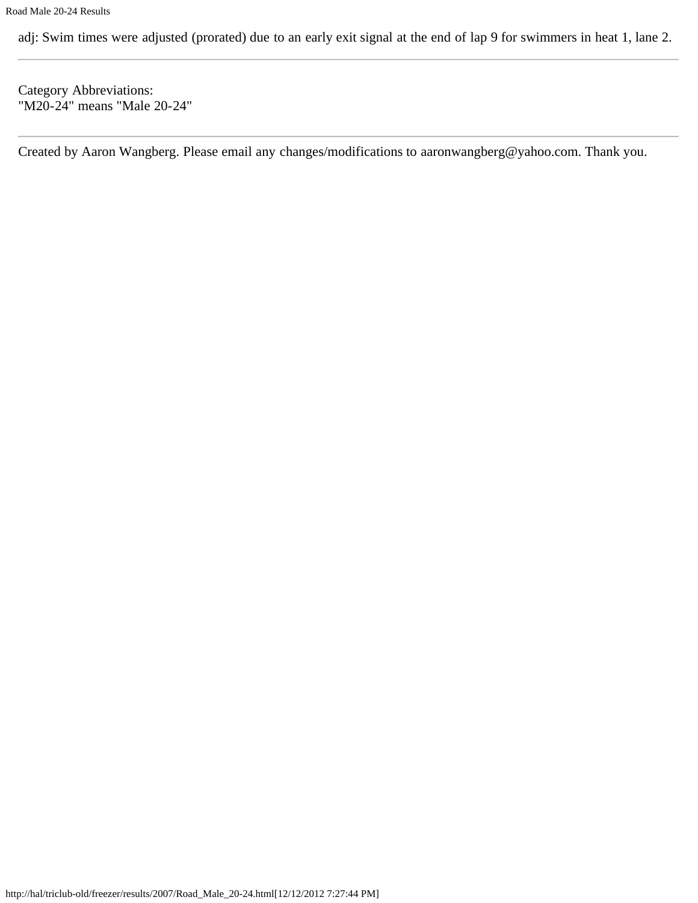adj: Swim times were adjusted (prorated) due to an early exit signal at the end of lap 9 for swimmers in heat 1, lane 2.

---

Category Abbreviations:
"M20-24" means "Male 20-24"

---

Created by Aaron Wangberg. Please email any changes/modifications to aaronwangberg@yahoo.com. Thank you.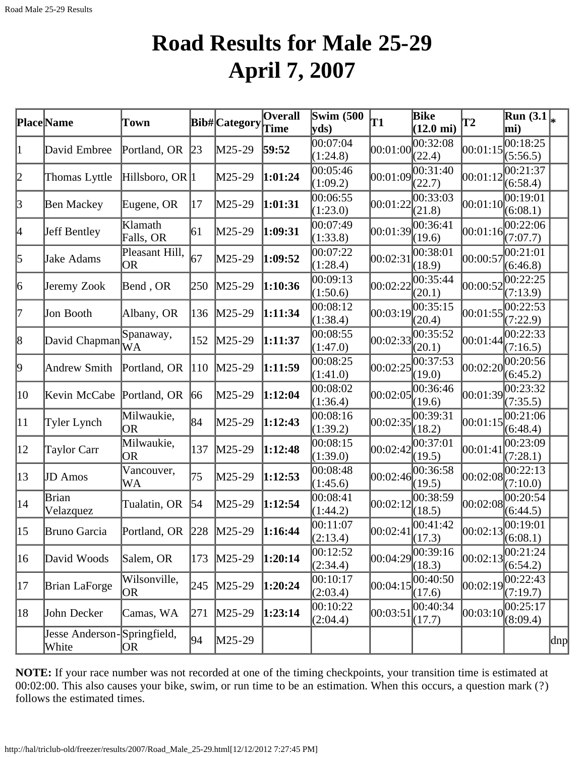# Road Results for Male 25-29
# April 7, 2007

| Place | Name | Town | Bib# | Category | Overall Time | Swim (500 yds) | T1 | Bike (12.0 mi) | T2 | Run (3.1 mi) | * |
|---|---|---|---|---|---|---|---|---|---|---|---|
| 1 | David Embree | Portland, OR | 23 | M25-29 | **59:52** | 00:07:04 (1:24.8) | 00:01:00 | 00:32:08 (22.4) | 00:01:15 | 00:18:25 (5:56.5) | |
| 2 | Thomas Lyttle | Hillsboro, OR | 1 | M25-29 | **1:01:24** | 00:05:46 (1:09.2) | 00:01:09 | 00:31:40 (22.7) | 00:01:12 | 00:21:37 (6:58.4) | |
| 3 | Ben Mackey | Eugene, OR | 17 | M25-29 | **1:01:31** | 00:06:55 (1:23.0) | 00:01:22 | 00:33:03 (21.8) | 00:01:10 | 00:19:01 (6:08.1) | |
| 4 | Jeff Bentley | Klamath Falls, OR | 61 | M25-29 | **1:09:31** | 00:07:49 (1:33.8) | 00:01:39 | 00:36:41 (19.6) | 00:01:16 | 00:22:06 (7:07.7) | |
| 5 | Jake Adams | Pleasant Hill, OR | 67 | M25-29 | **1:09:52** | 00:07:22 (1:28.4) | 00:02:31 | 00:38:01 (18.9) | 00:00:57 | 00:21:01 (6:46.8) | |
| 6 | Jeremy Zook | Bend , OR | 250 | M25-29 | **1:10:36** | 00:09:13 (1:50.6) | 00:02:22 | 00:35:44 (20.1) | 00:00:52 | 00:22:25 (7:13.9) | |
| 7 | Jon Booth | Albany, OR | 136 | M25-29 | **1:11:34** | 00:08:12 (1:38.4) | 00:03:19 | 00:35:15 (20.4) | 00:01:55 | 00:22:53 (7:22.9) | |
| 8 | David Chapman | Spanaway, WA | 152 | M25-29 | **1:11:37** | 00:08:55 (1:47.0) | 00:02:33 | 00:35:52 (20.1) | 00:01:44 | 00:22:33 (7:16.5) | |
| 9 | Andrew Smith | Portland, OR | 110 | M25-29 | **1:11:59** | 00:08:25 (1:41.0) | 00:02:25 | 00:37:53 (19.0) | 00:02:20 | 00:20:56 (6:45.2) | |
| 10 | Kevin McCabe | Portland, OR | 66 | M25-29 | **1:12:04** | 00:08:02 (1:36.4) | 00:02:05 | 00:36:46 (19.6) | 00:01:39 | 00:23:32 (7:35.5) | |
| 11 | Tyler Lynch | Milwaukie, OR | 84 | M25-29 | **1:12:43** | 00:08:16 (1:39.2) | 00:02:35 | 00:39:31 (18.2) | 00:01:15 | 00:21:06 (6:48.4) | |
| 12 | Taylor Carr | Milwaukie, OR | 137 | M25-29 | **1:12:48** | 00:08:15 (1:39.0) | 00:02:42 | 00:37:01 (19.5) | 00:01:41 | 00:23:09 (7:28.1) | |
| 13 | JD Amos | Vancouver, WA | 75 | M25-29 | **1:12:53** | 00:08:48 (1:45.6) | 00:02:46 | 00:36:58 (19.5) | 00:02:08 | 00:22:13 (7:10.0) | |
| 14 | Brian Velazquez | Tualatin, OR | 54 | M25-29 | **1:12:54** | 00:08:41 (1:44.2) | 00:02:12 | 00:38:59 (18.5) | 00:02:08 | 00:20:54 (6:44.5) | |
| 15 | Bruno Garcia | Portland, OR | 228 | M25-29 | **1:16:44** | 00:11:07 (2:13.4) | 00:02:41 | 00:41:42 (17.3) | 00:02:13 | 00:19:01 (6:08.1) | |
| 16 | David Woods | Salem, OR | 173 | M25-29 | **1:20:14** | 00:12:52 (2:34.4) | 00:04:29 | 00:39:16 (18.3) | 00:02:13 | 00:21:24 (6:54.2) | |
| 17 | Brian LaForge | Wilsonville, OR | 245 | M25-29 | **1:20:24** | 00:10:17 (2:03.4) | 00:04:15 | 00:40:50 (17.6) | 00:02:19 | 00:22:43 (7:19.7) | |
| 18 | John Decker | Camas, WA | 271 | M25-29 | **1:23:14** | 00:10:22 (2:04.4) | 00:03:51 | 00:40:34 (17.7) | 00:03:10 | 00:25:17 (8:09.4) | |
| | Jesse Anderson-White | Springfield, OR | 94 | M25-29 | | | | | | | dnp |

**NOTE:** If your race number was not recorded at one of the timing checkpoints, your transition time is estimated at 00:02:00. This also causes your bike, swim, or run time to be an estimation. When this occurs, a question mark (?) follows the estimated times.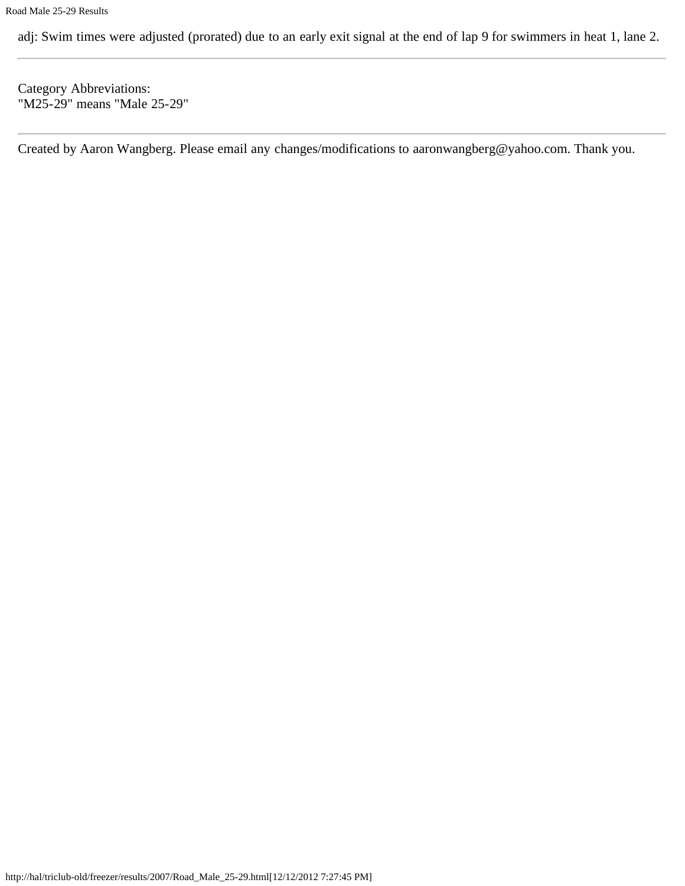adj: Swim times were adjusted (prorated) due to an early exit signal at the end of lap 9 for swimmers in heat 1, lane 2.

---

Category Abbreviations:
"M25-29" means "Male 25-29"

---

Created by Aaron Wangberg. Please email any changes/modifications to aaronwangberg@yahoo.com. Thank you.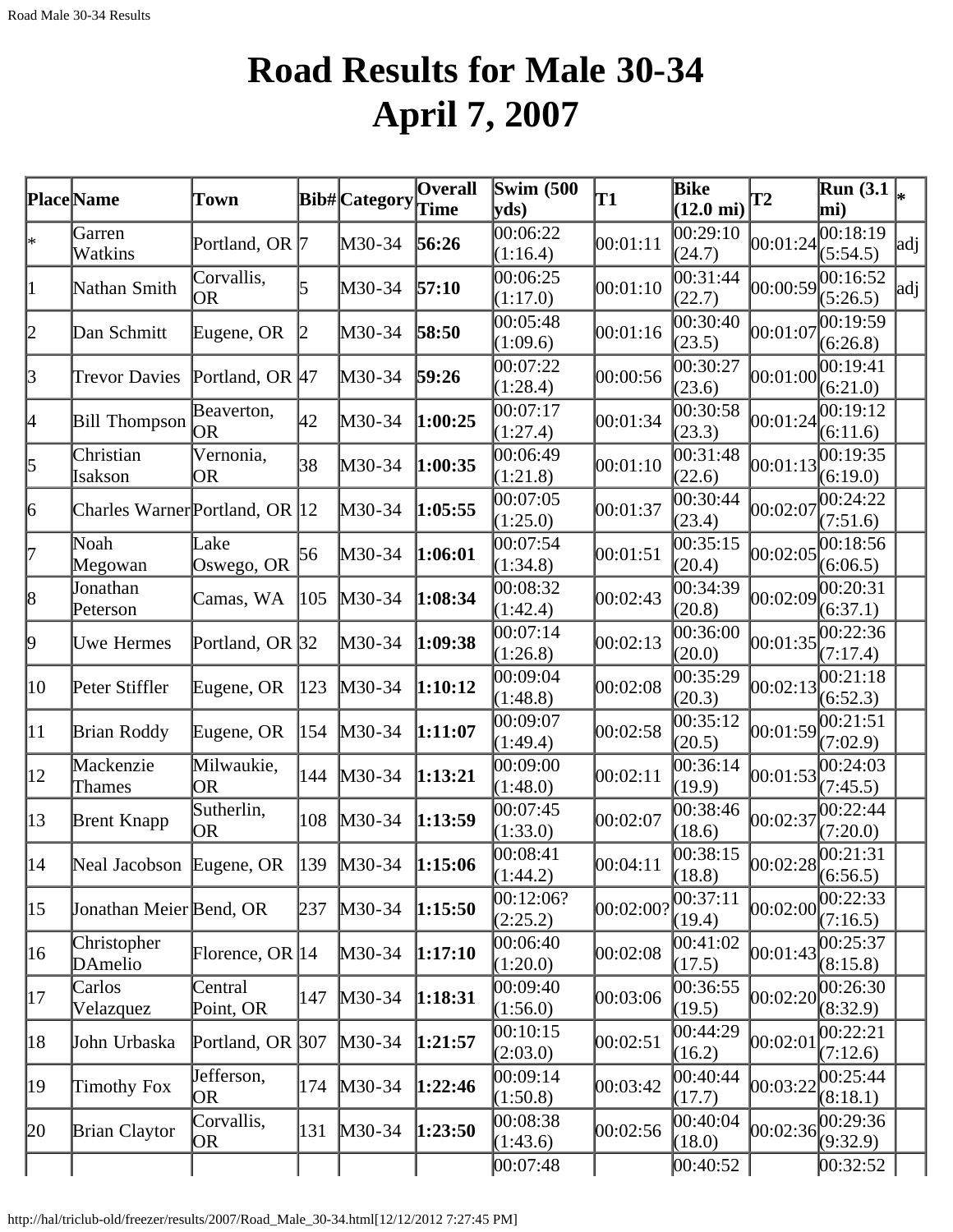# Road Results for Male 30-34
# April 7, 2007

| Place | Name | Town | Bib# | Category | Overall Time | Swim (500 yds) | T1 | Bike (12.0 mi) | T2 | Run (3.1 mi) | * |
|---|---|---|---|---|---|---|---|---|---|---|---|
| * | Garren Watkins | Portland, OR | 7 | M30-34 | **56:26** | 00:06:22 (1:16.4) | 00:01:11 | 00:29:10 (24.7) | 00:01:24 | 00:18:19 (5:54.5) | adj |
| 1 | Nathan Smith | Corvallis, OR | 5 | M30-34 | **57:10** | 00:06:25 (1:17.0) | 00:01:10 | 00:31:44 (22.7) | 00:00:59 | 00:16:52 (5:26.5) | adj |
| 2 | Dan Schmitt | Eugene, OR | 2 | M30-34 | **58:50** | 00:05:48 (1:09.6) | 00:01:16 | 00:30:40 (23.5) | 00:01:07 | 00:19:59 (6:26.8) | |
| 3 | Trevor Davies | Portland, OR | 47 | M30-34 | **59:26** | 00:07:22 (1:28.4) | 00:00:56 | 00:30:27 (23.6) | 00:01:00 | 00:19:41 (6:21.0) | |
| 4 | Bill Thompson | Beaverton, OR | 42 | M30-34 | **1:00:25** | 00:07:17 (1:27.4) | 00:01:34 | 00:30:58 (23.3) | 00:01:24 | 00:19:12 (6:11.6) | |
| 5 | Christian Isakson | Vernonia, OR | 38 | M30-34 | **1:00:35** | 00:06:49 (1:21.8) | 00:01:10 | 00:31:48 (22.6) | 00:01:13 | 00:19:35 (6:19.0) | |
| 6 | Charles Warner | Portland, OR | 12 | M30-34 | **1:05:55** | 00:07:05 (1:25.0) | 00:01:37 | 00:30:44 (23.4) | 00:02:07 | 00:24:22 (7:51.6) | |
| 7 | Noah Megowan | Lake Oswego, OR | 56 | M30-34 | **1:06:01** | 00:07:54 (1:34.8) | 00:01:51 | 00:35:15 (20.4) | 00:02:05 | 00:18:56 (6:06.5) | |
| 8 | Jonathan Peterson | Camas, WA | 105 | M30-34 | **1:08:34** | 00:08:32 (1:42.4) | 00:02:43 | 00:34:39 (20.8) | 00:02:09 | 00:20:31 (6:37.1) | |
| 9 | Uwe Hermes | Portland, OR | 32 | M30-34 | **1:09:38** | 00:07:14 (1:26.8) | 00:02:13 | 00:36:00 (20.0) | 00:01:35 | 00:22:36 (7:17.4) | |
| 10 | Peter Stiffler | Eugene, OR | 123 | M30-34 | **1:10:12** | 00:09:04 (1:48.8) | 00:02:08 | 00:35:29 (20.3) | 00:02:13 | 00:21:18 (6:52.3) | |
| 11 | Brian Roddy | Eugene, OR | 154 | M30-34 | **1:11:07** | 00:09:07 (1:49.4) | 00:02:58 | 00:35:12 (20.5) | 00:01:59 | 00:21:51 (7:02.9) | |
| 12 | Mackenzie Thames | Milwaukie, OR | 144 | M30-34 | **1:13:21** | 00:09:00 (1:48.0) | 00:02:11 | 00:36:14 (19.9) | 00:01:53 | 00:24:03 (7:45.5) | |
| 13 | Brent Knapp | Sutherlin, OR | 108 | M30-34 | **1:13:59** | 00:07:45 (1:33.0) | 00:02:07 | 00:38:46 (18.6) | 00:02:37 | 00:22:44 (7:20.0) | |
| 14 | Neal Jacobson | Eugene, OR | 139 | M30-34 | **1:15:06** | 00:08:41 (1:44.2) | 00:04:11 | 00:38:15 (18.8) | 00:02:28 | 00:21:31 (6:56.5) | |
| 15 | Jonathan Meier | Bend, OR | 237 | M30-34 | **1:15:50** | 00:12:06? (2:25.2) | 00:02:00? | 00:37:11 (19.4) | 00:02:00 | 00:22:33 (7:16.5) | |
| 16 | Christopher DAmelio | Florence, OR | 14 | M30-34 | **1:17:10** | 00:06:40 (1:20.0) | 00:02:08 | 00:41:02 (17.5) | 00:01:43 | 00:25:37 (8:15.8) | |
| 17 | Carlos Velazquez | Central Point, OR | 147 | M30-34 | **1:18:31** | 00:09:40 (1:56.0) | 00:03:06 | 00:36:55 (19.5) | 00:02:20 | 00:26:30 (8:32.9) | |
| 18 | John Urbaska | Portland, OR | 307 | M30-34 | **1:21:57** | 00:10:15 (2:03.0) | 00:02:51 | 00:44:29 (16.2) | 00:02:01 | 00:22:21 (7:12.6) | |
| 19 | Timothy Fox | Jefferson, OR | 174 | M30-34 | **1:22:46** | 00:09:14 (1:50.8) | 00:03:42 | 00:40:44 (17.7) | 00:03:22 | 00:25:44 (8:18.1) | |
| 20 | Brian Claytor | Corvallis, OR | 131 | M30-34 | **1:23:50** | 00:08:38 (1:43.6) | 00:02:56 | 00:40:04 (18.0) | 00:02:36 | 00:29:36 (9:32.9) | |
| | | | | | | 00:07:48 | | 00:40:52 | | 00:32:52 | |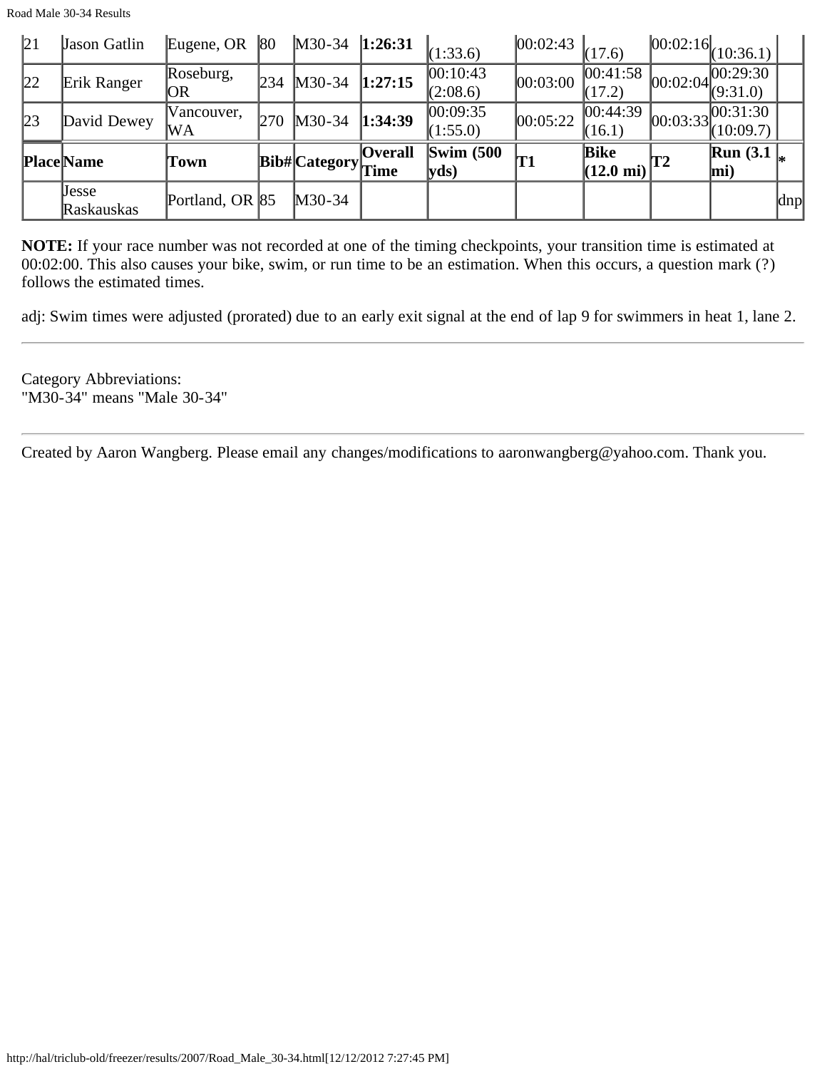| Place | Name | Town | Bib# | Category | Overall Time | Swim (500 yds) | T1 | Bike (12.0 mi) | T2 | Run (3.1 mi) | * |
|---|---|---|---|---|---|---|---|---|---|---|---|
| 21 | Jason Gatlin | Eugene, OR | 80 | M30-34 | **1:26:31** | (1:33.6) | 00:02:43 | (17.6) | 00:02:16 | (10:36.1) | |
| 22 | Erik Ranger | Roseburg, OR | 234 | M30-34 | **1:27:15** | 00:10:43 (2:08.6) | 00:03:00 | 00:41:58 (17.2) | 00:02:04 | 00:29:30 (9:31.0) | |
| 23 | David Dewey | Vancouver, WA | 270 | M30-34 | **1:34:39** | 00:09:35 (1:55.0) | 00:05:22 | 00:44:39 (16.1) | 00:03:33 | 00:31:30 (10:09.7) | |
| **Place** | **Name** | **Town** | **Bib#** | **Category** | **Overall Time** | **Swim (500 yds)** | **T1** | **Bike (12.0 mi)** | **T2** | **Run (3.1 mi)** | * |
| | Jesse Raskauskas | Portland, OR | 85 | M30-34 | | | | | | | dnp |

**NOTE:** If your race number was not recorded at one of the timing checkpoints, your transition time is estimated at 00:02:00. This also causes your bike, swim, or run time to be an estimation. When this occurs, a question mark (?) follows the estimated times.

adj: Swim times were adjusted (prorated) due to an early exit signal at the end of lap 9 for swimmers in heat 1, lane 2.

---

Category Abbreviations:
"M30-34" means "Male 30-34"

---

Created by Aaron Wangberg. Please email any changes/modifications to aaronwangberg@yahoo.com. Thank you.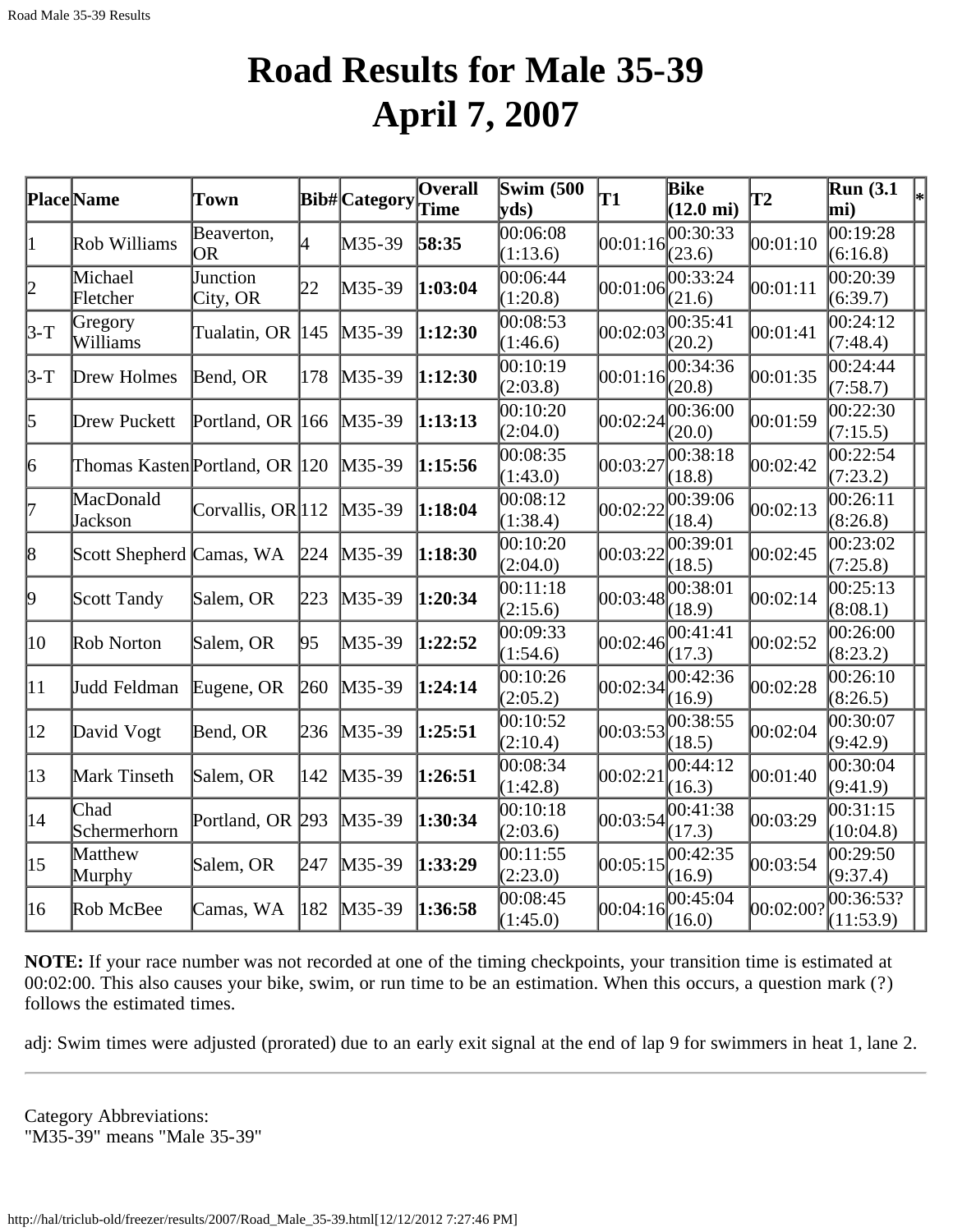# Road Results for Male 35-39
# April 7, 2007

| Place | Name | Town | Bib# | Category | Overall Time | Swim (500 yds) | T1 | Bike (12.0 mi) | T2 | Run (3.1 mi) | * |
|---|---|---|---|---|---|---|---|---|---|---|---|
| 1 | Rob Williams | Beaverton, OR | 4 | M35-39 | **58:35** | 00:06:08 (1:13.6) | 00:01:16 | 00:30:33 (23.6) | 00:01:10 | 00:19:28 (6:16.8) | |
| 2 | Michael Fletcher | Junction City, OR | 22 | M35-39 | **1:03:04** | 00:06:44 (1:20.8) | 00:01:06 | 00:33:24 (21.6) | 00:01:11 | 00:20:39 (6:39.7) | |
| 3-T | Gregory Williams | Tualatin, OR | 145 | M35-39 | **1:12:30** | 00:08:53 (1:46.6) | 00:02:03 | 00:35:41 (20.2) | 00:01:41 | 00:24:12 (7:48.4) | |
| 3-T | Drew Holmes | Bend, OR | 178 | M35-39 | **1:12:30** | 00:10:19 (2:03.8) | 00:01:16 | 00:34:36 (20.8) | 00:01:35 | 00:24:44 (7:58.7) | |
| 5 | Drew Puckett | Portland, OR | 166 | M35-39 | **1:13:13** | 00:10:20 (2:04.0) | 00:02:24 | 00:36:00 (20.0) | 00:01:59 | 00:22:30 (7:15.5) | |
| 6 | Thomas Kasten | Portland, OR | 120 | M35-39 | **1:15:56** | 00:08:35 (1:43.0) | 00:03:27 | 00:38:18 (18.8) | 00:02:42 | 00:22:54 (7:23.2) | |
| 7 | MacDonald Jackson | Corvallis, OR | 112 | M35-39 | **1:18:04** | 00:08:12 (1:38.4) | 00:02:22 | 00:39:06 (18.4) | 00:02:13 | 00:26:11 (8:26.8) | |
| 8 | Scott Shepherd | Camas, WA | 224 | M35-39 | **1:18:30** | 00:10:20 (2:04.0) | 00:03:22 | 00:39:01 (18.5) | 00:02:45 | 00:23:02 (7:25.8) | |
| 9 | Scott Tandy | Salem, OR | 223 | M35-39 | **1:20:34** | 00:11:18 (2:15.6) | 00:03:48 | 00:38:01 (18.9) | 00:02:14 | 00:25:13 (8:08.1) | |
| 10 | Rob Norton | Salem, OR | 95 | M35-39 | **1:22:52** | 00:09:33 (1:54.6) | 00:02:46 | 00:41:41 (17.3) | 00:02:52 | 00:26:00 (8:23.2) | |
| 11 | Judd Feldman | Eugene, OR | 260 | M35-39 | **1:24:14** | 00:10:26 (2:05.2) | 00:02:34 | 00:42:36 (16.9) | 00:02:28 | 00:26:10 (8:26.5) | |
| 12 | David Vogt | Bend, OR | 236 | M35-39 | **1:25:51** | 00:10:52 (2:10.4) | 00:03:53 | 00:38:55 (18.5) | 00:02:04 | 00:30:07 (9:42.9) | |
| 13 | Mark Tinseth | Salem, OR | 142 | M35-39 | **1:26:51** | 00:08:34 (1:42.8) | 00:02:21 | 00:44:12 (16.3) | 00:01:40 | 00:30:04 (9:41.9) | |
| 14 | Chad Schermerhorn | Portland, OR | 293 | M35-39 | **1:30:34** | 00:10:18 (2:03.6) | 00:03:54 | 00:41:38 (17.3) | 00:03:29 | 00:31:15 (10:04.8) | |
| 15 | Matthew Murphy | Salem, OR | 247 | M35-39 | **1:33:29** | 00:11:55 (2:23.0) | 00:05:15 | 00:42:35 (16.9) | 00:03:54 | 00:29:50 (9:37.4) | |
| 16 | Rob McBee | Camas, WA | 182 | M35-39 | **1:36:58** | 00:08:45 (1:45.0) | 00:04:16 | 00:45:04 (16.0) | 00:02:00? | 00:36:53? (11:53.9) | |

**NOTE:** If your race number was not recorded at one of the timing checkpoints, your transition time is estimated at 00:02:00. This also causes your bike, swim, or run time to be an estimation. When this occurs, a question mark (?) follows the estimated times.

adj: Swim times were adjusted (prorated) due to an early exit signal at the end of lap 9 for swimmers in heat 1, lane 2.

---

Category Abbreviations:
"M35-39" means "Male 35-39"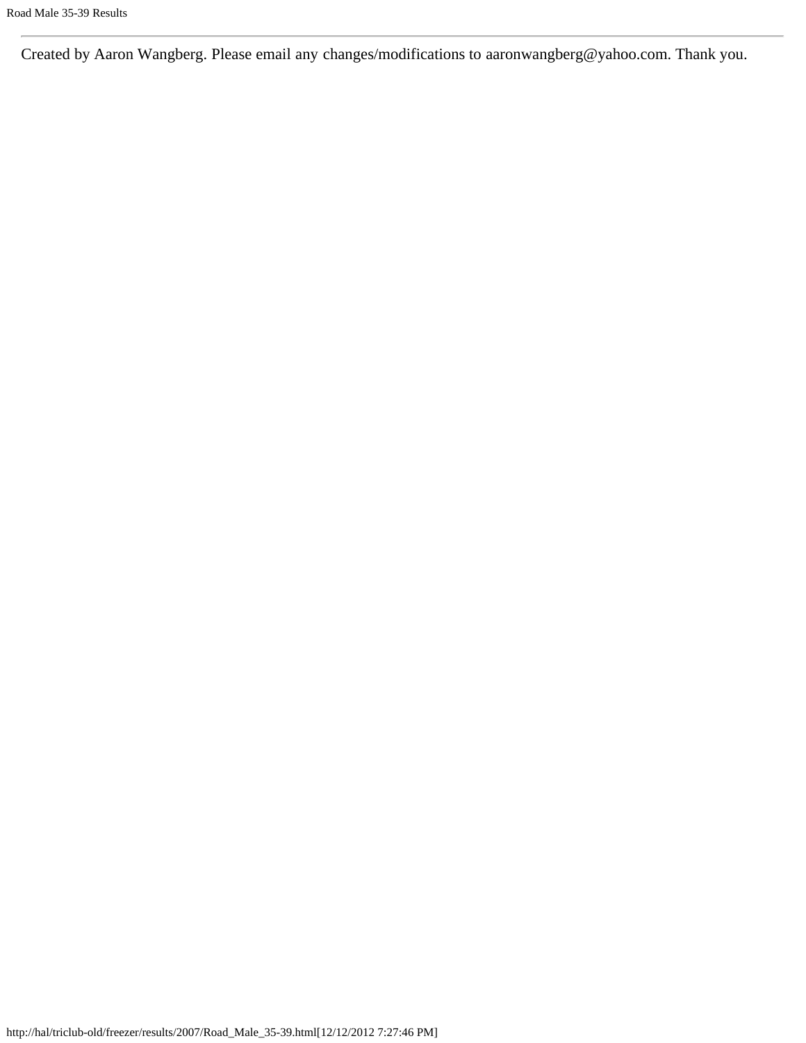---

Created by Aaron Wangberg. Please email any changes/modifications to aaronwangberg@yahoo.com. Thank you.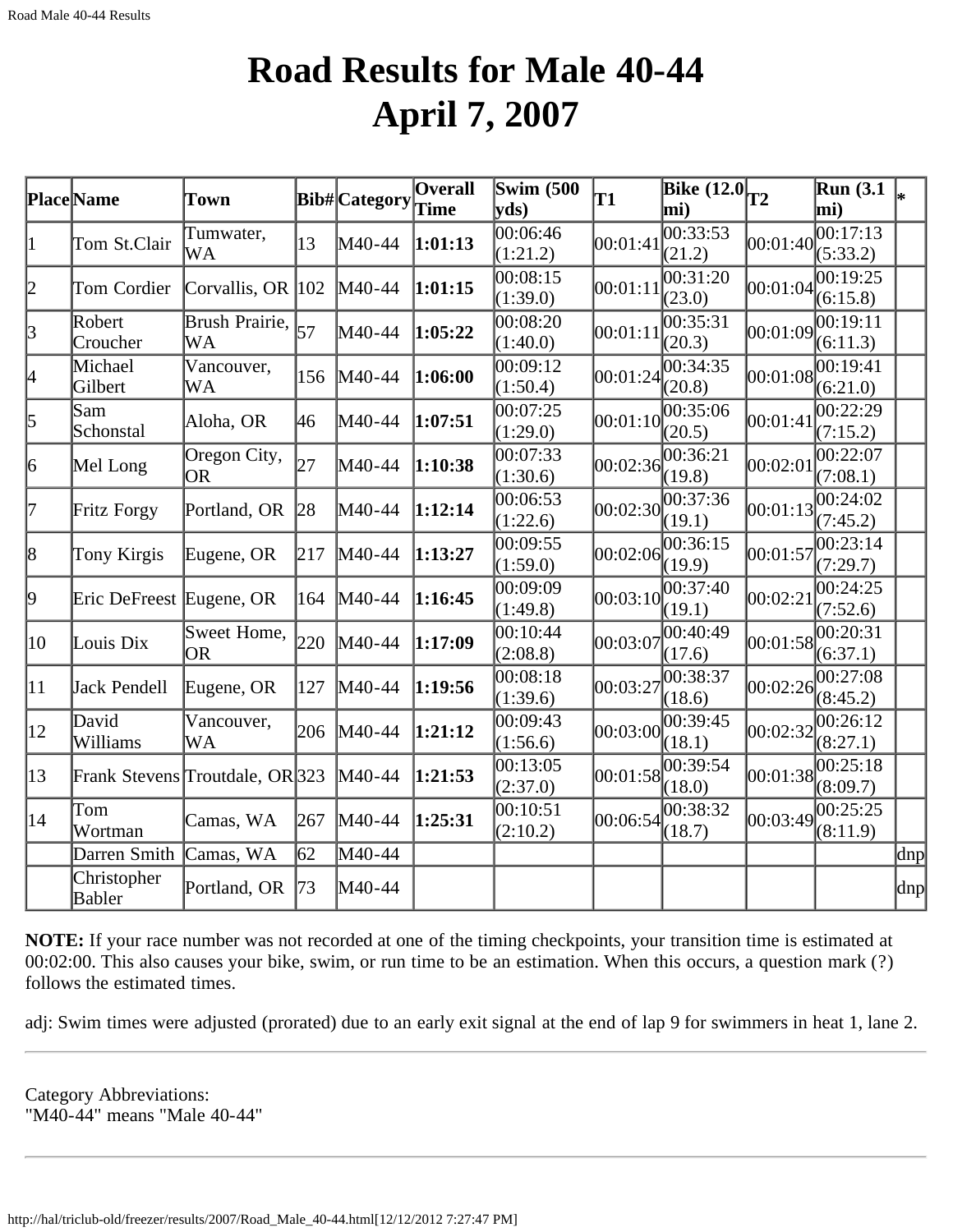# Road Results for Male 40-44
# April 7, 2007

| Place | Name | Town | Bib# | Category | Overall Time | Swim (500 yds) | T1 | Bike (12.0 mi) | T2 | Run (3.1 mi) | * |
|---|---|---|---|---|---|---|---|---|---|---|---|
| 1 | Tom St.Clair | Tumwater, WA | 13 | M40-44 | **1:01:13** | 00:06:46 (1:21.2) | 00:01:41 | 00:33:53 (21.2) | 00:01:40 | 00:17:13 (5:33.2) | |
| 2 | Tom Cordier | Corvallis, OR | 102 | M40-44 | **1:01:15** | 00:08:15 (1:39.0) | 00:01:11 | 00:31:20 (23.0) | 00:01:04 | 00:19:25 (6:15.8) | |
| 3 | Robert Croucher | Brush Prairie, WA | 57 | M40-44 | **1:05:22** | 00:08:20 (1:40.0) | 00:01:11 | 00:35:31 (20.3) | 00:01:09 | 00:19:11 (6:11.3) | |
| 4 | Michael Gilbert | Vancouver, WA | 156 | M40-44 | **1:06:00** | 00:09:12 (1:50.4) | 00:01:24 | 00:34:35 (20.8) | 00:01:08 | 00:19:41 (6:21.0) | |
| 5 | Sam Schonstal | Aloha, OR | 46 | M40-44 | **1:07:51** | 00:07:25 (1:29.0) | 00:01:10 | 00:35:06 (20.5) | 00:01:41 | 00:22:29 (7:15.2) | |
| 6 | Mel Long | Oregon City, OR | 27 | M40-44 | **1:10:38** | 00:07:33 (1:30.6) | 00:02:36 | 00:36:21 (19.8) | 00:02:01 | 00:22:07 (7:08.1) | |
| 7 | Fritz Forgy | Portland, OR | 28 | M40-44 | **1:12:14** | 00:06:53 (1:22.6) | 00:02:30 | 00:37:36 (19.1) | 00:01:13 | 00:24:02 (7:45.2) | |
| 8 | Tony Kirgis | Eugene, OR | 217 | M40-44 | **1:13:27** | 00:09:55 (1:59.0) | 00:02:06 | 00:36:15 (19.9) | 00:01:57 | 00:23:14 (7:29.7) | |
| 9 | Eric DeFreest | Eugene, OR | 164 | M40-44 | **1:16:45** | 00:09:09 (1:49.8) | 00:03:10 | 00:37:40 (19.1) | 00:02:21 | 00:24:25 (7:52.6) | |
| 10 | Louis Dix | Sweet Home, OR | 220 | M40-44 | **1:17:09** | 00:10:44 (2:08.8) | 00:03:07 | 00:40:49 (17.6) | 00:01:58 | 00:20:31 (6:37.1) | |
| 11 | Jack Pendell | Eugene, OR | 127 | M40-44 | **1:19:56** | 00:08:18 (1:39.6) | 00:03:27 | 00:38:37 (18.6) | 00:02:26 | 00:27:08 (8:45.2) | |
| 12 | David Williams | Vancouver, WA | 206 | M40-44 | **1:21:12** | 00:09:43 (1:56.6) | 00:03:00 | 00:39:45 (18.1) | 00:02:32 | 00:26:12 (8:27.1) | |
| 13 | Frank Stevens | Troutdale, OR | 323 | M40-44 | **1:21:53** | 00:13:05 (2:37.0) | 00:01:58 | 00:39:54 (18.0) | 00:01:38 | 00:25:18 (8:09.7) | |
| 14 | Tom Wortman | Camas, WA | 267 | M40-44 | **1:25:31** | 00:10:51 (2:10.2) | 00:06:54 | 00:38:32 (18.7) | 00:03:49 | 00:25:25 (8:11.9) | |
| | Darren Smith | Camas, WA | 62 | M40-44 | | | | | | | dnp |
| | Christopher Babler | Portland, OR | 73 | M40-44 | | | | | | | dnp |

**NOTE:** If your race number was not recorded at one of the timing checkpoints, your transition time is estimated at 00:02:00. This also causes your bike, swim, or run time to be an estimation. When this occurs, a question mark (?) follows the estimated times.

adj: Swim times were adjusted (prorated) due to an early exit signal at the end of lap 9 for swimmers in heat 1, lane 2.

---

Category Abbreviations:
"M40-44" means "Male 40-44"

---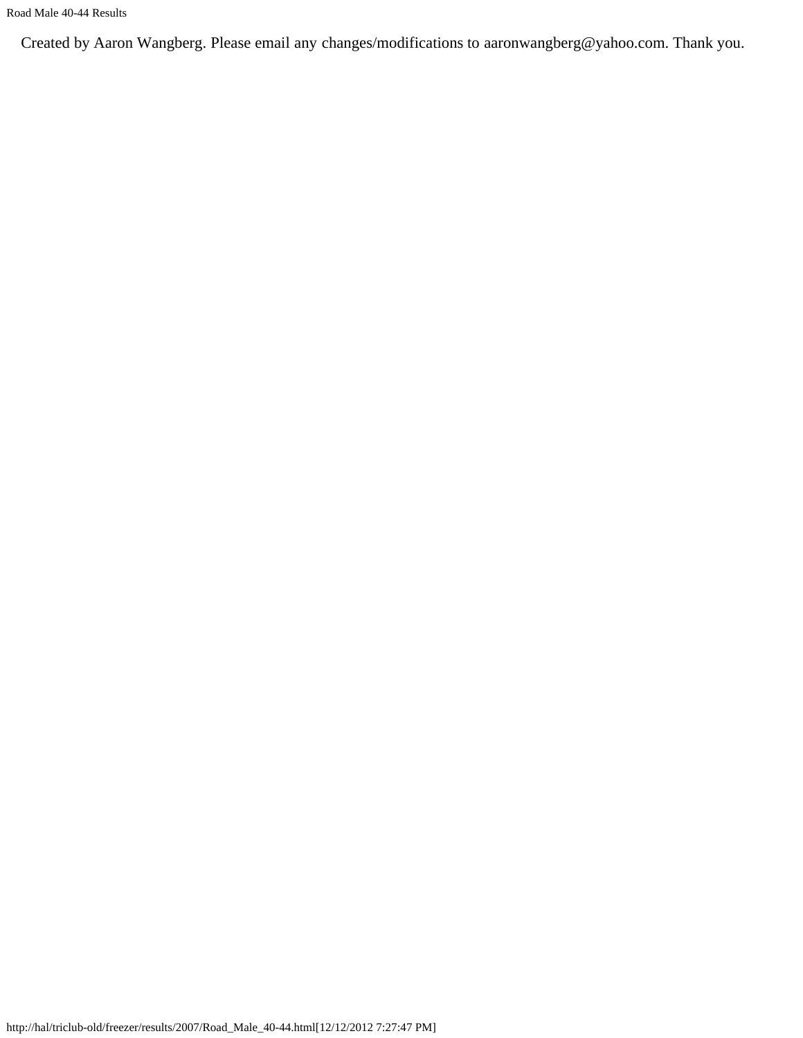Created by Aaron Wangberg. Please email any changes/modifications to aaronwangberg@yahoo.com. Thank you.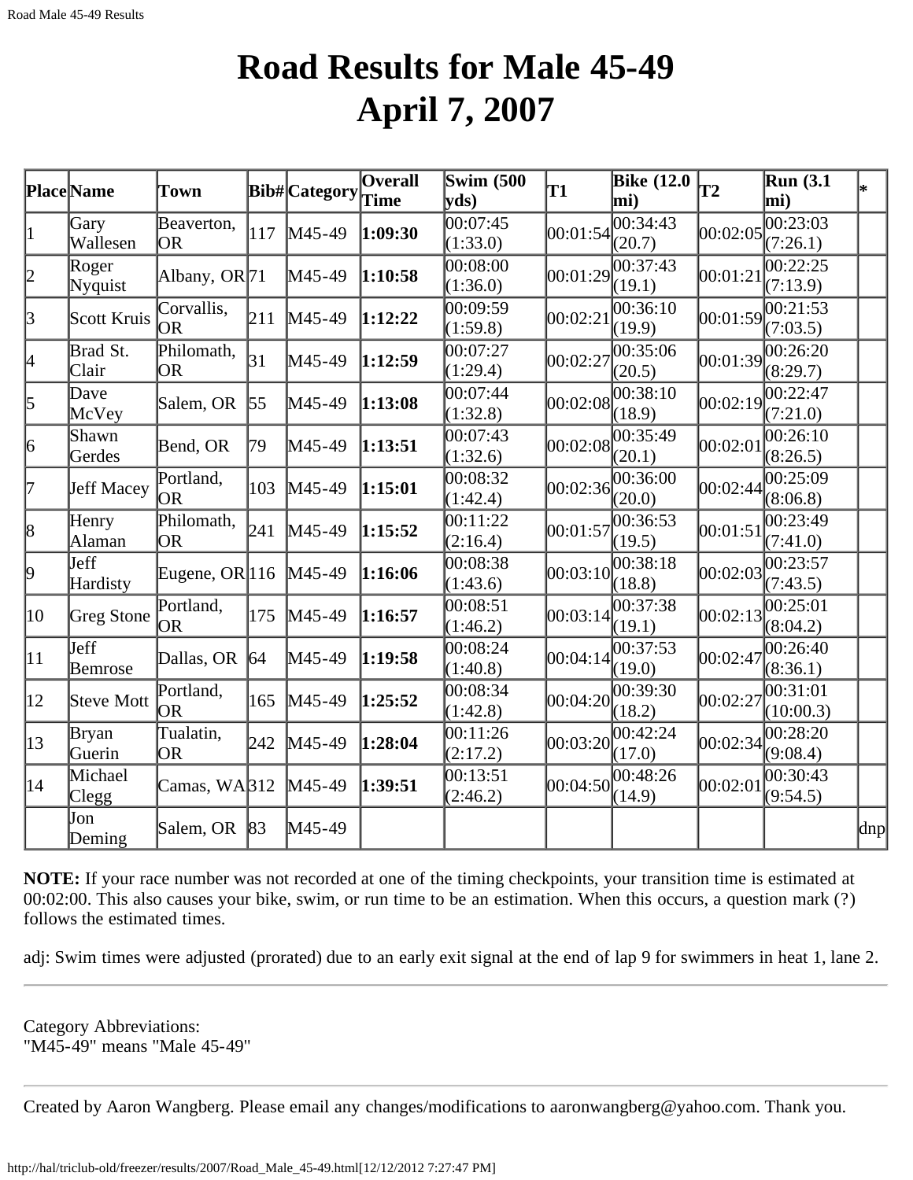# Road Results for Male 45-49
# April 7, 2007

| Place | Name | Town | Bib# | Category | Overall Time | Swim (500 yds) | T1 | Bike (12.0 mi) | T2 | Run (3.1 mi) | * |
|---|---|---|---|---|---|---|---|---|---|---|---|
| 1 | Gary Wallesen | Beaverton, OR | 117 | M45-49 | **1:09:30** | 00:07:45 (1:33.0) | 00:01:54 | 00:34:43 (20.7) | 00:02:05 | 00:23:03 (7:26.1) | |
| 2 | Roger Nyquist | Albany, OR | 71 | M45-49 | **1:10:58** | 00:08:00 (1:36.0) | 00:01:29 | 00:37:43 (19.1) | 00:01:21 | 00:22:25 (7:13.9) | |
| 3 | Scott Kruis | Corvallis, OR | 211 | M45-49 | **1:12:22** | 00:09:59 (1:59.8) | 00:02:21 | 00:36:10 (19.9) | 00:01:59 | 00:21:53 (7:03.5) | |
| 4 | Brad St. Clair | Philomath, OR | 31 | M45-49 | **1:12:59** | 00:07:27 (1:29.4) | 00:02:27 | 00:35:06 (20.5) | 00:01:39 | 00:26:20 (8:29.7) | |
| 5 | Dave McVey | Salem, OR | 55 | M45-49 | **1:13:08** | 00:07:44 (1:32.8) | 00:02:08 | 00:38:10 (18.9) | 00:02:19 | 00:22:47 (7:21.0) | |
| 6 | Shawn Gerdes | Bend, OR | 79 | M45-49 | **1:13:51** | 00:07:43 (1:32.6) | 00:02:08 | 00:35:49 (20.1) | 00:02:01 | 00:26:10 (8:26.5) | |
| 7 | Jeff Macey | Portland, OR | 103 | M45-49 | **1:15:01** | 00:08:32 (1:42.4) | 00:02:36 | 00:36:00 (20.0) | 00:02:44 | 00:25:09 (8:06.8) | |
| 8 | Henry Alaman | Philomath, OR | 241 | M45-49 | **1:15:52** | 00:11:22 (2:16.4) | 00:01:57 | 00:36:53 (19.5) | 00:01:51 | 00:23:49 (7:41.0) | |
| 9 | Jeff Hardisty | Eugene, OR | 116 | M45-49 | **1:16:06** | 00:08:38 (1:43.6) | 00:03:10 | 00:38:18 (18.8) | 00:02:03 | 00:23:57 (7:43.5) | |
| 10 | Greg Stone | Portland, OR | 175 | M45-49 | **1:16:57** | 00:08:51 (1:46.2) | 00:03:14 | 00:37:38 (19.1) | 00:02:13 | 00:25:01 (8:04.2) | |
| 11 | Jeff Bemrose | Dallas, OR | 64 | M45-49 | **1:19:58** | 00:08:24 (1:40.8) | 00:04:14 | 00:37:53 (19.0) | 00:02:47 | 00:26:40 (8:36.1) | |
| 12 | Steve Mott | Portland, OR | 165 | M45-49 | **1:25:52** | 00:08:34 (1:42.8) | 00:04:20 | 00:39:30 (18.2) | 00:02:27 | 00:31:01 (10:00.3) | |
| 13 | Bryan Guerin | Tualatin, OR | 242 | M45-49 | **1:28:04** | 00:11:26 (2:17.2) | 00:03:20 | 00:42:24 (17.0) | 00:02:34 | 00:28:20 (9:08.4) | |
| 14 | Michael Clegg | Camas, WA | 312 | M45-49 | **1:39:51** | 00:13:51 (2:46.2) | 00:04:50 | 00:48:26 (14.9) | 00:02:01 | 00:30:43 (9:54.5) | |
| | Jon Deming | Salem, OR | 83 | M45-49 | | | | | | | dnp |

**NOTE:** If your race number was not recorded at one of the timing checkpoints, your transition time is estimated at 00:02:00. This also causes your bike, swim, or run time to be an estimation. When this occurs, a question mark (?) follows the estimated times.

adj: Swim times were adjusted (prorated) due to an early exit signal at the end of lap 9 for swimmers in heat 1, lane 2.

---

Category Abbreviations:
"M45-49" means "Male 45-49"

---

Created by Aaron Wangberg. Please email any changes/modifications to aaronwangberg@yahoo.com. Thank you.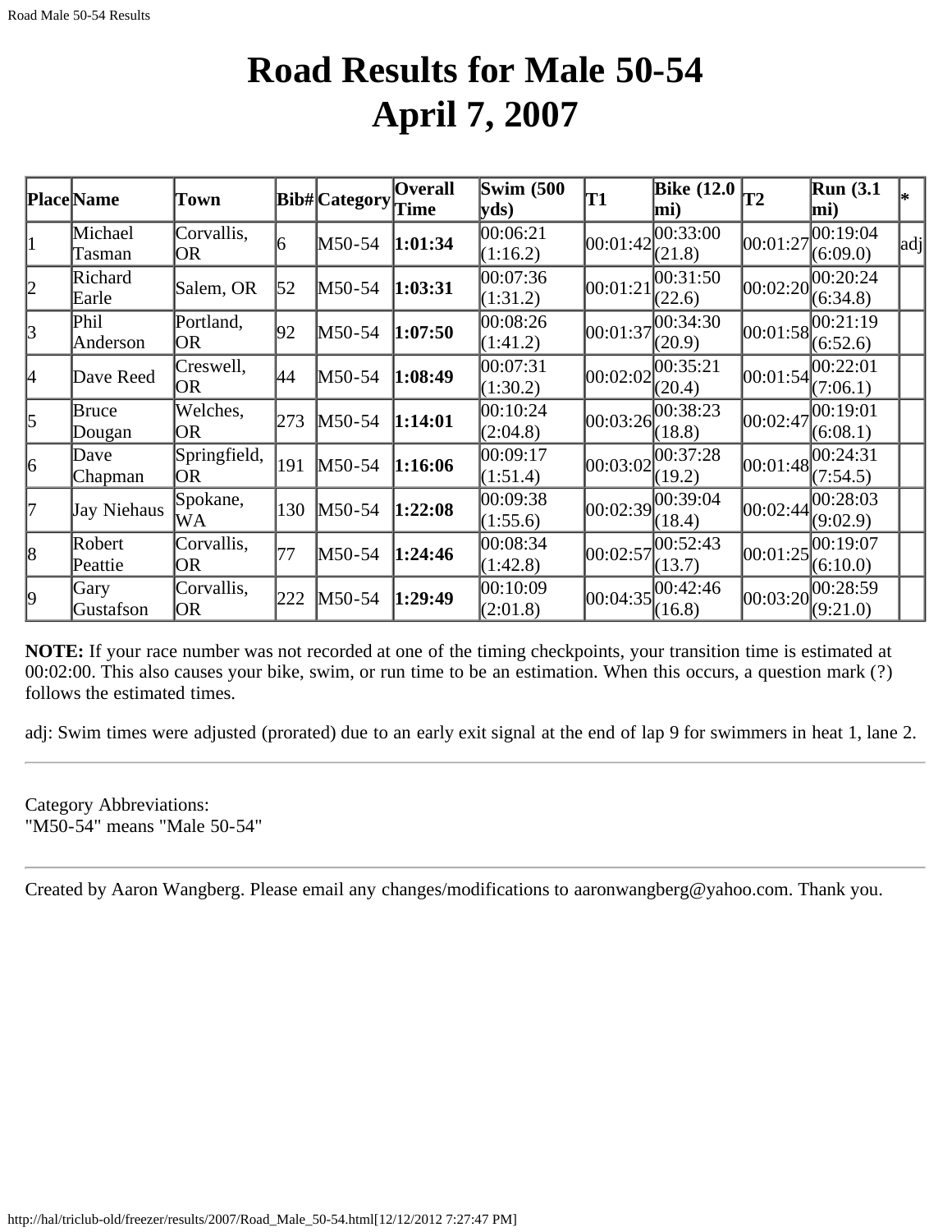# Road Results for Male 50-54
# April 7, 2007

| Place | Name | Town | Bib# | Category | Overall Time | Swim (500 yds) | T1 | Bike (12.0 mi) | T2 | Run (3.1 mi) | * |
|---|---|---|---|---|---|---|---|---|---|---|---|
| 1 | Michael Tasman | Corvallis, OR | 6 | M50-54 | **1:01:34** | 00:06:21 (1:16.2) | 00:01:42 | 00:33:00 (21.8) | 00:01:27 | 00:19:04 (6:09.0) | adj |
| 2 | Richard Earle | Salem, OR | 52 | M50-54 | **1:03:31** | 00:07:36 (1:31.2) | 00:01:21 | 00:31:50 (22.6) | 00:02:20 | 00:20:24 (6:34.8) | |
| 3 | Phil Anderson | Portland, OR | 92 | M50-54 | **1:07:50** | 00:08:26 (1:41.2) | 00:01:37 | 00:34:30 (20.9) | 00:01:58 | 00:21:19 (6:52.6) | |
| 4 | Dave Reed | Creswell, OR | 44 | M50-54 | **1:08:49** | 00:07:31 (1:30.2) | 00:02:02 | 00:35:21 (20.4) | 00:01:54 | 00:22:01 (7:06.1) | |
| 5 | Bruce Dougan | Welches, OR | 273 | M50-54 | **1:14:01** | 00:10:24 (2:04.8) | 00:03:26 | 00:38:23 (18.8) | 00:02:47 | 00:19:01 (6:08.1) | |
| 6 | Dave Chapman | Springfield, OR | 191 | M50-54 | **1:16:06** | 00:09:17 (1:51.4) | 00:03:02 | 00:37:28 (19.2) | 00:01:48 | 00:24:31 (7:54.5) | |
| 7 | Jay Niehaus | Spokane, WA | 130 | M50-54 | **1:22:08** | 00:09:38 (1:55.6) | 00:02:39 | 00:39:04 (18.4) | 00:02:44 | 00:28:03 (9:02.9) | |
| 8 | Robert Peattie | Corvallis, OR | 77 | M50-54 | **1:24:46** | 00:08:34 (1:42.8) | 00:02:57 | 00:52:43 (13.7) | 00:01:25 | 00:19:07 (6:10.0) | |
| 9 | Gary Gustafson | Corvallis, OR | 222 | M50-54 | **1:29:49** | 00:10:09 (2:01.8) | 00:04:35 | 00:42:46 (16.8) | 00:03:20 | 00:28:59 (9:21.0) | |

**NOTE:** If your race number was not recorded at one of the timing checkpoints, your transition time is estimated at 00:02:00. This also causes your bike, swim, or run time to be an estimation. When this occurs, a question mark (?) follows the estimated times.

adj: Swim times were adjusted (prorated) due to an early exit signal at the end of lap 9 for swimmers in heat 1, lane 2.

---

Category Abbreviations:
"M50-54" means "Male 50-54"

---

Created by Aaron Wangberg. Please email any changes/modifications to aaronwangberg@yahoo.com. Thank you.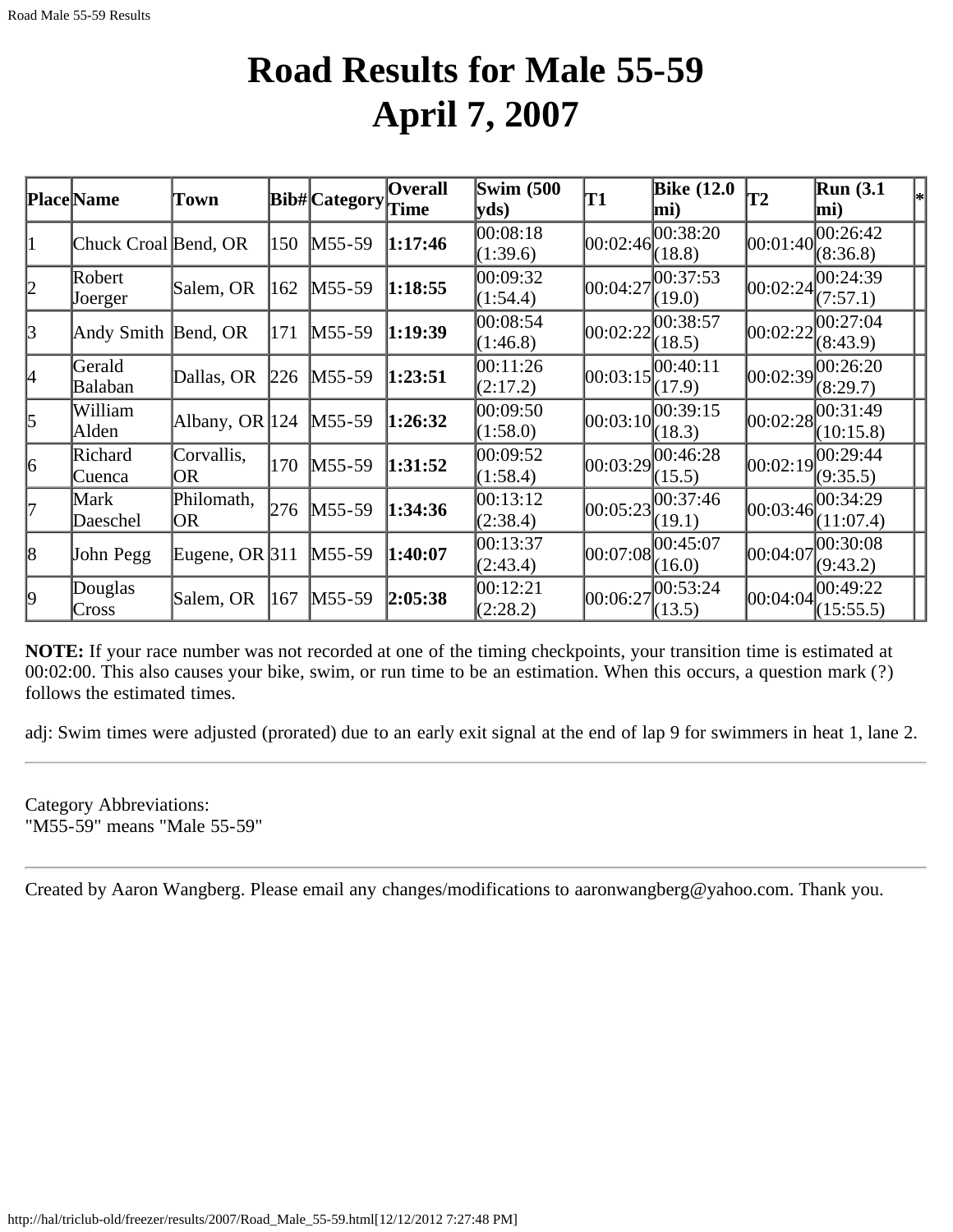# Road Results for Male 55-59
# April 7, 2007

| Place | Name | Town | Bib# | Category | Overall Time | Swim (500 yds) | T1 | Bike (12.0 mi) | T2 | Run (3.1 mi) | * |
|---|---|---|---|---|---|---|---|---|---|---|---|
| 1 | Chuck Croal | Bend, OR | 150 | M55-59 | **1:17:46** | 00:08:18 (1:39.6) | 00:02:46 | 00:38:20 (18.8) | 00:01:40 | 00:26:42 (8:36.8) | |
| 2 | Robert Joerger | Salem, OR | 162 | M55-59 | **1:18:55** | 00:09:32 (1:54.4) | 00:04:27 | 00:37:53 (19.0) | 00:02:24 | 00:24:39 (7:57.1) | |
| 3 | Andy Smith | Bend, OR | 171 | M55-59 | **1:19:39** | 00:08:54 (1:46.8) | 00:02:22 | 00:38:57 (18.5) | 00:02:22 | 00:27:04 (8:43.9) | |
| 4 | Gerald Balaban | Dallas, OR | 226 | M55-59 | **1:23:51** | 00:11:26 (2:17.2) | 00:03:15 | 00:40:11 (17.9) | 00:02:39 | 00:26:20 (8:29.7) | |
| 5 | William Alden | Albany, OR | 124 | M55-59 | **1:26:32** | 00:09:50 (1:58.0) | 00:03:10 | 00:39:15 (18.3) | 00:02:28 | 00:31:49 (10:15.8) | |
| 6 | Richard Cuenca | Corvallis, OR | 170 | M55-59 | **1:31:52** | 00:09:52 (1:58.4) | 00:03:29 | 00:46:28 (15.5) | 00:02:19 | 00:29:44 (9:35.5) | |
| 7 | Mark Daeschel | Philomath, OR | 276 | M55-59 | **1:34:36** | 00:13:12 (2:38.4) | 00:05:23 | 00:37:46 (19.1) | 00:03:46 | 00:34:29 (11:07.4) | |
| 8 | John Pegg | Eugene, OR | 311 | M55-59 | **1:40:07** | 00:13:37 (2:43.4) | 00:07:08 | 00:45:07 (16.0) | 00:04:07 | 00:30:08 (9:43.2) | |
| 9 | Douglas Cross | Salem, OR | 167 | M55-59 | **2:05:38** | 00:12:21 (2:28.2) | 00:06:27 | 00:53:24 (13.5) | 00:04:04 | 00:49:22 (15:55.5) | |

**NOTE:** If your race number was not recorded at one of the timing checkpoints, your transition time is estimated at 00:02:00. This also causes your bike, swim, or run time to be an estimation. When this occurs, a question mark (?) follows the estimated times.

adj: Swim times were adjusted (prorated) due to an early exit signal at the end of lap 9 for swimmers in heat 1, lane 2.

---

Category Abbreviations:
"M55-59" means "Male 55-59"

---

Created by Aaron Wangberg. Please email any changes/modifications to aaronwangberg@yahoo.com. Thank you.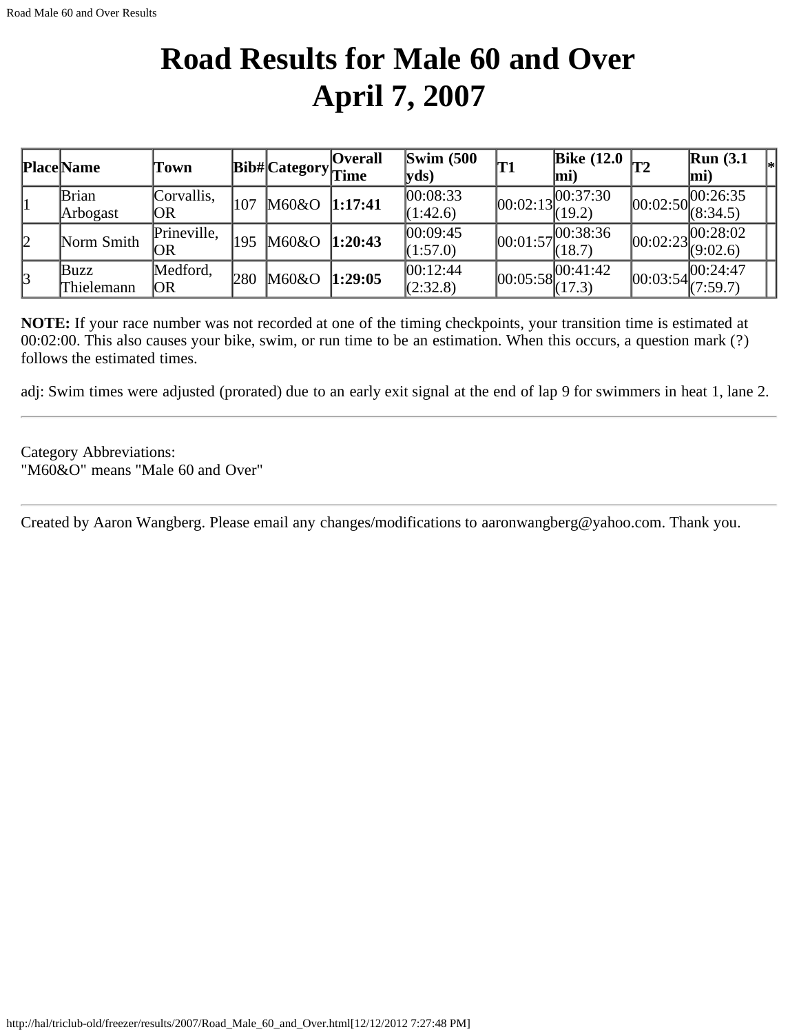# Road Results for Male 60 and Over
# April 7, 2007

| Place | Name | Town | Bib# | Category | Overall Time | Swim (500 yds) | T1 | Bike (12.0 mi) | T2 | Run (3.1 mi) | * |
|---|---|---|---|---|---|---|---|---|---|---|---|
| 1 | Brian Arbogast | Corvallis, OR | 107 | M60&O | **1:17:41** | 00:08:33 (1:42.6) | 00:02:13 | 00:37:30 (19.2) | 00:02:50 | 00:26:35 (8:34.5) | |
| 2 | Norm Smith | Prineville, OR | 195 | M60&O | **1:20:43** | 00:09:45 (1:57.0) | 00:01:57 | 00:38:36 (18.7) | 00:02:23 | 00:28:02 (9:02.6) | |
| 3 | Buzz Thielemann | Medford, OR | 280 | M60&O | **1:29:05** | 00:12:44 (2:32.8) | 00:05:58 | 00:41:42 (17.3) | 00:03:54 | 00:24:47 (7:59.7) | |

**NOTE:** If your race number was not recorded at one of the timing checkpoints, your transition time is estimated at 00:02:00. This also causes your bike, swim, or run time to be an estimation. When this occurs, a question mark (?) follows the estimated times.

adj: Swim times were adjusted (prorated) due to an early exit signal at the end of lap 9 for swimmers in heat 1, lane 2.

---

Category Abbreviations:
"M60&O" means "Male 60 and Over"

---

Created by Aaron Wangberg. Please email any changes/modifications to aaronwangberg@yahoo.com. Thank you.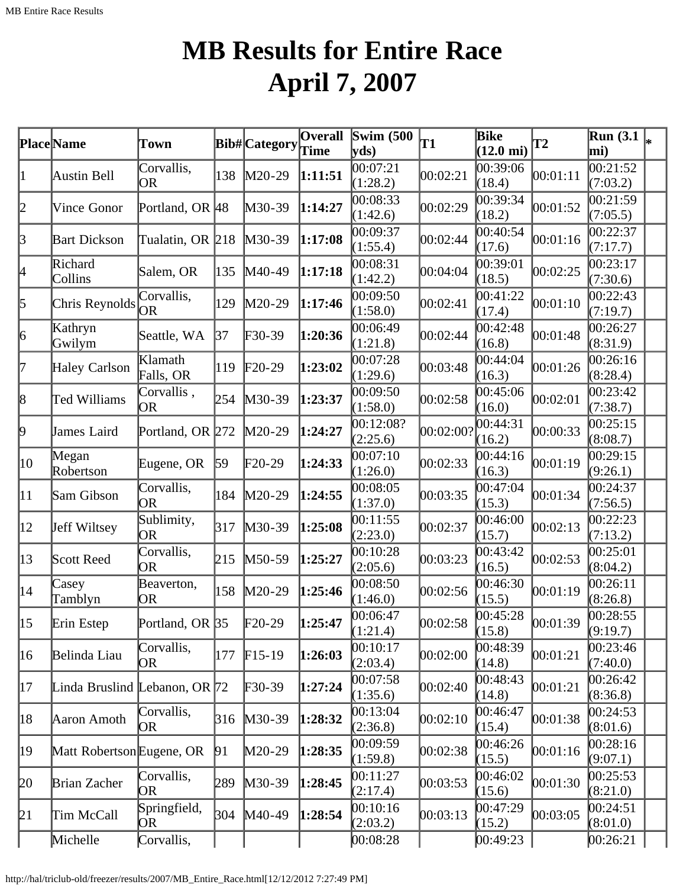# MB Results for Entire Race
# April 7, 2007

| Place | Name | Town | Bib# | Category | Overall Time | Swim (500 yds) | T1 | Bike (12.0 mi) | T2 | Run (3.1 mi) | * |
|---|---|---|---|---|---|---|---|---|---|---|---|
| 1 | Austin Bell | Corvallis, OR | 138 | M20-29 | **1:11:51** | 00:07:21 (1:28.2) | 00:02:21 | 00:39:06 (18.4) | 00:01:11 | 00:21:52 (7:03.2) | |
| 2 | Vince Gonor | Portland, OR | 48 | M30-39 | **1:14:27** | 00:08:33 (1:42.6) | 00:02:29 | 00:39:34 (18.2) | 00:01:52 | 00:21:59 (7:05.5) | |
| 3 | Bart Dickson | Tualatin, OR | 218 | M30-39 | **1:17:08** | 00:09:37 (1:55.4) | 00:02:44 | 00:40:54 (17.6) | 00:01:16 | 00:22:37 (7:17.7) | |
| 4 | Richard Collins | Salem, OR | 135 | M40-49 | **1:17:18** | 00:08:31 (1:42.2) | 00:04:04 | 00:39:01 (18.5) | 00:02:25 | 00:23:17 (7:30.6) | |
| 5 | Chris Reynolds | Corvallis, OR | 129 | M20-29 | **1:17:46** | 00:09:50 (1:58.0) | 00:02:41 | 00:41:22 (17.4) | 00:01:10 | 00:22:43 (7:19.7) | |
| 6 | Kathryn Gwilym | Seattle, WA | 37 | F30-39 | **1:20:36** | 00:06:49 (1:21.8) | 00:02:44 | 00:42:48 (16.8) | 00:01:48 | 00:26:27 (8:31.9) | |
| 7 | Haley Carlson | Klamath Falls, OR | 119 | F20-29 | **1:23:02** | 00:07:28 (1:29.6) | 00:03:48 | 00:44:04 (16.3) | 00:01:26 | 00:26:16 (8:28.4) | |
| 8 | Ted Williams | Corvallis , OR | 254 | M30-39 | **1:23:37** | 00:09:50 (1:58.0) | 00:02:58 | 00:45:06 (16.0) | 00:02:01 | 00:23:42 (7:38.7) | |
| 9 | James Laird | Portland, OR | 272 | M20-29 | **1:24:27** | 00:12:08? (2:25.6) | 00:02:00? | 00:44:31 (16.2) | 00:00:33 | 00:25:15 (8:08.7) | |
| 10 | Megan Robertson | Eugene, OR | 59 | F20-29 | **1:24:33** | 00:07:10 (1:26.0) | 00:02:33 | 00:44:16 (16.3) | 00:01:19 | 00:29:15 (9:26.1) | |
| 11 | Sam Gibson | Corvallis, OR | 184 | M20-29 | **1:24:55** | 00:08:05 (1:37.0) | 00:03:35 | 00:47:04 (15.3) | 00:01:34 | 00:24:37 (7:56.5) | |
| 12 | Jeff Wiltsey | Sublimity, OR | 317 | M30-39 | **1:25:08** | 00:11:55 (2:23.0) | 00:02:37 | 00:46:00 (15.7) | 00:02:13 | 00:22:23 (7:13.2) | |
| 13 | Scott Reed | Corvallis, OR | 215 | M50-59 | **1:25:27** | 00:10:28 (2:05.6) | 00:03:23 | 00:43:42 (16.5) | 00:02:53 | 00:25:01 (8:04.2) | |
| 14 | Casey Tamblyn | Beaverton, OR | 158 | M20-29 | **1:25:46** | 00:08:50 (1:46.0) | 00:02:56 | 00:46:30 (15.5) | 00:01:19 | 00:26:11 (8:26.8) | |
| 15 | Erin Estep | Portland, OR | 35 | F20-29 | **1:25:47** | 00:06:47 (1:21.4) | 00:02:58 | 00:45:28 (15.8) | 00:01:39 | 00:28:55 (9:19.7) | |
| 16 | Belinda Liau | Corvallis, OR | 177 | F15-19 | **1:26:03** | 00:10:17 (2:03.4) | 00:02:00 | 00:48:39 (14.8) | 00:01:21 | 00:23:46 (7:40.0) | |
| 17 | Linda Bruslind | Lebanon, OR | 72 | F30-39 | **1:27:24** | 00:07:58 (1:35.6) | 00:02:40 | 00:48:43 (14.8) | 00:01:21 | 00:26:42 (8:36.8) | |
| 18 | Aaron Amoth | Corvallis, OR | 316 | M30-39 | **1:28:32** | 00:13:04 (2:36.8) | 00:02:10 | 00:46:47 (15.4) | 00:01:38 | 00:24:53 (8:01.6) | |
| 19 | Matt Robertson | Eugene, OR | 91 | M20-29 | **1:28:35** | 00:09:59 (1:59.8) | 00:02:38 | 00:46:26 (15.5) | 00:01:16 | 00:28:16 (9:07.1) | |
| 20 | Brian Zacher | Corvallis, OR | 289 | M30-39 | **1:28:45** | 00:11:27 (2:17.4) | 00:03:53 | 00:46:02 (15.6) | 00:01:30 | 00:25:53 (8:21.0) | |
| 21 | Tim McCall | Springfield, OR | 304 | M40-49 | **1:28:54** | 00:10:16 (2:03.2) | 00:03:13 | 00:47:29 (15.2) | 00:03:05 | 00:24:51 (8:01.0) | |
| | Michelle | Corvallis, | | | | 00:08:28 | | 00:49:23 | | 00:26:21 | |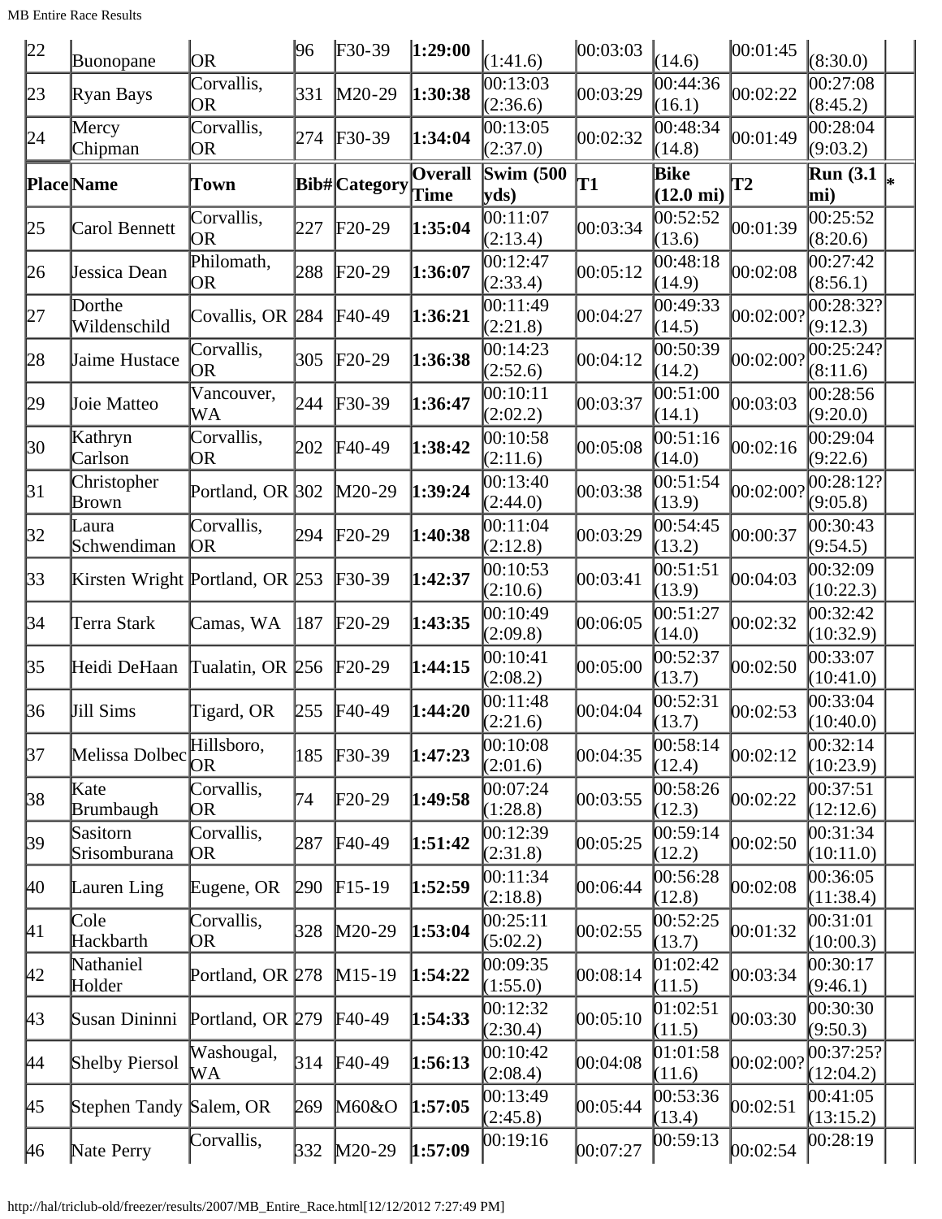| 22 | Buonopane | OR | 96 | F30-39 | **1:29:00** | (1:41.6) | 00:03:03 | (14.6) | 00:01:45 | (8:30.0) | |
|---|---|---|---|---|---|---|---|---|---|---|---|
| 23 | Ryan Bays | Corvallis, OR | 331 | M20-29 | **1:30:38** | 00:13:03 (2:36.6) | 00:03:29 | 00:44:36 (16.1) | 00:02:22 | 00:27:08 (8:45.2) | |
| 24 | Mercy Chipman | Corvallis, OR | 274 | F30-39 | **1:34:04** | 00:13:05 (2:37.0) | 00:02:32 | 00:48:34 (14.8) | 00:01:49 | 00:28:04 (9:03.2) | |
| **Place** | **Name** | **Town** | **Bib#** | **Category** | **Overall Time** | **Swim (500 yds)** | **T1** | **Bike (12.0 mi)** | **T2** | **Run (3.1 mi)** | * |
| 25 | Carol Bennett | Corvallis, OR | 227 | F20-29 | **1:35:04** | 00:11:07 (2:13.4) | 00:03:34 | 00:52:52 (13.6) | 00:01:39 | 00:25:52 (8:20.6) | |
| 26 | Jessica Dean | Philomath, OR | 288 | F20-29 | **1:36:07** | 00:12:47 (2:33.4) | 00:05:12 | 00:48:18 (14.9) | 00:02:08 | 00:27:42 (8:56.1) | |
| 27 | Dorthe Wildenschild | Covallis, OR | 284 | F40-49 | **1:36:21** | 00:11:49 (2:21.8) | 00:04:27 | 00:49:33 (14.5) | 00:02:00? | 00:28:32? (9:12.3) | |
| 28 | Jaime Hustace | Corvallis, OR | 305 | F20-29 | **1:36:38** | 00:14:23 (2:52.6) | 00:04:12 | 00:50:39 (14.2) | 00:02:00? | 00:25:24? (8:11.6) | |
| 29 | Joie Matteo | Vancouver, WA | 244 | F30-39 | **1:36:47** | 00:10:11 (2:02.2) | 00:03:37 | 00:51:00 (14.1) | 00:03:03 | 00:28:56 (9:20.0) | |
| 30 | Kathryn Carlson | Corvallis, OR | 202 | F40-49 | **1:38:42** | 00:10:58 (2:11.6) | 00:05:08 | 00:51:16 (14.0) | 00:02:16 | 00:29:04 (9:22.6) | |
| 31 | Christopher Brown | Portland, OR | 302 | M20-29 | **1:39:24** | 00:13:40 (2:44.0) | 00:03:38 | 00:51:54 (13.9) | 00:02:00? | 00:28:12? (9:05.8) | |
| 32 | Laura Schwendiman | Corvallis, OR | 294 | F20-29 | **1:40:38** | 00:11:04 (2:12.8) | 00:03:29 | 00:54:45 (13.2) | 00:00:37 | 00:30:43 (9:54.5) | |
| 33 | Kirsten Wright | Portland, OR | 253 | F30-39 | **1:42:37** | 00:10:53 (2:10.6) | 00:03:41 | 00:51:51 (13.9) | 00:04:03 | 00:32:09 (10:22.3) | |
| 34 | Terra Stark | Camas, WA | 187 | F20-29 | **1:43:35** | 00:10:49 (2:09.8) | 00:06:05 | 00:51:27 (14.0) | 00:02:32 | 00:32:42 (10:32.9) | |
| 35 | Heidi DeHaan | Tualatin, OR | 256 | F20-29 | **1:44:15** | 00:10:41 (2:08.2) | 00:05:00 | 00:52:37 (13.7) | 00:02:50 | 00:33:07 (10:41.0) | |
| 36 | Jill Sims | Tigard, OR | 255 | F40-49 | **1:44:20** | 00:11:48 (2:21.6) | 00:04:04 | 00:52:31 (13.7) | 00:02:53 | 00:33:04 (10:40.0) | |
| 37 | Melissa Dolbec | Hillsboro, OR | 185 | F30-39 | **1:47:23** | 00:10:08 (2:01.6) | 00:04:35 | 00:58:14 (12.4) | 00:02:12 | 00:32:14 (10:23.9) | |
| 38 | Kate Brumbaugh | Corvallis, OR | 74 | F20-29 | **1:49:58** | 00:07:24 (1:28.8) | 00:03:55 | 00:58:26 (12.3) | 00:02:22 | 00:37:51 (12:12.6) | |
| 39 | Sasitorn Srisomburana | Corvallis, OR | 287 | F40-49 | **1:51:42** | 00:12:39 (2:31.8) | 00:05:25 | 00:59:14 (12.2) | 00:02:50 | 00:31:34 (10:11.0) | |
| 40 | Lauren Ling | Eugene, OR | 290 | F15-19 | **1:52:59** | 00:11:34 (2:18.8) | 00:06:44 | 00:56:28 (12.8) | 00:02:08 | 00:36:05 (11:38.4) | |
| 41 | Cole Hackbarth | Corvallis, OR | 328 | M20-29 | **1:53:04** | 00:25:11 (5:02.2) | 00:02:55 | 00:52:25 (13.7) | 00:01:32 | 00:31:01 (10:00.3) | |
| 42 | Nathaniel Holder | Portland, OR | 278 | M15-19 | **1:54:22** | 00:09:35 (1:55.0) | 00:08:14 | 01:02:42 (11.5) | 00:03:34 | 00:30:17 (9:46.1) | |
| 43 | Susan Dininni | Portland, OR | 279 | F40-49 | **1:54:33** | 00:12:32 (2:30.4) | 00:05:10 | 01:02:51 (11.5) | 00:03:30 | 00:30:30 (9:50.3) | |
| 44 | Shelby Piersol | Washougal, WA | 314 | F40-49 | **1:56:13** | 00:10:42 (2:08.4) | 00:04:08 | 01:01:58 (11.6) | 00:02:00? | 00:37:25? (12:04.2) | |
| 45 | Stephen Tandy | Salem, OR | 269 | M60&O | **1:57:05** | 00:13:49 (2:45.8) | 00:05:44 | 00:53:36 (13.4) | 00:02:51 | 00:41:05 (13:15.2) | |
| 46 | Nate Perry | Corvallis, | 332 | M20-29 | **1:57:09** | 00:19:16 | 00:07:27 | 00:59:13 | 00:02:54 | 00:28:19 | |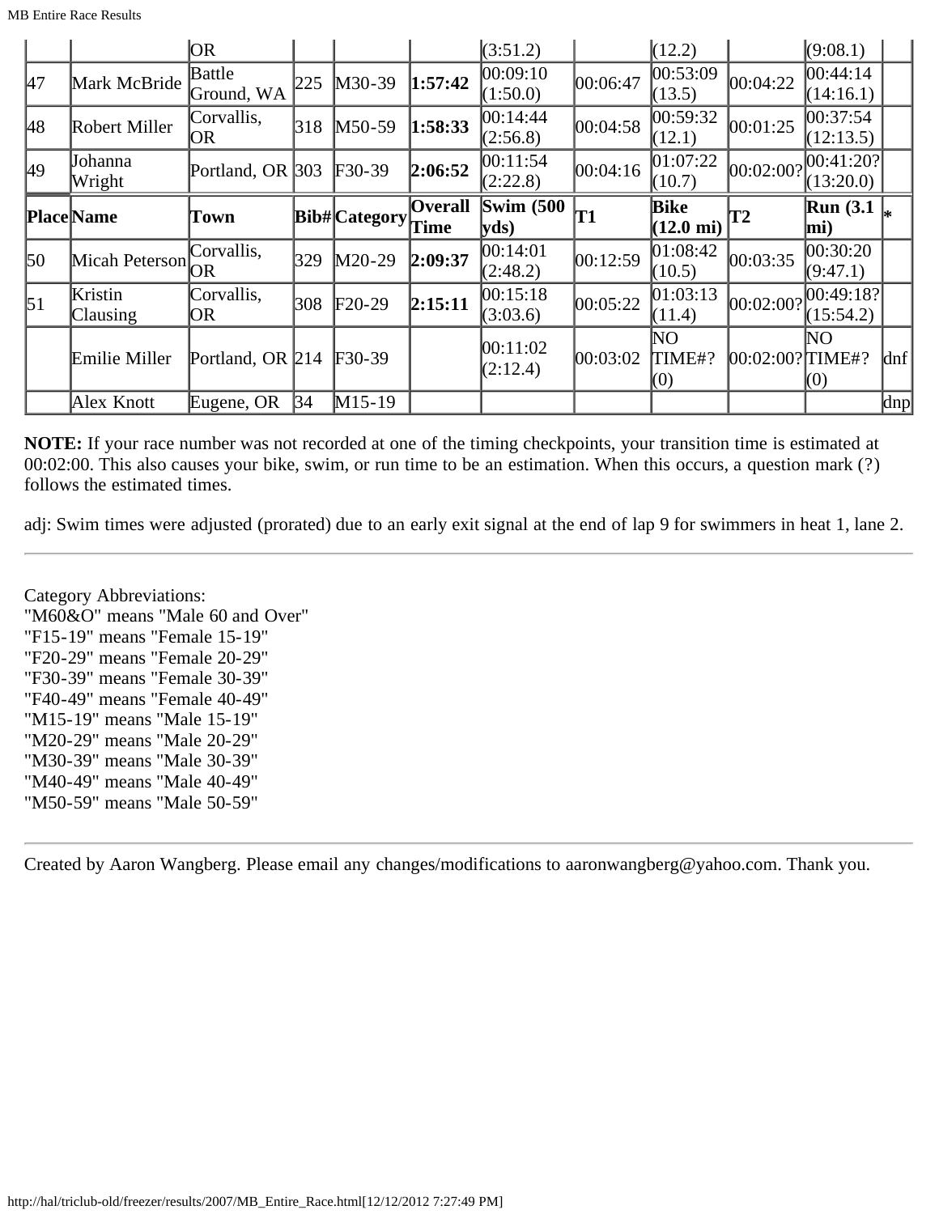| | | OR | | | | (3:51.2) | | (12.2) | | (9:08.1) | |
|---|---|---|---|---|---|---|---|---|---|---|---|
| 47 | Mark McBride | Battle Ground, WA | 225 | M30-39 | **1:57:42** | 00:09:10 (1:50.0) | 00:06:47 | 00:53:09 (13.5) | 00:04:22 | 00:44:14 (14:16.1) | |
| 48 | Robert Miller | Corvallis, OR | 318 | M50-59 | **1:58:33** | 00:14:44 (2:56.8) | 00:04:58 | 00:59:32 (12.1) | 00:01:25 | 00:37:54 (12:13.5) | |
| 49 | Johanna Wright | Portland, OR | 303 | F30-39 | **2:06:52** | 00:11:54 (2:22.8) | 00:04:16 | 01:07:22 (10.7) | 00:02:00? | 00:41:20? (13:20.0) | |
| **Place** | **Name** | **Town** | **Bib#** | **Category** | **Overall Time** | **Swim (500 yds)** | **T1** | **Bike (12.0 mi)** | **T2** | **Run (3.1 mi)** | * |
| 50 | Micah Peterson | Corvallis, OR | 329 | M20-29 | **2:09:37** | 00:14:01 (2:48.2) | 00:12:59 | 01:08:42 (10.5) | 00:03:35 | 00:30:20 (9:47.1) | |
| 51 | Kristin Clausing | Corvallis, OR | 308 | F20-29 | **2:15:11** | 00:15:18 (3:03.6) | 00:05:22 | 01:03:13 (11.4) | 00:02:00? | 00:49:18? (15:54.2) | |
| | Emilie Miller | Portland, OR | 214 | F30-39 | | 00:11:02 (2:12.4) | 00:03:02 | NO TIME#? (0) | 00:02:00? | NO TIME#? (0) | dnf |
| | Alex Knott | Eugene, OR | 34 | M15-19 | | | | | | | dnp |

**NOTE:** If your race number was not recorded at one of the timing checkpoints, your transition time is estimated at 00:02:00. This also causes your bike, swim, or run time to be an estimation. When this occurs, a question mark (?) follows the estimated times.

adj: Swim times were adjusted (prorated) due to an early exit signal at the end of lap 9 for swimmers in heat 1, lane 2.

---

Category Abbreviations:
"M60&O" means "Male 60 and Over"
"F15-19" means "Female 15-19"
"F20-29" means "Female 20-29"
"F30-39" means "Female 30-39"
"F40-49" means "Female 40-49"
"M15-19" means "Male 15-19"
"M20-29" means "Male 20-29"
"M30-39" means "Male 30-39"
"M40-49" means "Male 40-49"
"M50-59" means "Male 50-59"

---

Created by Aaron Wangberg. Please email any changes/modifications to aaronwangberg@yahoo.com. Thank you.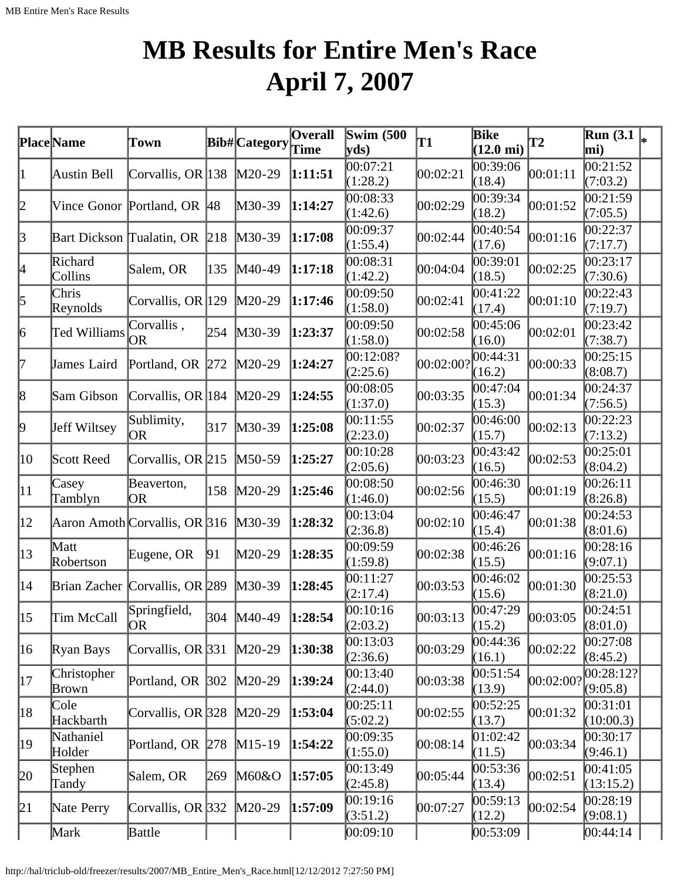# MB Results for Entire Men's Race April 7, 2007

| Place | Name | Town | Bib# | Category | Overall Time | Swim (500 yds) | T1 | Bike (12.0 mi) | T2 | Run (3.1 mi) | * |
|---|---|---|---|---|---|---|---|---|---|---|---|
| 1 | Austin Bell | Corvallis, OR | 138 | M20-29 | **1:11:51** | 00:07:21 (1:28.2) | 00:02:21 | 00:39:06 (18.4) | 00:01:11 | 00:21:52 (7:03.2) | |
| 2 | Vince Gonor | Portland, OR | 48 | M30-39 | **1:14:27** | 00:08:33 (1:42.6) | 00:02:29 | 00:39:34 (18.2) | 00:01:52 | 00:21:59 (7:05.5) | |
| 3 | Bart Dickson | Tualatin, OR | 218 | M30-39 | **1:17:08** | 00:09:37 (1:55.4) | 00:02:44 | 00:40:54 (17.6) | 00:01:16 | 00:22:37 (7:17.7) | |
| 4 | Richard Collins | Salem, OR | 135 | M40-49 | **1:17:18** | 00:08:31 (1:42.2) | 00:04:04 | 00:39:01 (18.5) | 00:02:25 | 00:23:17 (7:30.6) | |
| 5 | Chris Reynolds | Corvallis, OR | 129 | M20-29 | **1:17:46** | 00:09:50 (1:58.0) | 00:02:41 | 00:41:22 (17.4) | 00:01:10 | 00:22:43 (7:19.7) | |
| 6 | Ted Williams | Corvallis , OR | 254 | M30-39 | **1:23:37** | 00:09:50 (1:58.0) | 00:02:58 | 00:45:06 (16.0) | 00:02:01 | 00:23:42 (7:38.7) | |
| 7 | James Laird | Portland, OR | 272 | M20-29 | **1:24:27** | 00:12:08? (2:25.6) | 00:02:00? | 00:44:31 (16.2) | 00:00:33 | 00:25:15 (8:08.7) | |
| 8 | Sam Gibson | Corvallis, OR | 184 | M20-29 | **1:24:55** | 00:08:05 (1:37.0) | 00:03:35 | 00:47:04 (15.3) | 00:01:34 | 00:24:37 (7:56.5) | |
| 9 | Jeff Wiltsey | Sublimity, OR | 317 | M30-39 | **1:25:08** | 00:11:55 (2:23.0) | 00:02:37 | 00:46:00 (15.7) | 00:02:13 | 00:22:23 (7:13.2) | |
| 10 | Scott Reed | Corvallis, OR | 215 | M50-59 | **1:25:27** | 00:10:28 (2:05.6) | 00:03:23 | 00:43:42 (16.5) | 00:02:53 | 00:25:01 (8:04.2) | |
| 11 | Casey Tamblyn | Beaverton, OR | 158 | M20-29 | **1:25:46** | 00:08:50 (1:46.0) | 00:02:56 | 00:46:30 (15.5) | 00:01:19 | 00:26:11 (8:26.8) | |
| 12 | Aaron Amoth | Corvallis, OR | 316 | M30-39 | **1:28:32** | 00:13:04 (2:36.8) | 00:02:10 | 00:46:47 (15.4) | 00:01:38 | 00:24:53 (8:01.6) | |
| 13 | Matt Robertson | Eugene, OR | 91 | M20-29 | **1:28:35** | 00:09:59 (1:59.8) | 00:02:38 | 00:46:26 (15.5) | 00:01:16 | 00:28:16 (9:07.1) | |
| 14 | Brian Zacher | Corvallis, OR | 289 | M30-39 | **1:28:45** | 00:11:27 (2:17.4) | 00:03:53 | 00:46:02 (15.6) | 00:01:30 | 00:25:53 (8:21.0) | |
| 15 | Tim McCall | Springfield, OR | 304 | M40-49 | **1:28:54** | 00:10:16 (2:03.2) | 00:03:13 | 00:47:29 (15.2) | 00:03:05 | 00:24:51 (8:01.0) | |
| 16 | Ryan Bays | Corvallis, OR | 331 | M20-29 | **1:30:38** | 00:13:03 (2:36.6) | 00:03:29 | 00:44:36 (16.1) | 00:02:22 | 00:27:08 (8:45.2) | |
| 17 | Christopher Brown | Portland, OR | 302 | M20-29 | **1:39:24** | 00:13:40 (2:44.0) | 00:03:38 | 00:51:54 (13.9) | 00:02:00? | 00:28:12? (9:05.8) | |
| 18 | Cole Hackbarth | Corvallis, OR | 328 | M20-29 | **1:53:04** | 00:25:11 (5:02.2) | 00:02:55 | 00:52:25 (13.7) | 00:01:32 | 00:31:01 (10:00.3) | |
| 19 | Nathaniel Holder | Portland, OR | 278 | M15-19 | **1:54:22** | 00:09:35 (1:55.0) | 00:08:14 | 01:02:42 (11.5) | 00:03:34 | 00:30:17 (9:46.1) | |
| 20 | Stephen Tandy | Salem, OR | 269 | M60&O | **1:57:05** | 00:13:49 (2:45.8) | 00:05:44 | 00:53:36 (13.4) | 00:02:51 | 00:41:05 (13:15.2) | |
| 21 | Nate Perry | Corvallis, OR | 332 | M20-29 | **1:57:09** | 00:19:16 (3:51.2) | 00:07:27 | 00:59:13 (12.2) | 00:02:54 | 00:28:19 (9:08.1) | |
| | Mark | Battle | | | | 00:09:10 | | 00:53:09 | | 00:44:14 | |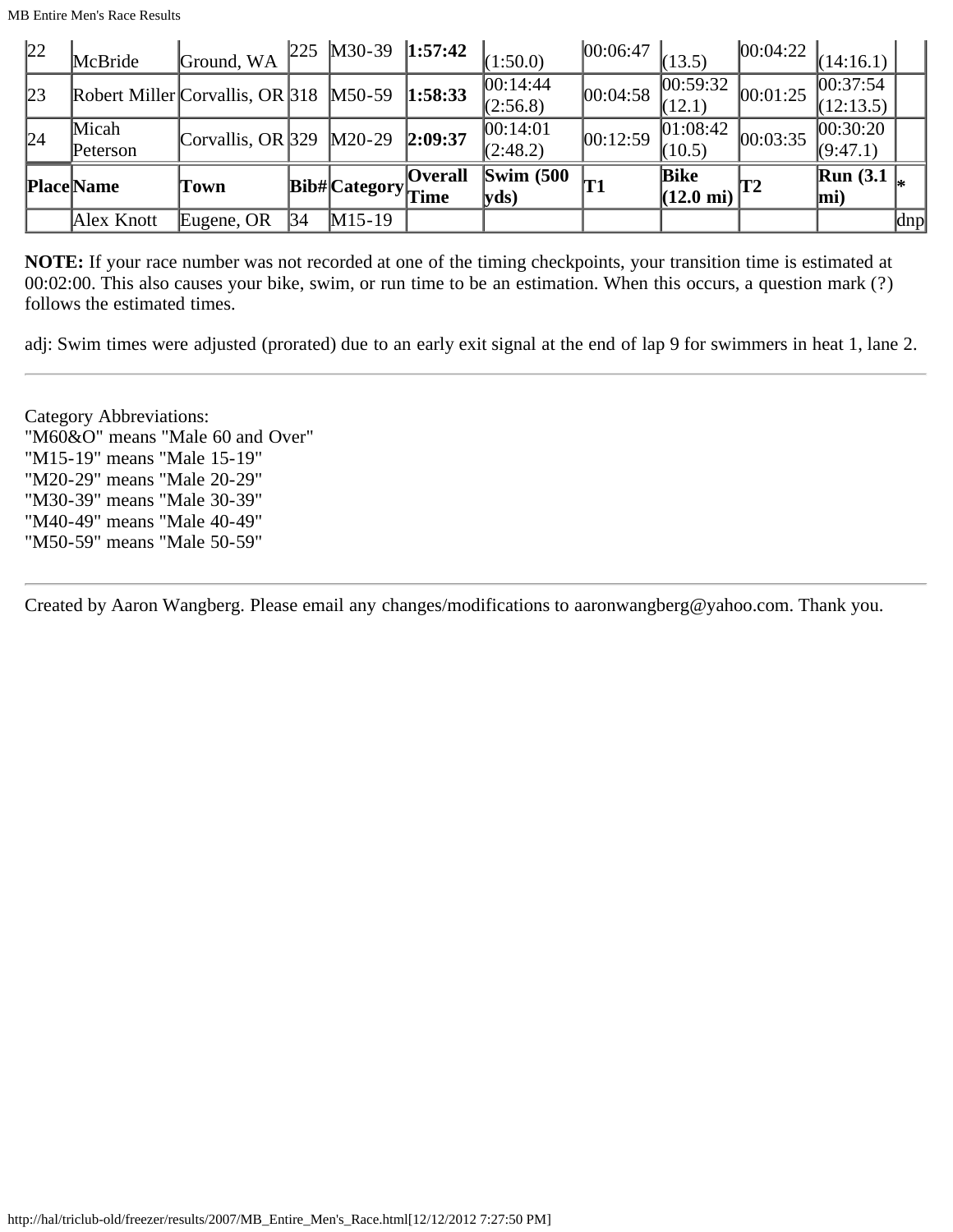| 22 | McBride | Ground, WA | 225 | M30-39 | **1:57:42** | (1:50.0) | 00:06:47 | (13.5) | 00:04:22 | (14:16.1) | |
|---|---|---|---|---|---|---|---|---|---|---|---|
| 23 | Robert Miller | Corvallis, OR | 318 | M50-59 | **1:58:33** | 00:14:44 (2:56.8) | 00:04:58 | 00:59:32 (12.1) | 00:01:25 | 00:37:54 (12:13.5) | |
| 24 | Micah Peterson | Corvallis, OR | 329 | M20-29 | **2:09:37** | 00:14:01 (2:48.2) | 00:12:59 | 01:08:42 (10.5) | 00:03:35 | 00:30:20 (9:47.1) | |
| **Place** | **Name** | **Town** | **Bib#** | **Category** | **Overall Time** | **Swim (500 yds)** | **T1** | **Bike (12.0 mi)** | **T2** | **Run (3.1 mi)** | * |
| | Alex Knott | Eugene, OR | 34 | M15-19 | | | | | | | dnp |

**NOTE:** If your race number was not recorded at one of the timing checkpoints, your transition time is estimated at 00:02:00. This also causes your bike, swim, or run time to be an estimation. When this occurs, a question mark (?) follows the estimated times.

adj: Swim times were adjusted (prorated) due to an early exit signal at the end of lap 9 for swimmers in heat 1, lane 2.

---

Category Abbreviations:
"M60&O" means "Male 60 and Over"
"M15-19" means "Male 15-19"
"M20-29" means "Male 20-29"
"M30-39" means "Male 30-39"
"M40-49" means "Male 40-49"
"M50-59" means "Male 50-59"

---

Created by Aaron Wangberg. Please email any changes/modifications to aaronwangberg@yahoo.com. Thank you.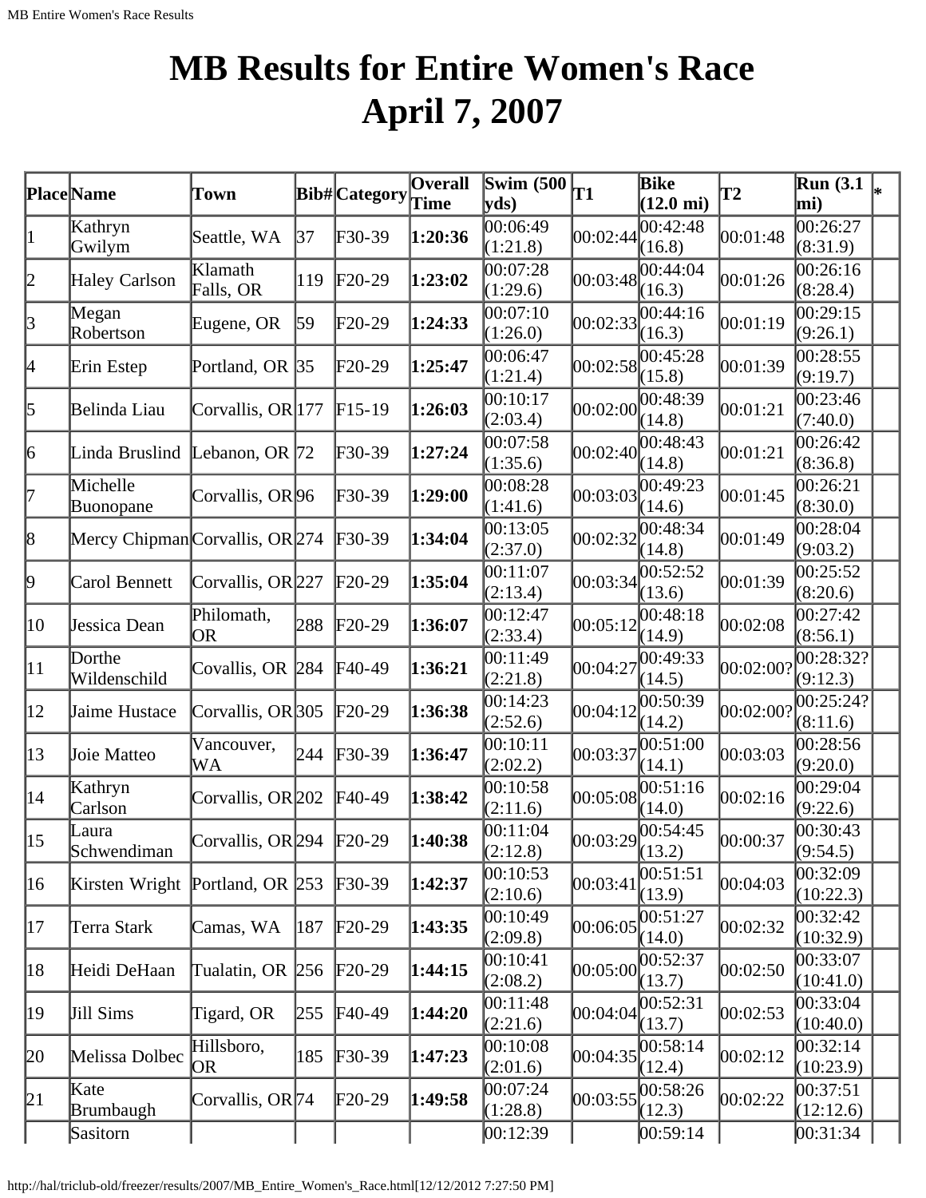# MB Results for Entire Women's Race April 7, 2007

| Place | Name | Town | Bib# | Category | Overall Time | Swim (500 yds) | T1 | Bike (12.0 mi) | T2 | Run (3.1 mi) | * |
|---|---|---|---|---|---|---|---|---|---|---|---|
| 1 | Kathryn Gwilym | Seattle, WA | 37 | F30-39 | **1:20:36** | 00:06:49 (1:21.8) | 00:02:44 | 00:42:48 (16.8) | 00:01:48 | 00:26:27 (8:31.9) | |
| 2 | Haley Carlson | Klamath Falls, OR | 119 | F20-29 | **1:23:02** | 00:07:28 (1:29.6) | 00:03:48 | 00:44:04 (16.3) | 00:01:26 | 00:26:16 (8:28.4) | |
| 3 | Megan Robertson | Eugene, OR | 59 | F20-29 | **1:24:33** | 00:07:10 (1:26.0) | 00:02:33 | 00:44:16 (16.3) | 00:01:19 | 00:29:15 (9:26.1) | |
| 4 | Erin Estep | Portland, OR | 35 | F20-29 | **1:25:47** | 00:06:47 (1:21.4) | 00:02:58 | 00:45:28 (15.8) | 00:01:39 | 00:28:55 (9:19.7) | |
| 5 | Belinda Liau | Corvallis, OR | 177 | F15-19 | **1:26:03** | 00:10:17 (2:03.4) | 00:02:00 | 00:48:39 (14.8) | 00:01:21 | 00:23:46 (7:40.0) | |
| 6 | Linda Bruslind | Lebanon, OR | 72 | F30-39 | **1:27:24** | 00:07:58 (1:35.6) | 00:02:40 | 00:48:43 (14.8) | 00:01:21 | 00:26:42 (8:36.8) | |
| 7 | Michelle Buonopane | Corvallis, OR | 96 | F30-39 | **1:29:00** | 00:08:28 (1:41.6) | 00:03:03 | 00:49:23 (14.6) | 00:01:45 | 00:26:21 (8:30.0) | |
| 8 | Mercy Chipman | Corvallis, OR | 274 | F30-39 | **1:34:04** | 00:13:05 (2:37.0) | 00:02:32 | 00:48:34 (14.8) | 00:01:49 | 00:28:04 (9:03.2) | |
| 9 | Carol Bennett | Corvallis, OR | 227 | F20-29 | **1:35:04** | 00:11:07 (2:13.4) | 00:03:34 | 00:52:52 (13.6) | 00:01:39 | 00:25:52 (8:20.6) | |
| 10 | Jessica Dean | Philomath, OR | 288 | F20-29 | **1:36:07** | 00:12:47 (2:33.4) | 00:05:12 | 00:48:18 (14.9) | 00:02:08 | 00:27:42 (8:56.1) | |
| 11 | Dorthe Wildenschild | Covallis, OR | 284 | F40-49 | **1:36:21** | 00:11:49 (2:21.8) | 00:04:27 | 00:49:33 (14.5) | 00:02:00? | 00:28:32? (9:12.3) | |
| 12 | Jaime Hustace | Corvallis, OR | 305 | F20-29 | **1:36:38** | 00:14:23 (2:52.6) | 00:04:12 | 00:50:39 (14.2) | 00:02:00? | 00:25:24? (8:11.6) | |
| 13 | Joie Matteo | Vancouver, WA | 244 | F30-39 | **1:36:47** | 00:10:11 (2:02.2) | 00:03:37 | 00:51:00 (14.1) | 00:03:03 | 00:28:56 (9:20.0) | |
| 14 | Kathryn Carlson | Corvallis, OR | 202 | F40-49 | **1:38:42** | 00:10:58 (2:11.6) | 00:05:08 | 00:51:16 (14.0) | 00:02:16 | 00:29:04 (9:22.6) | |
| 15 | Laura Schwendiman | Corvallis, OR | 294 | F20-29 | **1:40:38** | 00:11:04 (2:12.8) | 00:03:29 | 00:54:45 (13.2) | 00:00:37 | 00:30:43 (9:54.5) | |
| 16 | Kirsten Wright | Portland, OR | 253 | F30-39 | **1:42:37** | 00:10:53 (2:10.6) | 00:03:41 | 00:51:51 (13.9) | 00:04:03 | 00:32:09 (10:22.3) | |
| 17 | Terra Stark | Camas, WA | 187 | F20-29 | **1:43:35** | 00:10:49 (2:09.8) | 00:06:05 | 00:51:27 (14.0) | 00:02:32 | 00:32:42 (10:32.9) | |
| 18 | Heidi DeHaan | Tualatin, OR | 256 | F20-29 | **1:44:15** | 00:10:41 (2:08.2) | 00:05:00 | 00:52:37 (13.7) | 00:02:50 | 00:33:07 (10:41.0) | |
| 19 | Jill Sims | Tigard, OR | 255 | F40-49 | **1:44:20** | 00:11:48 (2:21.6) | 00:04:04 | 00:52:31 (13.7) | 00:02:53 | 00:33:04 (10:40.0) | |
| 20 | Melissa Dolbec | Hillsboro, OR | 185 | F30-39 | **1:47:23** | 00:10:08 (2:01.6) | 00:04:35 | 00:58:14 (12.4) | 00:02:12 | 00:32:14 (10:23.9) | |
| 21 | Kate Brumbaugh | Corvallis, OR | 74 | F20-29 | **1:49:58** | 00:07:24 (1:28.8) | 00:03:55 | 00:58:26 (12.3) | 00:02:22 | 00:37:51 (12:12.6) | |
| | Sasitorn | | | | | 00:12:39 | | 00:59:14 | | 00:31:34 | |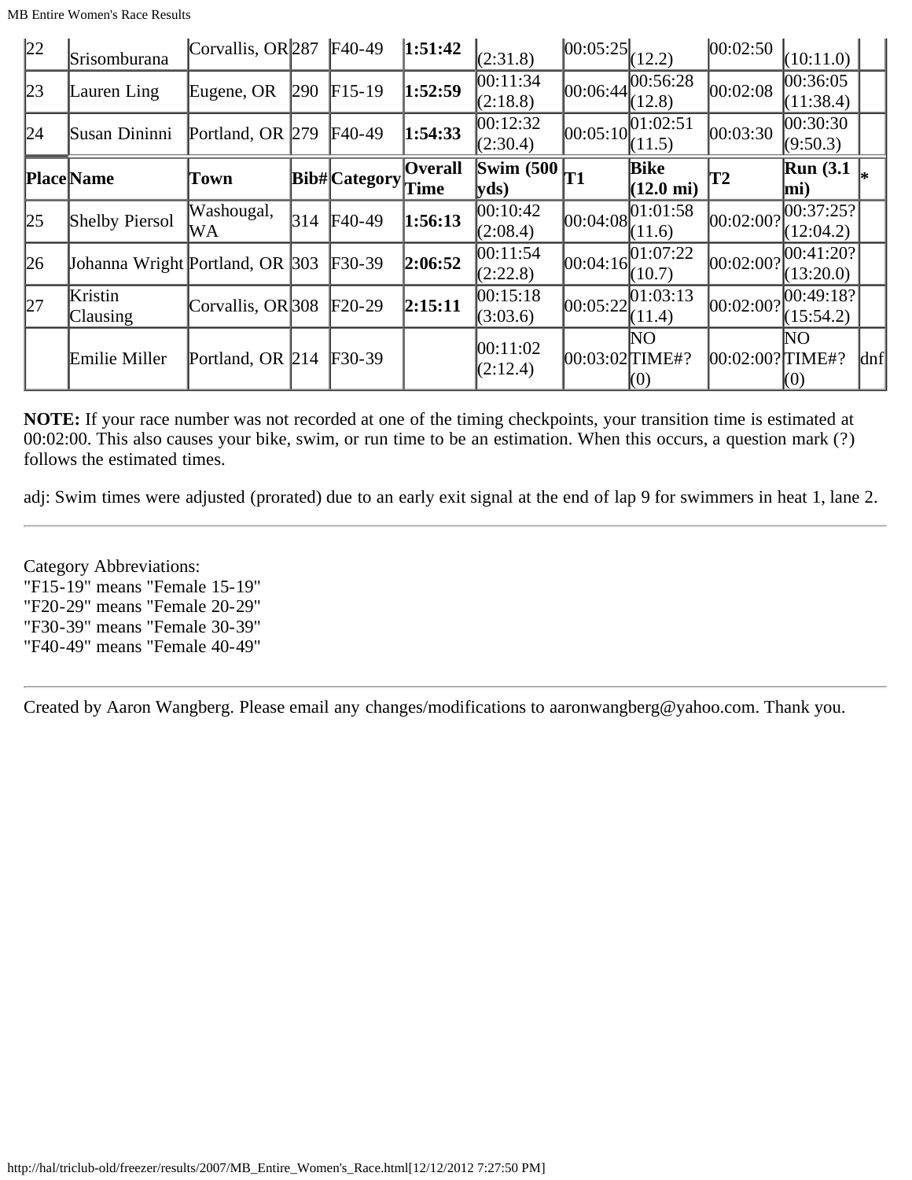| 22 | Srisomburana | Corvallis, OR | 287 | F40-49 | **1:51:42** | (2:31.8) | 00:05:25 | (12.2) | 00:02:50 | (10:11.0) | |
|---|---|---|---|---|---|---|---|---|---|---|---|
| 23 | Lauren Ling | Eugene, OR | 290 | F15-19 | **1:52:59** | 00:11:34 (2:18.8) | 00:06:44 | 00:56:28 (12.8) | 00:02:08 | 00:36:05 (11:38.4) | |
| 24 | Susan Dininni | Portland, OR | 279 | F40-49 | **1:54:33** | 00:12:32 (2:30.4) | 00:05:10 | 01:02:51 (11.5) | 00:03:30 | 00:30:30 (9:50.3) | |
| **Place** | **Name** | **Town** | **Bib#** | **Category** | **Overall Time** | **Swim (500 yds)** | **T1** | **Bike (12.0 mi)** | **T2** | **Run (3.1 mi)** | **\*** |
| 25 | Shelby Piersol | Washougal, WA | 314 | F40-49 | **1:56:13** | 00:10:42 (2:08.4) | 00:04:08 | 01:01:58 (11.6) | 00:02:00? | 00:37:25? (12:04.2) | |
| 26 | Johanna Wright | Portland, OR | 303 | F30-39 | **2:06:52** | 00:11:54 (2:22.8) | 00:04:16 | 01:07:22 (10.7) | 00:02:00? | 00:41:20? (13:20.0) | |
| 27 | Kristin Clausing | Corvallis, OR | 308 | F20-29 | **2:15:11** | 00:15:18 (3:03.6) | 00:05:22 | 01:03:13 (11.4) | 00:02:00? | 00:49:18? (15:54.2) | |
| | Emilie Miller | Portland, OR | 214 | F30-39 | | 00:11:02 (2:12.4) | 00:03:02 | NO TIME#? (0) | 00:02:00? | NO TIME#? (0) | dnf |

**NOTE:** If your race number was not recorded at one of the timing checkpoints, your transition time is estimated at 00:02:00. This also causes your bike, swim, or run time to be an estimation. When this occurs, a question mark (?) follows the estimated times.

adj: Swim times were adjusted (prorated) due to an early exit signal at the end of lap 9 for swimmers in heat 1, lane 2.

---

Category Abbreviations:
"F15-19" means "Female 15-19"
"F20-29" means "Female 20-29"
"F30-39" means "Female 30-39"
"F40-49" means "Female 40-49"

---

Created by Aaron Wangberg. Please email any changes/modifications to aaronwangberg@yahoo.com. Thank you.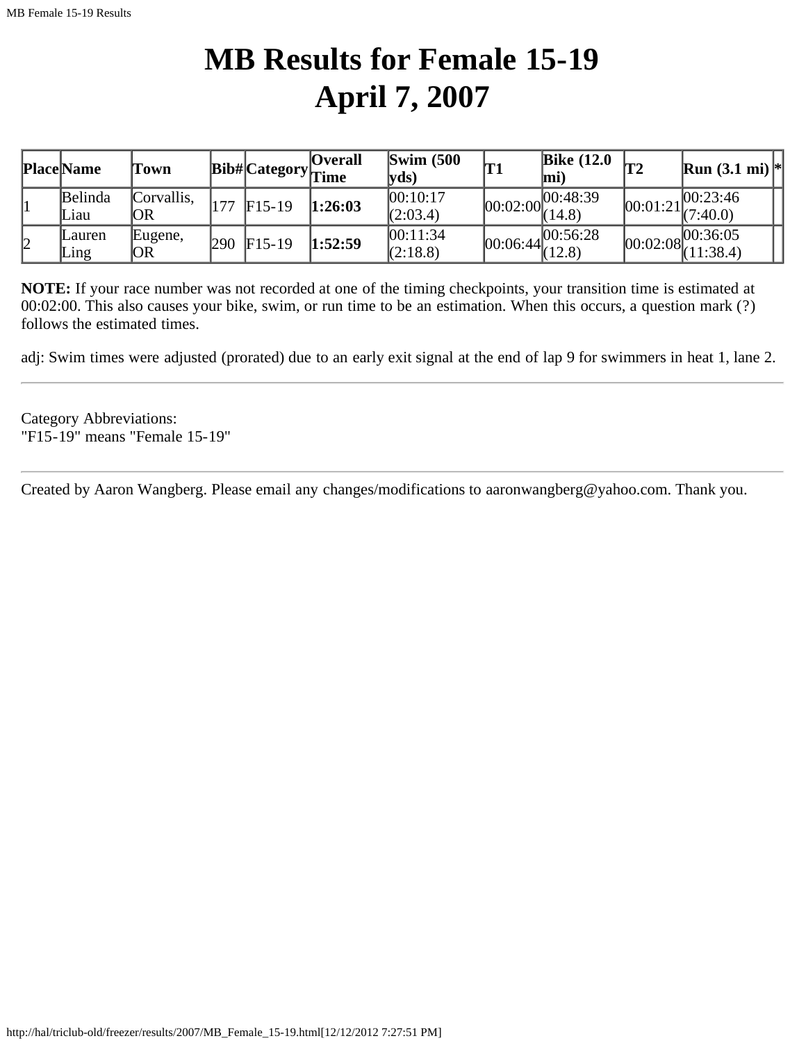# MB Results for Female 15-19
# April 7, 2007

| Place | Name | Town | Bib# | Category | Overall Time | Swim (500 yds) | T1 | Bike (12.0 mi) | T2 | Run (3.1 mi) | * |
|---|---|---|---|---|---|---|---|---|---|---|---|
| 1 | Belinda Liau | Corvallis, OR | 177 | F15-19 | **1:26:03** | 00:10:17 (2:03.4) | 00:02:00 | 00:48:39 (14.8) | 00:01:21 | 00:23:46 (7:40.0) | |
| 2 | Lauren Ling | Eugene, OR | 290 | F15-19 | **1:52:59** | 00:11:34 (2:18.8) | 00:06:44 | 00:56:28 (12.8) | 00:02:08 | 00:36:05 (11:38.4) | |

**NOTE:** If your race number was not recorded at one of the timing checkpoints, your transition time is estimated at 00:02:00. This also causes your bike, swim, or run time to be an estimation. When this occurs, a question mark (?) follows the estimated times.

adj: Swim times were adjusted (prorated) due to an early exit signal at the end of lap 9 for swimmers in heat 1, lane 2.

---

Category Abbreviations:
"F15-19" means "Female 15-19"

---

Created by Aaron Wangberg. Please email any changes/modifications to aaronwangberg@yahoo.com. Thank you.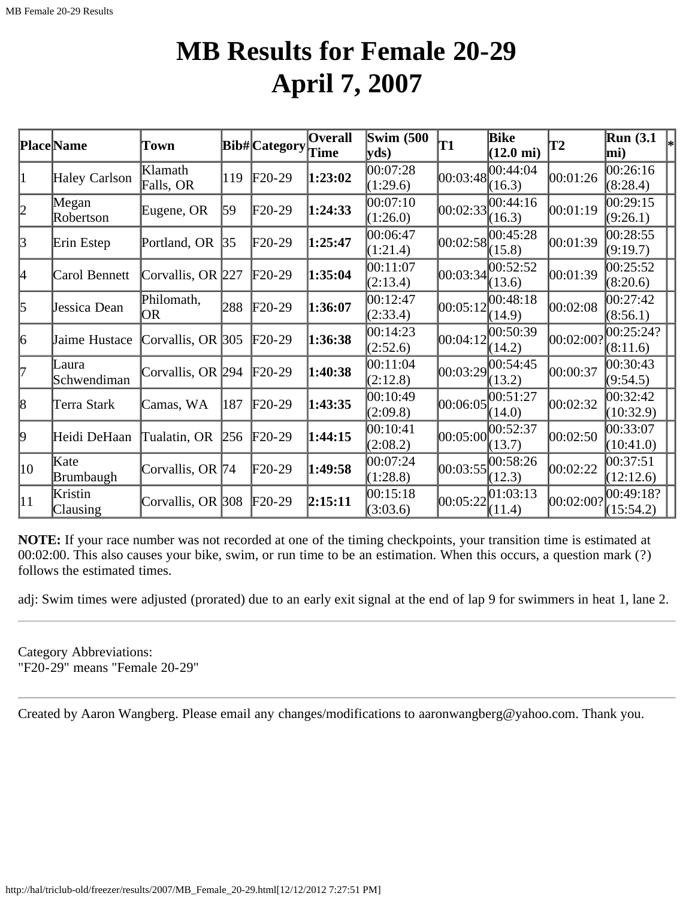# MB Results for Female 20-29
# April 7, 2007

| Place | Name | Town | Bib# | Category | Overall Time | Swim (500 yds) | T1 | Bike (12.0 mi) | T2 | Run (3.1 mi) | * |
|---|---|---|---|---|---|---|---|---|---|---|---|
| 1 | Haley Carlson | Klamath Falls, OR | 119 | F20-29 | **1:23:02** | 00:07:28 (1:29.6) | 00:03:48 | 00:44:04 (16.3) | 00:01:26 | 00:26:16 (8:28.4) | |
| 2 | Megan Robertson | Eugene, OR | 59 | F20-29 | **1:24:33** | 00:07:10 (1:26.0) | 00:02:33 | 00:44:16 (16.3) | 00:01:19 | 00:29:15 (9:26.1) | |
| 3 | Erin Estep | Portland, OR | 35 | F20-29 | **1:25:47** | 00:06:47 (1:21.4) | 00:02:58 | 00:45:28 (15.8) | 00:01:39 | 00:28:55 (9:19.7) | |
| 4 | Carol Bennett | Corvallis, OR | 227 | F20-29 | **1:35:04** | 00:11:07 (2:13.4) | 00:03:34 | 00:52:52 (13.6) | 00:01:39 | 00:25:52 (8:20.6) | |
| 5 | Jessica Dean | Philomath, OR | 288 | F20-29 | **1:36:07** | 00:12:47 (2:33.4) | 00:05:12 | 00:48:18 (14.9) | 00:02:08 | 00:27:42 (8:56.1) | |
| 6 | Jaime Hustace | Corvallis, OR | 305 | F20-29 | **1:36:38** | 00:14:23 (2:52.6) | 00:04:12 | 00:50:39 (14.2) | 00:02:00? | 00:25:24? (8:11.6) | |
| 7 | Laura Schwendiman | Corvallis, OR | 294 | F20-29 | **1:40:38** | 00:11:04 (2:12.8) | 00:03:29 | 00:54:45 (13.2) | 00:00:37 | 00:30:43 (9:54.5) | |
| 8 | Terra Stark | Camas, WA | 187 | F20-29 | **1:43:35** | 00:10:49 (2:09.8) | 00:06:05 | 00:51:27 (14.0) | 00:02:32 | 00:32:42 (10:32.9) | |
| 9 | Heidi DeHaan | Tualatin, OR | 256 | F20-29 | **1:44:15** | 00:10:41 (2:08.2) | 00:05:00 | 00:52:37 (13.7) | 00:02:50 | 00:33:07 (10:41.0) | |
| 10 | Kate Brumbaugh | Corvallis, OR | 74 | F20-29 | **1:49:58** | 00:07:24 (1:28.8) | 00:03:55 | 00:58:26 (12.3) | 00:02:22 | 00:37:51 (12:12.6) | |
| 11 | Kristin Clausing | Corvallis, OR | 308 | F20-29 | **2:15:11** | 00:15:18 (3:03.6) | 00:05:22 | 01:03:13 (11.4) | 00:02:00? | 00:49:18? (15:54.2) | |

**NOTE:** If your race number was not recorded at one of the timing checkpoints, your transition time is estimated at 00:02:00. This also causes your bike, swim, or run time to be an estimation. When this occurs, a question mark (?) follows the estimated times.

adj: Swim times were adjusted (prorated) due to an early exit signal at the end of lap 9 for swimmers in heat 1, lane 2.

---

Category Abbreviations:
"F20-29" means "Female 20-29"

---

Created by Aaron Wangberg. Please email any changes/modifications to aaronwangberg@yahoo.com. Thank you.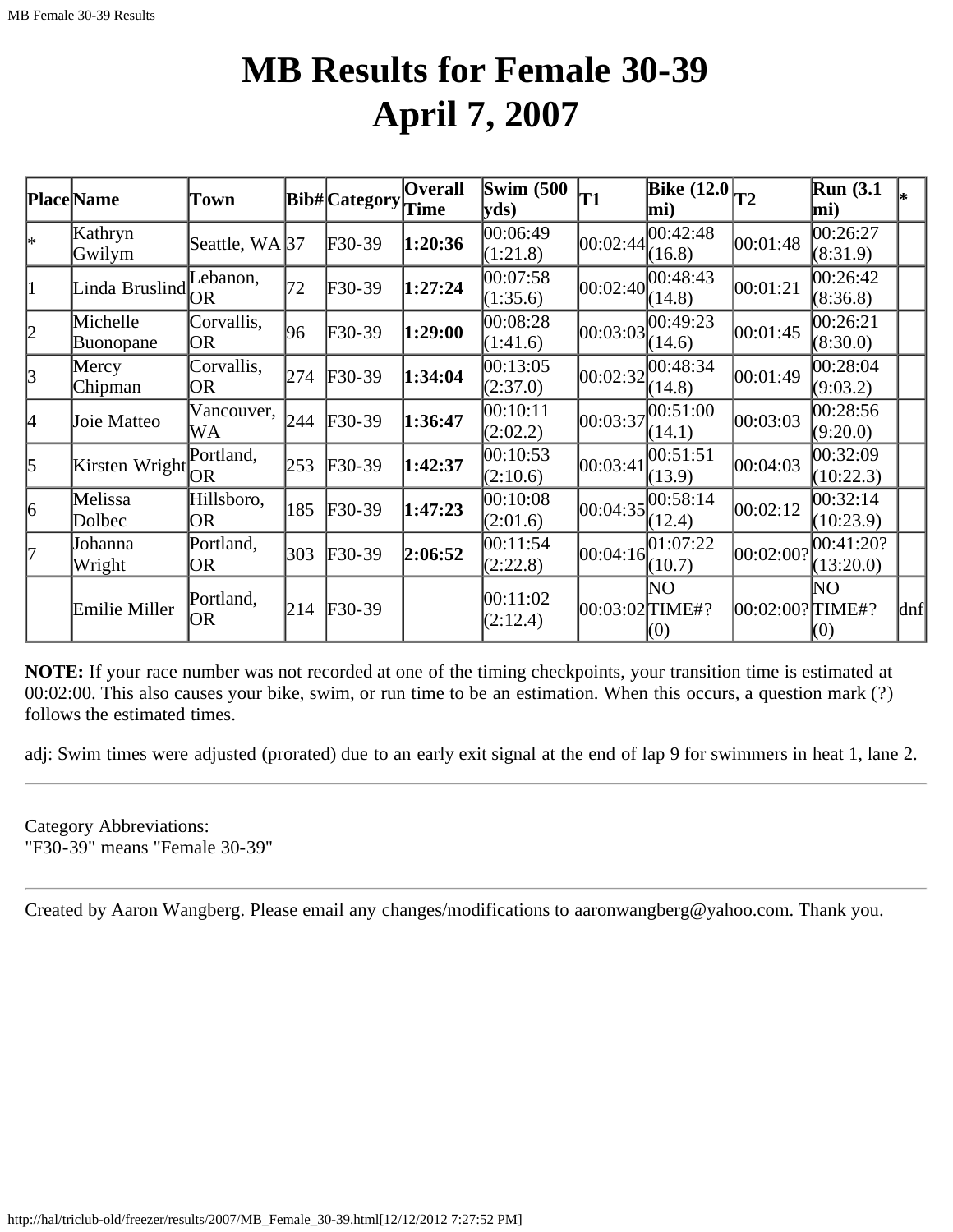# MB Results for Female 30-39
# April 7, 2007

| Place | Name | Town | Bib# | Category | Overall Time | Swim (500 yds) | T1 | Bike (12.0 mi) | T2 | Run (3.1 mi) | * |
|---|---|---|---|---|---|---|---|---|---|---|---|
| * | Kathryn Gwilym | Seattle, WA | 37 | F30-39 | **1:20:36** | 00:06:49 (1:21.8) | 00:02:44 | 00:42:48 (16.8) | 00:01:48 | 00:26:27 (8:31.9) | |
| 1 | Linda Bruslind | Lebanon, OR | 72 | F30-39 | **1:27:24** | 00:07:58 (1:35.6) | 00:02:40 | 00:48:43 (14.8) | 00:01:21 | 00:26:42 (8:36.8) | |
| 2 | Michelle Buonopane | Corvallis, OR | 96 | F30-39 | **1:29:00** | 00:08:28 (1:41.6) | 00:03:03 | 00:49:23 (14.6) | 00:01:45 | 00:26:21 (8:30.0) | |
| 3 | Mercy Chipman | Corvallis, OR | 274 | F30-39 | **1:34:04** | 00:13:05 (2:37.0) | 00:02:32 | 00:48:34 (14.8) | 00:01:49 | 00:28:04 (9:03.2) | |
| 4 | Joie Matteo | Vancouver, WA | 244 | F30-39 | **1:36:47** | 00:10:11 (2:02.2) | 00:03:37 | 00:51:00 (14.1) | 00:03:03 | 00:28:56 (9:20.0) | |
| 5 | Kirsten Wright | Portland, OR | 253 | F30-39 | **1:42:37** | 00:10:53 (2:10.6) | 00:03:41 | 00:51:51 (13.9) | 00:04:03 | 00:32:09 (10:22.3) | |
| 6 | Melissa Dolbec | Hillsboro, OR | 185 | F30-39 | **1:47:23** | 00:10:08 (2:01.6) | 00:04:35 | 00:58:14 (12.4) | 00:02:12 | 00:32:14 (10:23.9) | |
| 7 | Johanna Wright | Portland, OR | 303 | F30-39 | **2:06:52** | 00:11:54 (2:22.8) | 00:04:16 | 01:07:22 (10.7) | 00:02:00? | 00:41:20? (13:20.0) | |
| | Emilie Miller | Portland, OR | 214 | F30-39 | | 00:11:02 (2:12.4) | 00:03:02 | NO TIME#? (0) | 00:02:00? | NO TIME#? (0) | dnf |

**NOTE:** If your race number was not recorded at one of the timing checkpoints, your transition time is estimated at 00:02:00. This also causes your bike, swim, or run time to be an estimation. When this occurs, a question mark (?) follows the estimated times.

adj: Swim times were adjusted (prorated) due to an early exit signal at the end of lap 9 for swimmers in heat 1, lane 2.

---

Category Abbreviations:
"F30-39" means "Female 30-39"

---

Created by Aaron Wangberg. Please email any changes/modifications to aaronwangberg@yahoo.com. Thank you.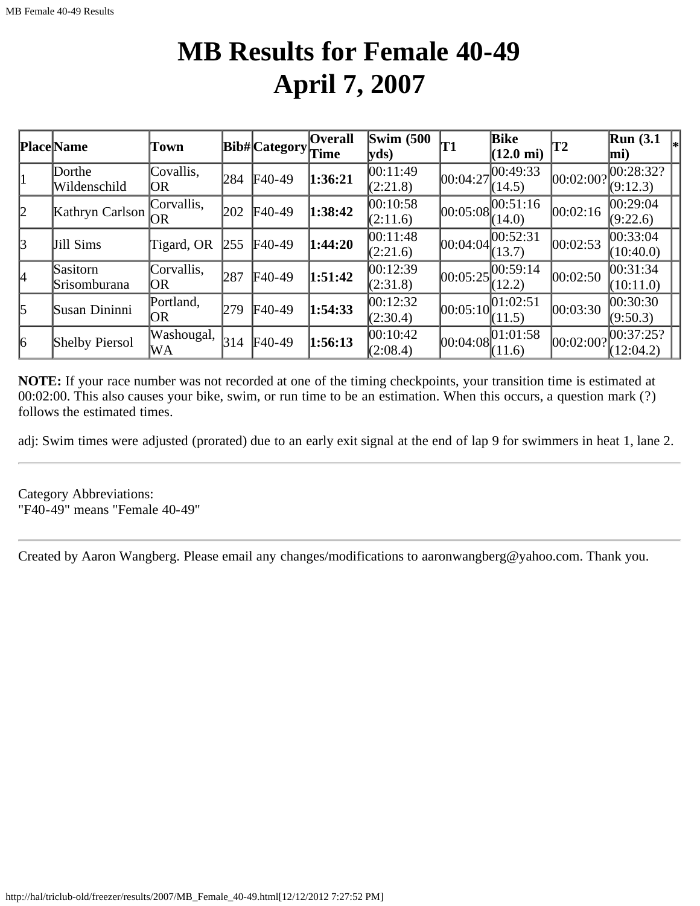# MB Results for Female 40-49
# April 7, 2007

| Place | Name | Town | Bib# | Category | Overall Time | Swim (500 yds) | T1 | Bike (12.0 mi) | T2 | Run (3.1 mi) | * |
|---|---|---|---|---|---|---|---|---|---|---|---|
| 1 | Dorthe Wildenschild | Covallis, OR | 284 | F40-49 | **1:36:21** | 00:11:49 (2:21.8) | 00:04:27 | 00:49:33 (14.5) | 00:02:00? | 00:28:32? (9:12.3) | |
| 2 | Kathryn Carlson | Corvallis, OR | 202 | F40-49 | **1:38:42** | 00:10:58 (2:11.6) | 00:05:08 | 00:51:16 (14.0) | 00:02:16 | 00:29:04 (9:22.6) | |
| 3 | Jill Sims | Tigard, OR | 255 | F40-49 | **1:44:20** | 00:11:48 (2:21.6) | 00:04:04 | 00:52:31 (13.7) | 00:02:53 | 00:33:04 (10:40.0) | |
| 4 | Sasitorn Srisomburana | Corvallis, OR | 287 | F40-49 | **1:51:42** | 00:12:39 (2:31.8) | 00:05:25 | 00:59:14 (12.2) | 00:02:50 | 00:31:34 (10:11.0) | |
| 5 | Susan Dininni | Portland, OR | 279 | F40-49 | **1:54:33** | 00:12:32 (2:30.4) | 00:05:10 | 01:02:51 (11.5) | 00:03:30 | 00:30:30 (9:50.3) | |
| 6 | Shelby Piersol | Washougal, WA | 314 | F40-49 | **1:56:13** | 00:10:42 (2:08.4) | 00:04:08 | 01:01:58 (11.6) | 00:02:00? | 00:37:25? (12:04.2) | |

**NOTE:** If your race number was not recorded at one of the timing checkpoints, your transition time is estimated at 00:02:00. This also causes your bike, swim, or run time to be an estimation. When this occurs, a question mark (?) follows the estimated times.

adj: Swim times were adjusted (prorated) due to an early exit signal at the end of lap 9 for swimmers in heat 1, lane 2.

---

Category Abbreviations:
"F40-49" means "Female 40-49"

---

Created by Aaron Wangberg. Please email any changes/modifications to aaronwangberg@yahoo.com. Thank you.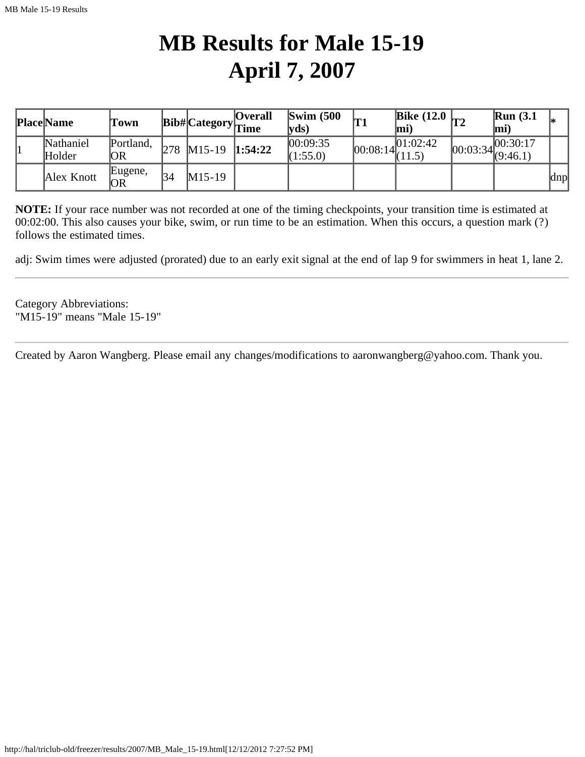# MB Results for Male 15-19
# April 7, 2007

| Place | Name | Town | Bib# | Category | Overall Time | Swim (500 yds) | T1 | Bike (12.0 mi) | T2 | Run (3.1 mi) | * |
|---|---|---|---|---|---|---|---|---|---|---|---|
| 1 | Nathaniel Holder | Portland, OR | 278 | M15-19 | **1:54:22** | 00:09:35 (1:55.0) | 00:08:14 | 01:02:42 (11.5) | 00:03:34 | 00:30:17 (9:46.1) | |
| | Alex Knott | Eugene, OR | 34 | M15-19 | | | | | | | dnp |

**NOTE:** If your race number was not recorded at one of the timing checkpoints, your transition time is estimated at 00:02:00. This also causes your bike, swim, or run time to be an estimation. When this occurs, a question mark (?) follows the estimated times.

adj: Swim times were adjusted (prorated) due to an early exit signal at the end of lap 9 for swimmers in heat 1, lane 2.

---

Category Abbreviations:
"M15-19" means "Male 15-19"

---

Created by Aaron Wangberg. Please email any changes/modifications to aaronwangberg@yahoo.com. Thank you.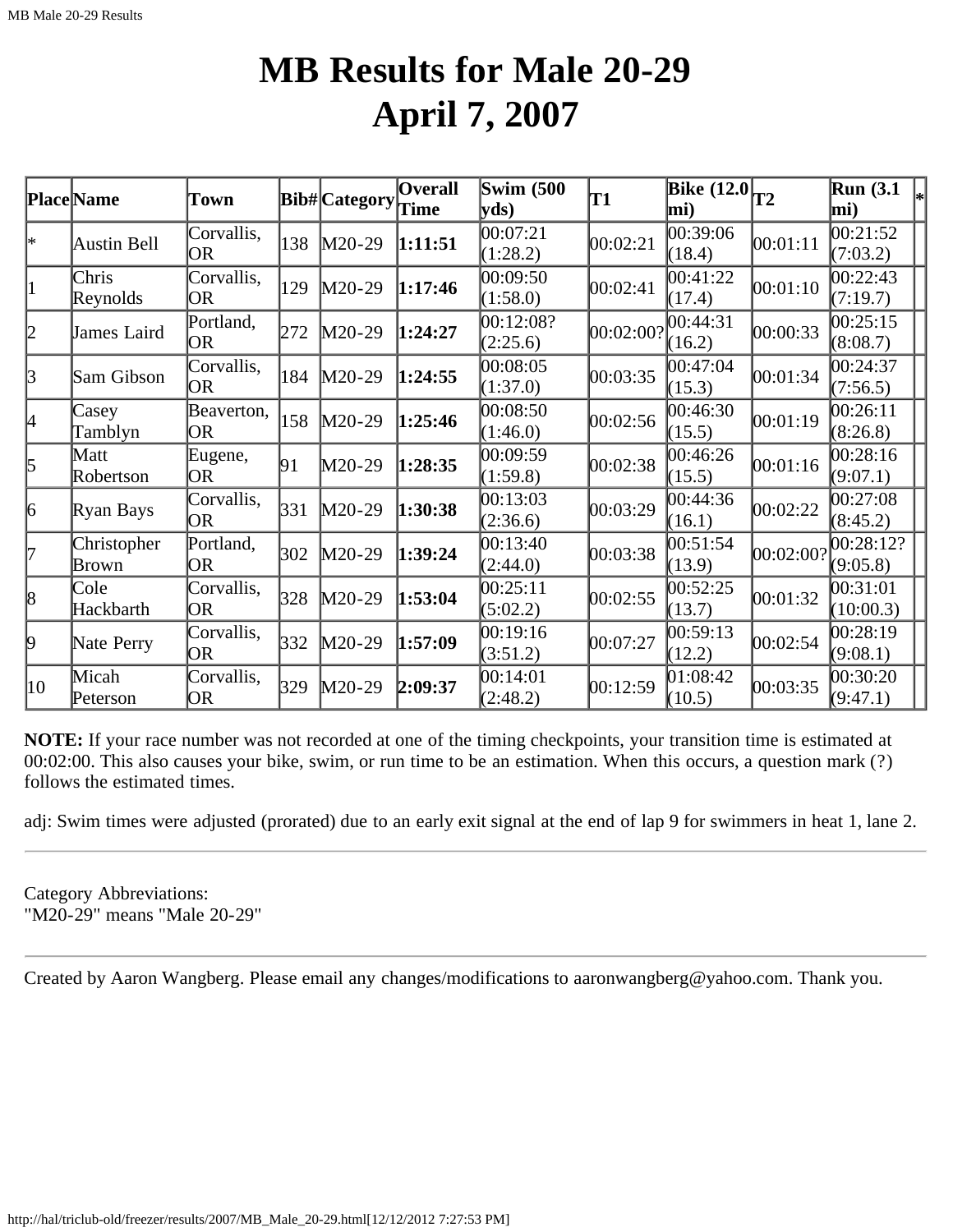# MB Results for Male 20-29
# April 7, 2007

| Place | Name | Town | Bib# | Category | Overall Time | Swim (500 yds) | T1 | Bike (12.0 mi) | T2 | Run (3.1 mi) | * |
|---|---|---|---|---|---|---|---|---|---|---|---|
| * | Austin Bell | Corvallis, OR | 138 | M20-29 | **1:11:51** | 00:07:21 (1:28.2) | 00:02:21 | 00:39:06 (18.4) | 00:01:11 | 00:21:52 (7:03.2) | |
| 1 | Chris Reynolds | Corvallis, OR | 129 | M20-29 | **1:17:46** | 00:09:50 (1:58.0) | 00:02:41 | 00:41:22 (17.4) | 00:01:10 | 00:22:43 (7:19.7) | |
| 2 | James Laird | Portland, OR | 272 | M20-29 | **1:24:27** | 00:12:08? (2:25.6) | 00:02:00? | 00:44:31 (16.2) | 00:00:33 | 00:25:15 (8:08.7) | |
| 3 | Sam Gibson | Corvallis, OR | 184 | M20-29 | **1:24:55** | 00:08:05 (1:37.0) | 00:03:35 | 00:47:04 (15.3) | 00:01:34 | 00:24:37 (7:56.5) | |
| 4 | Casey Tamblyn | Beaverton, OR | 158 | M20-29 | **1:25:46** | 00:08:50 (1:46.0) | 00:02:56 | 00:46:30 (15.5) | 00:01:19 | 00:26:11 (8:26.8) | |
| 5 | Matt Robertson | Eugene, OR | 91 | M20-29 | **1:28:35** | 00:09:59 (1:59.8) | 00:02:38 | 00:46:26 (15.5) | 00:01:16 | 00:28:16 (9:07.1) | |
| 6 | Ryan Bays | Corvallis, OR | 331 | M20-29 | **1:30:38** | 00:13:03 (2:36.6) | 00:03:29 | 00:44:36 (16.1) | 00:02:22 | 00:27:08 (8:45.2) | |
| 7 | Christopher Brown | Portland, OR | 302 | M20-29 | **1:39:24** | 00:13:40 (2:44.0) | 00:03:38 | 00:51:54 (13.9) | 00:02:00? | 00:28:12? (9:05.8) | |
| 8 | Cole Hackbarth | Corvallis, OR | 328 | M20-29 | **1:53:04** | 00:25:11 (5:02.2) | 00:02:55 | 00:52:25 (13.7) | 00:01:32 | 00:31:01 (10:00.3) | |
| 9 | Nate Perry | Corvallis, OR | 332 | M20-29 | **1:57:09** | 00:19:16 (3:51.2) | 00:07:27 | 00:59:13 (12.2) | 00:02:54 | 00:28:19 (9:08.1) | |
| 10 | Micah Peterson | Corvallis, OR | 329 | M20-29 | **2:09:37** | 00:14:01 (2:48.2) | 00:12:59 | 01:08:42 (10.5) | 00:03:35 | 00:30:20 (9:47.1) | |

**NOTE:** If your race number was not recorded at one of the timing checkpoints, your transition time is estimated at 00:02:00. This also causes your bike, swim, or run time to be an estimation. When this occurs, a question mark (?) follows the estimated times.

adj: Swim times were adjusted (prorated) due to an early exit signal at the end of lap 9 for swimmers in heat 1, lane 2.

---

Category Abbreviations:
"M20-29" means "Male 20-29"

---

Created by Aaron Wangberg. Please email any changes/modifications to aaronwangberg@yahoo.com. Thank you.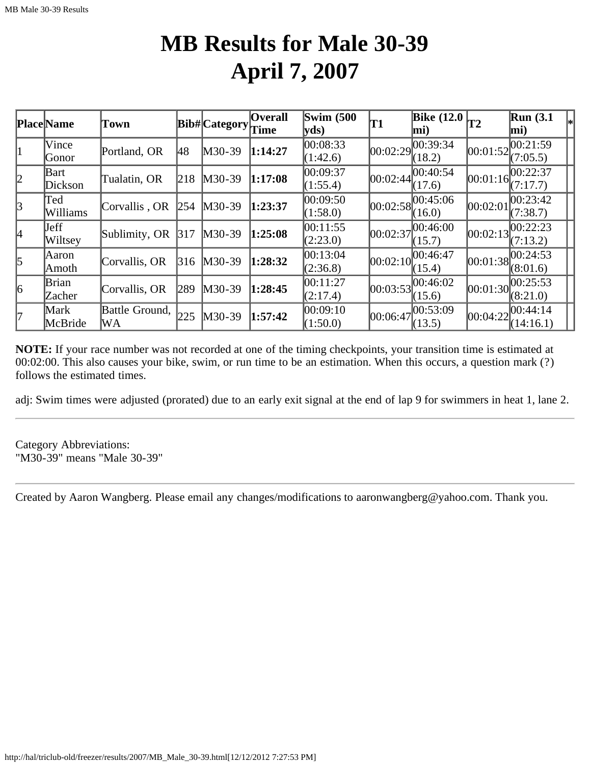# MB Results for Male 30-39
# April 7, 2007

| Place | Name | Town | Bib# | Category | Overall Time | Swim (500 yds) | T1 | Bike (12.0 mi) | T2 | Run (3.1 mi) | * |
|---|---|---|---|---|---|---|---|---|---|---|---|
| 1 | Vince Gonor | Portland, OR | 48 | M30-39 | **1:14:27** | 00:08:33 (1:42.6) | 00:02:29 | 00:39:34 (18.2) | 00:01:52 | 00:21:59 (7:05.5) | |
| 2 | Bart Dickson | Tualatin, OR | 218 | M30-39 | **1:17:08** | 00:09:37 (1:55.4) | 00:02:44 | 00:40:54 (17.6) | 00:01:16 | 00:22:37 (7:17.7) | |
| 3 | Ted Williams | Corvallis , OR | 254 | M30-39 | **1:23:37** | 00:09:50 (1:58.0) | 00:02:58 | 00:45:06 (16.0) | 00:02:01 | 00:23:42 (7:38.7) | |
| 4 | Jeff Wiltsey | Sublimity, OR | 317 | M30-39 | **1:25:08** | 00:11:55 (2:23.0) | 00:02:37 | 00:46:00 (15.7) | 00:02:13 | 00:22:23 (7:13.2) | |
| 5 | Aaron Amoth | Corvallis, OR | 316 | M30-39 | **1:28:32** | 00:13:04 (2:36.8) | 00:02:10 | 00:46:47 (15.4) | 00:01:38 | 00:24:53 (8:01.6) | |
| 6 | Brian Zacher | Corvallis, OR | 289 | M30-39 | **1:28:45** | 00:11:27 (2:17.4) | 00:03:53 | 00:46:02 (15.6) | 00:01:30 | 00:25:53 (8:21.0) | |
| 7 | Mark McBride | Battle Ground, WA | 225 | M30-39 | **1:57:42** | 00:09:10 (1:50.0) | 00:06:47 | 00:53:09 (13.5) | 00:04:22 | 00:44:14 (14:16.1) | |

**NOTE:** If your race number was not recorded at one of the timing checkpoints, your transition time is estimated at 00:02:00. This also causes your bike, swim, or run time to be an estimation. When this occurs, a question mark (?) follows the estimated times.

adj: Swim times were adjusted (prorated) due to an early exit signal at the end of lap 9 for swimmers in heat 1, lane 2.

---

Category Abbreviations:
"M30-39" means "Male 30-39"

---

Created by Aaron Wangberg. Please email any changes/modifications to aaronwangberg@yahoo.com. Thank you.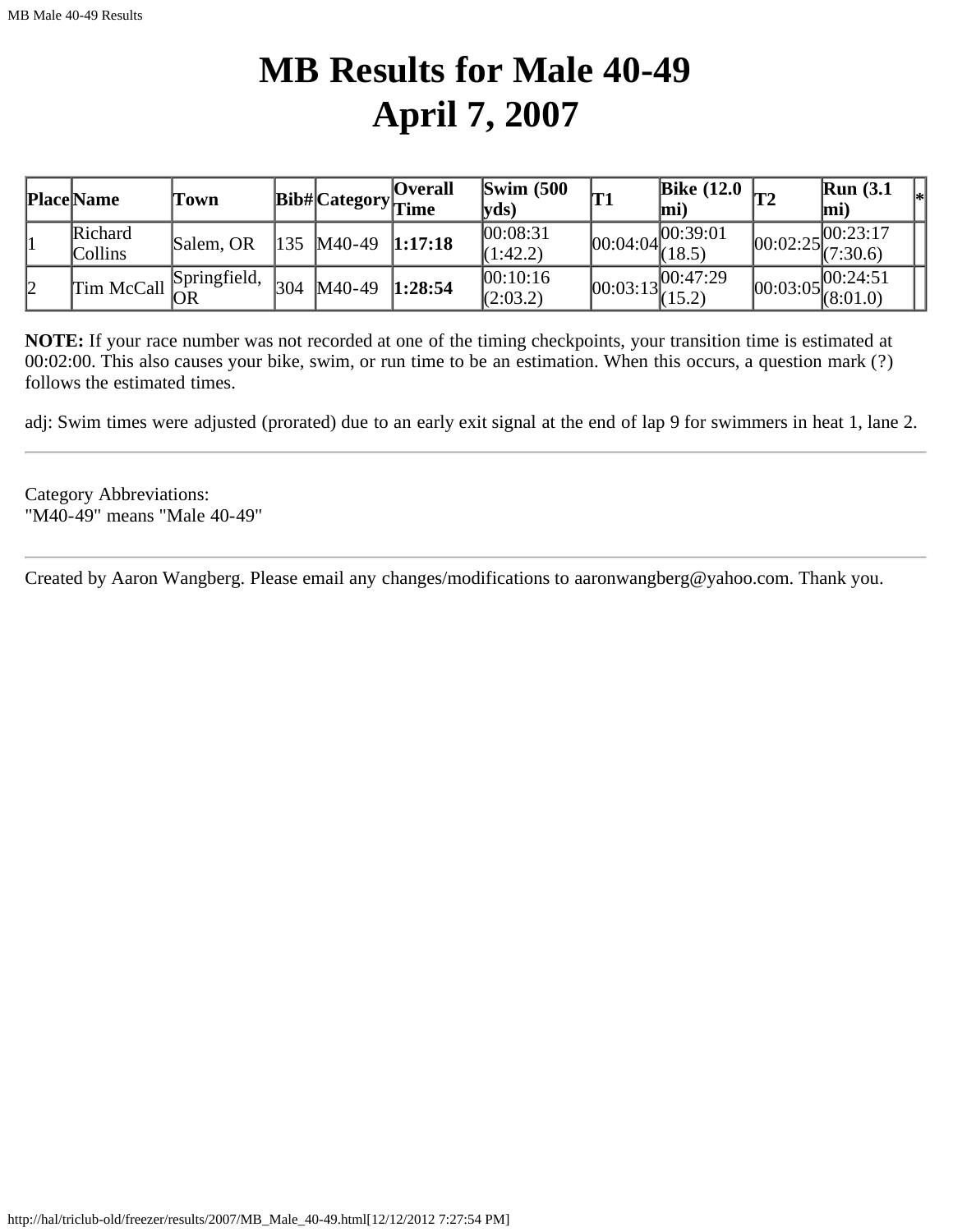# MB Results for Male 40-49
# April 7, 2007

| Place | Name | Town | Bib# | Category | Overall Time | Swim (500 yds) | T1 | Bike (12.0 mi) | T2 | Run (3.1 mi) | * |
|---|---|---|---|---|---|---|---|---|---|---|---|
| 1 | Richard Collins | Salem, OR | 135 | M40-49 | **1:17:18** | 00:08:31 (1:42.2) | 00:04:04 | 00:39:01 (18.5) | 00:02:25 | 00:23:17 (7:30.6) | |
| 2 | Tim McCall | Springfield, OR | 304 | M40-49 | **1:28:54** | 00:10:16 (2:03.2) | 00:03:13 | 00:47:29 (15.2) | 00:03:05 | 00:24:51 (8:01.0) | |

**NOTE:** If your race number was not recorded at one of the timing checkpoints, your transition time is estimated at 00:02:00. This also causes your bike, swim, or run time to be an estimation. When this occurs, a question mark (?) follows the estimated times.

adj: Swim times were adjusted (prorated) due to an early exit signal at the end of lap 9 for swimmers in heat 1, lane 2.

---

Category Abbreviations:
"M40-49" means "Male 40-49"

---

Created by Aaron Wangberg. Please email any changes/modifications to aaronwangberg@yahoo.com. Thank you.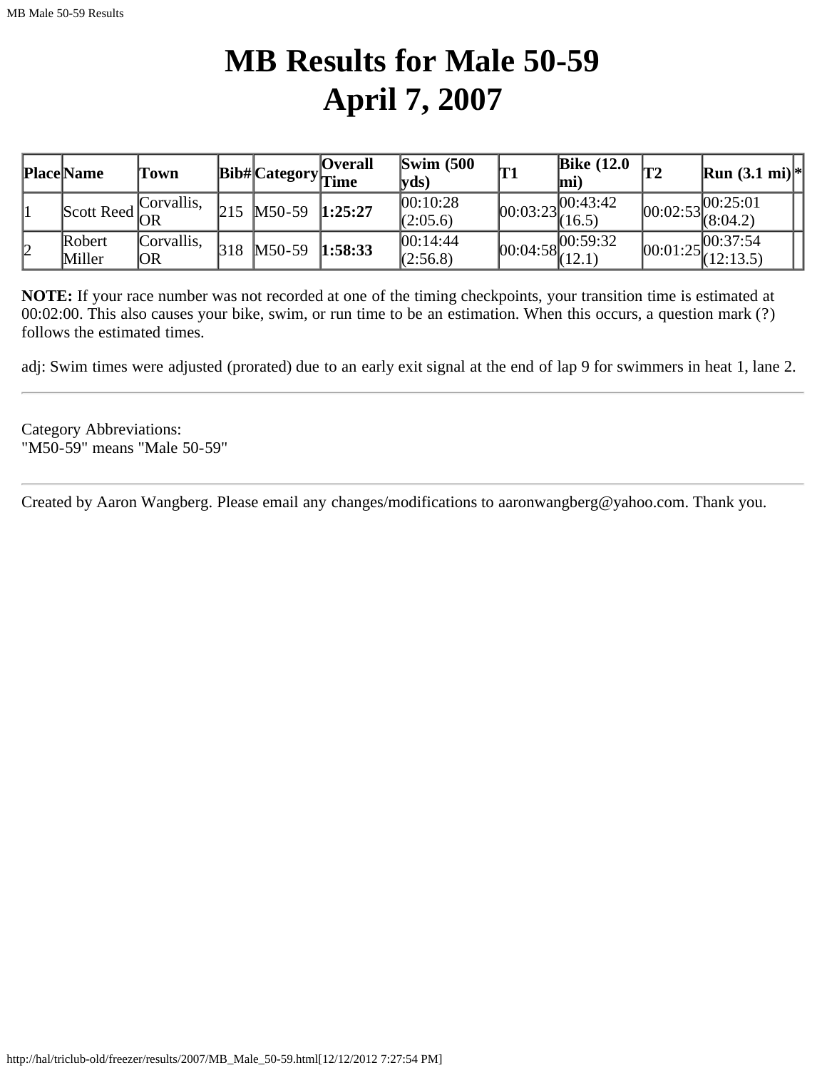# MB Results for Male 50-59
# April 7, 2007

| Place | Name | Town | Bib# | Category | Overall Time | Swim (500 yds) | T1 | Bike (12.0 mi) | T2 | Run (3.1 mi) | * |
|---|---|---|---|---|---|---|---|---|---|---|---|
| 1 | Scott Reed | Corvallis, OR | 215 | M50-59 | **1:25:27** | 00:10:28 (2:05.6) | 00:03:23 | 00:43:42 (16.5) | 00:02:53 | 00:25:01 (8:04.2) | |
| 2 | Robert Miller | Corvallis, OR | 318 | M50-59 | **1:58:33** | 00:14:44 (2:56.8) | 00:04:58 | 00:59:32 (12.1) | 00:01:25 | 00:37:54 (12:13.5) | |

**NOTE:** If your race number was not recorded at one of the timing checkpoints, your transition time is estimated at 00:02:00. This also causes your bike, swim, or run time to be an estimation. When this occurs, a question mark (?) follows the estimated times.

adj: Swim times were adjusted (prorated) due to an early exit signal at the end of lap 9 for swimmers in heat 1, lane 2.

---

Category Abbreviations:
"M50-59" means "Male 50-59"

---

Created by Aaron Wangberg. Please email any changes/modifications to aaronwangberg@yahoo.com. Thank you.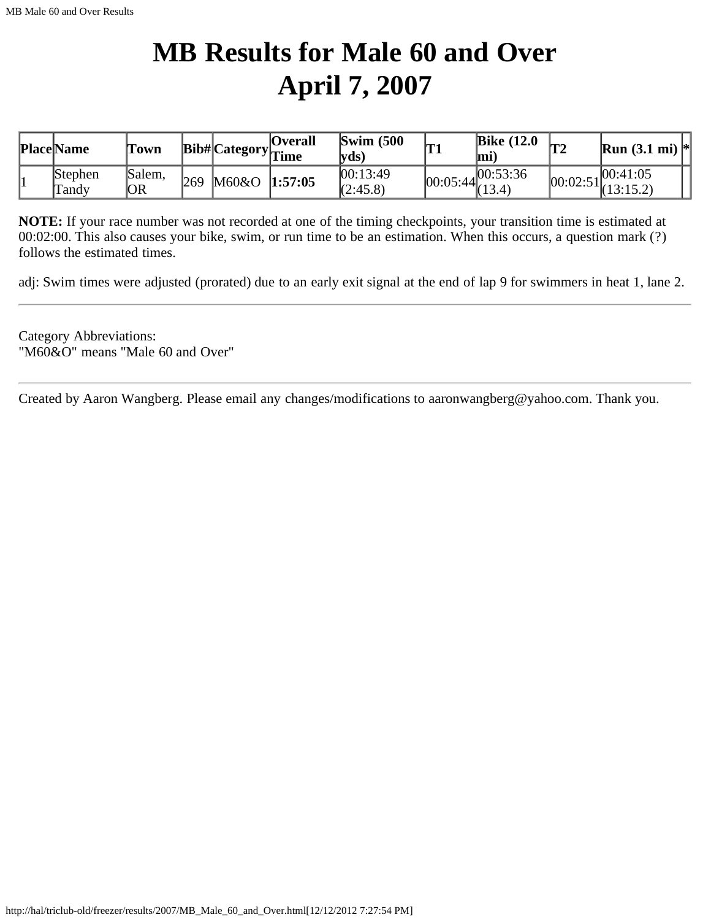# MB Results for Male 60 and Over
# April 7, 2007

| Place | Name | Town | Bib# | Category | Overall Time | Swim (500 yds) | T1 | Bike (12.0 mi) | T2 | Run (3.1 mi) | * |
|---|---|---|---|---|---|---|---|---|---|---|---|
| 1 | Stephen Tandy | Salem, OR | 269 | M60&O | **1:57:05** | 00:13:49 (2:45.8) | 00:05:44 | 00:53:36 (13.4) | 00:02:51 | 00:41:05 (13:15.2) | |

**NOTE:** If your race number was not recorded at one of the timing checkpoints, your transition time is estimated at 00:02:00. This also causes your bike, swim, or run time to be an estimation. When this occurs, a question mark (?) follows the estimated times.

adj: Swim times were adjusted (prorated) due to an early exit signal at the end of lap 9 for swimmers in heat 1, lane 2.

---

Category Abbreviations:
"M60&O" means "Male 60 and Over"

---

Created by Aaron Wangberg. Please email any changes/modifications to aaronwangberg@yahoo.com. Thank you.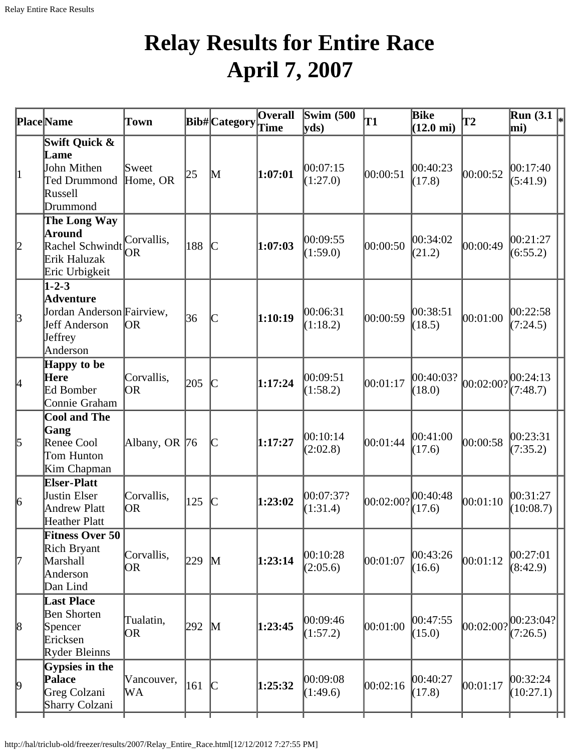# Relay Results for Entire Race
# April 7, 2007

| Place | Name | Town | Bib# | Category | Overall Time | Swim (500 yds) | T1 | Bike (12.0 mi) | T2 | Run (3.1 mi) | * |
|---|---|---|---|---|---|---|---|---|---|---|---|
| 1 | **Swift Quick & Lame** John Mithen Ted Drummond Russell Drummond | Sweet Home, OR | 25 | M | **1:07:01** | 00:07:15 (1:27.0) | 00:00:51 | 00:40:23 (17.8) | 00:00:52 | 00:17:40 (5:41.9) | |
| 2 | **The Long Way Around** Rachel Schwindt Erik Haluzak Eric Urbigkeit | Corvallis, OR | 188 | C | **1:07:03** | 00:09:55 (1:59.0) | 00:00:50 | 00:34:02 (21.2) | 00:00:49 | 00:21:27 (6:55.2) | |
| 3 | **1-2-3 Adventure** Jordan Anderson Jeff Anderson Jeffrey Anderson | Fairview, OR | 36 | C | **1:10:19** | 00:06:31 (1:18.2) | 00:00:59 | 00:38:51 (18.5) | 00:01:00 | 00:22:58 (7:24.5) | |
| 4 | **Happy to be Here** Ed Bomber Connie Graham | Corvallis, OR | 205 | C | **1:17:24** | 00:09:51 (1:58.2) | 00:01:17 | 00:40:03? (18.0) | 00:02:00? | 00:24:13 (7:48.7) | |
| 5 | **Cool and The Gang** Renee Cool Tom Hunton Kim Chapman | Albany, OR | 76 | C | **1:17:27** | 00:10:14 (2:02.8) | 00:01:44 | 00:41:00 (17.6) | 00:00:58 | 00:23:31 (7:35.2) | |
| 6 | **Elser-Platt** Justin Elser Andrew Platt Heather Platt | Corvallis, OR | 125 | C | **1:23:02** | 00:07:37? (1:31.4) | 00:02:00? | 00:40:48 (17.6) | 00:01:10 | 00:31:27 (10:08.7) | |
| 7 | **Fitness Over 50** Rich Bryant Marshall Anderson Dan Lind | Corvallis, OR | 229 | M | **1:23:14** | 00:10:28 (2:05.6) | 00:01:07 | 00:43:26 (16.6) | 00:01:12 | 00:27:01 (8:42.9) | |
| 8 | **Last Place** Ben Shorten Spencer Ericksen Ryder Bleinns | Tualatin, OR | 292 | M | **1:23:45** | 00:09:46 (1:57.2) | 00:01:00 | 00:47:55 (15.0) | 00:02:00? | 00:23:04? (7:26.5) | |
| 9 | **Gypsies in the Palace** Greg Colzani Sharry Colzani | Vancouver, WA | 161 | C | **1:25:32** | 00:09:08 (1:49.6) | 00:02:16 | 00:40:27 (17.8) | 00:01:17 | 00:32:24 (10:27.1) | |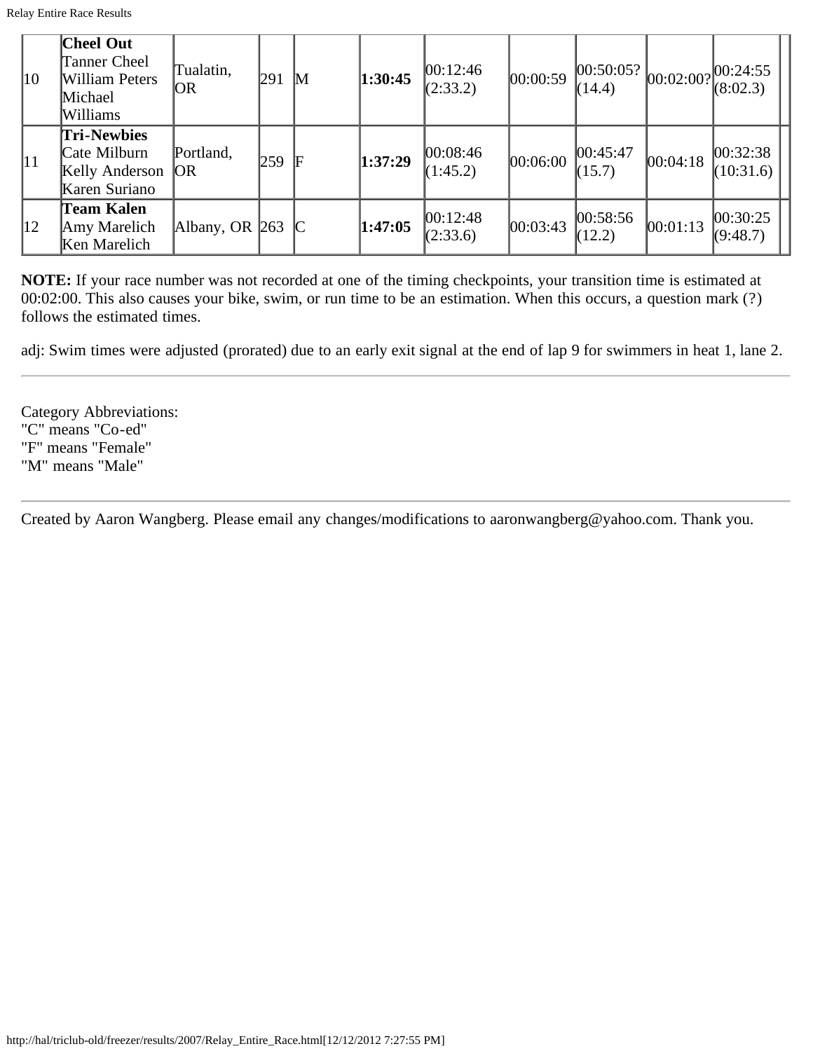| 10 | **Cheel Out** Tanner Cheel William Peters Michael Williams | Tualatin, OR | 291 | M | **1:30:45** | 00:12:46 (2:33.2) | 00:00:59 | 00:50:05? (14.4) | 00:02:00? | 00:24:55 (8:02.3) |
|---|---|---|---|---|---|---|---|---|---|---|
| 11 | **Tri-Newbies** Cate Milburn Kelly Anderson Karen Suriano | Portland, OR | 259 | F | **1:37:29** | 00:08:46 (1:45.2) | 00:06:00 | 00:45:47 (15.7) | 00:04:18 | 00:32:38 (10:31.6) |
| 12 | **Team Kalen** Amy Marelich Ken Marelich | Albany, OR | 263 | C | **1:47:05** | 00:12:48 (2:33.6) | 00:03:43 | 00:58:56 (12.2) | 00:01:13 | 00:30:25 (9:48.7) |

**NOTE:** If your race number was not recorded at one of the timing checkpoints, your transition time is estimated at 00:02:00. This also causes your bike, swim, or run time to be an estimation. When this occurs, a question mark (?) follows the estimated times.

adj: Swim times were adjusted (prorated) due to an early exit signal at the end of lap 9 for swimmers in heat 1, lane 2.

---

Category Abbreviations:
"C" means "Co-ed"
"F" means "Female"
"M" means "Male"

---

Created by Aaron Wangberg. Please email any changes/modifications to aaronwangberg@yahoo.com. Thank you.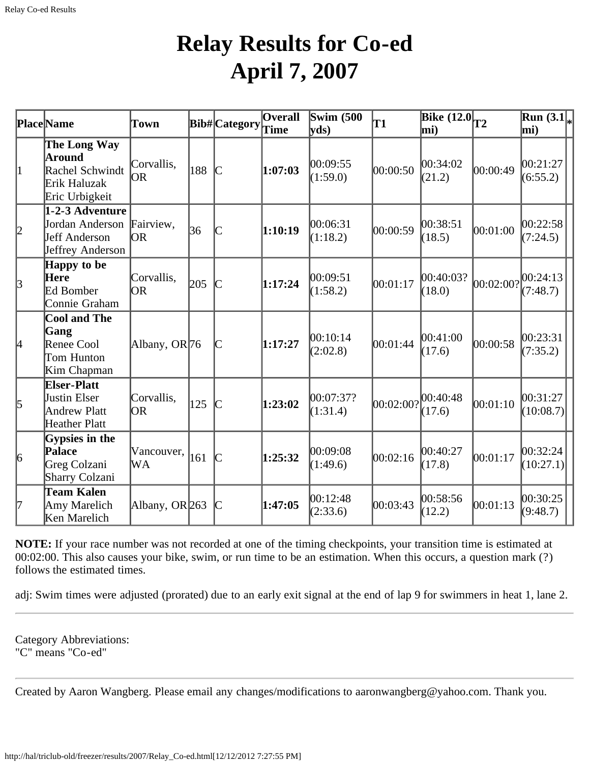# Relay Results for Co-ed April 7, 2007

| Place | Name | Town | Bib# | Category | Overall Time | Swim (500 yds) | T1 | Bike (12.0 mi) | T2 | Run (3.1 mi) | * |
|---|---|---|---|---|---|---|---|---|---|---|---|
| 1 | **The Long Way Around** Rachel Schwindt Erik Haluzak Eric Urbigkeit | Corvallis, OR | 188 | C | **1:07:03** | 00:09:55 (1:59.0) | 00:00:50 | 00:34:02 (21.2) | 00:00:49 | 00:21:27 (6:55.2) | |
| 2 | **1-2-3 Adventure** Jordan Anderson Jeff Anderson Jeffrey Anderson | Fairview, OR | 36 | C | **1:10:19** | 00:06:31 (1:18.2) | 00:00:59 | 00:38:51 (18.5) | 00:01:00 | 00:22:58 (7:24.5) | |
| 3 | **Happy to be Here** Ed Bomber Connie Graham | Corvallis, OR | 205 | C | **1:17:24** | 00:09:51 (1:58.2) | 00:01:17 | 00:40:03? (18.0) | 00:02:00? | 00:24:13 (7:48.7) | |
| 4 | **Cool and The Gang** Renee Cool Tom Hunton Kim Chapman | Albany, OR | 76 | C | **1:17:27** | 00:10:14 (2:02.8) | 00:01:44 | 00:41:00 (17.6) | 00:00:58 | 00:23:31 (7:35.2) | |
| 5 | **Elser-Platt** Justin Elser Andrew Platt Heather Platt | Corvallis, OR | 125 | C | **1:23:02** | 00:07:37? (1:31.4) | 00:02:00? | 00:40:48 (17.6) | 00:01:10 | 00:31:27 (10:08.7) | |
| 6 | **Gypsies in the Palace** Greg Colzani Sharry Colzani | Vancouver, WA | 161 | C | **1:25:32** | 00:09:08 (1:49.6) | 00:02:16 | 00:40:27 (17.8) | 00:01:17 | 00:32:24 (10:27.1) | |
| 7 | **Team Kalen** Amy Marelich Ken Marelich | Albany, OR | 263 | C | **1:47:05** | 00:12:48 (2:33.6) | 00:03:43 | 00:58:56 (12.2) | 00:01:13 | 00:30:25 (9:48.7) | |

**NOTE:** If your race number was not recorded at one of the timing checkpoints, your transition time is estimated at 00:02:00. This also causes your bike, swim, or run time to be an estimation. When this occurs, a question mark (?) follows the estimated times.

adj: Swim times were adjusted (prorated) due to an early exit signal at the end of lap 9 for swimmers in heat 1, lane 2.

---

Category Abbreviations:
"C" means "Co-ed"

---

Created by Aaron Wangberg. Please email any changes/modifications to aaronwangberg@yahoo.com. Thank you.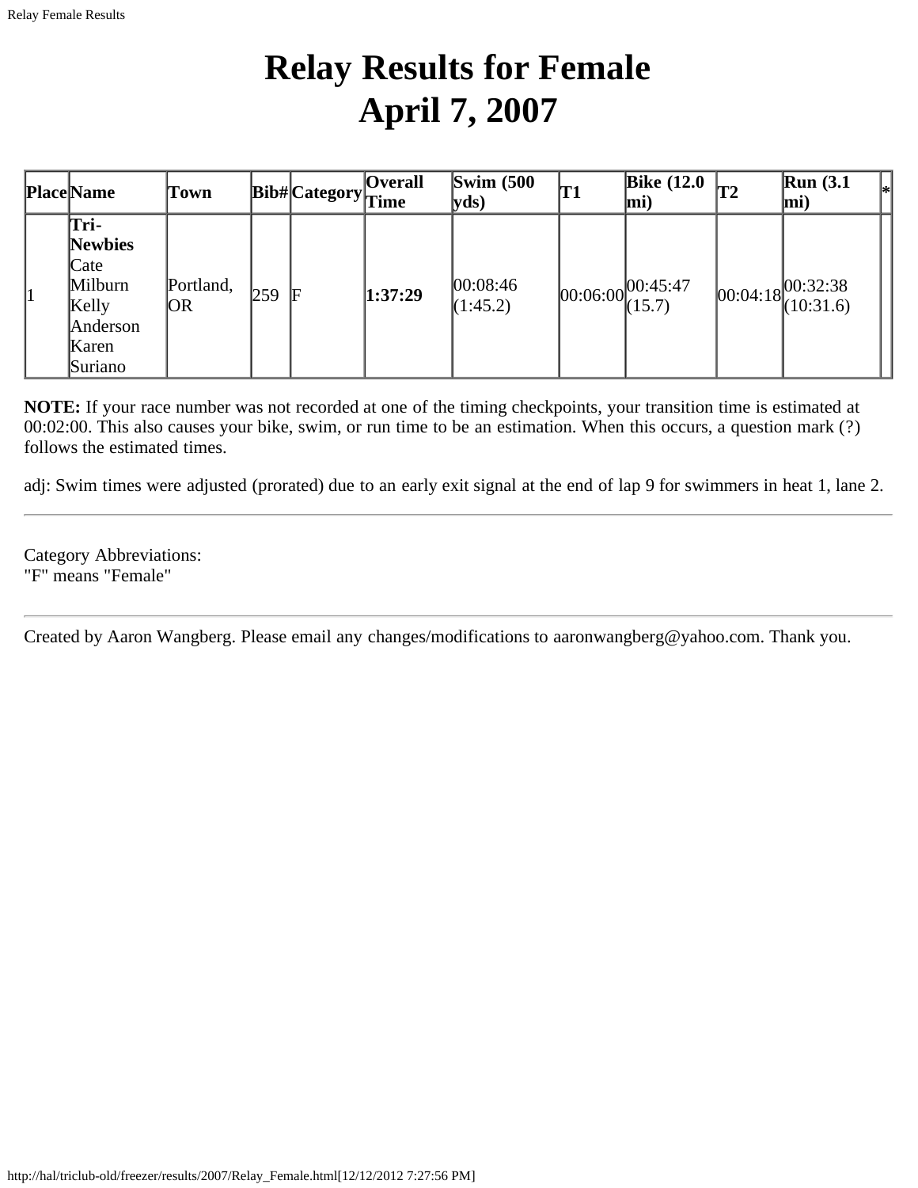# Relay Results for Female
# April 7, 2007

| Place | Name | Town | Bib# | Category | Overall Time | Swim (500 yds) | T1 | Bike (12.0 mi) | T2 | Run (3.1 mi) | * |
|---|---|---|---|---|---|---|---|---|---|---|---|
| 1 | **Tri-Newbies** Cate Milburn Kelly Anderson Karen Suriano | Portland, OR | 259 | F | **1:37:29** | 00:08:46 (1:45.2) | 00:06:00 | 00:45:47 (15.7) | 00:04:18 | 00:32:38 (10:31.6) | |

**NOTE:** If your race number was not recorded at one of the timing checkpoints, your transition time is estimated at 00:02:00. This also causes your bike, swim, or run time to be an estimation. When this occurs, a question mark (?) follows the estimated times.

adj: Swim times were adjusted (prorated) due to an early exit signal at the end of lap 9 for swimmers in heat 1, lane 2.

---

Category Abbreviations:
"F" means "Female"

---

Created by Aaron Wangberg. Please email any changes/modifications to aaronwangberg@yahoo.com. Thank you.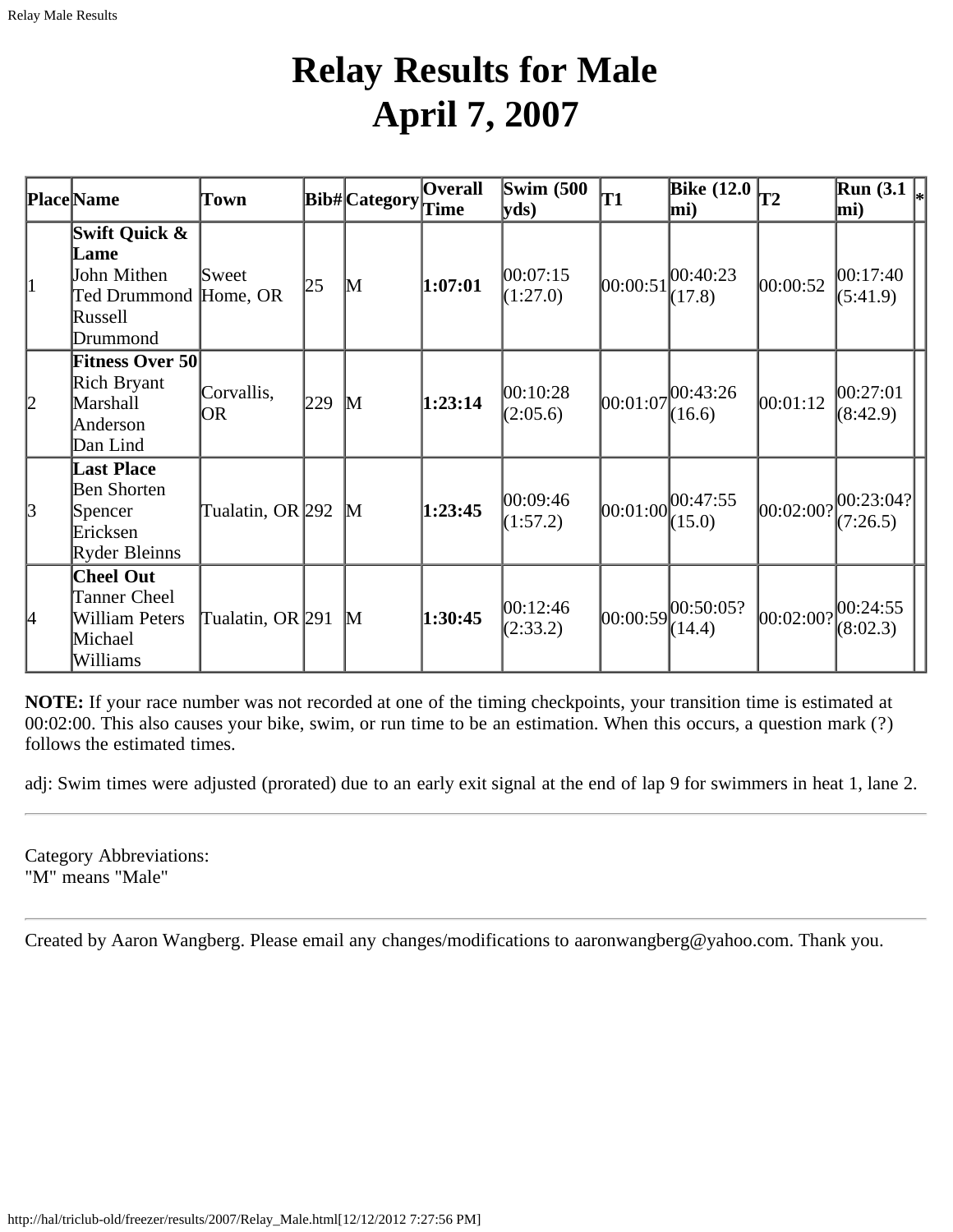# Relay Results for Male
# April 7, 2007

| Place | Name | Town | Bib# | Category | Overall Time | Swim (500 yds) | T1 | Bike (12.0 mi) | T2 | Run (3.1 mi) | * |
|---|---|---|---|---|---|---|---|---|---|---|---|
| 1 | **Swift Quick & Lame** John Mithen Ted Drummond Russell Drummond | Sweet Home, OR | 25 | M | **1:07:01** | 00:07:15 (1:27.0) | 00:00:51 | 00:40:23 (17.8) | 00:00:52 | 00:17:40 (5:41.9) | |
| 2 | **Fitness Over 50** Rich Bryant Marshall Anderson Dan Lind | Corvallis, OR | 229 | M | **1:23:14** | 00:10:28 (2:05.6) | 00:01:07 | 00:43:26 (16.6) | 00:01:12 | 00:27:01 (8:42.9) | |
| 3 | **Last Place** Ben Shorten Spencer Ericksen Ryder Bleinns | Tualatin, OR | 292 | M | **1:23:45** | 00:09:46 (1:57.2) | 00:01:00 | 00:47:55 (15.0) | 00:02:00? | 00:23:04? (7:26.5) | |
| 4 | **Cheel Out** Tanner Cheel William Peters Michael Williams | Tualatin, OR | 291 | M | **1:30:45** | 00:12:46 (2:33.2) | 00:00:59 | 00:50:05? (14.4) | 00:02:00? | 00:24:55 (8:02.3) | |

**NOTE:** If your race number was not recorded at one of the timing checkpoints, your transition time is estimated at 00:02:00. This also causes your bike, swim, or run time to be an estimation. When this occurs, a question mark (?) follows the estimated times.

adj: Swim times were adjusted (prorated) due to an early exit signal at the end of lap 9 for swimmers in heat 1, lane 2.

---

Category Abbreviations:
"M" means "Male"

---

Created by Aaron Wangberg. Please email any changes/modifications to aaronwangberg@yahoo.com. Thank you.